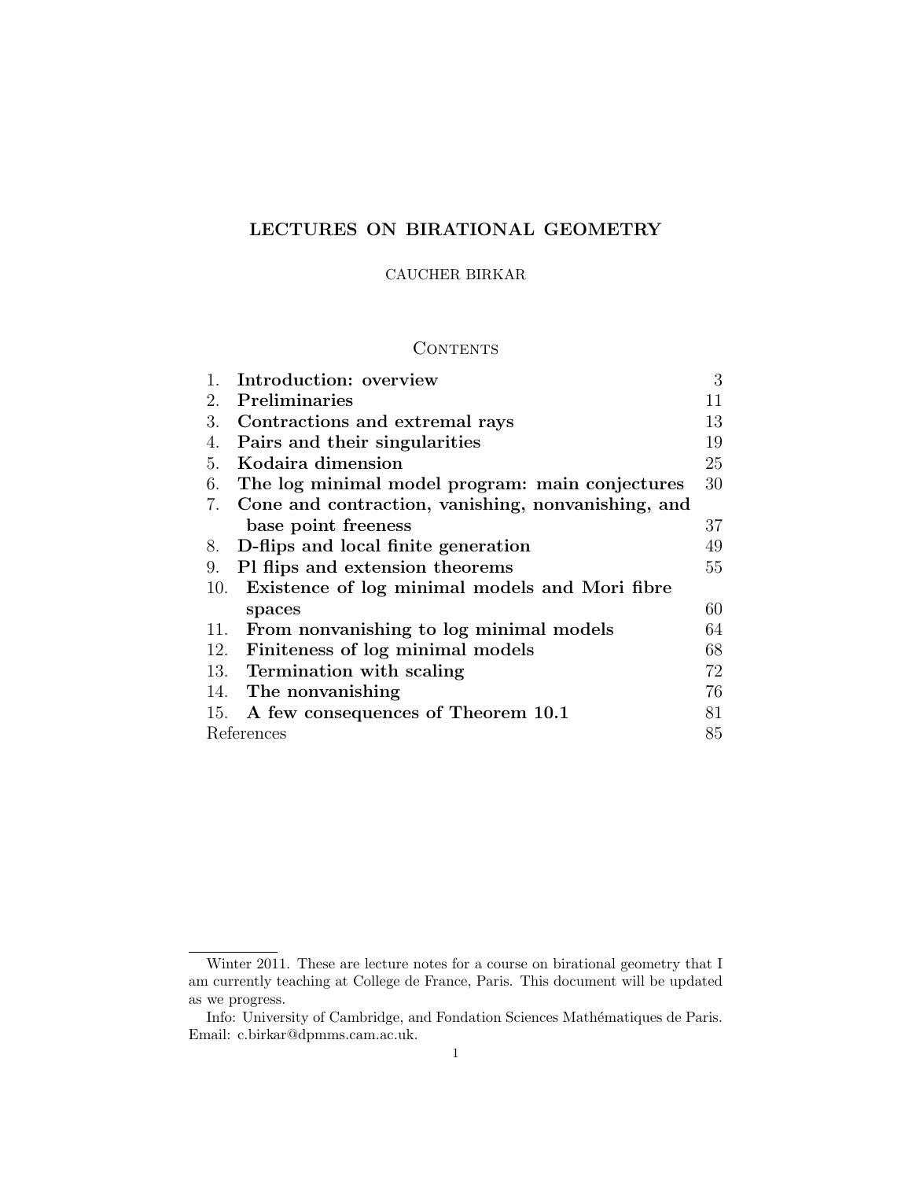# LECTURES ON BIRATIONAL GEOMETRY

CAUCHER BIRKAR

## Contents

| | | |
|---|---|---|
| 1. | **Introduction: overview** | 3 |
| 2. | **Preliminaries** | 11 |
| 3. | **Contractions and extremal rays** | 13 |
| 4. | **Pairs and their singularities** | 19 |
| 5. | **Kodaira dimension** | 25 |
| 6. | **The log minimal model program: main conjectures** | 30 |
| 7. | **Cone and contraction, vanishing, nonvanishing, and base point freeness** | 37 |
| 8. | **D-flips and local finite generation** | 49 |
| 9. | **Pl flips and extension theorems** | 55 |
| 10. | **Existence of log minimal models and Mori fibre spaces** | 60 |
| 11. | **From nonvanishing to log minimal models** | 64 |
| 12. | **Finiteness of log minimal models** | 68 |
| 13. | **Termination with scaling** | 72 |
| 14. | **The nonvanishing** | 76 |
| 15. | **A few consequences of Theorem 10.1** | 81 |
| | References | 85 |

---

Winter 2011. These are lecture notes for a course on birational geometry that I am currently teaching at College de France, Paris. This document will be updated as we progress.

Info: University of Cambridge, and Fondation Sciences Mathématiques de Paris. Email: c.birkar@dpmms.cam.ac.uk.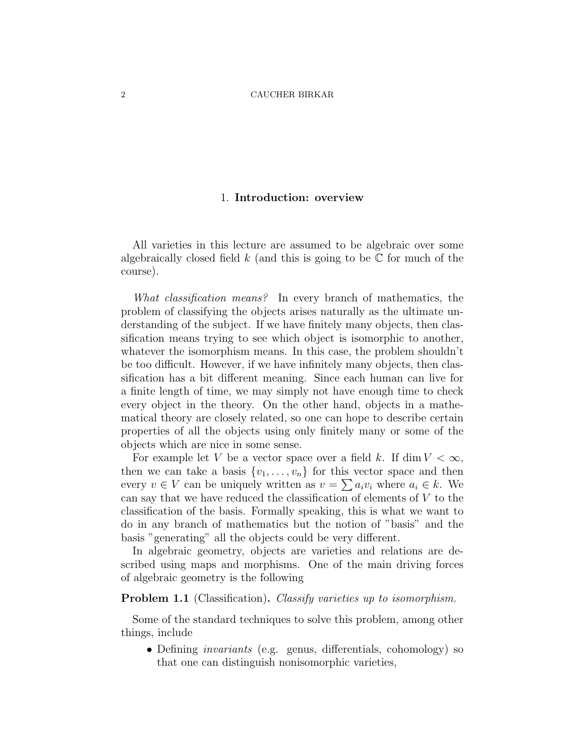## 1. **Introduction: overview**

All varieties in this lecture are assumed to be algebraic over some algebraically closed field $k$ (and this is going to be $\mathbb{C}$ for much of the course).

*What classification means?* In every branch of mathematics, the problem of classifying the objects arises naturally as the ultimate understanding of the subject. If we have finitely many objects, then classification means trying to see which object is isomorphic to another, whatever the isomorphism means. In this case, the problem shouldn't be too difficult. However, if we have infinitely many objects, then classification has a bit different meaning. Since each human can live for a finite length of time, we may simply not have enough time to check every object in the theory. On the other hand, objects in a mathematical theory are closely related, so one can hope to describe certain properties of all the objects using only finitely many or some of the objects which are nice in some sense.

For example let $V$ be a vector space over a field $k$. If $\dim V < \infty$, then we can take a basis $\{v_1, \dots, v_n\}$ for this vector space and then every $v \in V$ can be uniquely written as $v = \sum a_i v_i$ where $a_i \in k$. We can say that we have reduced the classification of elements of $V$ to the classification of the basis. Formally speaking, this is what we want to do in any branch of mathematics but the notion of "basis" and the basis "generating" all the objects could be very different.

In algebraic geometry, objects are varieties and relations are described using maps and morphisms. One of the main driving forces of algebraic geometry is the following

**Problem 1.1** (Classification)**.** *Classify varieties up to isomorphism.*

Some of the standard techniques to solve this problem, among other things, include

- Defining *invariants* (e.g. genus, differentials, cohomology) so that one can distinguish nonisomorphic varieties,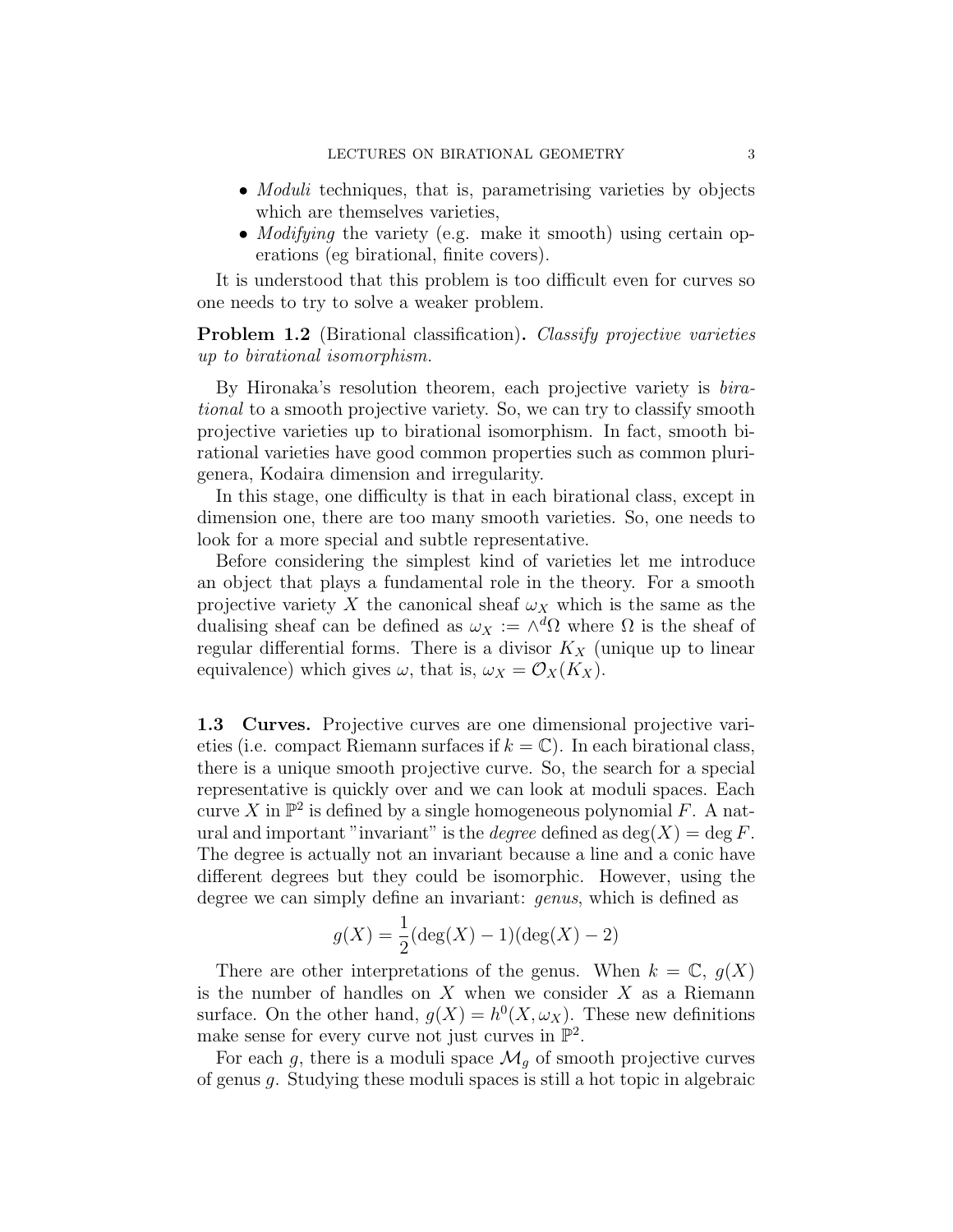- *Moduli* techniques, that is, parametrising varieties by objects which are themselves varieties,
- *Modifying* the variety (e.g. make it smooth) using certain operations (eg birational, finite covers).

It is understood that this problem is too difficult even for curves so one needs to try to solve a weaker problem.

**Problem 1.2** (Birational classification)**.** *Classify projective varieties up to birational isomorphism.*

By Hironaka's resolution theorem, each projective variety is *birational* to a smooth projective variety. So, we can try to classify smooth projective varieties up to birational isomorphism. In fact, smooth birational varieties have good common properties such as common plurigenera, Kodaira dimension and irregularity.

In this stage, one difficulty is that in each birational class, except in dimension one, there are too many smooth varieties. So, one needs to look for a more special and subtle representative.

Before considering the simplest kind of varieties let me introduce an object that plays a fundamental role in the theory. For a smooth projective variety $X$ the canonical sheaf $\omega_X$ which is the same as the dualising sheaf can be defined as $\omega_X := \wedge^d \Omega$ where $\Omega$ is the sheaf of regular differential forms. There is a divisor $K_X$ (unique up to linear equivalence) which gives $\omega$, that is, $\omega_X = \mathcal{O}_X(K_X)$.

**1.3 Curves.** Projective curves are one dimensional projective varieties (i.e. compact Riemann surfaces if $k = \mathbb{C}$). In each birational class, there is a unique smooth projective curve. So, the search for a special representative is quickly over and we can look at moduli spaces. Each curve $X$ in $\mathbb{P}^2$ is defined by a single homogeneous polynomial $F$. A natural and important "invariant" is the *degree* defined as $\deg(X) = \deg F$. The degree is actually not an invariant because a line and a conic have different degrees but they could be isomorphic. However, using the degree we can simply define an invariant: *genus*, which is defined as

$$g(X) = \frac{1}{2}(\deg(X) - 1)(\deg(X) - 2)$$

There are other interpretations of the genus. When $k = \mathbb{C}$, $g(X)$ is the number of handles on $X$ when we consider $X$ as a Riemann surface. On the other hand, $g(X) = h^0(X, \omega_X)$. These new definitions make sense for every curve not just curves in $\mathbb{P}^2$.

For each $g$, there is a moduli space $\mathcal{M}_g$ of smooth projective curves of genus $g$. Studying these moduli spaces is still a hot topic in algebraic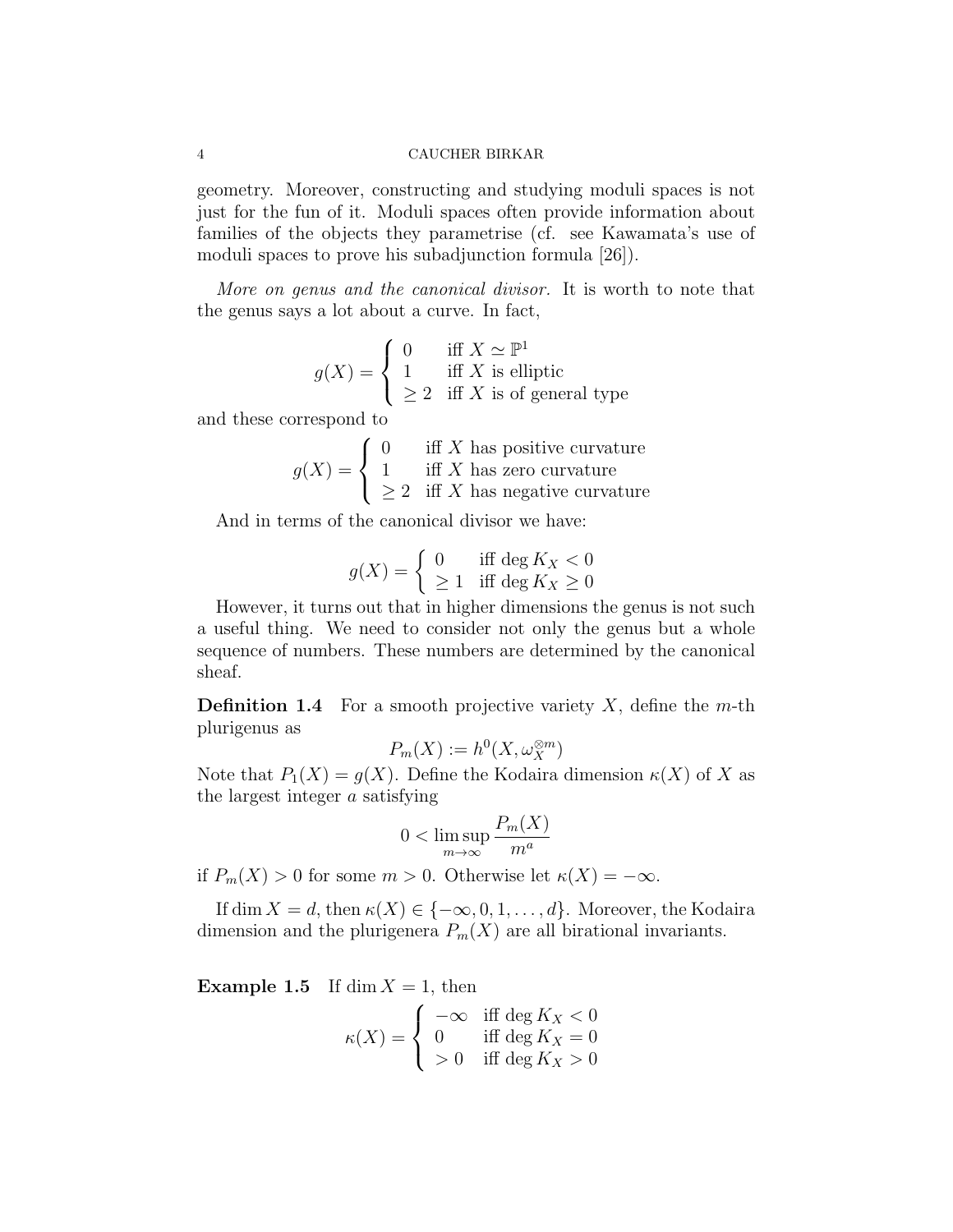geometry. Moreover, constructing and studying moduli spaces is not just for the fun of it. Moduli spaces often provide information about families of the objects they parametrise (cf. see Kawamata's use of moduli spaces to prove his subadjunction formula [26]).

*More on genus and the canonical divisor.* It is worth to note that the genus says a lot about a curve. In fact,

$$g(X) = \begin{cases} 0 & \text{iff } X \simeq \mathbb{P}^1 \\ 1 & \text{iff } X \text{ is elliptic} \\ \geq 2 & \text{iff } X \text{ is of general type} \end{cases}$$

and these correspond to

$$g(X) = \begin{cases} 0 & \text{iff } X \text{ has positive curvature} \\ 1 & \text{iff } X \text{ has zero curvature} \\ \geq 2 & \text{iff } X \text{ has negative curvature} \end{cases}$$

And in terms of the canonical divisor we have:

$$g(X) = \begin{cases} 0 & \text{iff } \deg K_X < 0 \\ \geq 1 & \text{iff } \deg K_X \geq 0 \end{cases}$$

However, it turns out that in higher dimensions the genus is not such a useful thing. We need to consider not only the genus but a whole sequence of numbers. These numbers are determined by the canonical sheaf.

**Definition 1.4** For a smooth projective variety $X$, define the $m$-th plurigenus as

$$P_m(X) := h^0(X, \omega_X^{\otimes m})$$

Note that $P_1(X) = g(X)$. Define the Kodaira dimension $\kappa(X)$ of $X$ as the largest integer $a$ satisfying

$$0 < \limsup_{m \to \infty} \frac{P_m(X)}{m^a}$$

if $P_m(X) > 0$ for some $m > 0$. Otherwise let $\kappa(X) = -\infty$.

If $\dim X = d$, then $\kappa(X) \in \{-\infty, 0, 1, \ldots, d\}$. Moreover, the Kodaira dimension and the plurigenera $P_m(X)$ are all birational invariants.

**Example 1.5** If $\dim X = 1$, then

$$\kappa(X) = \begin{cases} -\infty & \text{iff } \deg K_X < 0 \\ 0 & \text{iff } \deg K_X = 0 \\ > 0 & \text{iff } \deg K_X > 0 \end{cases}$$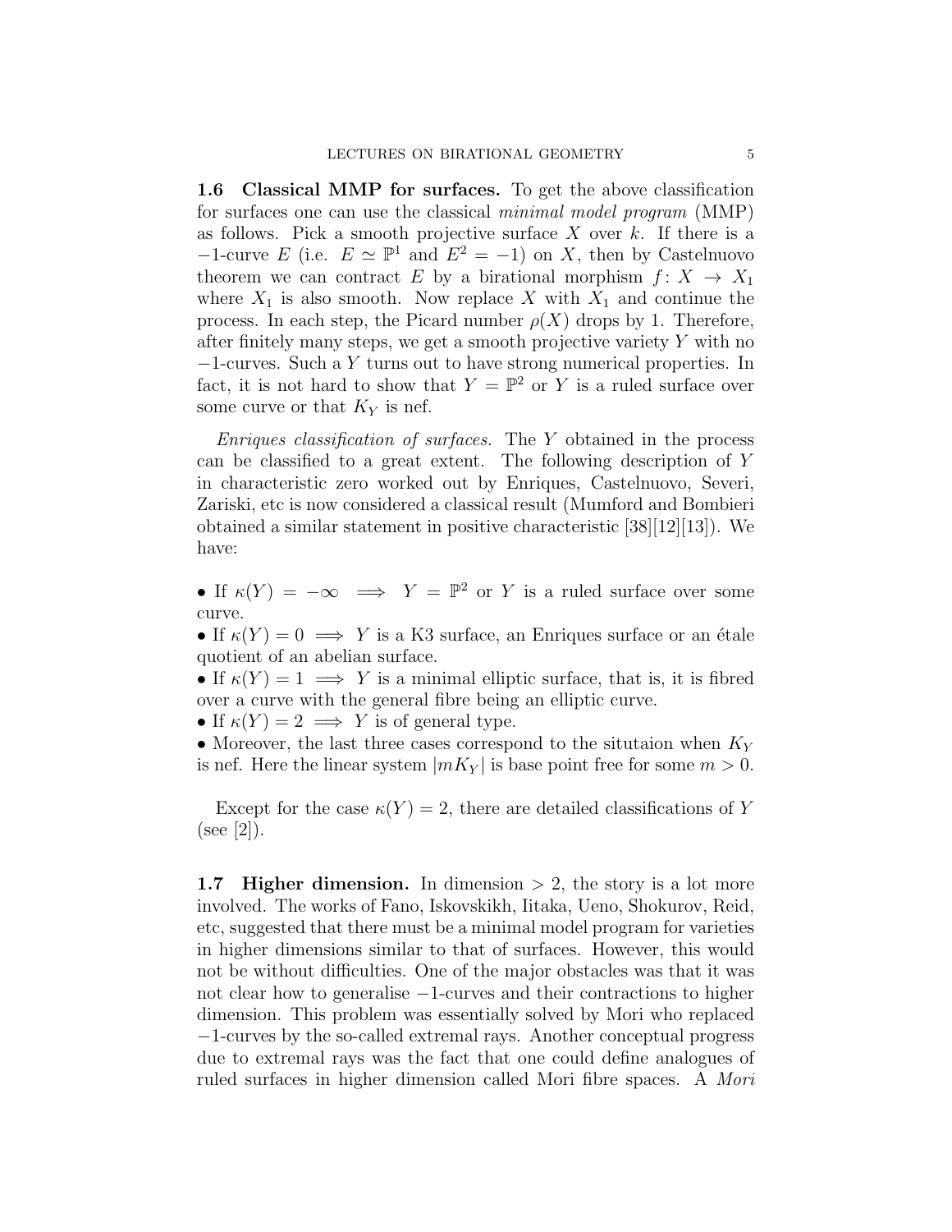**1.6 Classical MMP for surfaces.** To get the above classification for surfaces one can use the classical *minimal model program* (MMP) as follows. Pick a smooth projective surface $X$ over $k$. If there is a $-1$-curve $E$ (i.e. $E \simeq \mathbb{P}^1$ and $E^2 = -1$) on $X$, then by Castelnuovo theorem we can contract $E$ by a birational morphism $f: X \to X_1$ where $X_1$ is also smooth. Now replace $X$ with $X_1$ and continue the process. In each step, the Picard number $\rho(X)$ drops by 1. Therefore, after finitely many steps, we get a smooth projective variety $Y$ with no $-1$-curves. Such a $Y$ turns out to have strong numerical properties. In fact, it is not hard to show that $Y = \mathbb{P}^2$ or $Y$ is a ruled surface over some curve or that $K_Y$ is nef.

*Enriques classification of surfaces.* The $Y$ obtained in the process can be classified to a great extent. The following description of $Y$ in characteristic zero worked out by Enriques, Castelnuovo, Severi, Zariski, etc is now considered a classical result (Mumford and Bombieri obtained a similar statement in positive characteristic [38][12][13]). We have:

- If $\kappa(Y) = -\infty \implies Y = \mathbb{P}^2$ or $Y$ is a ruled surface over some curve.
- If $\kappa(Y) = 0 \implies Y$ is a K3 surface, an Enriques surface or an étale quotient of an abelian surface.
- If $\kappa(Y) = 1 \implies Y$ is a minimal elliptic surface, that is, it is fibred over a curve with the general fibre being an elliptic curve.
- If $\kappa(Y) = 2 \implies Y$ is of general type.
- Moreover, the last three cases correspond to the situtaion when $K_Y$ is nef. Here the linear system $|mK_Y|$ is base point free for some $m > 0$.

Except for the case $\kappa(Y) = 2$, there are detailed classifications of $Y$ (see [2]).

**1.7 Higher dimension.** In dimension $> 2$, the story is a lot more involved. The works of Fano, Iskovskikh, Iitaka, Ueno, Shokurov, Reid, etc, suggested that there must be a minimal model program for varieties in higher dimensions similar to that of surfaces. However, this would not be without difficulties. One of the major obstacles was that it was not clear how to generalise $-1$-curves and their contractions to higher dimension. This problem was essentially solved by Mori who replaced $-1$-curves by the so-called extremal rays. Another conceptual progress due to extremal rays was the fact that one could define analogues of ruled surfaces in higher dimension called Mori fibre spaces. A *Mori*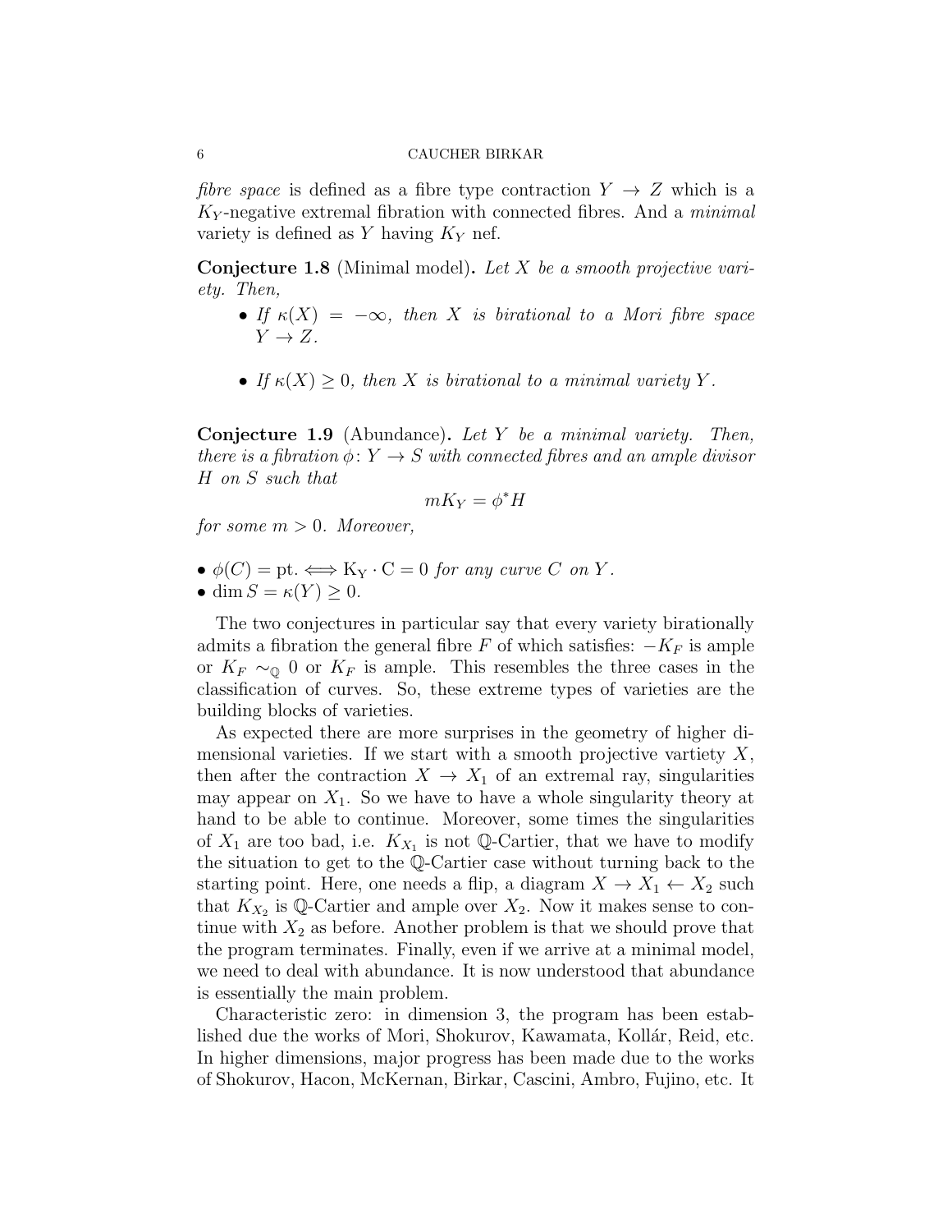*fibre space* is defined as a fibre type contraction $Y \to Z$ which is a $K_Y$-negative extremal fibration with connected fibres. And a *minimal* variety is defined as $Y$ having $K_Y$ nef.

**Conjecture 1.8** (Minimal model)**.** *Let $X$ be a smooth projective variety. Then,*

- *If $\kappa(X) = -\infty$, then $X$ is birational to a Mori fibre space $Y \to Z$.*
- *If $\kappa(X) \geq 0$, then $X$ is birational to a minimal variety $Y$.*

**Conjecture 1.9** (Abundance)**.** *Let $Y$ be a minimal variety. Then, there is a fibration $\phi\colon Y \to S$ with connected fibres and an ample divisor $H$ on $S$ such that*

$$mK_Y = \phi^* H$$

*for some $m > 0$. Moreover,*

- $\phi(C) = \mathrm{pt.} \Longleftrightarrow \mathrm{K_Y \cdot C = 0}$ *for any curve $C$ on $Y$.*
- $\dim S = \kappa(Y) \geq 0.$

The two conjectures in particular say that every variety birationally admits a fibration the general fibre $F$ of which satisfies: $-K_F$ is ample or $K_F \sim_{\mathbb{Q}} 0$ or $K_F$ is ample. This resembles the three cases in the classification of curves. So, these extreme types of varieties are the building blocks of varieties.

As expected there are more surprises in the geometry of higher dimensional varieties. If we start with a smooth projective vartiety $X$, then after the contraction $X \to X_1$ of an extremal ray, singularities may appear on $X_1$. So we have to have a whole singularity theory at hand to be able to continue. Moreover, some times the singularities of $X_1$ are too bad, i.e. $K_{X_1}$ is not $\mathbb{Q}$-Cartier, that we have to modify the situation to get to the $\mathbb{Q}$-Cartier case without turning back to the starting point. Here, one needs a flip, a diagram $X \to X_1 \leftarrow X_2$ such that $K_{X_2}$ is $\mathbb{Q}$-Cartier and ample over $X_2$. Now it makes sense to continue with $X_2$ as before. Another problem is that we should prove that the program terminates. Finally, even if we arrive at a minimal model, we need to deal with abundance. It is now understood that abundance is essentially the main problem.

Characteristic zero: in dimension 3, the program has been established due the works of Mori, Shokurov, Kawamata, Kollár, Reid, etc. In higher dimensions, major progress has been made due to the works of Shokurov, Hacon, McKernan, Birkar, Cascini, Ambro, Fujino, etc. It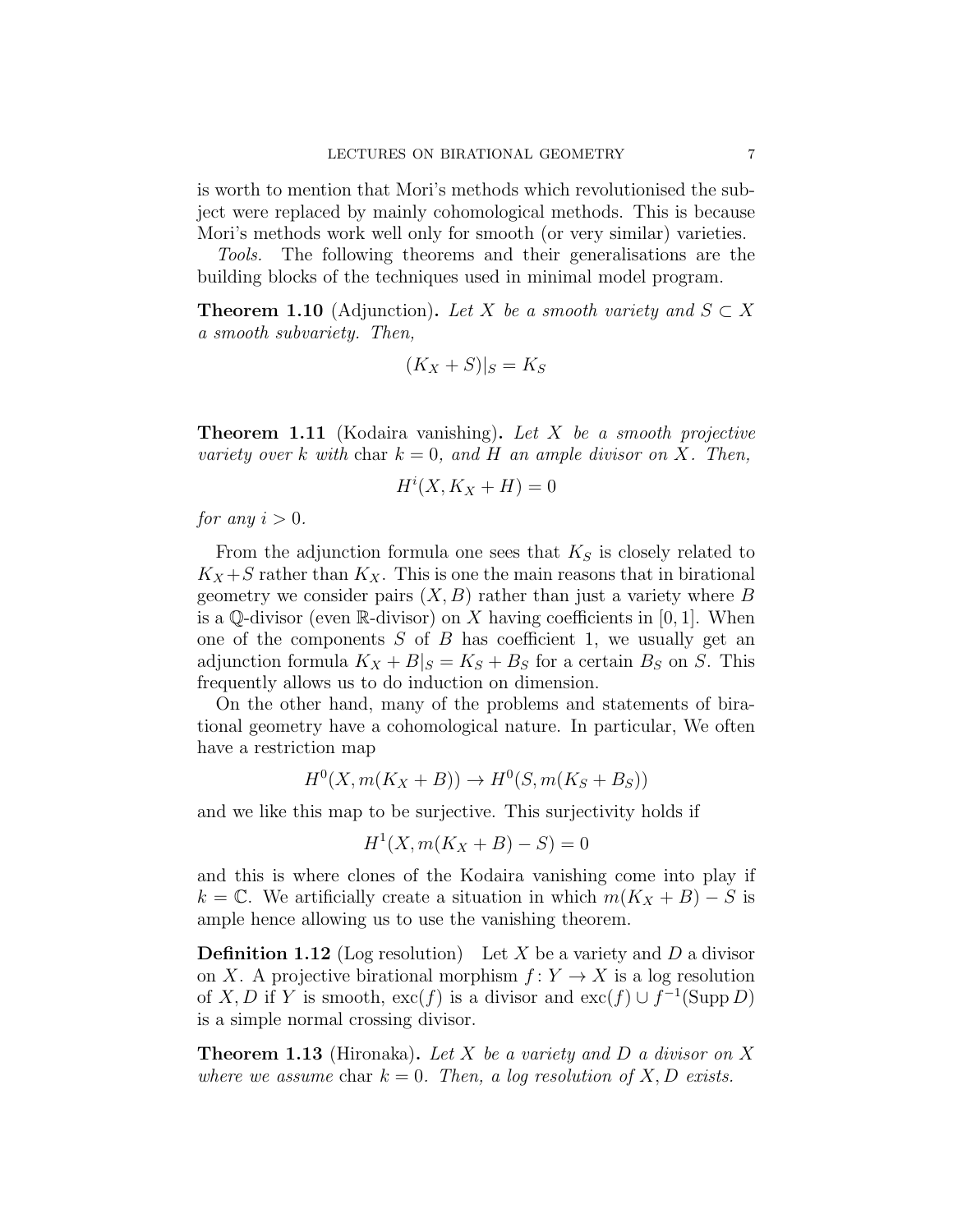is worth to mention that Mori's methods which revolutionised the subject were replaced by mainly cohomological methods. This is because Mori's methods work well only for smooth (or very similar) varieties.

*Tools.* The following theorems and their generalisations are the building blocks of the techniques used in minimal model program.

**Theorem 1.10** (Adjunction). *Let $X$ be a smooth variety and $S \subset X$ a smooth subvariety. Then,*

$$(K_X + S)|_S = K_S$$

**Theorem 1.11** (Kodaira vanishing). *Let $X$ be a smooth projective variety over $k$ with* char $k = 0$*, and $H$ an ample divisor on $X$. Then,*

$$H^i(X, K_X + H) = 0$$

*for any $i > 0$.*

From the adjunction formula one sees that $K_S$ is closely related to $K_X + S$ rather than $K_X$. This is one the main reasons that in birational geometry we consider pairs $(X, B)$ rather than just a variety where $B$ is a $\mathbb{Q}$-divisor (even $\mathbb{R}$-divisor) on $X$ having coefficients in $[0, 1]$. When one of the components $S$ of $B$ has coefficient 1, we usually get an adjunction formula $K_X + B|_S = K_S + B_S$ for a certain $B_S$ on $S$. This frequently allows us to do induction on dimension.

On the other hand, many of the problems and statements of birational geometry have a cohomological nature. In particular, We often have a restriction map

$$H^0(X, m(K_X + B)) \to H^0(S, m(K_S + B_S))$$

and we like this map to be surjective. This surjectivity holds if

$$H^1(X, m(K_X + B) - S) = 0$$

and this is where clones of the Kodaira vanishing come into play if $k = \mathbb{C}$. We artificially create a situation in which $m(K_X + B) - S$ is ample hence allowing us to use the vanishing theorem.

**Definition 1.12** (Log resolution) Let $X$ be a variety and $D$ a divisor on $X$. A projective birational morphism $f\colon Y \to X$ is a log resolution of $X, D$ if $Y$ is smooth, $\operatorname{exc}(f)$ is a divisor and $\operatorname{exc}(f) \cup f^{-1}(\operatorname{Supp} D)$ is a simple normal crossing divisor.

**Theorem 1.13** (Hironaka). *Let $X$ be a variety and $D$ a divisor on $X$ where we assume* char $k = 0$*. Then, a log resolution of $X, D$ exists.*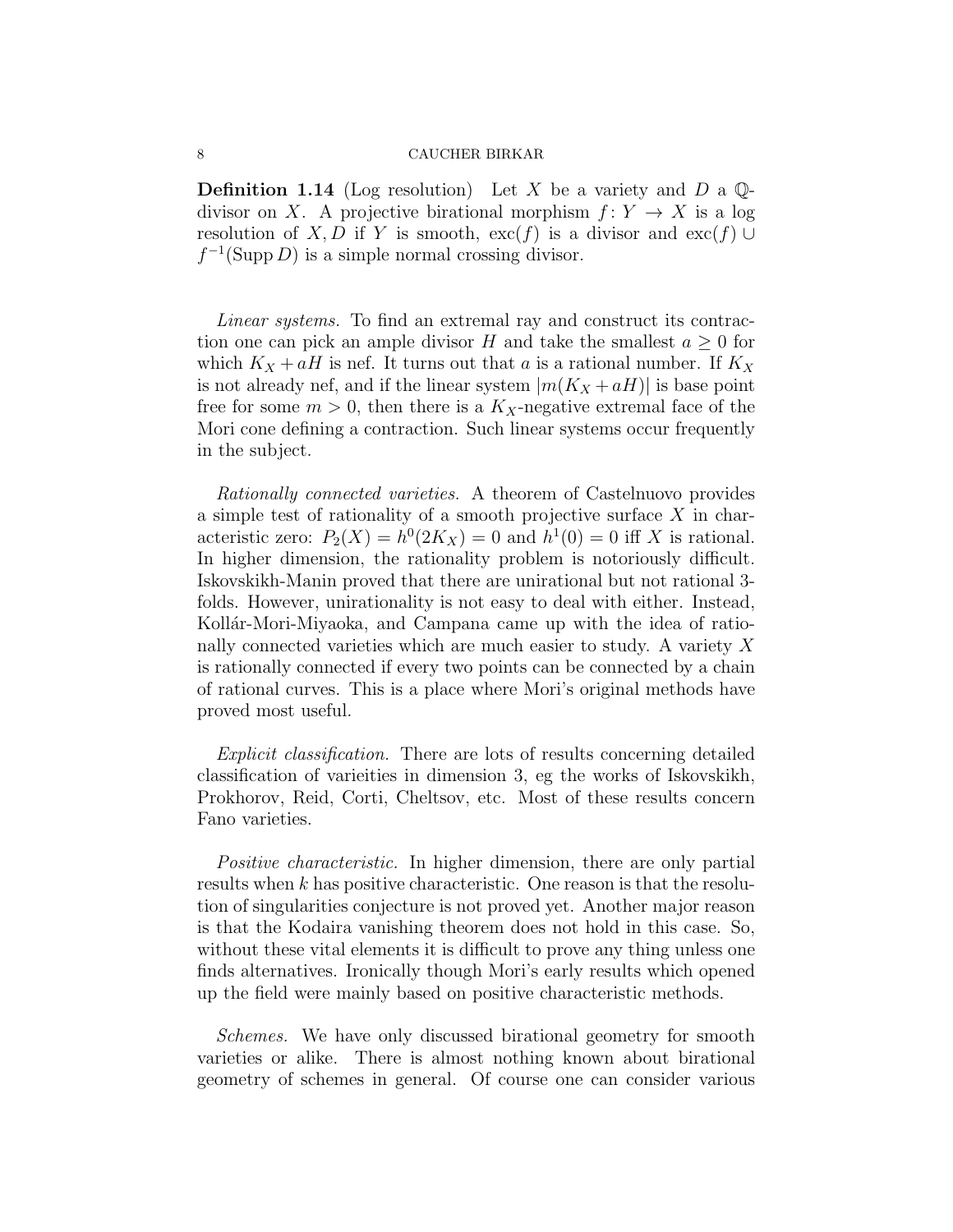**Definition 1.14** (Log resolution) Let $X$ be a variety and $D$ a $\mathbb{Q}$-divisor on $X$. A projective birational morphism $f\colon Y \to X$ is a log resolution of $X, D$ if $Y$ is smooth, $\operatorname{exc}(f)$ is a divisor and $\operatorname{exc}(f) \cup f^{-1}(\operatorname{Supp} D)$ is a simple normal crossing divisor.

*Linear systems.* To find an extremal ray and construct its contraction one can pick an ample divisor $H$ and take the smallest $a \geq 0$ for which $K_X + aH$ is nef. It turns out that $a$ is a rational number. If $K_X$ is not already nef, and if the linear system $|m(K_X + aH)|$ is base point free for some $m > 0$, then there is a $K_X$-negative extremal face of the Mori cone defining a contraction. Such linear systems occur frequently in the subject.

*Rationally connected varieties.* A theorem of Castelnuovo provides a simple test of rationality of a smooth projective surface $X$ in characteristic zero: $P_2(X) = h^0(2K_X) = 0$ and $h^1(0) = 0$ iff $X$ is rational. In higher dimension, the rationality problem is notoriously difficult. Iskovskikh-Manin proved that there are unirational but not rational 3-folds. However, unirationality is not easy to deal with either. Instead, Kollár-Mori-Miyaoka, and Campana came up with the idea of rationally connected varieties which are much easier to study. A variety $X$ is rationally connected if every two points can be connected by a chain of rational curves. This is a place where Mori's original methods have proved most useful.

*Explicit classification.* There are lots of results concerning detailed classification of varieities in dimension 3, eg the works of Iskovskikh, Prokhorov, Reid, Corti, Cheltsov, etc. Most of these results concern Fano varieties.

*Positive characteristic.* In higher dimension, there are only partial results when $k$ has positive characteristic. One reason is that the resolution of singularities conjecture is not proved yet. Another major reason is that the Kodaira vanishing theorem does not hold in this case. So, without these vital elements it is difficult to prove any thing unless one finds alternatives. Ironically though Mori's early results which opened up the field were mainly based on positive characteristic methods.

*Schemes.* We have only discussed birational geometry for smooth varieties or alike. There is almost nothing known about birational geometry of schemes in general. Of course one can consider various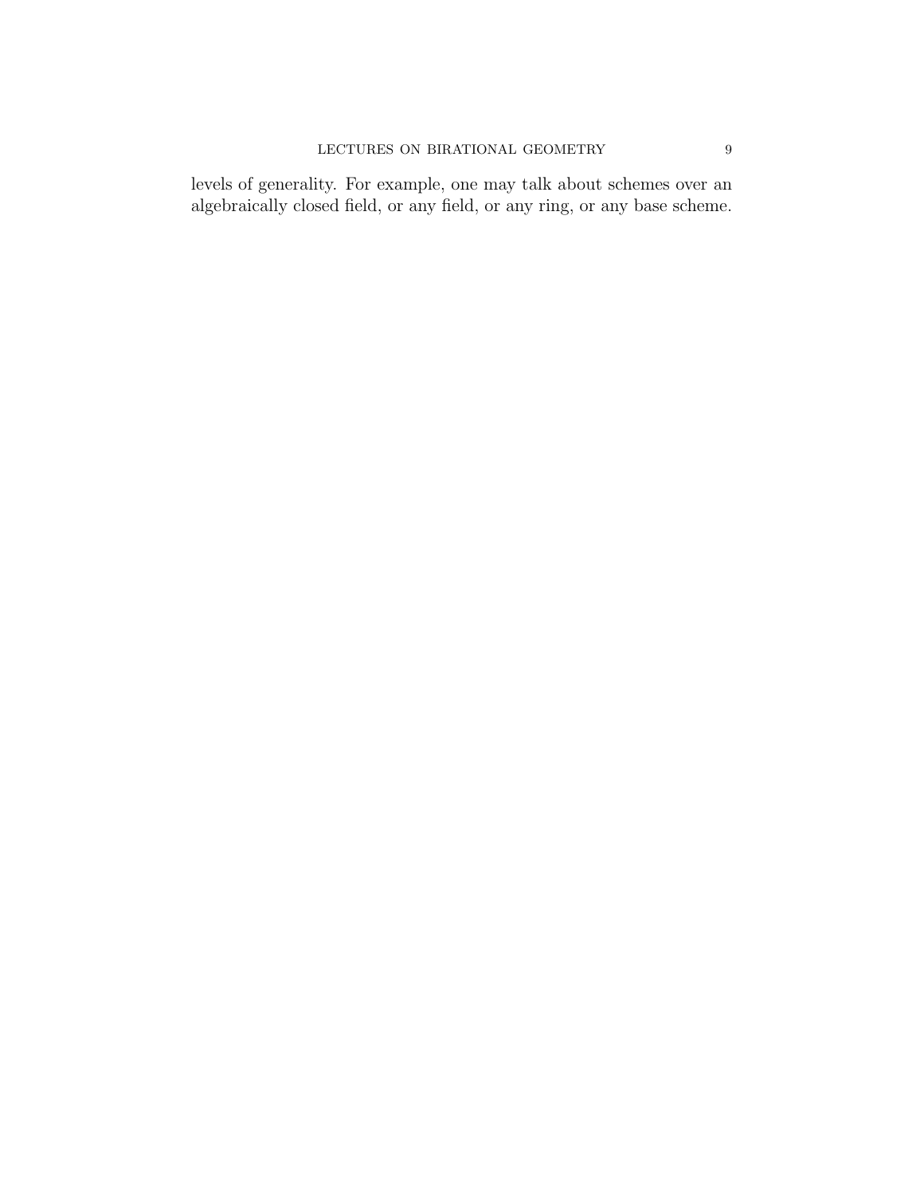levels of generality. For example, one may talk about schemes over an algebraically closed field, or any field, or any ring, or any base scheme.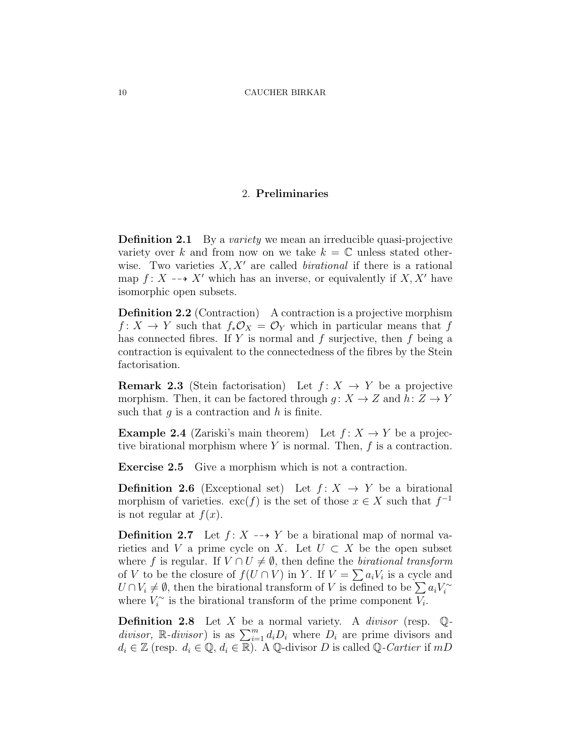## 2. **Preliminaries**

**Definition 2.1** By a *variety* we mean an irreducible quasi-projective variety over $k$ and from now on we take $k = \mathbb{C}$ unless stated otherwise. Two varieties $X, X'$ are called *birational* if there is a rational map $f\colon X \dashrightarrow X'$ which has an inverse, or equivalently if $X, X'$ have isomorphic open subsets.

**Definition 2.2** (Contraction) A contraction is a projective morphism $f\colon X \to Y$ such that $f_*\mathcal{O}_X = \mathcal{O}_Y$ which in particular means that $f$ has connected fibres. If $Y$ is normal and $f$ surjective, then $f$ being a contraction is equivalent to the connectedness of the fibres by the Stein factorisation.

**Remark 2.3** (Stein factorisation) Let $f\colon X \to Y$ be a projective morphism. Then, it can be factored through $g\colon X \to Z$ and $h\colon Z \to Y$ such that $g$ is a contraction and $h$ is finite.

**Example 2.4** (Zariski's main theorem) Let $f\colon X \to Y$ be a projective birational morphism where $Y$ is normal. Then, $f$ is a contraction.

**Exercise 2.5** Give a morphism which is not a contraction.

**Definition 2.6** (Exceptional set) Let $f\colon X \to Y$ be a birational morphism of varieties. $\operatorname{exc}(f)$ is the set of those $x \in X$ such that $f^{-1}$ is not regular at $f(x)$.

**Definition 2.7** Let $f\colon X \dashrightarrow Y$ be a birational map of normal varieties and $V$ a prime cycle on $X$. Let $U \subset X$ be the open subset where $f$ is regular. If $V \cap U \neq \emptyset$, then define the *birational transform* of $V$ to be the closure of $f(U \cap V)$ in $Y$. If $V = \sum a_i V_i$ is a cycle and $U \cap V_i \neq \emptyset$, then the birational transform of $V$ is defined to be $\sum a_i V_i^{\sim}$ where $V_i^{\sim}$ is the birational transform of the prime component $V_i$.

**Definition 2.8** Let $X$ be a normal variety. A *divisor* (resp. $\mathbb{Q}$-*divisor,* $\mathbb{R}$-*divisor*) is as $\sum_{i=1}^{m} d_i D_i$ where $D_i$ are prime divisors and $d_i \in \mathbb{Z}$ (resp. $d_i \in \mathbb{Q}$, $d_i \in \mathbb{R}$). A $\mathbb{Q}$-divisor $D$ is called $\mathbb{Q}$-*Cartier* if $mD$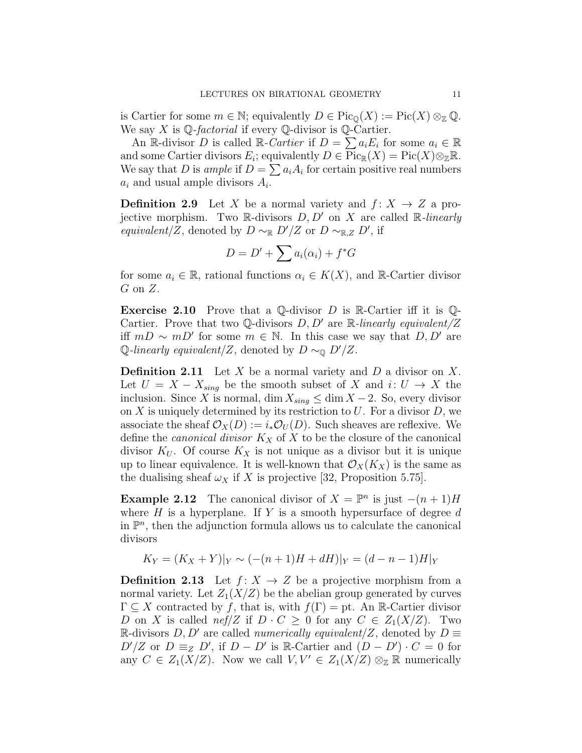is Cartier for some $m \in \mathbb{N}$; equivalently $D \in \mathrm{Pic}_{\mathbb{Q}}(X) := \mathrm{Pic}(X) \otimes_{\mathbb{Z}} \mathbb{Q}$. We say $X$ is *$\mathbb{Q}$-factorial* if every $\mathbb{Q}$-divisor is $\mathbb{Q}$-Cartier.

An $\mathbb{R}$-divisor $D$ is called *$\mathbb{R}$-Cartier* if $D = \sum a_i E_i$ for some $a_i \in \mathbb{R}$ and some Cartier divisors $E_i$; equivalently $D \in \mathrm{Pic}_{\mathbb{R}}(X) = \mathrm{Pic}(X) \otimes_{\mathbb{Z}} \mathbb{R}$. We say that $D$ is *ample* if $D = \sum a_i A_i$ for certain positive real numbers $a_i$ and usual ample divisors $A_i$.

**Definition 2.9** Let $X$ be a normal variety and $f \colon X \to Z$ a projective morphism. Two $\mathbb{R}$-divisors $D, D'$ on $X$ are called *$\mathbb{R}$-linearly equivalent/$Z$*, denoted by $D \sim_{\mathbb{R}} D'/Z$ or $D \sim_{\mathbb{R},Z} D'$, if

$$D = D' + \sum a_i(\alpha_i) + f^*G$$

for some $a_i \in \mathbb{R}$, rational functions $\alpha_i \in K(X)$, and $\mathbb{R}$-Cartier divisor $G$ on $Z$.

**Exercise 2.10** Prove that a $\mathbb{Q}$-divisor $D$ is $\mathbb{R}$-Cartier iff it is $\mathbb{Q}$-Cartier. Prove that two $\mathbb{Q}$-divisors $D, D'$ are *$\mathbb{R}$-linearly equivalent/$Z$* iff $mD \sim mD'$ for some $m \in \mathbb{N}$. In this case we say that $D, D'$ are *$\mathbb{Q}$-linearly equivalent/$Z$*, denoted by $D \sim_{\mathbb{Q}} D'/Z$.

**Definition 2.11** Let $X$ be a normal variety and $D$ a divisor on $X$. Let $U = X - X_{sing}$ be the smooth subset of $X$ and $i \colon U \to X$ the inclusion. Since $X$ is normal, $\dim X_{sing} \leq \dim X - 2$. So, every divisor on $X$ is uniquely determined by its restriction to $U$. For a divisor $D$, we associate the sheaf $\mathcal{O}_X(D) := i_*\mathcal{O}_U(D)$. Such sheaves are reflexive. We define the *canonical divisor* $K_X$ of $X$ to be the closure of the canonical divisor $K_U$. Of course $K_X$ is not unique as a divisor but it is unique up to linear equivalence. It is well-known that $\mathcal{O}_X(K_X)$ is the same as the dualising sheaf $\omega_X$ if $X$ is projective [32, Proposition 5.75].

**Example 2.12** The canonical divisor of $X = \mathbb{P}^n$ is just $-(n+1)H$ where $H$ is a hyperplane. If $Y$ is a smooth hypersurface of degree $d$ in $\mathbb{P}^n$, then the adjunction formula allows us to calculate the canonical divisors

$$K_Y = (K_X + Y)|_Y \sim (-(n+1)H + dH)|_Y = (d - n - 1)H|_Y$$

**Definition 2.13** Let $f \colon X \to Z$ be a projective morphism from a normal variety. Let $Z_1(X/Z)$ be the abelian group generated by curves $\Gamma \subseteq X$ contracted by $f$, that is, with $f(\Gamma) = \mathrm{pt}$. An $\mathbb{R}$-Cartier divisor $D$ on $X$ is called *nef/$Z$* if $D \cdot C \geq 0$ for any $C \in Z_1(X/Z)$. Two $\mathbb{R}$-divisors $D, D'$ are called *numerically equivalent/$Z$*, denoted by $D \equiv D'/Z$ or $D \equiv_Z D'$, if $D - D'$ is $\mathbb{R}$-Cartier and $(D - D') \cdot C = 0$ for any $C \in Z_1(X/Z)$. Now we call $V, V' \in Z_1(X/Z) \otimes_{\mathbb{Z}} \mathbb{R}$ numerically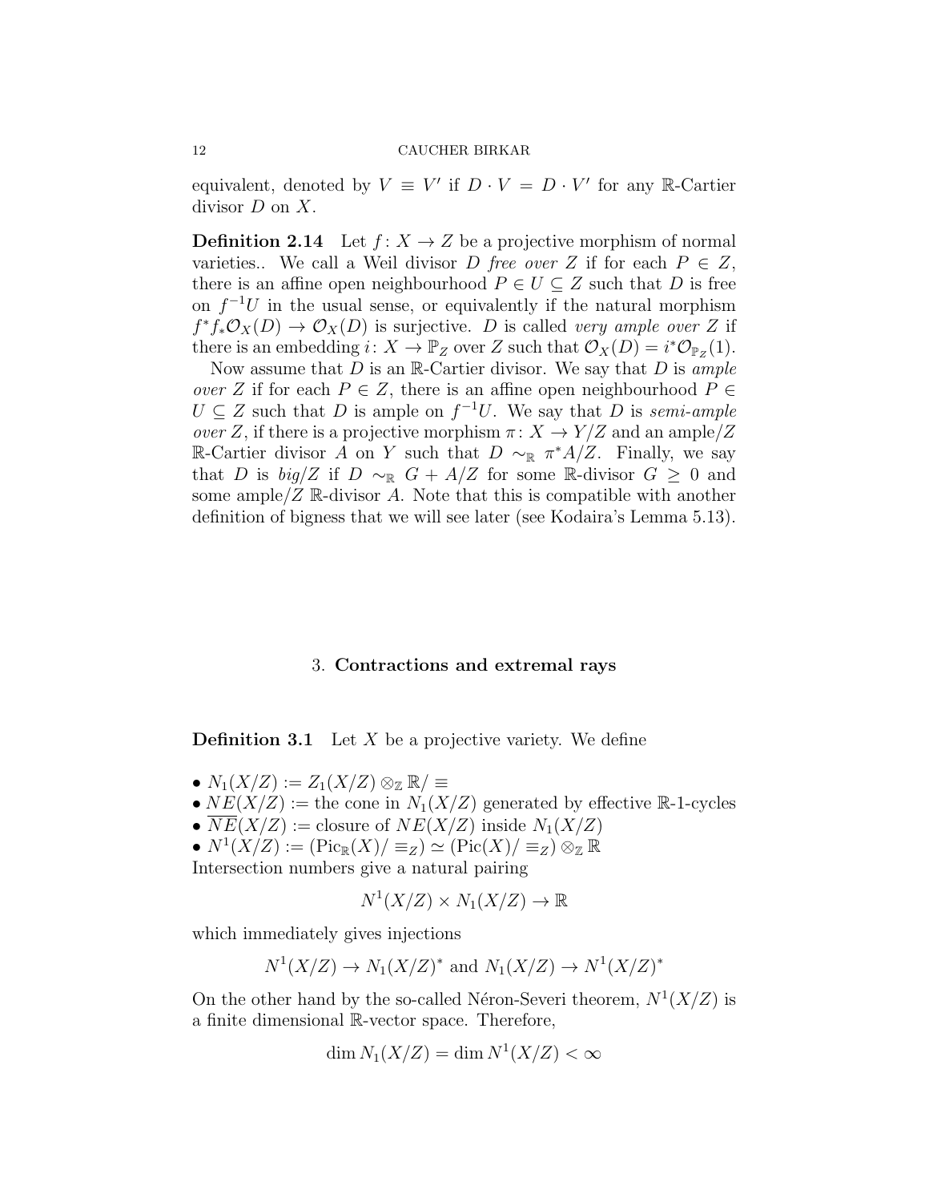equivalent, denoted by $V \equiv V'$ if $D \cdot V = D \cdot V'$ for any $\mathbb{R}$-Cartier divisor $D$ on $X$.

**Definition 2.14** Let $f \colon X \to Z$ be a projective morphism of normal varieties.. We call a Weil divisor $D$ *free over* $Z$ if for each $P \in Z$, there is an affine open neighbourhood $P \in U \subseteq Z$ such that $D$ is free on $f^{-1}U$ in the usual sense, or equivalently if the natural morphism $f^*f_*\mathcal{O}_X(D) \to \mathcal{O}_X(D)$ is surjective. $D$ is called *very ample over* $Z$ if there is an embedding $i \colon X \to \mathbb{P}_Z$ over $Z$ such that $\mathcal{O}_X(D) = i^*\mathcal{O}_{\mathbb{P}_Z}(1)$.

Now assume that $D$ is an $\mathbb{R}$-Cartier divisor. We say that $D$ is *ample over* $Z$ if for each $P \in Z$, there is an affine open neighbourhood $P \in U \subseteq Z$ such that $D$ is ample on $f^{-1}U$. We say that $D$ is *semi-ample over* $Z$, if there is a projective morphism $\pi \colon X \to Y/Z$ and an ample/$Z$ $\mathbb{R}$-Cartier divisor $A$ on $Y$ such that $D \sim_{\mathbb{R}} \pi^*A/Z$. Finally, we say that $D$ is *big*/$Z$ if $D \sim_{\mathbb{R}} G + A/Z$ for some $\mathbb{R}$-divisor $G \geq 0$ and some ample/$Z$ $\mathbb{R}$-divisor $A$. Note that this is compatible with another definition of bigness that we will see later (see Kodaira's Lemma 5.13).

## 3. **Contractions and extremal rays**

**Definition 3.1** Let $X$ be a projective variety. We define

- $N_1(X/Z) := Z_1(X/Z) \otimes_{\mathbb{Z}} \mathbb{R}/\equiv$
- $NE(X/Z) :=$ the cone in $N_1(X/Z)$ generated by effective $\mathbb{R}$-1-cycles
- $\overline{NE}(X/Z) :=$ closure of $NE(X/Z)$ inside $N_1(X/Z)$
- $N^1(X/Z) := (\mathrm{Pic}_{\mathbb{R}}(X)/\equiv_Z) \simeq (\mathrm{Pic}(X)/\equiv_Z) \otimes_{\mathbb{Z}} \mathbb{R}$

Intersection numbers give a natural pairing

$$N^1(X/Z) \times N_1(X/Z) \to \mathbb{R}$$

which immediately gives injections

$$N^1(X/Z) \to N_1(X/Z)^* \text{ and } N_1(X/Z) \to N^1(X/Z)^*$$

On the other hand by the so-called Néron-Severi theorem, $N^1(X/Z)$ is a finite dimensional $\mathbb{R}$-vector space. Therefore,

$$\dim N_1(X/Z) = \dim N^1(X/Z) < \infty$$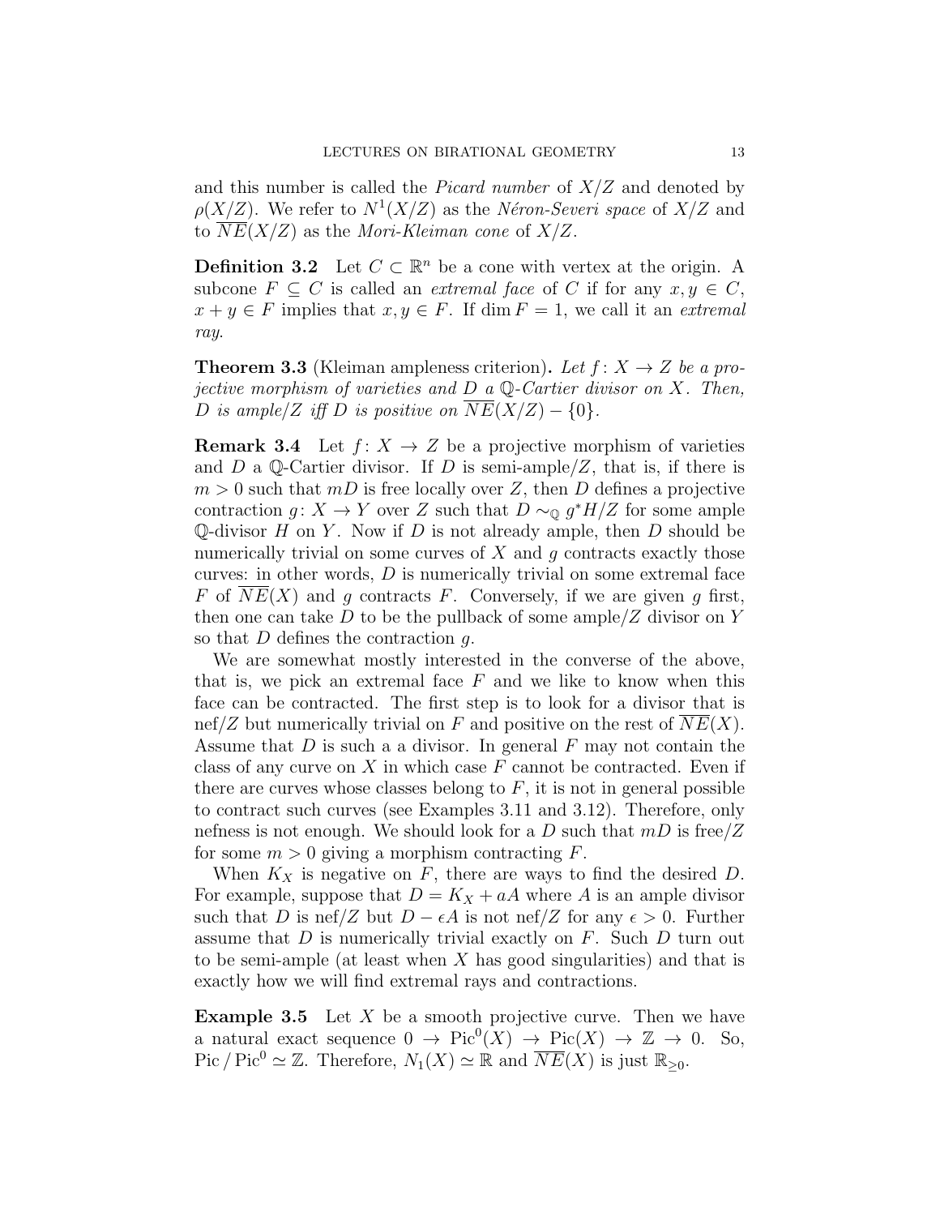and this number is called the *Picard number* of $X/Z$ and denoted by $\rho(X/Z)$. We refer to $N^1(X/Z)$ as the *Néron-Severi space* of $X/Z$ and to $\overline{NE}(X/Z)$ as the *Mori-Kleiman cone* of $X/Z$.

**Definition 3.2** Let $C \subset \mathbb{R}^n$ be a cone with vertex at the origin. A subcone $F \subseteq C$ is called an *extremal face* of $C$ if for any $x, y \in C$, $x + y \in F$ implies that $x, y \in F$. If $\dim F = 1$, we call it an *extremal ray*.

**Theorem 3.3** (Kleiman ampleness criterion)**.** *Let $f\colon X \to Z$ be a projective morphism of varieties and $D$ a $\mathbb{Q}$-Cartier divisor on $X$. Then, $D$ is ample/$Z$ iff $D$ is positive on $\overline{NE}(X/Z) - \{0\}$.*

**Remark 3.4** Let $f\colon X \to Z$ be a projective morphism of varieties and $D$ a $\mathbb{Q}$-Cartier divisor. If $D$ is semi-ample/$Z$, that is, if there is $m > 0$ such that $mD$ is free locally over $Z$, then $D$ defines a projective contraction $g\colon X \to Y$ over $Z$ such that $D \sim_{\mathbb{Q}} g^*H/Z$ for some ample $\mathbb{Q}$-divisor $H$ on $Y$. Now if $D$ is not already ample, then $D$ should be numerically trivial on some curves of $X$ and $g$ contracts exactly those curves: in other words, $D$ is numerically trivial on some extremal face $F$ of $\overline{NE}(X)$ and $g$ contracts $F$. Conversely, if we are given $g$ first, then one can take $D$ to be the pullback of some ample/$Z$ divisor on $Y$ so that $D$ defines the contraction $g$.

We are somewhat mostly interested in the converse of the above, that is, we pick an extremal face $F$ and we like to know when this face can be contracted. The first step is to look for a divisor that is nef/$Z$ but numerically trivial on $F$ and positive on the rest of $\overline{NE}(X)$. Assume that $D$ is such a a divisor. In general $F$ may not contain the class of any curve on $X$ in which case $F$ cannot be contracted. Even if there are curves whose classes belong to $F$, it is not in general possible to contract such curves (see Examples 3.11 and 3.12). Therefore, only nefness is not enough. We should look for a $D$ such that $mD$ is free/$Z$ for some $m > 0$ giving a morphism contracting $F$.

When $K_X$ is negative on $F$, there are ways to find the desired $D$. For example, suppose that $D = K_X + aA$ where $A$ is an ample divisor such that $D$ is nef/$Z$ but $D - \epsilon A$ is not nef/$Z$ for any $\epsilon > 0$. Further assume that $D$ is numerically trivial exactly on $F$. Such $D$ turn out to be semi-ample (at least when $X$ has good singularities) and that is exactly how we will find extremal rays and contractions.

**Example 3.5** Let $X$ be a smooth projective curve. Then we have a natural exact sequence $0 \to \operatorname{Pic}^0(X) \to \operatorname{Pic}(X) \to \mathbb{Z} \to 0$. So, $\operatorname{Pic}/\operatorname{Pic}^0 \simeq \mathbb{Z}$. Therefore, $N_1(X) \simeq \mathbb{R}$ and $\overline{NE}(X)$ is just $\mathbb{R}_{\geq 0}$.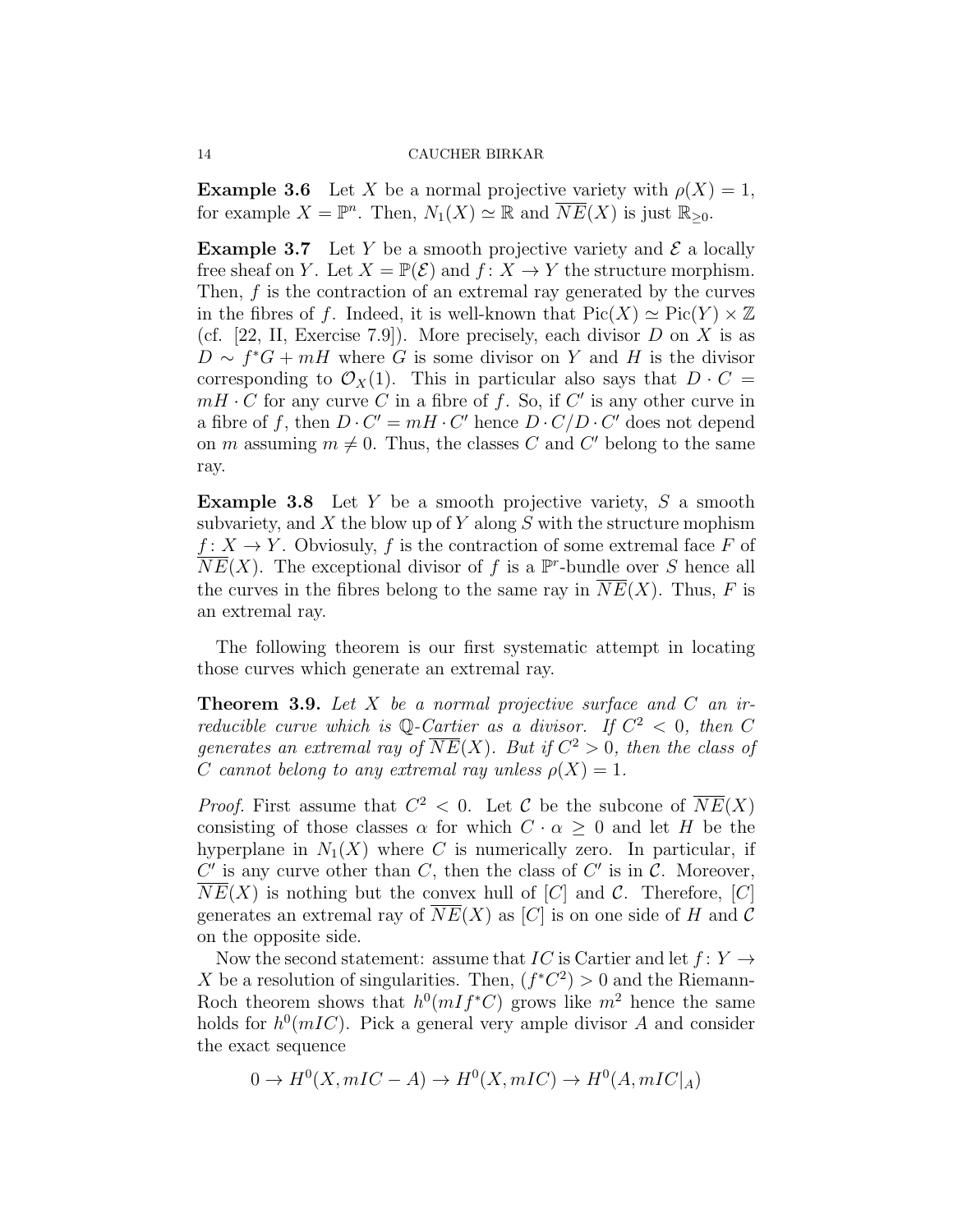**Example 3.6** Let $X$ be a normal projective variety with $\rho(X) = 1$, for example $X = \mathbb{P}^n$. Then, $N_1(X) \simeq \mathbb{R}$ and $\overline{NE}(X)$ is just $\mathbb{R}_{\geq 0}$.

**Example 3.7** Let $Y$ be a smooth projective variety and $\mathcal{E}$ a locally free sheaf on $Y$. Let $X = \mathbb{P}(\mathcal{E})$ and $f \colon X \to Y$ the structure morphism. Then, $f$ is the contraction of an extremal ray generated by the curves in the fibres of $f$. Indeed, it is well-known that $\operatorname{Pic}(X) \simeq \operatorname{Pic}(Y) \times \mathbb{Z}$ (cf. [22, II, Exercise 7.9]). More precisely, each divisor $D$ on $X$ is as $D \sim f^*G + mH$ where $G$ is some divisor on $Y$ and $H$ is the divisor corresponding to $\mathcal{O}_X(1)$. This in particular also says that $D \cdot C = mH \cdot C$ for any curve $C$ in a fibre of $f$. So, if $C'$ is any other curve in a fibre of $f$, then $D \cdot C' = mH \cdot C'$ hence $D \cdot C / D \cdot C'$ does not depend on $m$ assuming $m \neq 0$. Thus, the classes $C$ and $C'$ belong to the same ray.

**Example 3.8** Let $Y$ be a smooth projective variety, $S$ a smooth subvariety, and $X$ the blow up of $Y$ along $S$ with the structure mophism $f \colon X \to Y$. Obviosuly, $f$ is the contraction of some extremal face $F$ of $\overline{NE}(X)$. The exceptional divisor of $f$ is a $\mathbb{P}^r$-bundle over $S$ hence all the curves in the fibres belong to the same ray in $\overline{NE}(X)$. Thus, $F$ is an extremal ray.

The following theorem is our first systematic attempt in locating those curves which generate an extremal ray.

**Theorem 3.9.** *Let $X$ be a normal projective surface and $C$ an irreducible curve which is $\mathbb{Q}$-Cartier as a divisor. If $C^2 < 0$, then $C$ generates an extremal ray of $\overline{NE}(X)$. But if $C^2 > 0$, then the class of $C$ cannot belong to any extremal ray unless $\rho(X) = 1$.*

*Proof.* First assume that $C^2 < 0$. Let $\mathcal{C}$ be the subcone of $\overline{NE}(X)$ consisting of those classes $\alpha$ for which $C \cdot \alpha \geq 0$ and let $H$ be the hyperplane in $N_1(X)$ where $C$ is numerically zero. In particular, if $C'$ is any curve other than $C$, then the class of $C'$ is in $\mathcal{C}$. Moreover, $\overline{NE}(X)$ is nothing but the convex hull of $[C]$ and $\mathcal{C}$. Therefore, $[C]$ generates an extremal ray of $\overline{NE}(X)$ as $[C]$ is on one side of $H$ and $\mathcal{C}$ on the opposite side.

Now the second statement: assume that $IC$ is Cartier and let $f \colon Y \to X$ be a resolution of singularities. Then, $(f^*C^2) > 0$ and the Riemann-Roch theorem shows that $h^0(mIf^*C)$ grows like $m^2$ hence the same holds for $h^0(mIC)$. Pick a general very ample divisor $A$ and consider the exact sequence

$$0 \to H^0(X, mIC - A) \to H^0(X, mIC) \to H^0(A, mIC|_A)$$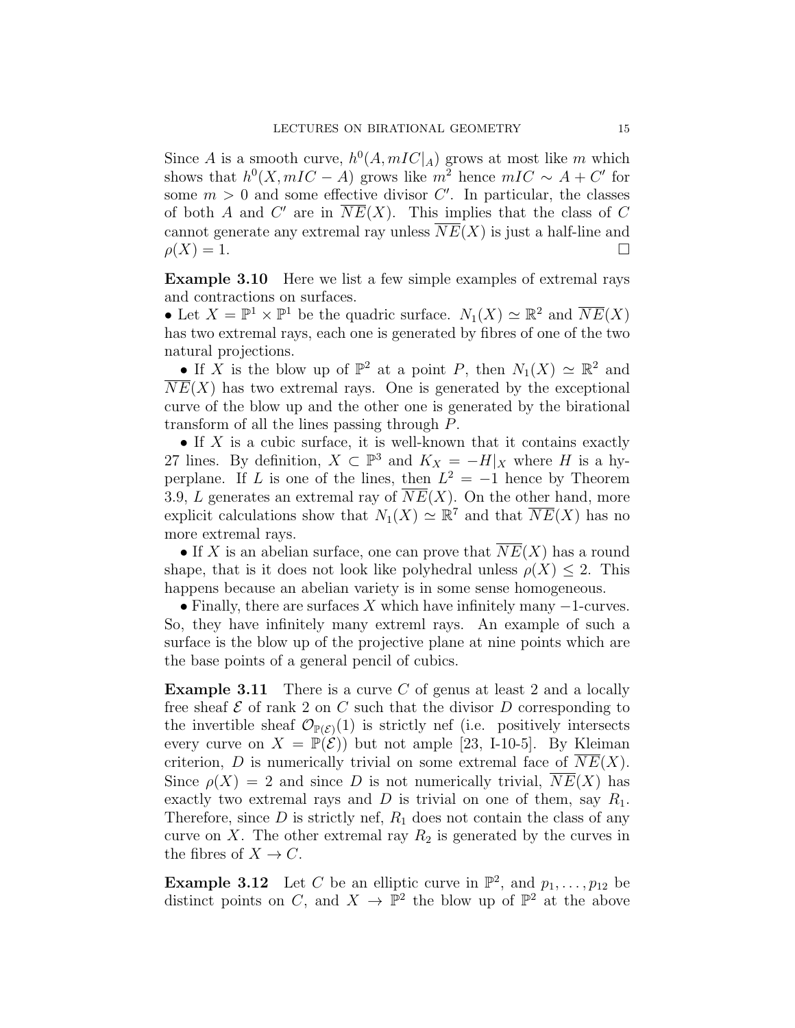Since $A$ is a smooth curve, $h^0(A, mIC|_A)$ grows at most like $m$ which shows that $h^0(X, mIC - A)$ grows like $m^2$ hence $mIC \sim A + C'$ for some $m > 0$ and some effective divisor $C'$. In particular, the classes of both $A$ and $C'$ are in $\overline{NE}(X)$. This implies that the class of $C$ cannot generate any extremal ray unless $\overline{NE}(X)$ is just a half-line and $\rho(X) = 1$. □

**Example 3.10** Here we list a few simple examples of extremal rays and contractions on surfaces.

• Let $X = \mathbb{P}^1 \times \mathbb{P}^1$ be the quadric surface. $N_1(X) \simeq \mathbb{R}^2$ and $\overline{NE}(X)$ has two extremal rays, each one is generated by fibres of one of the two natural projections.

• If $X$ is the blow up of $\mathbb{P}^2$ at a point $P$, then $N_1(X) \simeq \mathbb{R}^2$ and $\overline{NE}(X)$ has two extremal rays. One is generated by the exceptional curve of the blow up and the other one is generated by the birational transform of all the lines passing through $P$.

• If $X$ is a cubic surface, it is well-known that it contains exactly 27 lines. By definition, $X \subset \mathbb{P}^3$ and $K_X = -H|_X$ where $H$ is a hyperplane. If $L$ is one of the lines, then $L^2 = -1$ hence by Theorem 3.9, $L$ generates an extremal ray of $\overline{NE}(X)$. On the other hand, more explicit calculations show that $N_1(X) \simeq \mathbb{R}^7$ and that $\overline{NE}(X)$ has no more extremal rays.

• If $X$ is an abelian surface, one can prove that $\overline{NE}(X)$ has a round shape, that is it does not look like polyhedral unless $\rho(X) \leq 2$. This happens because an abelian variety is in some sense homogeneous.

• Finally, there are surfaces $X$ which have infinitely many $-1$-curves. So, they have infinitely many extreml rays. An example of such a surface is the blow up of the projective plane at nine points which are the base points of a general pencil of cubics.

**Example 3.11** There is a curve $C$ of genus at least 2 and a locally free sheaf $\mathcal{E}$ of rank 2 on $C$ such that the divisor $D$ corresponding to the invertible sheaf $\mathcal{O}_{\mathbb{P}(\mathcal{E})}(1)$ is strictly nef (i.e. positively intersects every curve on $X = \mathbb{P}(\mathcal{E})$) but not ample [23, I-10-5]. By Kleiman criterion, $D$ is numerically trivial on some extremal face of $\overline{NE}(X)$. Since $\rho(X) = 2$ and since $D$ is not numerically trivial, $\overline{NE}(X)$ has exactly two extremal rays and $D$ is trivial on one of them, say $R_1$. Therefore, since $D$ is strictly nef, $R_1$ does not contain the class of any curve on $X$. The other extremal ray $R_2$ is generated by the curves in the fibres of $X \to C$.

**Example 3.12** Let $C$ be an elliptic curve in $\mathbb{P}^2$, and $p_1, \dots, p_{12}$ be distinct points on $C$, and $X \to \mathbb{P}^2$ the blow up of $\mathbb{P}^2$ at the above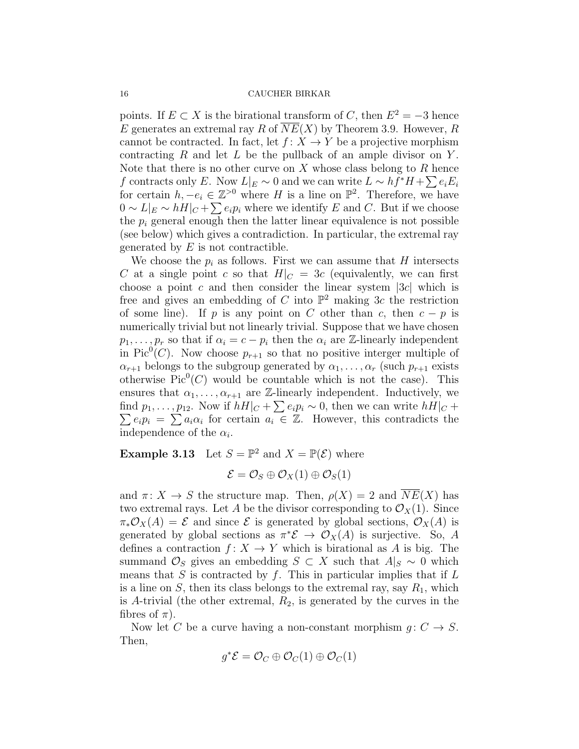points. If $E \subset X$ is the birational transform of $C$, then $E^2 = -3$ hence $E$ generates an extremal ray $R$ of $\overline{NE}(X)$ by Theorem 3.9. However, $R$ cannot be contracted. In fact, let $f\colon X \to Y$ be a projective morphism contracting $R$ and let $L$ be the pullback of an ample divisor on $Y$. Note that there is no other curve on $X$ whose class belong to $R$ hence $f$ contracts only $E$. Now $L|_E \sim 0$ and we can write $L \sim hf^*H + \sum e_i E_i$ for certain $h, -e_i \in \mathbb{Z}^{>0}$ where $H$ is a line on $\mathbb{P}^2$. Therefore, we have $0 \sim L|_E \sim hH|_C + \sum e_i p_i$ where we identify $E$ and $C$. But if we choose the $p_i$ general enough then the latter linear equivalence is not possible (see below) which gives a contradiction. In particular, the extremal ray generated by $E$ is not contractible.

We choose the $p_i$ as follows. First we can assume that $H$ intersects $C$ at a single point $c$ so that $H|_C = 3c$ (equivalently, we can first choose a point $c$ and then consider the linear system $|3c|$ which is free and gives an embedding of $C$ into $\mathbb{P}^2$ making $3c$ the restriction of some line). If $p$ is any point on $C$ other than $c$, then $c - p$ is numerically trivial but not linearly trivial. Suppose that we have chosen $p_1, \dots, p_r$ so that if $\alpha_i = c - p_i$ then the $\alpha_i$ are $\mathbb{Z}$-linearly independent in $\operatorname{Pic}^0(C)$. Now choose $p_{r+1}$ so that no positive interger multiple of $\alpha_{r+1}$ belongs to the subgroup generated by $\alpha_1, \dots, \alpha_r$ (such $p_{r+1}$ exists otherwise $\operatorname{Pic}^0(C)$ would be countable which is not the case). This ensures that $\alpha_1, \dots, \alpha_{r+1}$ are $\mathbb{Z}$-linearly independent. Inductively, we find $p_1, \dots, p_{12}$. Now if $hH|_C + \sum e_i p_i \sim 0$, then we can write $hH|_C + \sum e_i p_i = \sum a_i \alpha_i$ for certain $a_i \in \mathbb{Z}$. However, this contradicts the independence of the $\alpha_i$.

**Example 3.13** Let $S = \mathbb{P}^2$ and $X = \mathbb{P}(\mathcal{E})$ where

$$\mathcal{E} = \mathcal{O}_S \oplus \mathcal{O}_X(1) \oplus \mathcal{O}_S(1)$$

and $\pi\colon X \to S$ the structure map. Then, $\rho(X) = 2$ and $\overline{NE}(X)$ has two extremal rays. Let $A$ be the divisor corresponding to $\mathcal{O}_X(1)$. Since $\pi_*\mathcal{O}_X(A) = \mathcal{E}$ and since $\mathcal{E}$ is generated by global sections, $\mathcal{O}_X(A)$ is generated by global sections as $\pi^*\mathcal{E} \to \mathcal{O}_X(A)$ is surjective. So, $A$ defines a contraction $f\colon X \to Y$ which is birational as $A$ is big. The summand $\mathcal{O}_S$ gives an embedding $S \subset X$ such that $A|_S \sim 0$ which means that $S$ is contracted by $f$. This in particular implies that if $L$ is a line on $S$, then its class belongs to the extremal ray, say $R_1$, which is $A$-trivial (the other extremal, $R_2$, is generated by the curves in the fibres of $\pi$).

Now let $C$ be a curve having a non-constant morphism $g\colon C \to S$. Then,

$$g^*\mathcal{E} = \mathcal{O}_C \oplus \mathcal{O}_C(1) \oplus \mathcal{O}_C(1)$$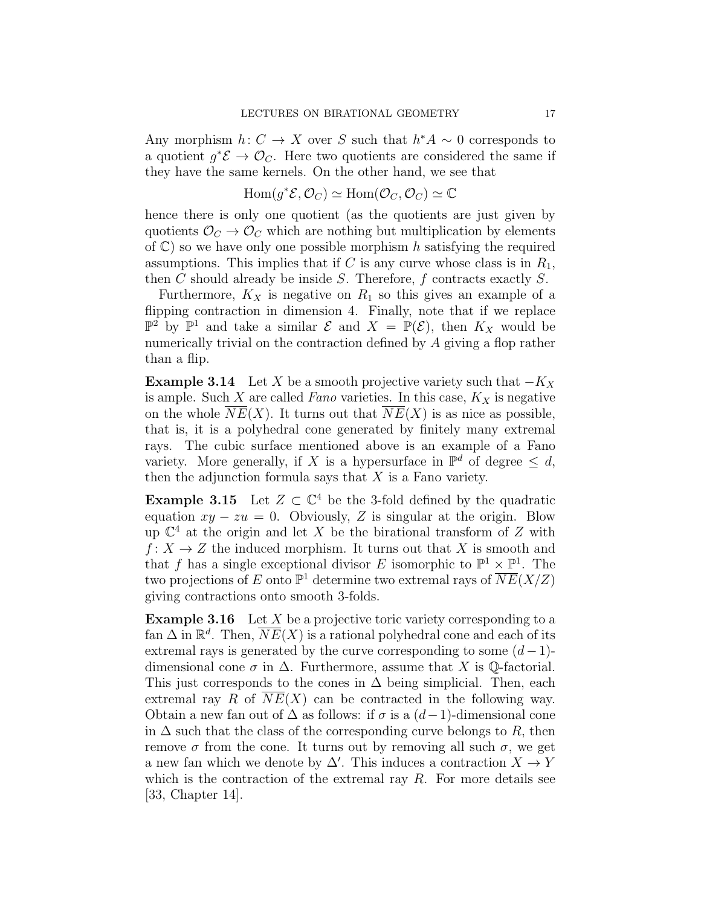Any morphism $h: C \to X$ over $S$ such that $h^*A \sim 0$ corresponds to a quotient $g^*\mathcal{E} \to \mathcal{O}_C$. Here two quotients are considered the same if they have the same kernels. On the other hand, we see that

$$\operatorname{Hom}(g^*\mathcal{E}, \mathcal{O}_C) \simeq \operatorname{Hom}(\mathcal{O}_C, \mathcal{O}_C) \simeq \mathbb{C}$$

hence there is only one quotient (as the quotients are just given by quotients $\mathcal{O}_C \to \mathcal{O}_C$ which are nothing but multiplication by elements of $\mathbb{C}$) so we have only one possible morphism $h$ satisfying the required assumptions. This implies that if $C$ is any curve whose class is in $R_1$, then $C$ should already be inside $S$. Therefore, $f$ contracts exactly $S$.

Furthermore, $K_X$ is negative on $R_1$ so this gives an example of a flipping contraction in dimension 4. Finally, note that if we replace $\mathbb{P}^2$ by $\mathbb{P}^1$ and take a similar $\mathcal{E}$ and $X = \mathbb{P}(\mathcal{E})$, then $K_X$ would be numerically trivial on the contraction defined by $A$ giving a flop rather than a flip.

**Example 3.14** Let $X$ be a smooth projective variety such that $-K_X$ is ample. Such $X$ are called *Fano* varieties. In this case, $K_X$ is negative on the whole $\overline{NE}(X)$. It turns out that $\overline{NE}(X)$ is as nice as possible, that is, it is a polyhedral cone generated by finitely many extremal rays. The cubic surface mentioned above is an example of a Fano variety. More generally, if $X$ is a hypersurface in $\mathbb{P}^d$ of degree $\leq d$, then the adjunction formula says that $X$ is a Fano variety.

**Example 3.15** Let $Z \subset \mathbb{C}^4$ be the 3-fold defined by the quadratic equation $xy - zu = 0$. Obviously, $Z$ is singular at the origin. Blow up $\mathbb{C}^4$ at the origin and let $X$ be the birational transform of $Z$ with $f: X \to Z$ the induced morphism. It turns out that $X$ is smooth and that $f$ has a single exceptional divisor $E$ isomorphic to $\mathbb{P}^1 \times \mathbb{P}^1$. The two projections of $E$ onto $\mathbb{P}^1$ determine two extremal rays of $\overline{NE}(X/Z)$ giving contractions onto smooth 3-folds.

**Example 3.16** Let $X$ be a projective toric variety corresponding to a fan $\Delta$ in $\mathbb{R}^d$. Then, $\overline{NE}(X)$ is a rational polyhedral cone and each of its extremal rays is generated by the curve corresponding to some $(d-1)$-dimensional cone $\sigma$ in $\Delta$. Furthermore, assume that $X$ is $\mathbb{Q}$-factorial. This just corresponds to the cones in $\Delta$ being simplicial. Then, each extremal ray $R$ of $\overline{NE}(X)$ can be contracted in the following way. Obtain a new fan out of $\Delta$ as follows: if $\sigma$ is a $(d-1)$-dimensional cone in $\Delta$ such that the class of the corresponding curve belongs to $R$, then remove $\sigma$ from the cone. It turns out by removing all such $\sigma$, we get a new fan which we denote by $\Delta'$. This induces a contraction $X \to Y$ which is the contraction of the extremal ray $R$. For more details see [33, Chapter 14].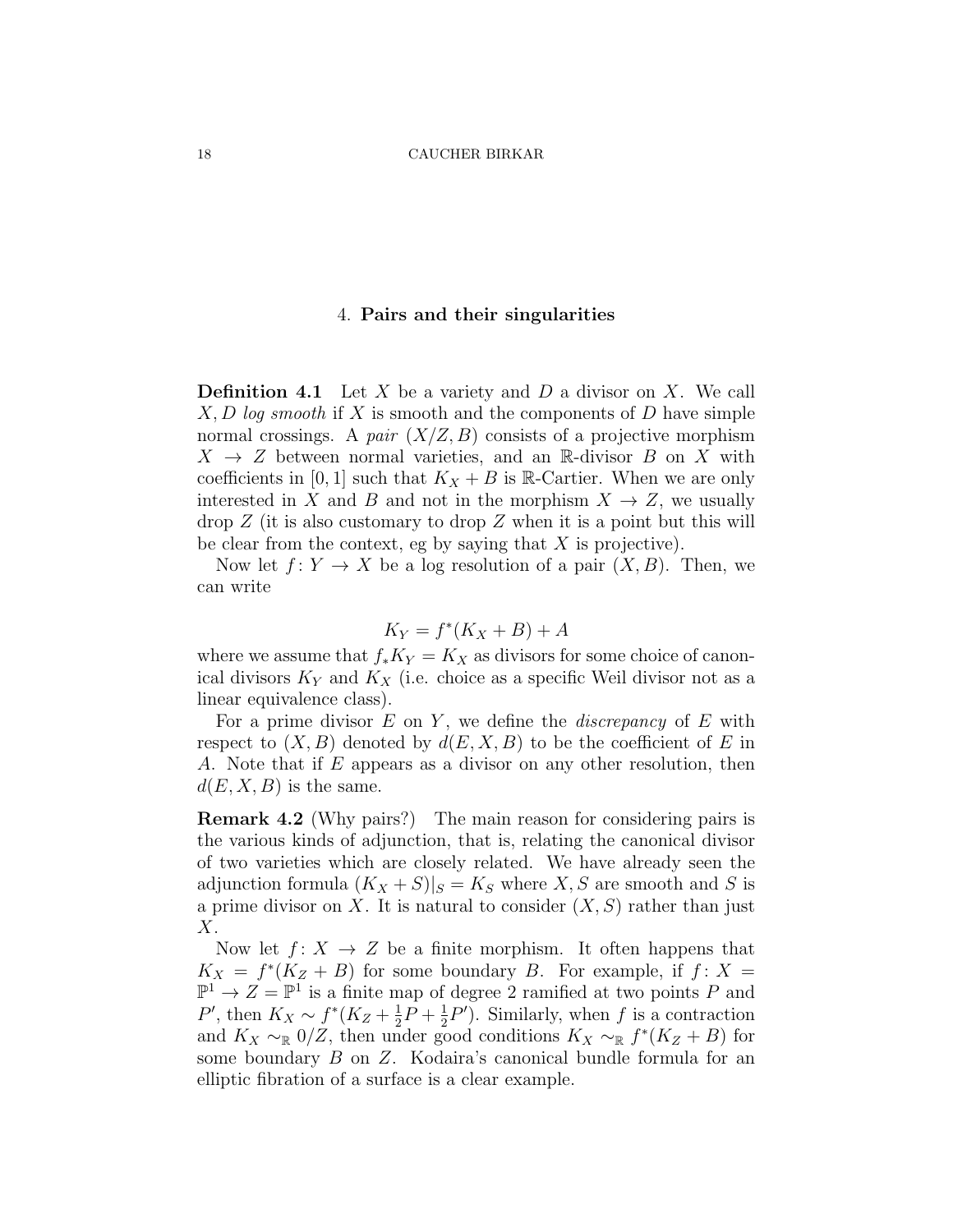## 4. **Pairs and their singularities**

**Definition 4.1** Let $X$ be a variety and $D$ a divisor on $X$. We call $X, D$ *log smooth* if $X$ is smooth and the components of $D$ have simple normal crossings. A *pair* $(X/Z, B)$ consists of a projective morphism $X \to Z$ between normal varieties, and an $\mathbb{R}$-divisor $B$ on $X$ with coefficients in $[0, 1]$ such that $K_X + B$ is $\mathbb{R}$-Cartier. When we are only interested in $X$ and $B$ and not in the morphism $X \to Z$, we usually drop $Z$ (it is also customary to drop $Z$ when it is a point but this will be clear from the context, eg by saying that $X$ is projective).

Now let $f : Y \to X$ be a log resolution of a pair $(X, B)$. Then, we can write

$$K_Y = f^*(K_X + B) + A$$

where we assume that $f_*K_Y = K_X$ as divisors for some choice of canonical divisors $K_Y$ and $K_X$ (i.e. choice as a specific Weil divisor not as a linear equivalence class).

For a prime divisor $E$ on $Y$, we define the *discrepancy* of $E$ with respect to $(X, B)$ denoted by $d(E, X, B)$ to be the coefficient of $E$ in $A$. Note that if $E$ appears as a divisor on any other resolution, then $d(E, X, B)$ is the same.

**Remark 4.2** (Why pairs?) The main reason for considering pairs is the various kinds of adjunction, that is, relating the canonical divisor of two varieties which are closely related. We have already seen the adjunction formula $(K_X + S)|_S = K_S$ where $X, S$ are smooth and $S$ is a prime divisor on $X$. It is natural to consider $(X, S)$ rather than just $X$.

Now let $f : X \to Z$ be a finite morphism. It often happens that $K_X = f^*(K_Z + B)$ for some boundary $B$. For example, if $f : X = \mathbb{P}^1 \to Z = \mathbb{P}^1$ is a finite map of degree 2 ramified at two points $P$ and $P'$, then $K_X \sim f^*(K_Z + \frac{1}{2}P + \frac{1}{2}P')$. Similarly, when $f$ is a contraction and $K_X \sim_{\mathbb{R}} 0/Z$, then under good conditions $K_X \sim_{\mathbb{R}} f^*(K_Z + B)$ for some boundary $B$ on $Z$. Kodaira's canonical bundle formula for an elliptic fibration of a surface is a clear example.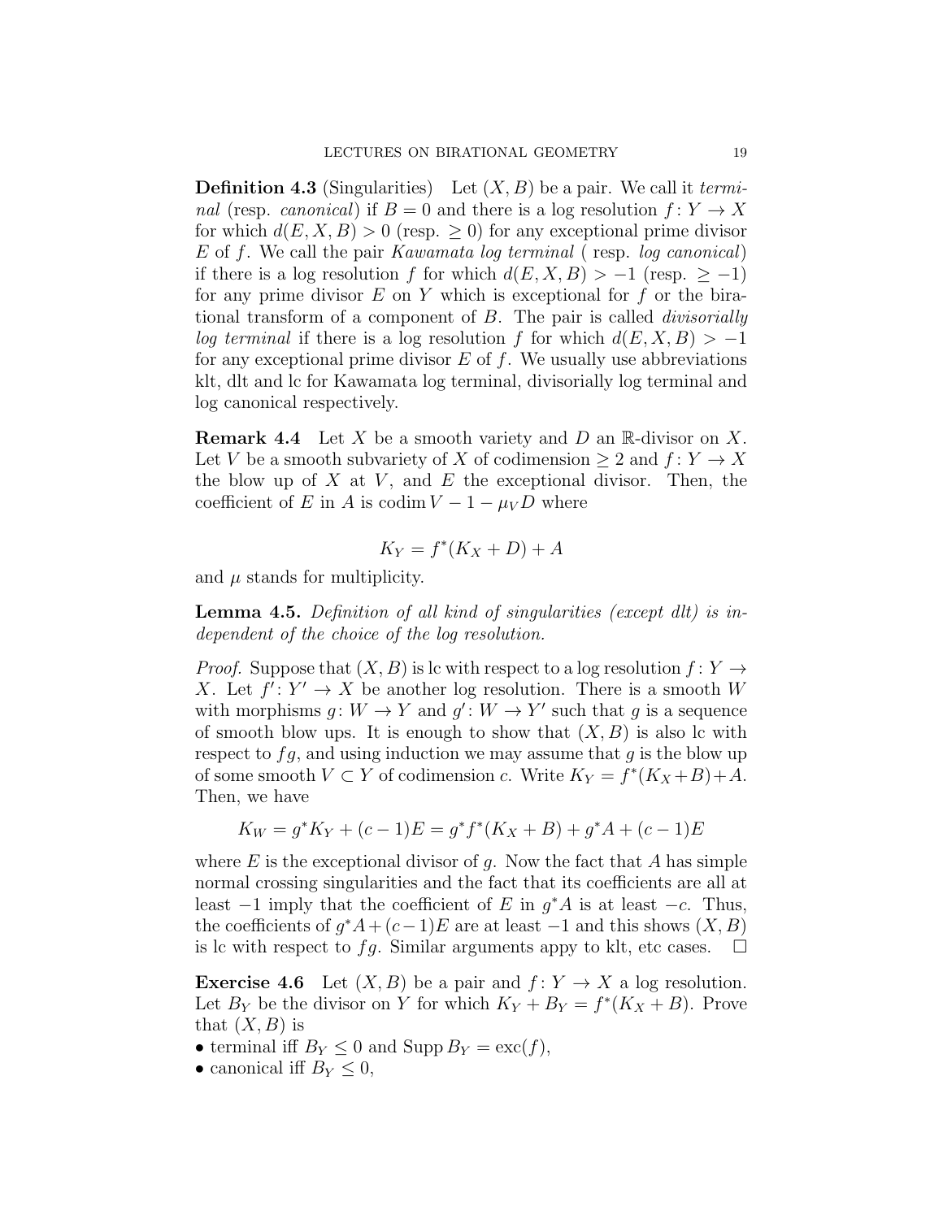**Definition 4.3** (Singularities) Let $(X, B)$ be a pair. We call it *terminal* (resp. *canonical*) if $B = 0$ and there is a log resolution $f: Y \to X$ for which $d(E, X, B) > 0$ (resp. $\geq 0$) for any exceptional prime divisor $E$ of $f$. We call the pair *Kawamata log terminal* ( resp. *log canonical*) if there is a log resolution $f$ for which $d(E, X, B) > -1$ (resp. $\geq -1$) for any prime divisor $E$ on $Y$ which is exceptional for $f$ or the birational transform of a component of $B$. The pair is called *divisorially log terminal* if there is a log resolution $f$ for which $d(E, X, B) > -1$ for any exceptional prime divisor $E$ of $f$. We usually use abbreviations klt, dlt and lc for Kawamata log terminal, divisorially log terminal and log canonical respectively.

**Remark 4.4** Let $X$ be a smooth variety and $D$ an $\mathbb{R}$-divisor on $X$. Let $V$ be a smooth subvariety of $X$ of codimension $\geq 2$ and $f: Y \to X$ the blow up of $X$ at $V$, and $E$ the exceptional divisor. Then, the coefficient of $E$ in $A$ is $\operatorname{codim} V - 1 - \mu_V D$ where

$$K_Y = f^*(K_X + D) + A$$

and $\mu$ stands for multiplicity.

**Lemma 4.5.** *Definition of all kind of singularities (except dlt) is independent of the choice of the log resolution.*

*Proof.* Suppose that $(X, B)$ is lc with respect to a log resolution $f: Y \to X$. Let $f': Y' \to X$ be another log resolution. There is a smooth $W$ with morphisms $g: W \to Y$ and $g': W \to Y'$ such that $g$ is a sequence of smooth blow ups. It is enough to show that $(X, B)$ is also lc with respect to $fg$, and using induction we may assume that $g$ is the blow up of some smooth $V \subset Y$ of codimension $c$. Write $K_Y = f^*(K_X + B) + A$. Then, we have

$$K_W = g^*K_Y + (c-1)E = g^*f^*(K_X + B) + g^*A + (c-1)E$$

where $E$ is the exceptional divisor of $g$. Now the fact that $A$ has simple normal crossing singularities and the fact that its coefficients are all at least $-1$ imply that the coefficient of $E$ in $g^*A$ is at least $-c$. Thus, the coefficients of $g^*A + (c-1)E$ are at least $-1$ and this shows $(X, B)$ is lc with respect to $fg$. Similar arguments appy to klt, etc cases. $\square$

**Exercise 4.6** Let $(X, B)$ be a pair and $f: Y \to X$ a log resolution. Let $B_Y$ be the divisor on $Y$ for which $K_Y + B_Y = f^*(K_X + B)$. Prove that $(X, B)$ is

- terminal iff $B_Y \leq 0$ and $\operatorname{Supp} B_Y = \operatorname{exc}(f)$,
- canonical iff $B_Y \leq 0$,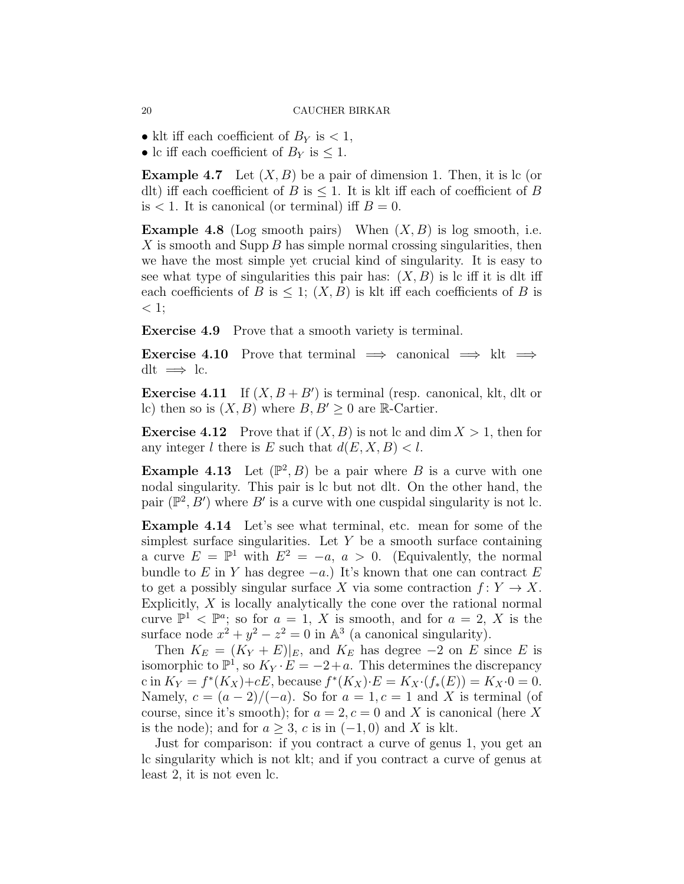- klt iff each coefficient of $B_Y$ is $< 1$,
- lc iff each coefficient of $B_Y$ is $\leq 1$.

**Example 4.7** Let $(X, B)$ be a pair of dimension 1. Then, it is lc (or dlt) iff each coefficient of $B$ is $\leq 1$. It is klt iff each of coefficient of $B$ is $< 1$. It is canonical (or terminal) iff $B = 0$.

**Example 4.8** (Log smooth pairs) When $(X, B)$ is log smooth, i.e. $X$ is smooth and $\operatorname{Supp} B$ has simple normal crossing singularities, then we have the most simple yet crucial kind of singularity. It is easy to see what type of singularities this pair has: $(X, B)$ is lc iff it is dlt iff each coefficients of $B$ is $\leq 1$; $(X, B)$ is klt iff each coefficients of $B$ is $< 1$;

**Exercise 4.9** Prove that a smooth variety is terminal.

**Exercise 4.10** Prove that terminal $\implies$ canonical $\implies$ klt $\implies$ dlt $\implies$ lc.

**Exercise 4.11** If $(X, B + B')$ is terminal (resp. canonical, klt, dlt or lc) then so is $(X, B)$ where $B, B' \geq 0$ are $\mathbb{R}$-Cartier.

**Exercise 4.12** Prove that if $(X, B)$ is not lc and $\dim X > 1$, then for any integer $l$ there is $E$ such that $d(E, X, B) < l$.

**Example 4.13** Let $(\mathbb{P}^2, B)$ be a pair where $B$ is a curve with one nodal singularity. This pair is lc but not dlt. On the other hand, the pair $(\mathbb{P}^2, B')$ where $B'$ is a curve with one cuspidal singularity is not lc.

**Example 4.14** Let's see what terminal, etc. mean for some of the simplest surface singularities. Let $Y$ be a smooth surface containing a curve $E = \mathbb{P}^1$ with $E^2 = -a$, $a > 0$. (Equivalently, the normal bundle to $E$ in $Y$ has degree $-a$.) It's known that one can contract $E$ to get a possibly singular surface $X$ via some contraction $f \colon Y \to X$. Explicitly, $X$ is locally analytically the cone over the rational normal curve $\mathbb{P}^1 < \mathbb{P}^a$; so for $a = 1$, $X$ is smooth, and for $a = 2$, $X$ is the surface node $x^2 + y^2 - z^2 = 0$ in $\mathbb{A}^3$ (a canonical singularity).

Then $K_E = (K_Y + E)|_E$, and $K_E$ has degree $-2$ on $E$ since $E$ is isomorphic to $\mathbb{P}^1$, so $K_Y \cdot E = -2 + a$. This determines the discrepancy c in $K_Y = f^*(K_X) + cE$, because $f^*(K_X) \cdot E = K_X \cdot (f_*(E)) = K_X \cdot 0 = 0$. Namely, $c = (a-2)/(-a)$. So for $a = 1, c = 1$ and $X$ is terminal (of course, since it's smooth); for $a = 2, c = 0$ and $X$ is canonical (here $X$ is the node); and for $a \geq 3$, $c$ is in $(-1, 0)$ and $X$ is klt.

Just for comparison: if you contract a curve of genus 1, you get an lc singularity which is not klt; and if you contract a curve of genus at least 2, it is not even lc.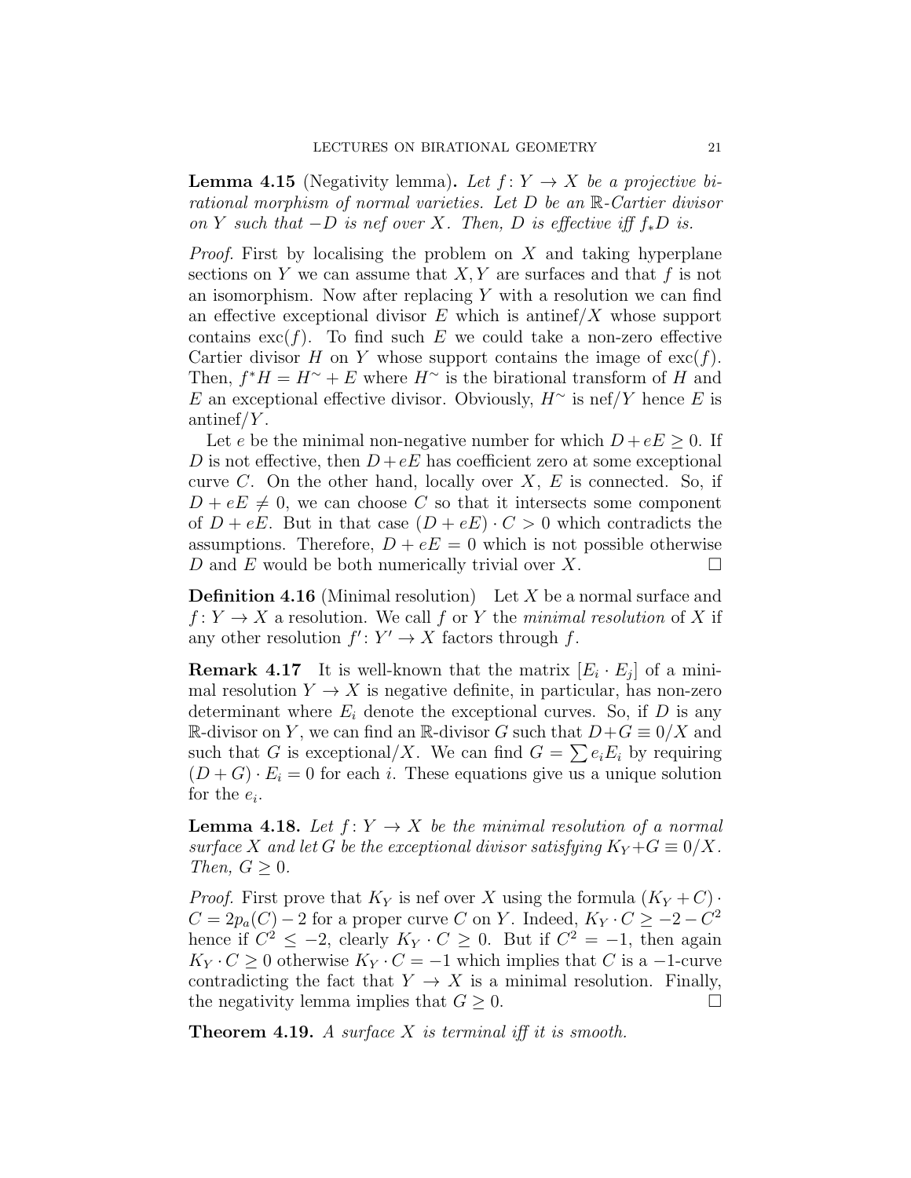**Lemma 4.15** (Negativity lemma)**.** *Let $f\colon Y \to X$ be a projective birational morphism of normal varieties. Let $D$ be an $\mathbb{R}$-Cartier divisor on $Y$ such that $-D$ is nef over $X$. Then, $D$ is effective iff $f_*D$ is.*

*Proof.* First by localising the problem on $X$ and taking hyperplane sections on $Y$ we can assume that $X, Y$ are surfaces and that $f$ is not an isomorphism. Now after replacing $Y$ with a resolution we can find an effective exceptional divisor $E$ which is antinef/$X$ whose support contains $\mathrm{exc}(f)$. To find such $E$ we could take a non-zero effective Cartier divisor $H$ on $Y$ whose support contains the image of $\mathrm{exc}(f)$. Then, $f^*H = H^\sim + E$ where $H^\sim$ is the birational transform of $H$ and $E$ an exceptional effective divisor. Obviously, $H^\sim$ is nef/$Y$ hence $E$ is antinef/$Y$.

Let $e$ be the minimal non-negative number for which $D + eE \geq 0$. If $D$ is not effective, then $D + eE$ has coefficient zero at some exceptional curve $C$. On the other hand, locally over $X$, $E$ is connected. So, if $D + eE \neq 0$, we can choose $C$ so that it intersects some component of $D + eE$. But in that case $(D + eE) \cdot C > 0$ which contradicts the assumptions. Therefore, $D + eE = 0$ which is not possible otherwise $D$ and $E$ would be both numerically trivial over $X$. □

**Definition 4.16** (Minimal resolution) Let $X$ be a normal surface and $f\colon Y \to X$ a resolution. We call $f$ or $Y$ the *minimal resolution* of $X$ if any other resolution $f'\colon Y' \to X$ factors through $f$.

**Remark 4.17** It is well-known that the matrix $[E_i \cdot E_j]$ of a minimal resolution $Y \to X$ is negative definite, in particular, has non-zero determinant where $E_i$ denote the exceptional curves. So, if $D$ is any $\mathbb{R}$-divisor on $Y$, we can find an $\mathbb{R}$-divisor $G$ such that $D + G \equiv 0/X$ and such that $G$ is exceptional/$X$. We can find $G = \sum e_i E_i$ by requiring $(D + G) \cdot E_i = 0$ for each $i$. These equations give us a unique solution for the $e_i$.

**Lemma 4.18.** *Let $f\colon Y \to X$ be the minimal resolution of a normal surface $X$ and let $G$ be the exceptional divisor satisfying $K_Y + G \equiv 0/X$. Then, $G \geq 0$.*

*Proof.* First prove that $K_Y$ is nef over $X$ using the formula $(K_Y + C) \cdot C = 2p_a(C) - 2$ for a proper curve $C$ on $Y$. Indeed, $K_Y \cdot C \geq -2 - C^2$ hence if $C^2 \leq -2$, clearly $K_Y \cdot C \geq 0$. But if $C^2 = -1$, then again $K_Y \cdot C \geq 0$ otherwise $K_Y \cdot C = -1$ which implies that $C$ is a $-1$-curve contradicting the fact that $Y \to X$ is a minimal resolution. Finally, the negativity lemma implies that $G \geq 0$. □

**Theorem 4.19.** *A surface $X$ is terminal iff it is smooth.*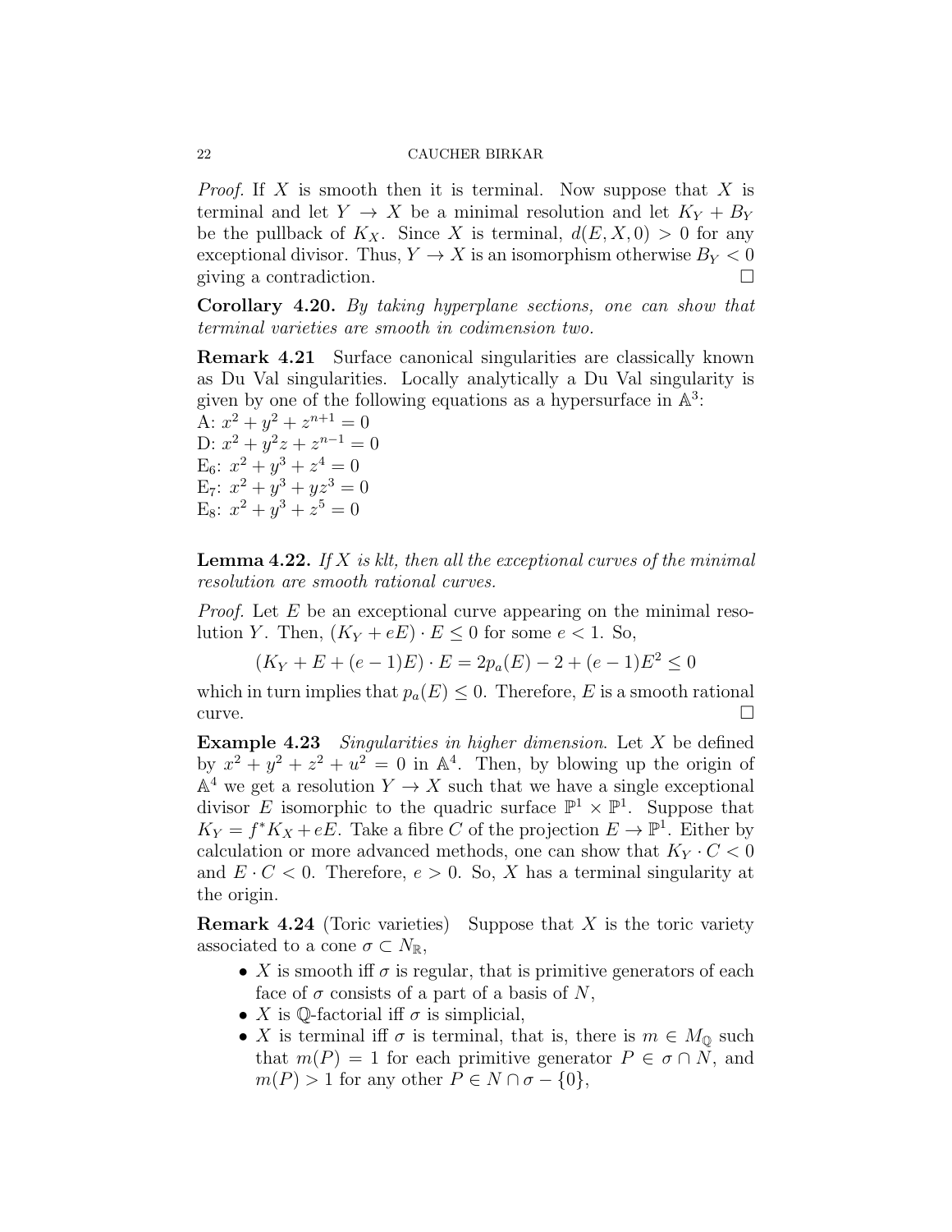*Proof.* If $X$ is smooth then it is terminal. Now suppose that $X$ is terminal and let $Y \to X$ be a minimal resolution and let $K_Y + B_Y$ be the pullback of $K_X$. Since $X$ is terminal, $d(E, X, 0) > 0$ for any exceptional divisor. Thus, $Y \to X$ is an isomorphism otherwise $B_Y < 0$ giving a contradiction. □

**Corollary 4.20.** *By taking hyperplane sections, one can show that terminal varieties are smooth in codimension two.*

**Remark 4.21** Surface canonical singularities are classically known as Du Val singularities. Locally analytically a Du Val singularity is given by one of the following equations as a hypersurface in $\mathbb{A}^3$:
A: $x^2 + y^2 + z^{n+1} = 0$
D: $x^2 + y^2 z + z^{n-1} = 0$
$\mathrm{E}_6$: $x^2 + y^3 + z^4 = 0$
$\mathrm{E}_7$: $x^2 + y^3 + yz^3 = 0$
$\mathrm{E}_8$: $x^2 + y^3 + z^5 = 0$

**Lemma 4.22.** *If $X$ is klt, then all the exceptional curves of the minimal resolution are smooth rational curves.*

*Proof.* Let $E$ be an exceptional curve appearing on the minimal resolution $Y$. Then, $(K_Y + eE) \cdot E \leq 0$ for some $e < 1$. So,

$$(K_Y + E + (e-1)E) \cdot E = 2p_a(E) - 2 + (e-1)E^2 \leq 0$$

which in turn implies that $p_a(E) \leq 0$. Therefore, $E$ is a smooth rational curve. □

**Example 4.23** *Singularities in higher dimension*. Let $X$ be defined by $x^2 + y^2 + z^2 + u^2 = 0$ in $\mathbb{A}^4$. Then, by blowing up the origin of $\mathbb{A}^4$ we get a resolution $Y \to X$ such that we have a single exceptional divisor $E$ isomorphic to the quadric surface $\mathbb{P}^1 \times \mathbb{P}^1$. Suppose that $K_Y = f^*K_X + eE$. Take a fibre $C$ of the projection $E \to \mathbb{P}^1$. Either by calculation or more advanced methods, one can show that $K_Y \cdot C < 0$ and $E \cdot C < 0$. Therefore, $e > 0$. So, $X$ has a terminal singularity at the origin.

**Remark 4.24** (Toric varieties) Suppose that $X$ is the toric variety associated to a cone $\sigma \subset N_{\mathbb{R}}$,

- $X$ is smooth iff $\sigma$ is regular, that is primitive generators of each face of $\sigma$ consists of a part of a basis of $N$,
- $X$ is $\mathbb{Q}$-factorial iff $\sigma$ is simplicial,
- $X$ is terminal iff $\sigma$ is terminal, that is, there is $m \in M_{\mathbb{Q}}$ such that $m(P) = 1$ for each primitive generator $P \in \sigma \cap N$, and $m(P) > 1$ for any other $P \in N \cap \sigma - \{0\}$,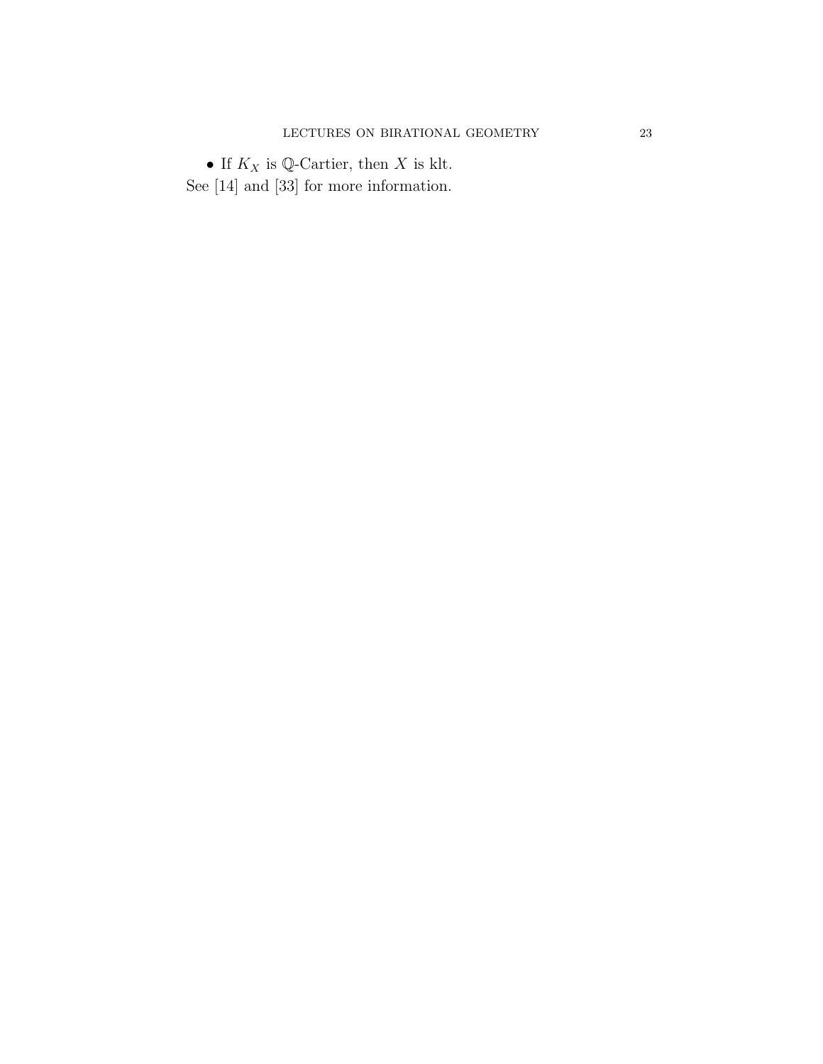- If $K_X$ is $\mathbb{Q}$-Cartier, then $X$ is klt.

See [14] and [33] for more information.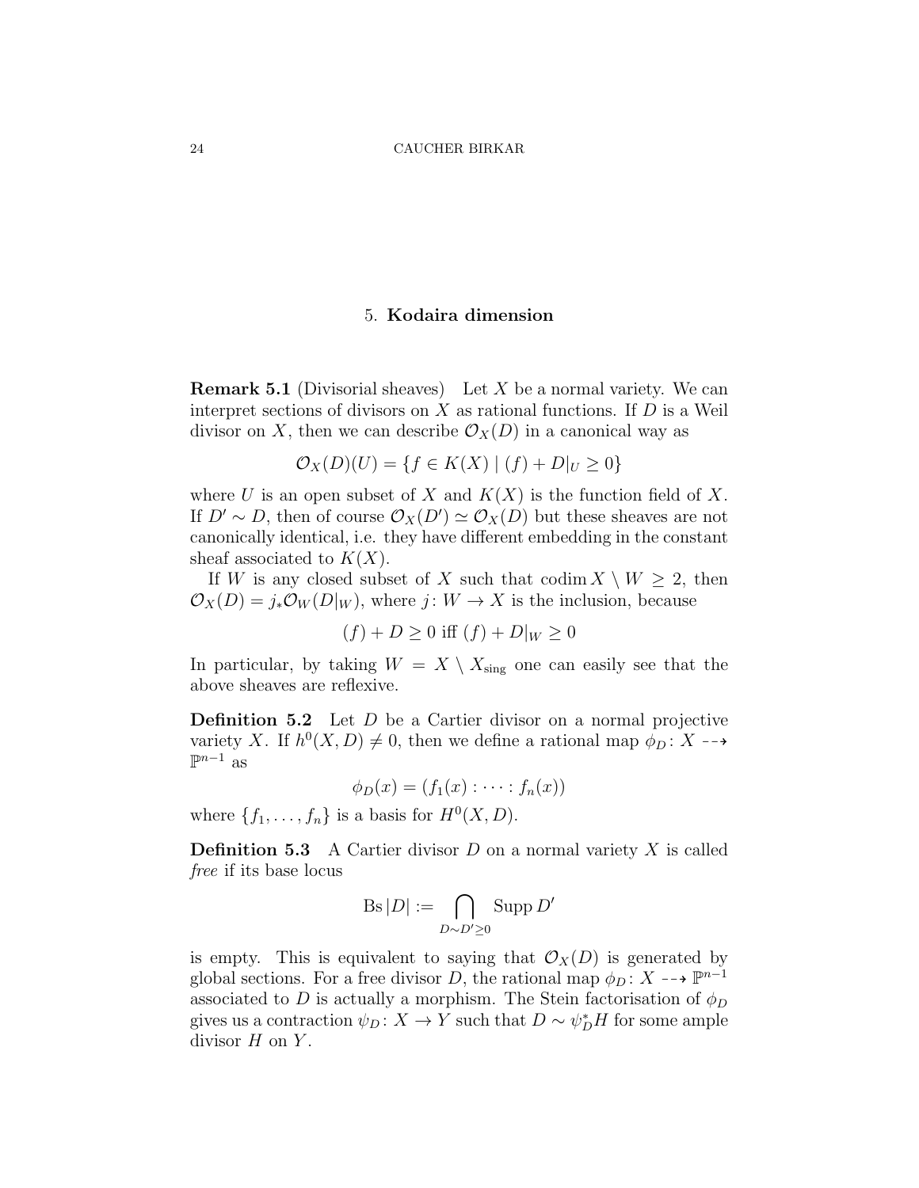## 5. **Kodaira dimension**

**Remark 5.1** (Divisorial sheaves) Let $X$ be a normal variety. We can interpret sections of divisors on $X$ as rational functions. If $D$ is a Weil divisor on $X$, then we can describe $\mathcal{O}_X(D)$ in a canonical way as

$$\mathcal{O}_X(D)(U) = \{f \in K(X) \mid (f) + D|_U \geq 0\}$$

where $U$ is an open subset of $X$ and $K(X)$ is the function field of $X$. If $D' \sim D$, then of course $\mathcal{O}_X(D') \simeq \mathcal{O}_X(D)$ but these sheaves are not canonically identical, i.e. they have different embedding in the constant sheaf associated to $K(X)$.

If $W$ is any closed subset of $X$ such that $\operatorname{codim} X \setminus W \geq 2$, then $\mathcal{O}_X(D) = j_*\mathcal{O}_W(D|_W)$, where $j \colon W \to X$ is the inclusion, because

$$(f) + D \geq 0 \text{ iff } (f) + D|_W \geq 0$$

In particular, by taking $W = X \setminus X_{\text{sing}}$ one can easily see that the above sheaves are reflexive.

**Definition 5.2** Let $D$ be a Cartier divisor on a normal projective variety $X$. If $h^0(X, D) \neq 0$, then we define a rational map $\phi_D \colon X \dashrightarrow \mathbb{P}^{n-1}$ as

$$\phi_D(x) = (f_1(x) : \cdots : f_n(x))$$

where $\{f_1, \dots, f_n\}$ is a basis for $H^0(X, D)$.

**Definition 5.3** A Cartier divisor $D$ on a normal variety $X$ is called *free* if its base locus

$$\operatorname{Bs}|D| := \bigcap_{D \sim D' \geq 0} \operatorname{Supp} D'$$

is empty. This is equivalent to saying that $\mathcal{O}_X(D)$ is generated by global sections. For a free divisor $D$, the rational map $\phi_D \colon X \dashrightarrow \mathbb{P}^{n-1}$ associated to $D$ is actually a morphism. The Stein factorisation of $\phi_D$ gives us a contraction $\psi_D \colon X \to Y$ such that $D \sim \psi_D^* H$ for some ample divisor $H$ on $Y$.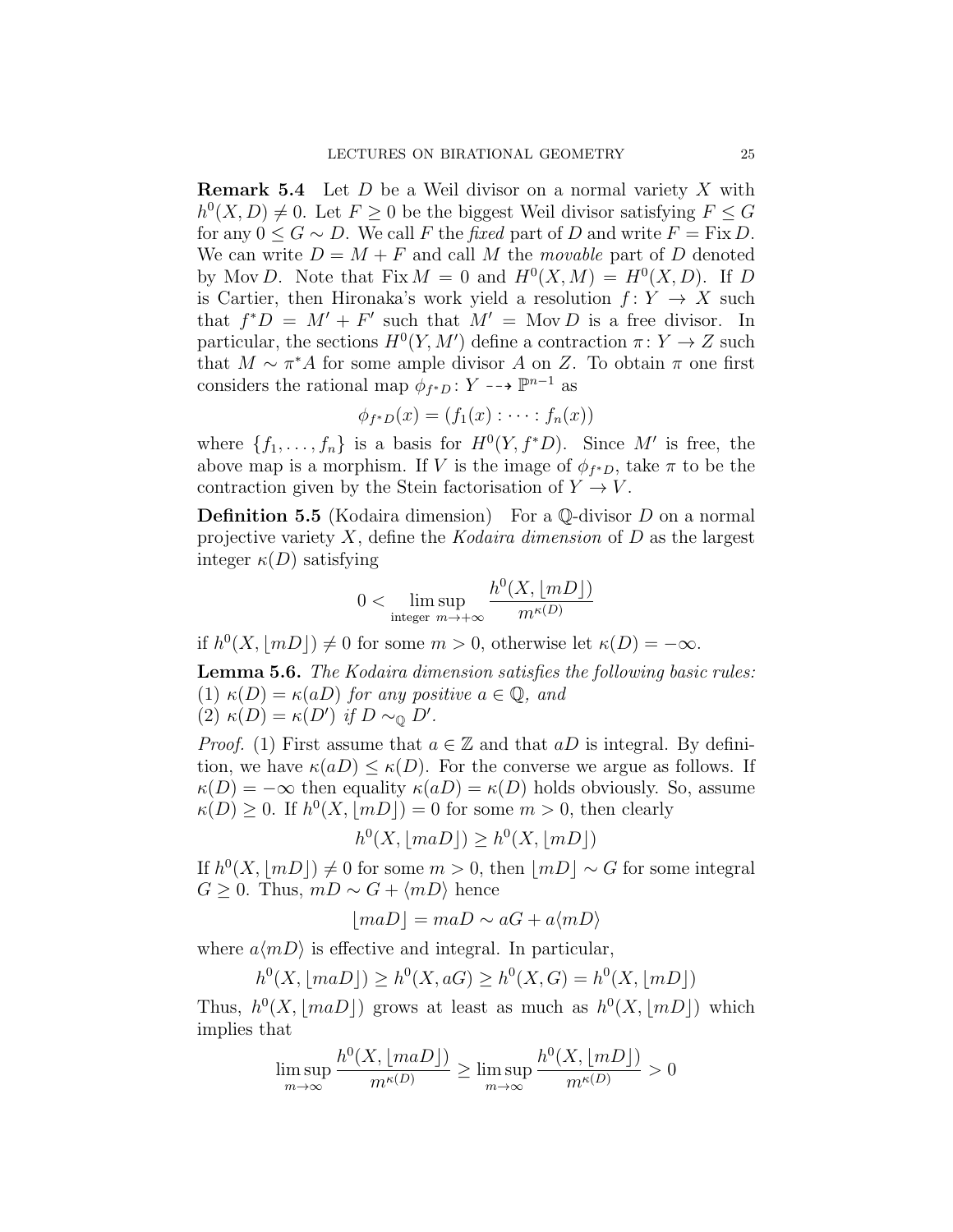**Remark 5.4** Let $D$ be a Weil divisor on a normal variety $X$ with $h^0(X, D) \neq 0$. Let $F \geq 0$ be the biggest Weil divisor satisfying $F \leq G$ for any $0 \leq G \sim D$. We call $F$ the *fixed* part of $D$ and write $F = \operatorname{Fix} D$. We can write $D = M + F$ and call $M$ the *movable* part of $D$ denoted by $\operatorname{Mov} D$. Note that $\operatorname{Fix} M = 0$ and $H^0(X, M) = H^0(X, D)$. If $D$ is Cartier, then Hironaka's work yield a resolution $f\colon Y \to X$ such that $f^*D = M' + F'$ such that $M' = \operatorname{Mov} D$ is a free divisor. In particular, the sections $H^0(Y, M')$ define a contraction $\pi\colon Y \to Z$ such that $M \sim \pi^*A$ for some ample divisor $A$ on $Z$. To obtain $\pi$ one first considers the rational map $\phi_{f^*D}\colon Y \dashrightarrow \mathbb{P}^{n-1}$ as

$$\phi_{f^*D}(x) = (f_1(x) : \cdots : f_n(x))$$

where $\{f_1, \ldots, f_n\}$ is a basis for $H^0(Y, f^*D)$. Since $M'$ is free, the above map is a morphism. If $V$ is the image of $\phi_{f^*D}$, take $\pi$ to be the contraction given by the Stein factorisation of $Y \to V$.

**Definition 5.5** (Kodaira dimension) For a $\mathbb{Q}$-divisor $D$ on a normal projective variety $X$, define the *Kodaira dimension* of $D$ as the largest integer $\kappa(D)$ satisfying

$$0 < \limsup_{\text{integer } m \to +\infty} \frac{h^0(X, \lfloor mD \rfloor)}{m^{\kappa(D)}}$$

if $h^0(X, \lfloor mD \rfloor) \neq 0$ for some $m > 0$, otherwise let $\kappa(D) = -\infty$.

**Lemma 5.6.** *The Kodaira dimension satisfies the following basic rules:*
*(1) $\kappa(D) = \kappa(aD)$ for any positive $a \in \mathbb{Q}$, and*
*(2) $\kappa(D) = \kappa(D')$ if $D \sim_{\mathbb{Q}} D'$.*

*Proof.* (1) First assume that $a \in \mathbb{Z}$ and that $aD$ is integral. By definition, we have $\kappa(aD) \leq \kappa(D)$. For the converse we argue as follows. If $\kappa(D) = -\infty$ then equality $\kappa(aD) = \kappa(D)$ holds obviously. So, assume $\kappa(D) \geq 0$. If $h^0(X, \lfloor mD \rfloor) = 0$ for some $m > 0$, then clearly

$$h^0(X, \lfloor maD \rfloor) \geq h^0(X, \lfloor mD \rfloor)$$

If $h^0(X, \lfloor mD \rfloor) \neq 0$ for some $m > 0$, then $\lfloor mD \rfloor \sim G$ for some integral $G \geq 0$. Thus, $mD \sim G + \langle mD \rangle$ hence

$$\lfloor maD \rfloor = maD \sim aG + a\langle mD \rangle$$

where $a\langle mD \rangle$ is effective and integral. In particular,

$$h^0(X, \lfloor maD \rfloor) \geq h^0(X, aG) \geq h^0(X, G) = h^0(X, \lfloor mD \rfloor)$$

Thus, $h^0(X, \lfloor maD \rfloor)$ grows at least as much as $h^0(X, \lfloor mD \rfloor)$ which implies that

$$\limsup_{m \to \infty} \frac{h^0(X, \lfloor maD \rfloor)}{m^{\kappa(D)}} \geq \limsup_{m \to \infty} \frac{h^0(X, \lfloor mD \rfloor)}{m^{\kappa(D)}} > 0$$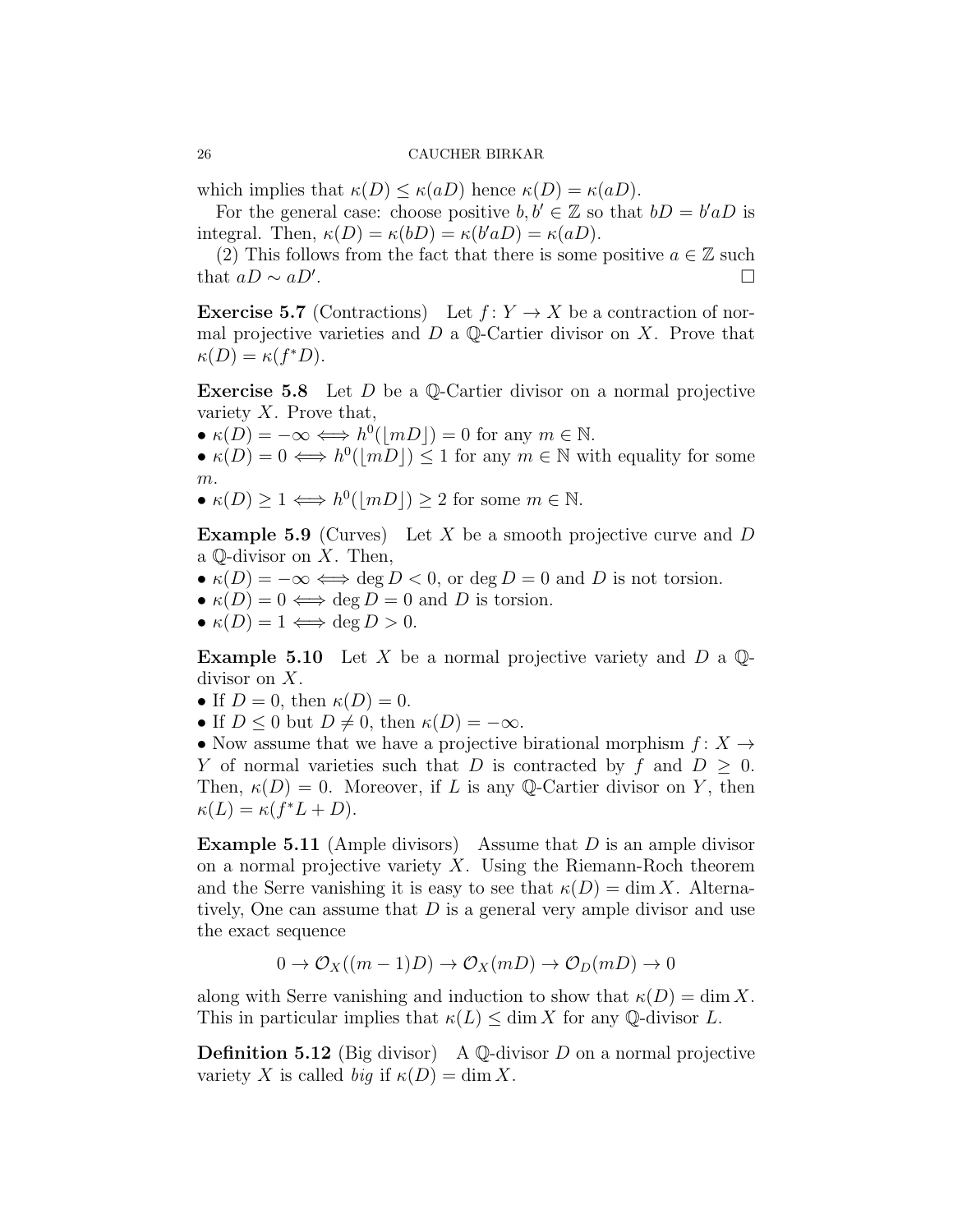which implies that $\kappa(D) \leq \kappa(aD)$ hence $\kappa(D) = \kappa(aD)$.

For the general case: choose positive $b, b' \in \mathbb{Z}$ so that $bD = b'aD$ is integral. Then, $\kappa(D) = \kappa(bD) = \kappa(b'aD) = \kappa(aD)$.

(2) This follows from the fact that there is some positive $a \in \mathbb{Z}$ such that $aD \sim aD'$. $\square$

**Exercise 5.7** (Contractions) Let $f\colon Y \to X$ be a contraction of normal projective varieties and $D$ a $\mathbb{Q}$-Cartier divisor on $X$. Prove that $\kappa(D) = \kappa(f^*D)$.

**Exercise 5.8** Let $D$ be a $\mathbb{Q}$-Cartier divisor on a normal projective variety $X$. Prove that,

- $\kappa(D) = -\infty \iff h^0(\lfloor mD \rfloor) = 0$ for any $m \in \mathbb{N}$.
- $\kappa(D) = 0 \iff h^0(\lfloor mD \rfloor) \leq 1$ for any $m \in \mathbb{N}$ with equality for some $m$.
- $\kappa(D) \geq 1 \iff h^0(\lfloor mD \rfloor) \geq 2$ for some $m \in \mathbb{N}$.

**Example 5.9** (Curves) Let $X$ be a smooth projective curve and $D$ a $\mathbb{Q}$-divisor on $X$. Then,

- $\kappa(D) = -\infty \iff \deg D < 0$, or $\deg D = 0$ and $D$ is not torsion.
- $\kappa(D) = 0 \iff \deg D = 0$ and $D$ is torsion.
- $\kappa(D) = 1 \iff \deg D > 0$.

**Example 5.10** Let $X$ be a normal projective variety and $D$ a $\mathbb{Q}$-divisor on $X$.

- If $D = 0$, then $\kappa(D) = 0$.
- If $D \leq 0$ but $D \neq 0$, then $\kappa(D) = -\infty$.
- Now assume that we have a projective birational morphism $f\colon X \to Y$ of normal varieties such that $D$ is contracted by $f$ and $D \geq 0$. Then, $\kappa(D) = 0$. Moreover, if $L$ is any $\mathbb{Q}$-Cartier divisor on $Y$, then $\kappa(L) = \kappa(f^*L + D)$.

**Example 5.11** (Ample divisors) Assume that $D$ is an ample divisor on a normal projective variety $X$. Using the Riemann-Roch theorem and the Serre vanishing it is easy to see that $\kappa(D) = \dim X$. Alternatively, One can assume that $D$ is a general very ample divisor and use the exact sequence

$$0 \to \mathcal{O}_X((m-1)D) \to \mathcal{O}_X(mD) \to \mathcal{O}_D(mD) \to 0$$

along with Serre vanishing and induction to show that $\kappa(D) = \dim X$. This in particular implies that $\kappa(L) \leq \dim X$ for any $\mathbb{Q}$-divisor $L$.

**Definition 5.12** (Big divisor) A $\mathbb{Q}$-divisor $D$ on a normal projective variety $X$ is called *big* if $\kappa(D) = \dim X$.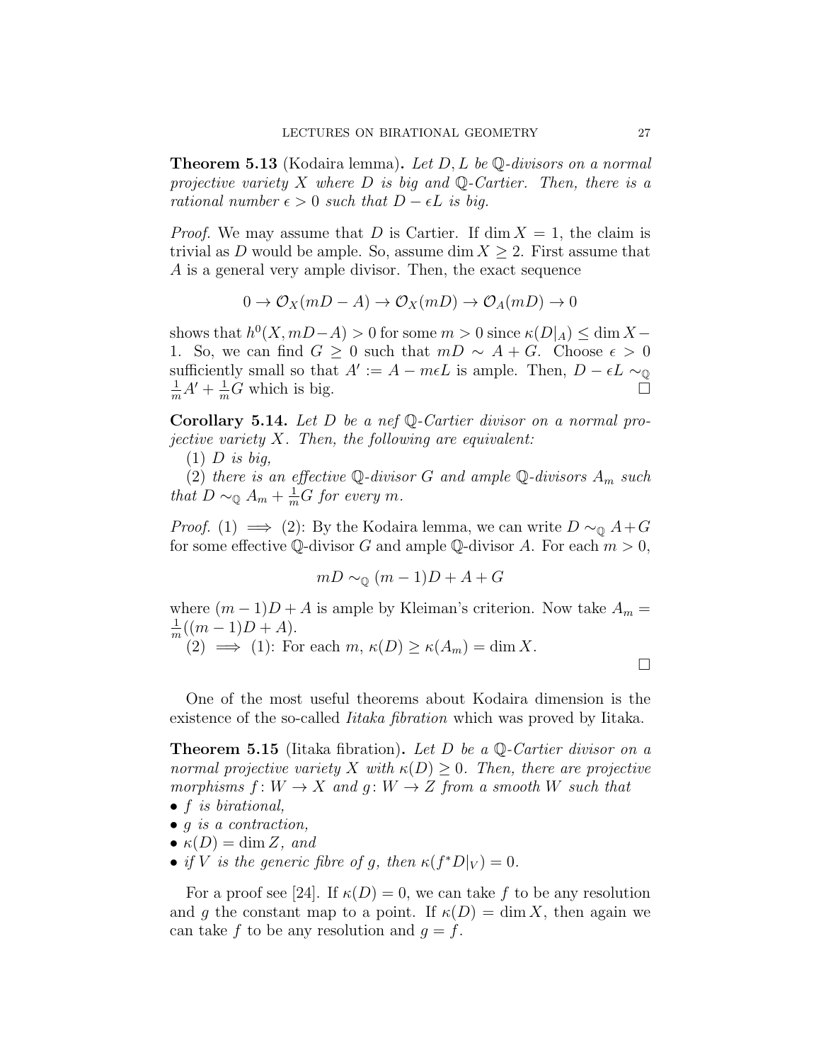**Theorem 5.13** (Kodaira lemma)**.** *Let $D, L$ be $\mathbb{Q}$-divisors on a normal projective variety $X$ where $D$ is big and $\mathbb{Q}$-Cartier. Then, there is a rational number $\epsilon > 0$ such that $D - \epsilon L$ is big.*

*Proof.* We may assume that $D$ is Cartier. If $\dim X = 1$, the claim is trivial as $D$ would be ample. So, assume $\dim X \geq 2$. First assume that $A$ is a general very ample divisor. Then, the exact sequence

$$0 \to \mathcal{O}_X(mD - A) \to \mathcal{O}_X(mD) \to \mathcal{O}_A(mD) \to 0$$

shows that $h^0(X, mD - A) > 0$ for some $m > 0$ since $\kappa(D|_A) \leq \dim X - 1$. So, we can find $G \geq 0$ such that $mD \sim A + G$. Choose $\epsilon > 0$ sufficiently small so that $A' := A - m\epsilon L$ is ample. Then, $D - \epsilon L \sim_{\mathbb{Q}} \frac{1}{m}A' + \frac{1}{m}G$ which is big. $\square$

**Corollary 5.14.** *Let $D$ be a nef $\mathbb{Q}$-Cartier divisor on a normal projective variety $X$. Then, the following are equivalent:*

(1) *$D$ is big,*

(2) *there is an effective $\mathbb{Q}$-divisor $G$ and ample $\mathbb{Q}$-divisors $A_m$ such that $D \sim_{\mathbb{Q}} A_m + \frac{1}{m}G$ for every $m$.*

*Proof.* (1) $\implies$ (2): By the Kodaira lemma, we can write $D \sim_{\mathbb{Q}} A + G$ for some effective $\mathbb{Q}$-divisor $G$ and ample $\mathbb{Q}$-divisor $A$. For each $m > 0$,

$$mD \sim_{\mathbb{Q}} (m-1)D + A + G$$

where $(m-1)D + A$ is ample by Kleiman's criterion. Now take $A_m = \frac{1}{m}((m-1)D + A)$.

(2) $\implies$ (1): For each $m$, $\kappa(D) \geq \kappa(A_m) = \dim X$. $\square$

One of the most useful theorems about Kodaira dimension is the existence of the so-called *Iitaka fibration* which was proved by Iitaka.

**Theorem 5.15** (Iitaka fibration)**.** *Let $D$ be a $\mathbb{Q}$-Cartier divisor on a normal projective variety $X$ with $\kappa(D) \geq 0$. Then, there are projective morphisms $f\colon W \to X$ and $g\colon W \to Z$ from a smooth $W$ such that*

- *$f$ is birational,*
- *$g$ is a contraction,*
- *$\kappa(D) = \dim Z$, and*
- *if $V$ is the generic fibre of $g$, then $\kappa(f^*D|_V) = 0$.*

For a proof see [24]. If $\kappa(D) = 0$, we can take $f$ to be any resolution and $g$ the constant map to a point. If $\kappa(D) = \dim X$, then again we can take $f$ to be any resolution and $g = f$.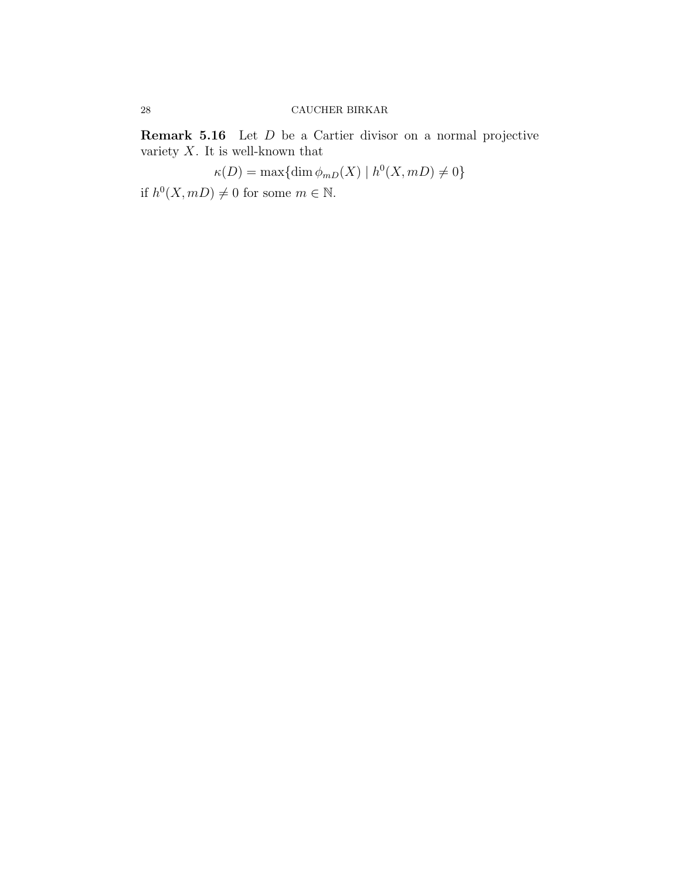**Remark 5.16** Let $D$ be a Cartier divisor on a normal projective variety $X$. It is well-known that

$$\kappa(D) = \max\{\dim \phi_{mD}(X) \mid h^0(X, mD) \neq 0\}$$

if $h^0(X, mD) \neq 0$ for some $m \in \mathbb{N}$.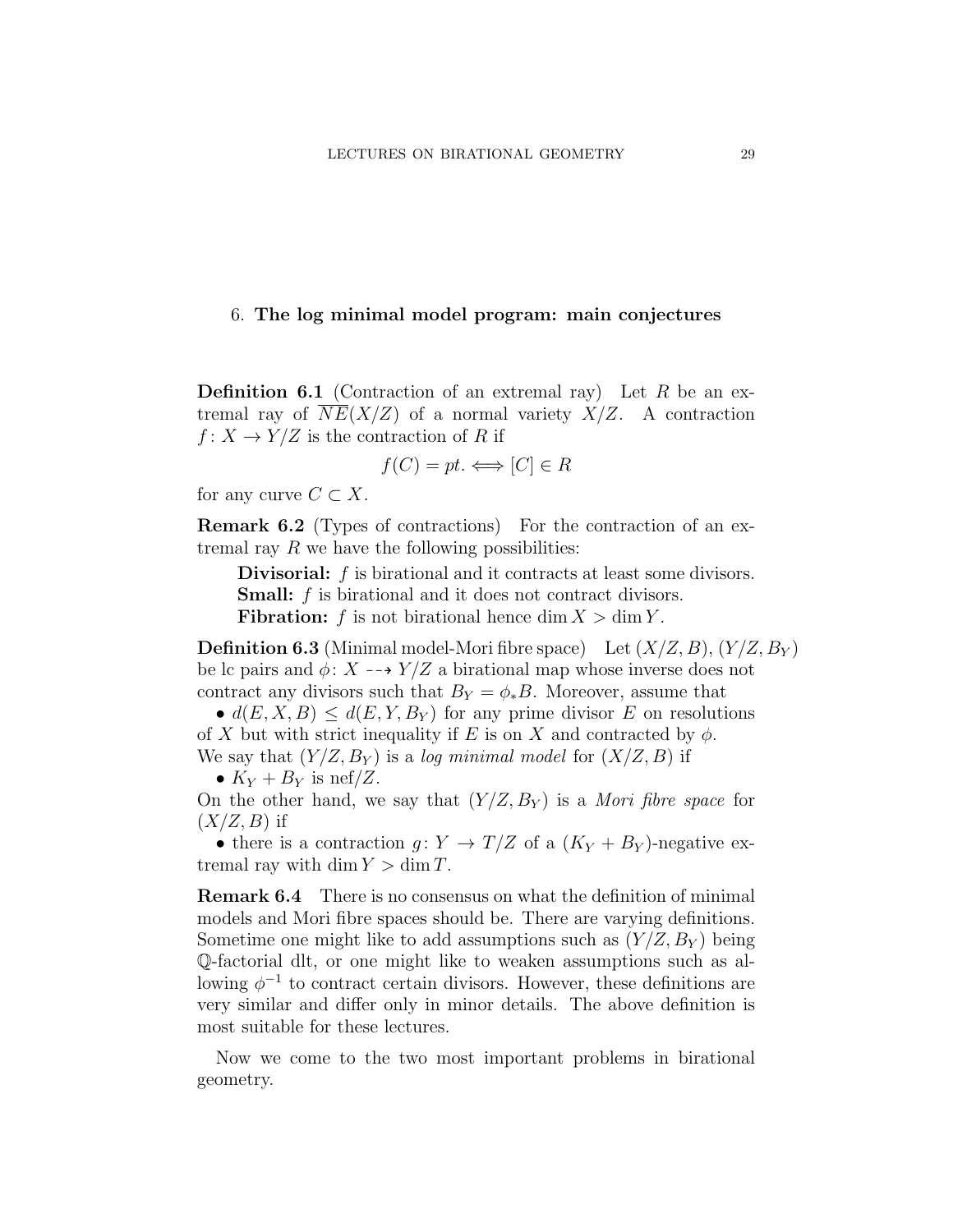## 6. The log minimal model program: main conjectures

**Definition 6.1** (Contraction of an extremal ray) Let $R$ be an extremal ray of $\overline{NE}(X/Z)$ of a normal variety $X/Z$. A contraction $f\colon X \to Y/Z$ is the contraction of $R$ if

$$f(C) = pt. \iff [C] \in R$$

for any curve $C \subset X$.

**Remark 6.2** (Types of contractions) For the contraction of an extremal ray $R$ we have the following possibilities:

**Divisorial:** $f$ is birational and it contracts at least some divisors.
**Small:** $f$ is birational and it does not contract divisors.
**Fibration:** $f$ is not birational hence $\dim X > \dim Y$.

**Definition 6.3** (Minimal model-Mori fibre space) Let $(X/Z, B)$, $(Y/Z, B_Y)$ be lc pairs and $\phi\colon X \dashrightarrow Y/Z$ a birational map whose inverse does not contract any divisors such that $B_Y = \phi_* B$. Moreover, assume that

• $d(E, X, B) \leq d(E, Y, B_Y)$ for any prime divisor $E$ on resolutions of $X$ but with strict inequality if $E$ is on $X$ and contracted by $\phi$.

We say that $(Y/Z, B_Y)$ is a *log minimal model* for $(X/Z, B)$ if

• $K_Y + B_Y$ is nef$/Z$.

On the other hand, we say that $(Y/Z, B_Y)$ is a *Mori fibre space* for $(X/Z, B)$ if

• there is a contraction $g\colon Y \to T/Z$ of a $(K_Y + B_Y)$-negative extremal ray with $\dim Y > \dim T$.

**Remark 6.4** There is no consensus on what the definition of minimal models and Mori fibre spaces should be. There are varying definitions. Sometime one might like to add assumptions such as $(Y/Z, B_Y)$ being $\mathbb{Q}$-factorial dlt, or one might like to weaken assumptions such as allowing $\phi^{-1}$ to contract certain divisors. However, these definitions are very similar and differ only in minor details. The above definition is most suitable for these lectures.

Now we come to the two most important problems in birational geometry.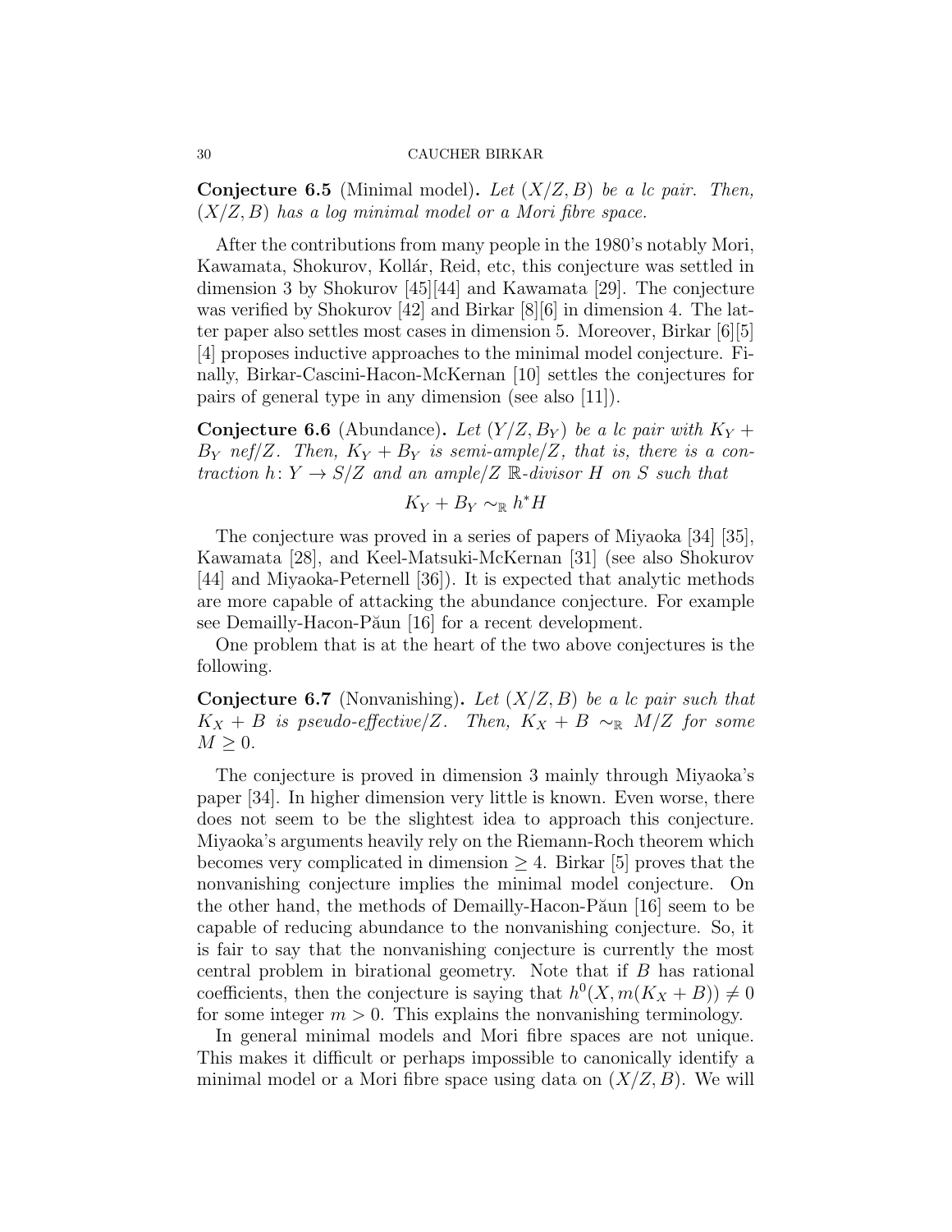**Conjecture 6.5** (Minimal model)**.** *Let $(X/Z, B)$ be a lc pair. Then, $(X/Z, B)$ has a log minimal model or a Mori fibre space.*

After the contributions from many people in the 1980's notably Mori, Kawamata, Shokurov, Kollár, Reid, etc, this conjecture was settled in dimension 3 by Shokurov [45][44] and Kawamata [29]. The conjecture was verified by Shokurov [42] and Birkar [8][6] in dimension 4. The latter paper also settles most cases in dimension 5. Moreover, Birkar [6][5] [4] proposes inductive approaches to the minimal model conjecture. Finally, Birkar-Cascini-Hacon-McKernan [10] settles the conjectures for pairs of general type in any dimension (see also [11]).

**Conjecture 6.6** (Abundance)**.** *Let $(Y/Z, B_Y)$ be a lc pair with $K_Y + B_Y$ nef/$Z$. Then, $K_Y + B_Y$ is semi-ample/$Z$, that is, there is a contraction $h\colon Y \to S/Z$ and an ample/$Z$ $\mathbb{R}$-divisor $H$ on $S$ such that*

$$K_Y + B_Y \sim_{\mathbb{R}} h^*H$$

The conjecture was proved in a series of papers of Miyaoka [34] [35], Kawamata [28], and Keel-Matsuki-McKernan [31] (see also Shokurov [44] and Miyaoka-Peternell [36]). It is expected that analytic methods are more capable of attacking the abundance conjecture. For example see Demailly-Hacon-Păun [16] for a recent development.

One problem that is at the heart of the two above conjectures is the following.

**Conjecture 6.7** (Nonvanishing)**.** *Let $(X/Z, B)$ be a lc pair such that $K_X + B$ is pseudo-effective/$Z$. Then, $K_X + B \sim_{\mathbb{R}} M/Z$ for some $M \geq 0$.*

The conjecture is proved in dimension 3 mainly through Miyaoka's paper [34]. In higher dimension very little is known. Even worse, there does not seem to be the slightest idea to approach this conjecture. Miyaoka's arguments heavily rely on the Riemann-Roch theorem which becomes very complicated in dimension $\geq 4$. Birkar [5] proves that the nonvanishing conjecture implies the minimal model conjecture. On the other hand, the methods of Demailly-Hacon-Păun [16] seem to be capable of reducing abundance to the nonvanishing conjecture. So, it is fair to say that the nonvanishing conjecture is currently the most central problem in birational geometry. Note that if $B$ has rational coefficients, then the conjecture is saying that $h^0(X, m(K_X + B)) \neq 0$ for some integer $m > 0$. This explains the nonvanishing terminology.

In general minimal models and Mori fibre spaces are not unique. This makes it difficult or perhaps impossible to canonically identify a minimal model or a Mori fibre space using data on $(X/Z, B)$. We will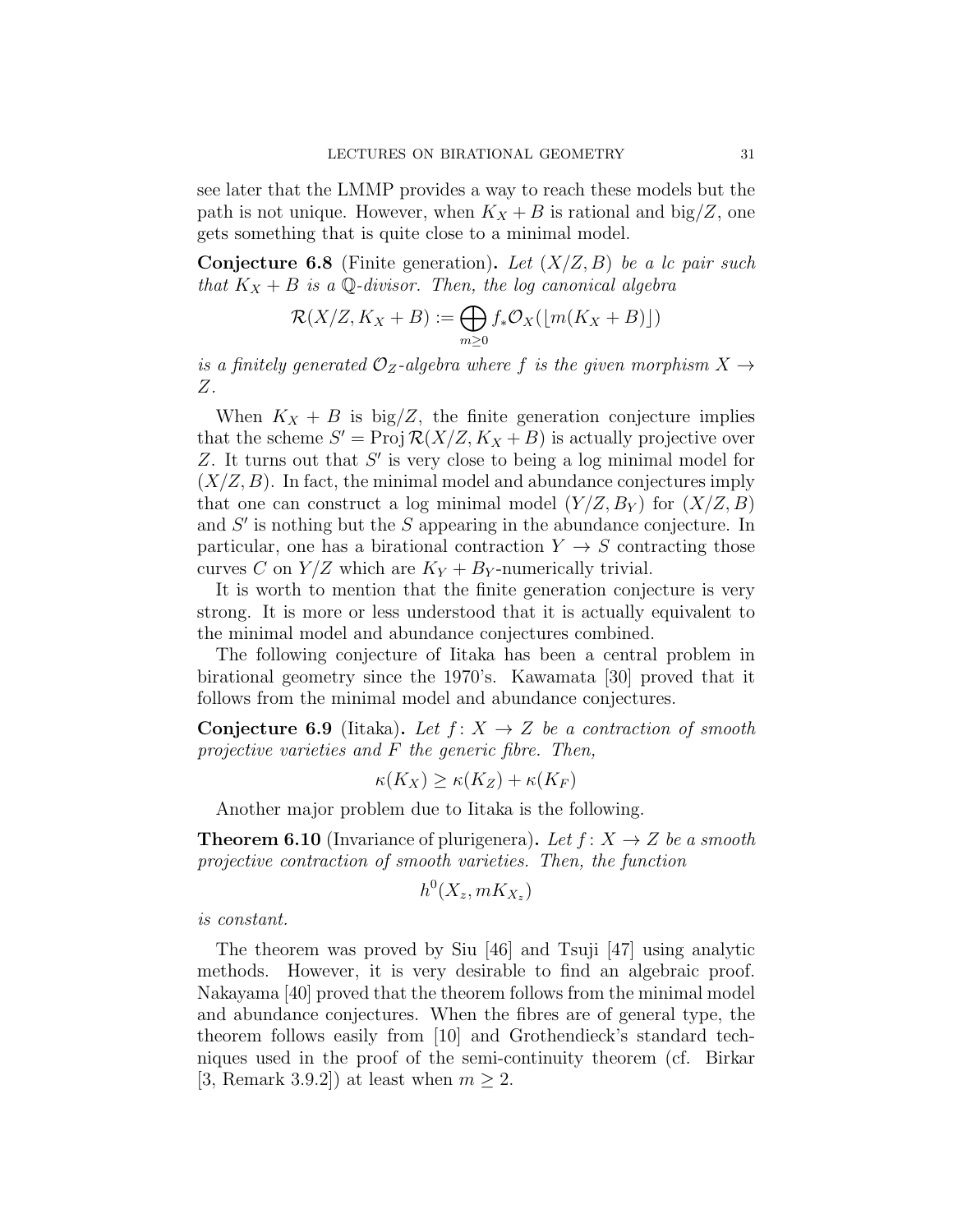see later that the LMMP provides a way to reach these models but the path is not unique. However, when $K_X + B$ is rational and big$/Z$, one gets something that is quite close to a minimal model.

**Conjecture 6.8** (Finite generation)**.** *Let $(X/Z, B)$ be a lc pair such that $K_X + B$ is a $\mathbb{Q}$-divisor. Then, the log canonical algebra*

$$\mathcal{R}(X/Z, K_X + B) := \bigoplus_{m \geq 0} f_* \mathcal{O}_X(\lfloor m(K_X + B) \rfloor)$$

*is a finitely generated $\mathcal{O}_Z$-algebra where $f$ is the given morphism $X \to Z$.*

When $K_X + B$ is big$/Z$, the finite generation conjecture implies that the scheme $S' = \operatorname{Proj} \mathcal{R}(X/Z, K_X + B)$ is actually projective over $Z$. It turns out that $S'$ is very close to being a log minimal model for $(X/Z, B)$. In fact, the minimal model and abundance conjectures imply that one can construct a log minimal model $(Y/Z, B_Y)$ for $(X/Z, B)$ and $S'$ is nothing but the $S$ appearing in the abundance conjecture. In particular, one has a birational contraction $Y \to S$ contracting those curves $C$ on $Y/Z$ which are $K_Y + B_Y$-numerically trivial.

It is worth to mention that the finite generation conjecture is very strong. It is more or less understood that it is actually equivalent to the minimal model and abundance conjectures combined.

The following conjecture of Iitaka has been a central problem in birational geometry since the 1970's. Kawamata [30] proved that it follows from the minimal model and abundance conjectures.

**Conjecture 6.9** (Iitaka)**.** *Let $f\colon X \to Z$ be a contraction of smooth projective varieties and $F$ the generic fibre. Then,*

$$\kappa(K_X) \geq \kappa(K_Z) + \kappa(K_F)$$

Another major problem due to Iitaka is the following.

**Theorem 6.10** (Invariance of plurigenera)**.** *Let $f\colon X \to Z$ be a smooth projective contraction of smooth varieties. Then, the function*

$$h^0(X_z, mK_{X_z})$$

*is constant.*

The theorem was proved by Siu [46] and Tsuji [47] using analytic methods. However, it is very desirable to find an algebraic proof. Nakayama [40] proved that the theorem follows from the minimal model and abundance conjectures. When the fibres are of general type, the theorem follows easily from [10] and Grothendieck's standard techniques used in the proof of the semi-continuity theorem (cf. Birkar [3, Remark 3.9.2]) at least when $m \geq 2$.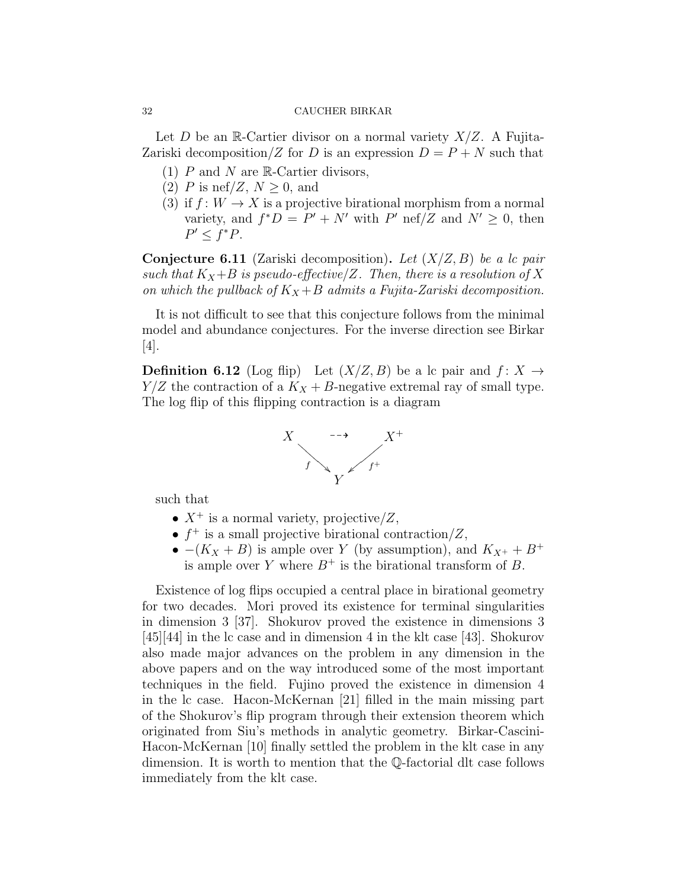Let $D$ be an $\mathbb{R}$-Cartier divisor on a normal variety $X/Z$. A Fujita-Zariski decomposition$/Z$ for $D$ is an expression $D = P + N$ such that

1. $P$ and $N$ are $\mathbb{R}$-Cartier divisors,
2. $P$ is nef$/Z$, $N \geq 0$, and
3. if $f : W \to X$ is a projective birational morphism from a normal variety, and $f^*D = P' + N'$ with $P'$ nef$/Z$ and $N' \geq 0$, then $P' \leq f^*P$.

**Conjecture 6.11** (Zariski decomposition)**.** *Let $(X/Z, B)$ be a lc pair such that $K_X+B$ is pseudo-effective$/Z$. Then, there is a resolution of $X$ on which the pullback of $K_X+B$ admits a Fujita-Zariski decomposition.*

It is not difficult to see that this conjecture follows from the minimal model and abundance conjectures. For the inverse direction see Birkar [4].

**Definition 6.12** (Log flip) Let $(X/Z, B)$ be a lc pair and $f : X \to Y/Z$ the contraction of a $K_X + B$-negative extremal ray of small type. The log flip of this flipping contraction is a diagram

$$
\begin{array}{ccc}
X & \dashrightarrow & X^+ \\
& {\scriptstyle f}\searrow \quad \swarrow{\scriptstyle f^+} & \\
& Y &
\end{array}
$$

such that

- $X^+$ is a normal variety, projective$/Z$,
- $f^+$ is a small projective birational contraction$/Z$,
- $-(K_X + B)$ is ample over $Y$ (by assumption), and $K_{X^+} + B^+$ is ample over $Y$ where $B^+$ is the birational transform of $B$.

Existence of log flips occupied a central place in birational geometry for two decades. Mori proved its existence for terminal singularities in dimension 3 [37]. Shokurov proved the existence in dimensions 3 [45][44] in the lc case and in dimension 4 in the klt case [43]. Shokurov also made major advances on the problem in any dimension in the above papers and on the way introduced some of the most important techniques in the field. Fujino proved the existence in dimension 4 in the lc case. Hacon-McKernan [21] filled in the main missing part of the Shokurov's flip program through their extension theorem which originated from Siu's methods in analytic geometry. Birkar-Cascini-Hacon-McKernan [10] finally settled the problem in the klt case in any dimension. It is worth to mention that the $\mathbb{Q}$-factorial dlt case follows immediately from the klt case.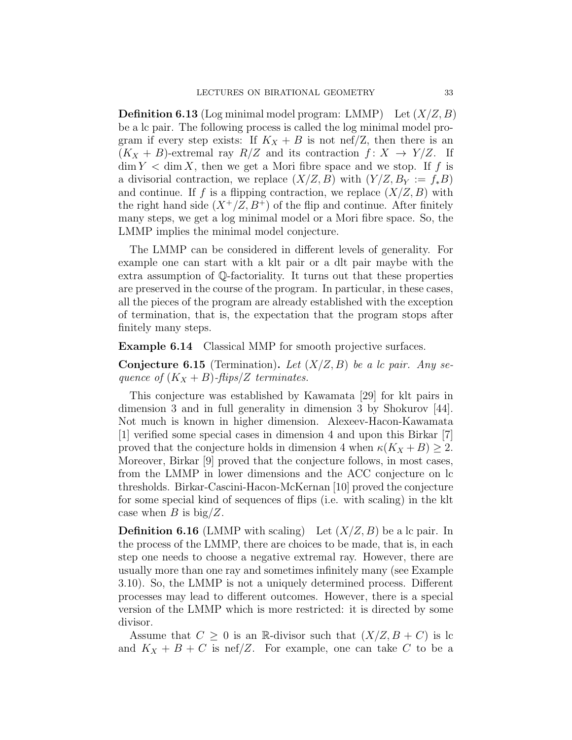**Definition 6.13** (Log minimal model program: LMMP) Let $(X/Z, B)$ be a lc pair. The following process is called the log minimal model program if every step exists: If $K_X + B$ is not nef/Z, then there is an $(K_X + B)$-extremal ray $R/Z$ and its contraction $f: X \to Y/Z$. If $\dim Y < \dim X$, then we get a Mori fibre space and we stop. If $f$ is a divisorial contraction, we replace $(X/Z, B)$ with $(Y/Z, B_Y := f_*B)$ and continue. If $f$ is a flipping contraction, we replace $(X/Z, B)$ with the right hand side $(X^+/Z, B^+)$ of the flip and continue. After finitely many steps, we get a log minimal model or a Mori fibre space. So, the LMMP implies the minimal model conjecture.

The LMMP can be considered in different levels of generality. For example one can start with a klt pair or a dlt pair maybe with the extra assumption of $\mathbb{Q}$-factoriality. It turns out that these properties are preserved in the course of the program. In particular, in these cases, all the pieces of the program are already established with the exception of termination, that is, the expectation that the program stops after finitely many steps.

**Example 6.14** Classical MMP for smooth projective surfaces.

**Conjecture 6.15** (Termination)**.** *Let $(X/Z, B)$ be a lc pair. Any sequence of $(K_X + B)$-flips/Z terminates.*

This conjecture was established by Kawamata [29] for klt pairs in dimension 3 and in full generality in dimension 3 by Shokurov [44]. Not much is known in higher dimension. Alexeev-Hacon-Kawamata [1] verified some special cases in dimension 4 and upon this Birkar [7] proved that the conjecture holds in dimension 4 when $\kappa(K_X + B) \geq 2$. Moreover, Birkar [9] proved that the conjecture follows, in most cases, from the LMMP in lower dimensions and the ACC conjecture on lc thresholds. Birkar-Cascini-Hacon-McKernan [10] proved the conjecture for some special kind of sequences of flips (i.e. with scaling) in the klt case when $B$ is big/$Z$.

**Definition 6.16** (LMMP with scaling) Let $(X/Z, B)$ be a lc pair. In the process of the LMMP, there are choices to be made, that is, in each step one needs to choose a negative extremal ray. However, there are usually more than one ray and sometimes infinitely many (see Example 3.10). So, the LMMP is not a uniquely determined process. Different processes may lead to different outcomes. However, there is a special version of the LMMP which is more restricted: it is directed by some divisor.

Assume that $C \geq 0$ is an $\mathbb{R}$-divisor such that $(X/Z, B + C)$ is lc and $K_X + B + C$ is nef/$Z$. For example, one can take $C$ to be a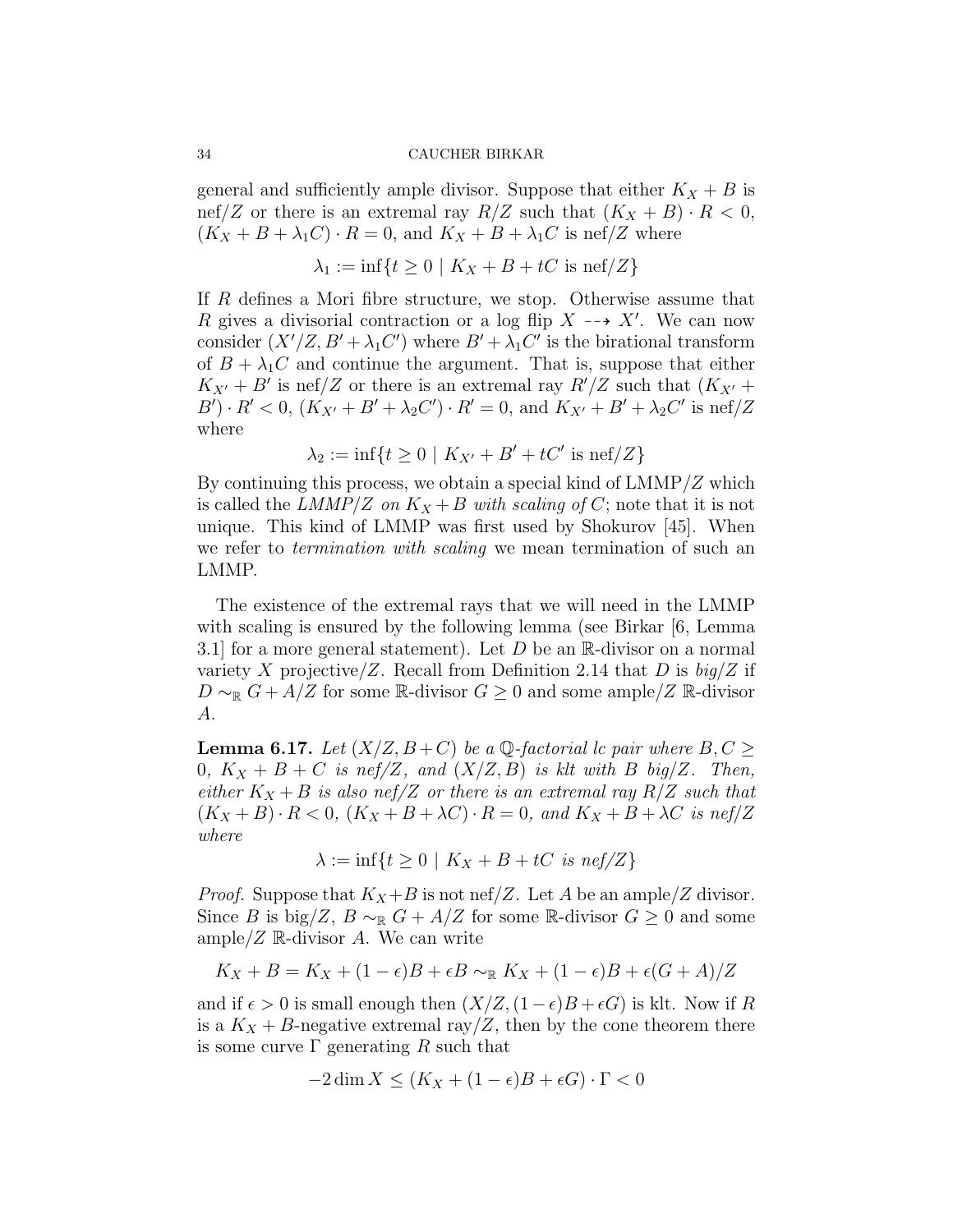general and sufficiently ample divisor. Suppose that either $K_X + B$ is nef/$Z$ or there is an extremal ray $R/Z$ such that $(K_X + B) \cdot R < 0$, $(K_X + B + \lambda_1 C) \cdot R = 0$, and $K_X + B + \lambda_1 C$ is nef/$Z$ where

$$\lambda_1 := \inf\{t \geq 0 \mid K_X + B + tC \text{ is nef}/Z\}$$

If $R$ defines a Mori fibre structure, we stop. Otherwise assume that $R$ gives a divisorial contraction or a log flip $X \dashrightarrow X'$. We can now consider $(X'/Z, B' + \lambda_1 C')$ where $B' + \lambda_1 C'$ is the birational transform of $B + \lambda_1 C$ and continue the argument. That is, suppose that either $K_{X'} + B'$ is nef/$Z$ or there is an extremal ray $R'/Z$ such that $(K_{X'} + B') \cdot R' < 0$, $(K_{X'} + B' + \lambda_2 C') \cdot R' = 0$, and $K_{X'} + B' + \lambda_2 C'$ is nef/$Z$ where

$$\lambda_2 := \inf\{t \geq 0 \mid K_{X'} + B' + tC' \text{ is nef}/Z\}$$

By continuing this process, we obtain a special kind of LMMP/$Z$ which is called the *LMMP/$Z$ on $K_X + B$ with scaling of $C$*; note that it is not unique. This kind of LMMP was first used by Shokurov [45]. When we refer to *termination with scaling* we mean termination of such an LMMP.

The existence of the extremal rays that we will need in the LMMP with scaling is ensured by the following lemma (see Birkar [6, Lemma 3.1] for a more general statement). Let $D$ be an $\mathbb{R}$-divisor on a normal variety $X$ projective/$Z$. Recall from Definition 2.14 that $D$ is *big/$Z$* if $D \sim_{\mathbb{R}} G + A/Z$ for some $\mathbb{R}$-divisor $G \geq 0$ and some ample/$Z$ $\mathbb{R}$-divisor $A$.

**Lemma 6.17.** *Let $(X/Z, B + C)$ be a $\mathbb{Q}$-factorial lc pair where $B, C \geq 0$, $K_X + B + C$ is nef/$Z$, and $(X/Z, B)$ is klt with $B$ big/$Z$. Then, either $K_X + B$ is also nef/$Z$ or there is an extremal ray $R/Z$ such that $(K_X + B) \cdot R < 0$, $(K_X + B + \lambda C) \cdot R = 0$, and $K_X + B + \lambda C$ is nef/$Z$ where*

$$\lambda := \inf\{t \geq 0 \mid K_X + B + tC \text{ is nef}/Z\}$$

*Proof.* Suppose that $K_X + B$ is not nef/$Z$. Let $A$ be an ample/$Z$ divisor. Since $B$ is big/$Z$, $B \sim_{\mathbb{R}} G + A/Z$ for some $\mathbb{R}$-divisor $G \geq 0$ and some ample/$Z$ $\mathbb{R}$-divisor $A$. We can write

$$K_X + B = K_X + (1 - \epsilon)B + \epsilon B \sim_{\mathbb{R}} K_X + (1 - \epsilon)B + \epsilon(G + A)/Z$$

and if $\epsilon > 0$ is small enough then $(X/Z, (1 - \epsilon)B + \epsilon G)$ is klt. Now if $R$ is a $K_X + B$-negative extremal ray/$Z$, then by the cone theorem there is some curve $\Gamma$ generating $R$ such that

$$-2 \dim X \leq (K_X + (1 - \epsilon)B + \epsilon G) \cdot \Gamma < 0$$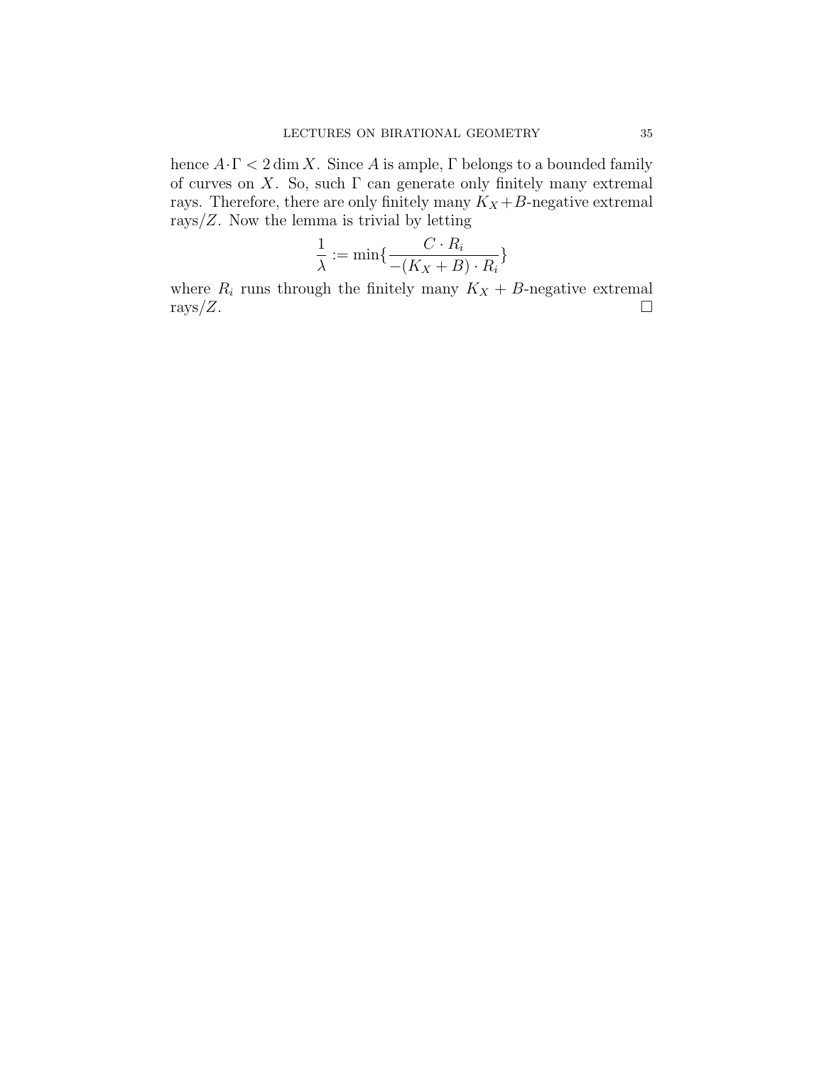hence $A \cdot \Gamma < 2 \dim X$. Since $A$ is ample, $\Gamma$ belongs to a bounded family of curves on $X$. So, such $\Gamma$ can generate only finitely many extremal rays. Therefore, there are only finitely many $K_X + B$-negative extremal rays$/Z$. Now the lemma is trivial by letting

$$\frac{1}{\lambda} := \min\{\frac{C \cdot R_i}{-(K_X + B) \cdot R_i}\}$$

where $R_i$ runs through the finitely many $K_X + B$-negative extremal rays$/Z$. □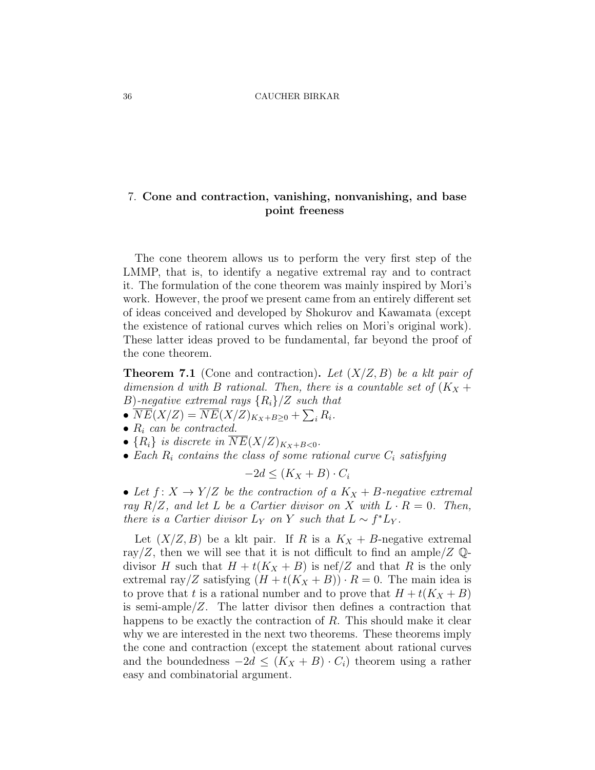## 7. **Cone and contraction, vanishing, nonvanishing, and base point freeness**

The cone theorem allows us to perform the very first step of the LMMP, that is, to identify a negative extremal ray and to contract it. The formulation of the cone theorem was mainly inspired by Mori's work. However, the proof we present came from an entirely different set of ideas conceived and developed by Shokurov and Kawamata (except the existence of rational curves which relies on Mori's original work). These latter ideas proved to be fundamental, far beyond the proof of the cone theorem.

**Theorem 7.1** (Cone and contraction)**.** *Let $(X/Z, B)$ be a klt pair of dimension $d$ with $B$ rational. Then, there is a countable set of $(K_X + B)$-negative extremal rays $\{R_i\}/Z$ such that*

- $\overline{NE}(X/Z) = \overline{NE}(X/Z)_{K_X+B\geq 0} + \sum_i R_i$.
- *$R_i$ can be contracted.*
- *$\{R_i\}$ is discrete in $\overline{NE}(X/Z)_{K_X+B<0}$.*
- *Each $R_i$ contains the class of some rational curve $C_i$ satisfying*

$$-2d \leq (K_X + B) \cdot C_i$$

- *Let $f : X \to Y/Z$ be the contraction of a $K_X + B$-negative extremal ray $R/Z$, and let $L$ be a Cartier divisor on $X$ with $L \cdot R = 0$. Then, there is a Cartier divisor $L_Y$ on $Y$ such that $L \sim f^*L_Y$.*

Let $(X/Z, B)$ be a klt pair. If $R$ is a $K_X + B$-negative extremal ray/$Z$, then we will see that it is not difficult to find an ample/$Z$ $\mathbb{Q}$-divisor $H$ such that $H + t(K_X + B)$ is nef/$Z$ and that $R$ is the only extremal ray/$Z$ satisfying $(H + t(K_X + B)) \cdot R = 0$. The main idea is to prove that $t$ is a rational number and to prove that $H + t(K_X + B)$ is semi-ample/$Z$. The latter divisor then defines a contraction that happens to be exactly the contraction of $R$. This should make it clear why we are interested in the next two theorems. These theorems imply the cone and contraction (except the statement about rational curves and the boundedness $-2d \leq (K_X + B) \cdot C_i$) theorem using a rather easy and combinatorial argument.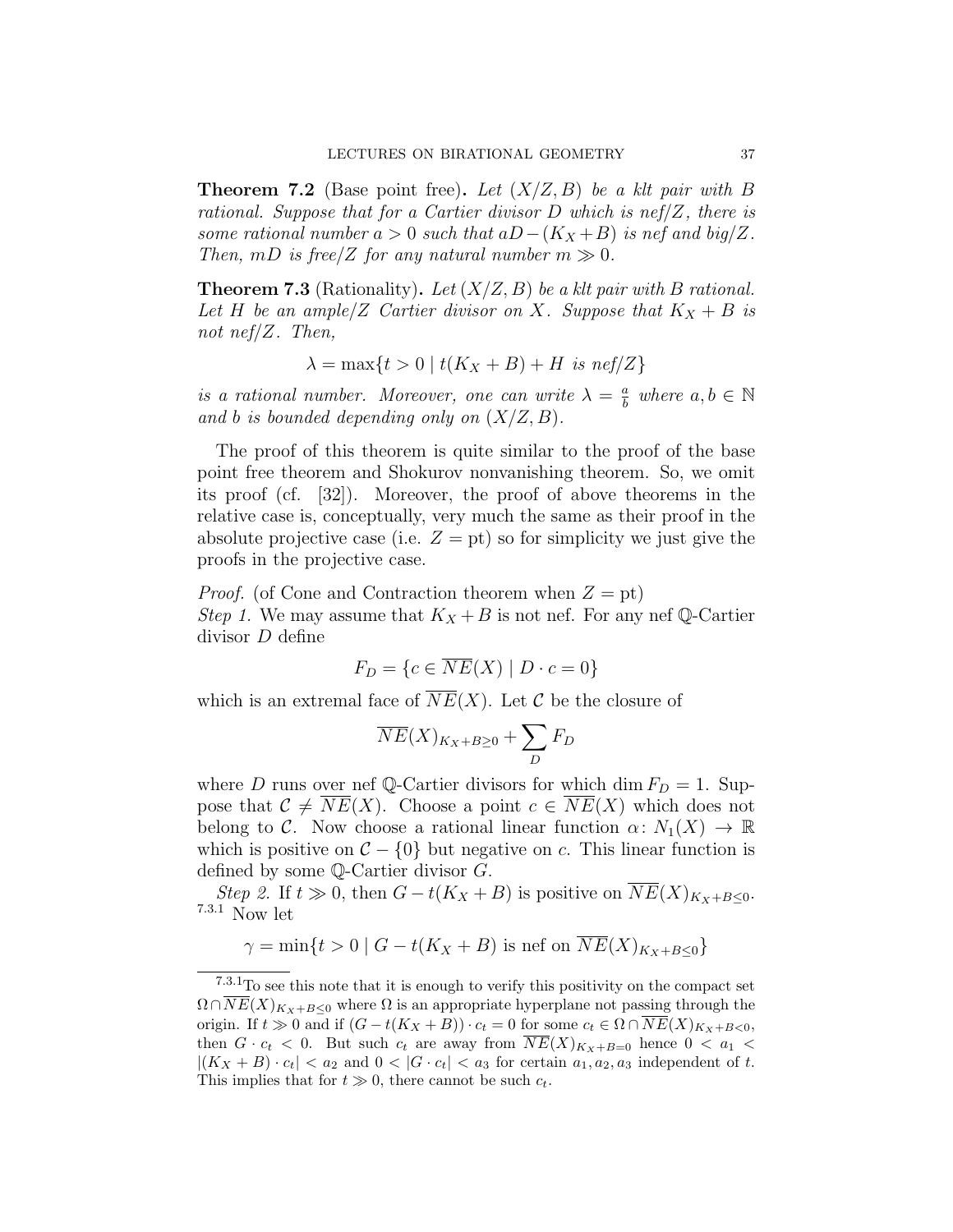**Theorem 7.2** (Base point free)**.** *Let $(X/Z, B)$ be a klt pair with $B$ rational. Suppose that for a Cartier divisor $D$ which is nef/$Z$, there is some rational number $a > 0$ such that $aD - (K_X + B)$ is nef and big/$Z$. Then, $mD$ is free/$Z$ for any natural number $m \gg 0$.*

**Theorem 7.3** (Rationality)**.** *Let $(X/Z, B)$ be a klt pair with $B$ rational. Let $H$ be an ample/$Z$ Cartier divisor on $X$. Suppose that $K_X + B$ is not nef/$Z$. Then,*

$$\lambda = \max\{t > 0 \mid t(K_X + B) + H \text{ is nef}/Z\}$$

*is a rational number. Moreover, one can write $\lambda = \frac{a}{b}$ where $a, b \in \mathbb{N}$ and $b$ is bounded depending only on $(X/Z, B)$.*

The proof of this theorem is quite similar to the proof of the base point free theorem and Shokurov nonvanishing theorem. So, we omit its proof (cf. [32]). Moreover, the proof of above theorems in the relative case is, conceptually, very much the same as their proof in the absolute projective case (i.e. $Z = \text{pt}$) so for simplicity we just give the proofs in the projective case.

*Proof.* (of Cone and Contraction theorem when $Z = \text{pt}$)
*Step 1.* We may assume that $K_X + B$ is not nef. For any nef $\mathbb{Q}$-Cartier divisor $D$ define

$$F_D = \{c \in \overline{NE}(X) \mid D \cdot c = 0\}$$

which is an extremal face of $\overline{NE}(X)$. Let $\mathcal{C}$ be the closure of

$$\overline{NE}(X)_{K_X+B \geq 0} + \sum_D F_D$$

where $D$ runs over nef $\mathbb{Q}$-Cartier divisors for which $\dim F_D = 1$. Suppose that $\mathcal{C} \neq \overline{NE}(X)$. Choose a point $c \in \overline{NE}(X)$ which does not belong to $\mathcal{C}$. Now choose a rational linear function $\alpha \colon N_1(X) \to \mathbb{R}$ which is positive on $\mathcal{C} - \{0\}$ but negative on $c$. This linear function is defined by some $\mathbb{Q}$-Cartier divisor $G$.

*Step 2.* If $t \gg 0$, then $G - t(K_X + B)$ is positive on $\overline{NE}(X)_{K_X+B \leq 0}$.[7.3.1] Now let

$$\gamma = \min\{t > 0 \mid G - t(K_X + B) \text{ is nef on } \overline{NE}(X)_{K_X+B \leq 0}\}$$

---

[7.3.1] To see this note that it is enough to verify this positivity on the compact set $\Omega \cap \overline{NE}(X)_{K_X+B \leq 0}$ where $\Omega$ is an appropriate hyperplane not passing through the origin. If $t \gg 0$ and if $(G - t(K_X + B)) \cdot c_t = 0$ for some $c_t \in \Omega \cap \overline{NE}(X)_{K_X+B<0}$, then $G \cdot c_t < 0$. But such $c_t$ are away from $\overline{NE}(X)_{K_X+B=0}$ hence $0 < a_1 < |(K_X + B) \cdot c_t| < a_2$ and $0 < |G \cdot c_t| < a_3$ for certain $a_1, a_2, a_3$ independent of $t$. This implies that for $t \gg 0$, there cannot be such $c_t$.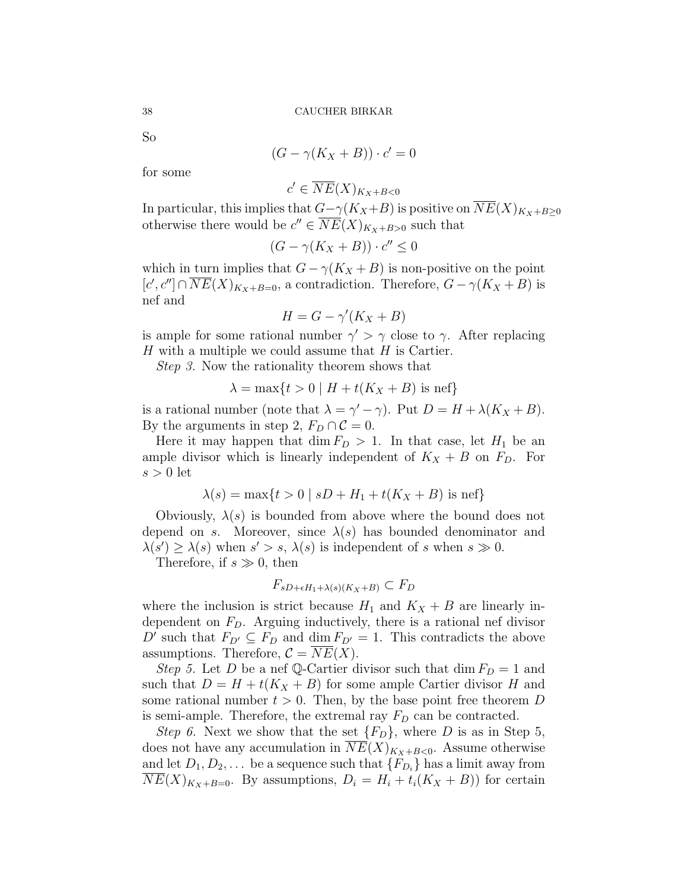So

$$(G - \gamma(K_X + B)) \cdot c' = 0$$

for some

$$c' \in \overline{NE}(X)_{K_X+B<0}$$

In particular, this implies that $G - \gamma(K_X + B)$ is positive on $\overline{NE}(X)_{K_X+B\geq 0}$ otherwise there would be $c'' \in \overline{NE}(X)_{K_X+B>0}$ such that

$$(G - \gamma(K_X + B)) \cdot c'' \leq 0$$

which in turn implies that $G - \gamma(K_X + B)$ is non-positive on the point $[c', c''] \cap \overline{NE}(X)_{K_X+B=0}$, a contradiction. Therefore, $G - \gamma(K_X + B)$ is nef and

$$H = G - \gamma'(K_X + B)$$

is ample for some rational number $\gamma' > \gamma$ close to $\gamma$. After replacing $H$ with a multiple we could assume that $H$ is Cartier.

*Step 3.* Now the rationality theorem shows that

$$\lambda = \max\{t > 0 \mid H + t(K_X + B) \text{ is nef}\}$$

is a rational number (note that $\lambda = \gamma' - \gamma$). Put $D = H + \lambda(K_X + B)$. By the arguments in step 2, $F_D \cap \mathcal{C} = 0$.

Here it may happen that $\dim F_D > 1$. In that case, let $H_1$ be an ample divisor which is linearly independent of $K_X + B$ on $F_D$. For $s > 0$ let

$$\lambda(s) = \max\{t > 0 \mid sD + H_1 + t(K_X + B) \text{ is nef}\}$$

Obviously, $\lambda(s)$ is bounded from above where the bound does not depend on $s$. Moreover, since $\lambda(s)$ has bounded denominator and $\lambda(s') \geq \lambda(s)$ when $s' > s$, $\lambda(s)$ is independent of $s$ when $s \gg 0$.

Therefore, if $s \gg 0$, then

$$F_{sD+\epsilon H_1+\lambda(s)(K_X+B)} \subset F_D$$

where the inclusion is strict because $H_1$ and $K_X + B$ are linearly independent on $F_D$. Arguing inductively, there is a rational nef divisor $D'$ such that $F_{D'} \subseteq F_D$ and $\dim F_{D'} = 1$. This contradicts the above assumptions. Therefore, $\mathcal{C} = \overline{NE}(X)$.

*Step 5.* Let $D$ be a nef $\mathbb{Q}$-Cartier divisor such that $\dim F_D = 1$ and such that $D = H + t(K_X + B)$ for some ample Cartier divisor $H$ and some rational number $t > 0$. Then, by the base point free theorem $D$ is semi-ample. Therefore, the extremal ray $F_D$ can be contracted.

*Step 6.* Next we show that the set $\{F_D\}$, where $D$ is as in Step 5, does not have any accumulation in $\overline{NE}(X)_{K_X+B<0}$. Assume otherwise and let $D_1, D_2, \dots$ be a sequence such that $\{F_{D_i}\}$ has a limit away from $\overline{NE}(X)_{K_X+B=0}$. By assumptions, $D_i = H_i + t_i(K_X + B))$ for certain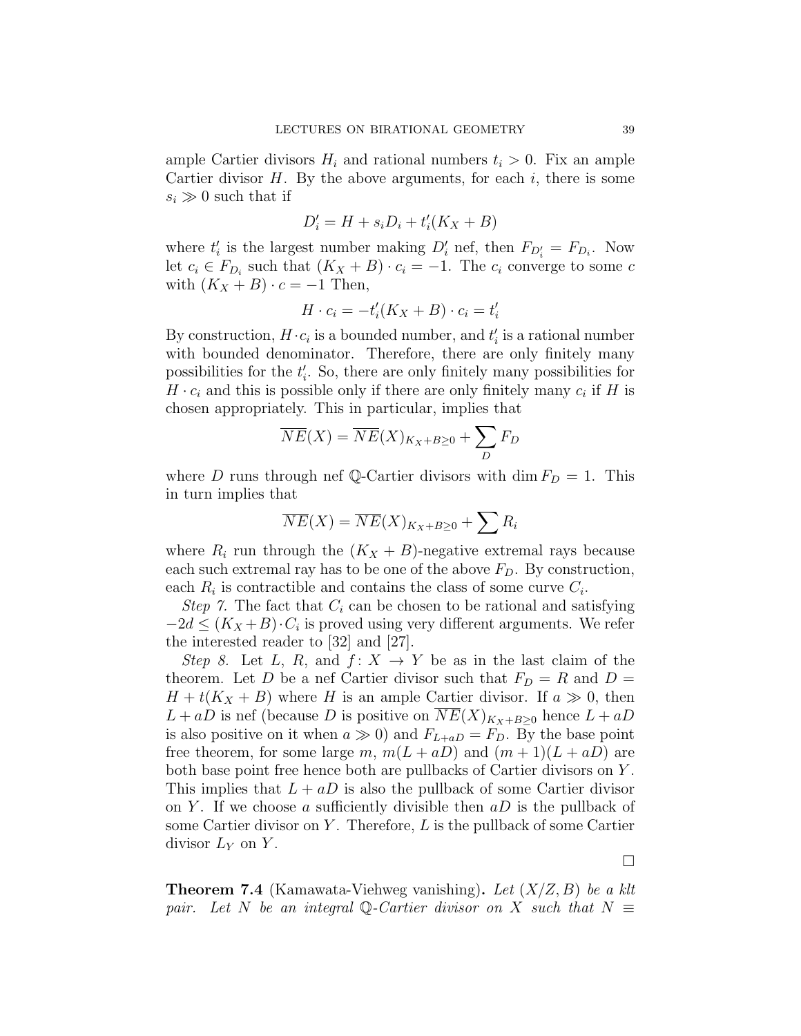ample Cartier divisors $H_i$ and rational numbers $t_i > 0$. Fix an ample Cartier divisor $H$. By the above arguments, for each $i$, there is some $s_i \gg 0$ such that if

$$D_i' = H + s_i D_i + t_i'(K_X + B)$$

where $t_i'$ is the largest number making $D_i'$ nef, then $F_{D_i'} = F_{D_i}$. Now let $c_i \in F_{D_i}$ such that $(K_X + B) \cdot c_i = -1$. The $c_i$ converge to some $c$ with $(K_X + B) \cdot c = -1$ Then,

$$H \cdot c_i = -t_i'(K_X + B) \cdot c_i = t_i'$$

By construction, $H \cdot c_i$ is a bounded number, and $t_i'$ is a rational number with bounded denominator. Therefore, there are only finitely many possibilities for the $t_i'$. So, there are only finitely many possibilities for $H \cdot c_i$ and this is possible only if there are only finitely many $c_i$ if $H$ is chosen appropriately. This in particular, implies that

$$\overline{NE}(X) = \overline{NE}(X)_{K_X+B\geq 0} + \sum_D F_D$$

where $D$ runs through nef $\mathbb{Q}$-Cartier divisors with $\dim F_D = 1$. This in turn implies that

$$\overline{NE}(X) = \overline{NE}(X)_{K_X+B\geq 0} + \sum R_i$$

where $R_i$ run through the $(K_X + B)$-negative extremal rays because each such extremal ray has to be one of the above $F_D$. By construction, each $R_i$ is contractible and contains the class of some curve $C_i$.

*Step 7.* The fact that $C_i$ can be chosen to be rational and satisfying $-2d \leq (K_X + B) \cdot C_i$ is proved using very different arguments. We refer the interested reader to [32] and [27].

*Step 8.* Let $L$, $R$, and $f \colon X \to Y$ be as in the last claim of the theorem. Let $D$ be a nef Cartier divisor such that $F_D = R$ and $D = H + t(K_X + B)$ where $H$ is an ample Cartier divisor. If $a \gg 0$, then $L + aD$ is nef (because $D$ is positive on $\overline{NE}(X)_{K_X+B\geq 0}$ hence $L + aD$ is also positive on it when $a \gg 0$) and $F_{L+aD} = F_D$. By the base point free theorem, for some large $m$, $m(L + aD)$ and $(m + 1)(L + aD)$ are both base point free hence both are pullbacks of Cartier divisors on $Y$. This implies that $L + aD$ is also the pullback of some Cartier divisor on $Y$. If we choose $a$ sufficiently divisible then $aD$ is the pullback of some Cartier divisor on $Y$. Therefore, $L$ is the pullback of some Cartier divisor $L_Y$ on $Y$.

$\square$

**Theorem 7.4** (Kamawata-Viehweg vanishing)**.** *Let $(X/Z, B)$ be a klt pair. Let $N$ be an integral $\mathbb{Q}$-Cartier divisor on $X$ such that $N \equiv$*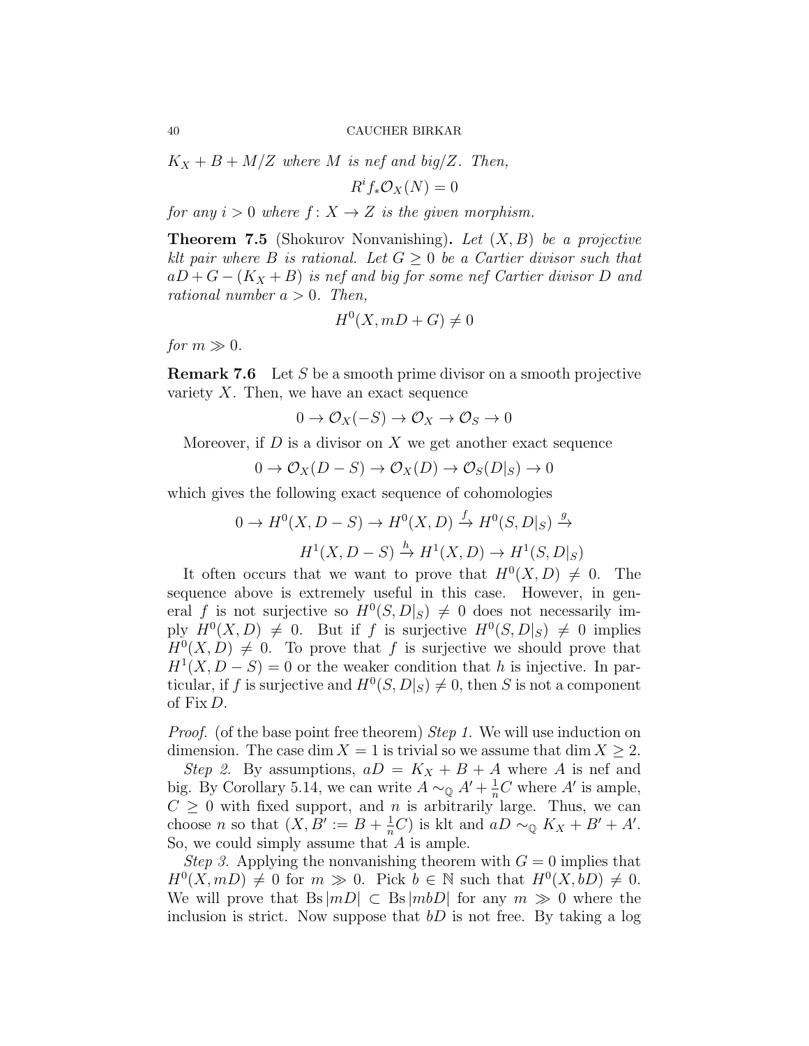*$K_X + B + M/Z$ where $M$ is nef and big/$Z$. Then,*

$$R^i f_* \mathcal{O}_X(N) = 0$$

*for any $i > 0$ where $f \colon X \to Z$ is the given morphism.*

**Theorem 7.5** (Shokurov Nonvanishing)**.** *Let $(X, B)$ be a projective klt pair where $B$ is rational. Let $G \geq 0$ be a Cartier divisor such that $aD + G - (K_X + B)$ is nef and big for some nef Cartier divisor $D$ and rational number $a > 0$. Then,*

$$H^0(X, mD + G) \neq 0$$

*for $m \gg 0$.*

**Remark 7.6** Let $S$ be a smooth prime divisor on a smooth projective variety $X$. Then, we have an exact sequence

$$0 \to \mathcal{O}_X(-S) \to \mathcal{O}_X \to \mathcal{O}_S \to 0$$

Moreover, if $D$ is a divisor on $X$ we get another exact sequence

$$0 \to \mathcal{O}_X(D - S) \to \mathcal{O}_X(D) \to \mathcal{O}_S(D|_S) \to 0$$

which gives the following exact sequence of cohomologies

$$0 \to H^0(X, D - S) \to H^0(X, D) \xrightarrow{f} H^0(S, D|_S) \xrightarrow{g}$$

$$H^1(X, D - S) \xrightarrow{h} H^1(X, D) \to H^1(S, D|_S)$$

It often occurs that we want to prove that $H^0(X, D) \neq 0$. The sequence above is extremely useful in this case. However, in general $f$ is not surjective so $H^0(S, D|_S) \neq 0$ does not necessarily imply $H^0(X, D) \neq 0$. But if $f$ is surjective $H^0(S, D|_S) \neq 0$ implies $H^0(X, D) \neq 0$. To prove that $f$ is surjective we should prove that $H^1(X, D - S) = 0$ or the weaker condition that $h$ is injective. In particular, if $f$ is surjective and $H^0(S, D|_S) \neq 0$, then $S$ is not a component of $\operatorname{Fix} D$.

*Proof.* (of the base point free theorem) *Step 1.* We will use induction on dimension. The case $\dim X = 1$ is trivial so we assume that $\dim X \geq 2$.

*Step 2.* By assumptions, $aD = K_X + B + A$ where $A$ is nef and big. By Corollary 5.14, we can write $A \sim_{\mathbb{Q}} A' + \frac{1}{n}C$ where $A'$ is ample, $C \geq 0$ with fixed support, and $n$ is arbitrarily large. Thus, we can choose $n$ so that $(X, B' := B + \frac{1}{n}C)$ is klt and $aD \sim_{\mathbb{Q}} K_X + B' + A'$. So, we could simply assume that $A$ is ample.

*Step 3.* Applying the nonvanishing theorem with $G = 0$ implies that $H^0(X, mD) \neq 0$ for $m \gg 0$. Pick $b \in \mathbb{N}$ such that $H^0(X, bD) \neq 0$. We will prove that $\operatorname{Bs}|mD| \subset \operatorname{Bs}|mbD|$ for any $m \gg 0$ where the inclusion is strict. Now suppose that $bD$ is not free. By taking a log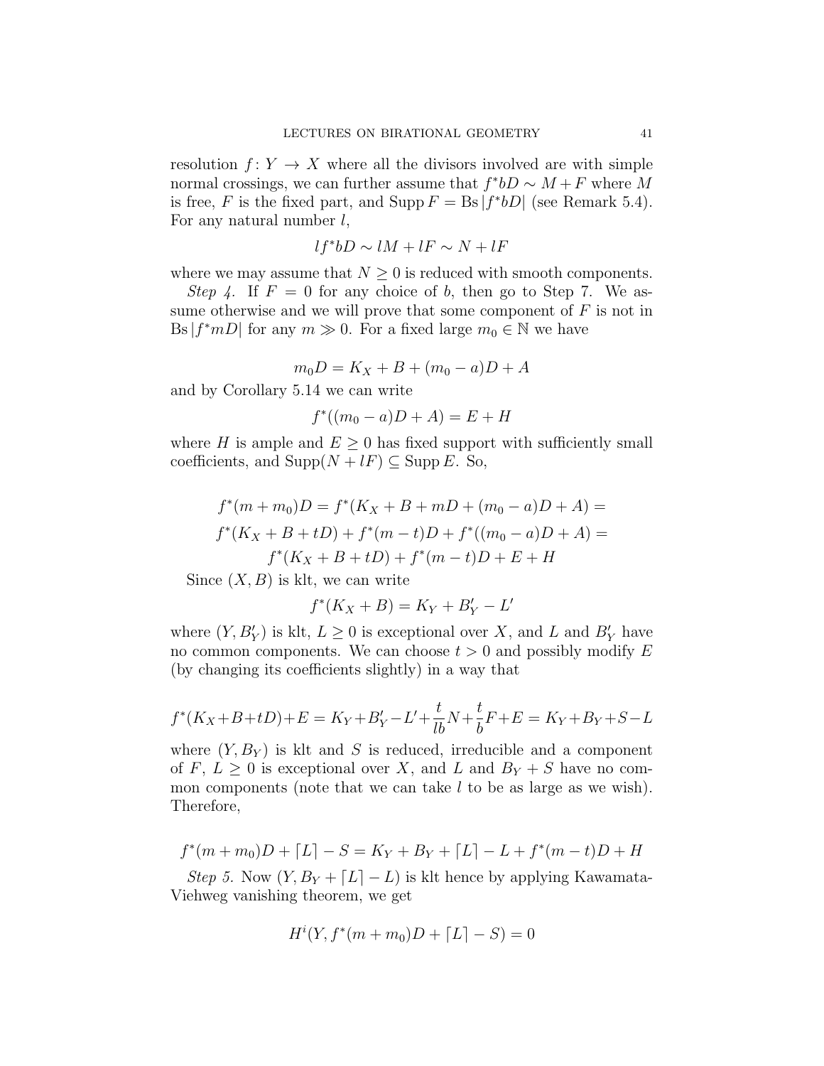resolution $f\colon Y \to X$ where all the divisors involved are with simple normal crossings, we can further assume that $f^*bD \sim M + F$ where $M$ is free, $F$ is the fixed part, and $\operatorname{Supp} F = \operatorname{Bs}|f^*bD|$ (see Remark 5.4). For any natural number $l$,

$$lf^*bD \sim lM + lF \sim N + lF$$

where we may assume that $N \geq 0$ is reduced with smooth components.

*Step 4.* If $F = 0$ for any choice of $b$, then go to Step 7. We assume otherwise and we will prove that some component of $F$ is not in $\operatorname{Bs}|f^*mD|$ for any $m \gg 0$. For a fixed large $m_0 \in \mathbb{N}$ we have

$$m_0 D = K_X + B + (m_0 - a)D + A$$

and by Corollary 5.14 we can write

$$f^*((m_0 - a)D + A) = E + H$$

where $H$ is ample and $E \geq 0$ has fixed support with sufficiently small coefficients, and $\operatorname{Supp}(N + lF) \subseteq \operatorname{Supp} E$. So,

$$f^*(m + m_0)D = f^*(K_X + B + mD + (m_0 - a)D + A) =$$
$$f^*(K_X + B + tD) + f^*(m - t)D + f^*((m_0 - a)D + A) =$$
$$f^*(K_X + B + tD) + f^*(m - t)D + E + H$$

Since $(X, B)$ is klt, we can write

$$f^*(K_X + B) = K_Y + B'_Y - L'$$

where $(Y, B'_Y)$ is klt, $L \geq 0$ is exceptional over $X$, and $L$ and $B'_Y$ have no common components. We can choose $t > 0$ and possibly modify $E$ (by changing its coefficients slightly) in a way that

$$f^*(K_X + B + tD) + E = K_Y + B'_Y - L' + \frac{t}{lb}N + \frac{t}{b}F + E = K_Y + B_Y + S - L$$

where $(Y, B_Y)$ is klt and $S$ is reduced, irreducible and a component of $F$, $L \geq 0$ is exceptional over $X$, and $L$ and $B_Y + S$ have no common components (note that we can take $l$ to be as large as we wish). Therefore,

$$f^*(m + m_0)D + \lceil L \rceil - S = K_Y + B_Y + \lceil L \rceil - L + f^*(m - t)D + H$$

*Step 5.* Now $(Y, B_Y + \lceil L \rceil - L)$ is klt hence by applying Kawamata-Viehweg vanishing theorem, we get

$$H^i(Y, f^*(m + m_0)D + \lceil L \rceil - S) = 0$$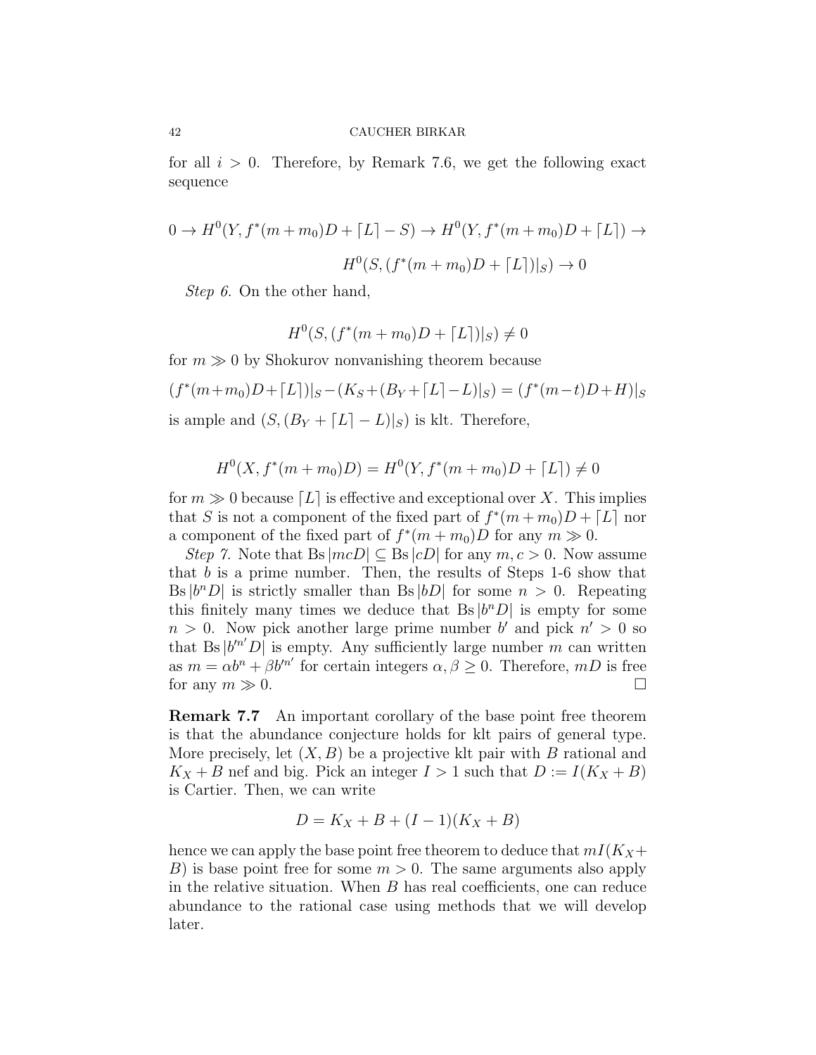for all $i > 0$. Therefore, by Remark 7.6, we get the following exact sequence

$$0 \to H^0(Y, f^*(m+m_0)D + \lceil L \rceil - S) \to H^0(Y, f^*(m+m_0)D + \lceil L \rceil) \to$$

$$H^0(S, (f^*(m+m_0)D + \lceil L \rceil)|_S) \to 0$$

*Step 6.* On the other hand,

$$H^0(S, (f^*(m+m_0)D + \lceil L \rceil)|_S) \neq 0$$

for $m \gg 0$ by Shokurov nonvanishing theorem because

$$(f^*(m+m_0)D+\lceil L \rceil)|_S - (K_S + (B_Y + \lceil L \rceil - L)|_S) = (f^*(m-t)D + H)|_S$$

is ample and $(S, (B_Y + \lceil L \rceil - L)|_S)$ is klt. Therefore,

$$H^0(X, f^*(m+m_0)D) = H^0(Y, f^*(m+m_0)D + \lceil L \rceil) \neq 0$$

for $m \gg 0$ because $\lceil L \rceil$ is effective and exceptional over $X$. This implies that $S$ is not a component of the fixed part of $f^*(m+m_0)D + \lceil L \rceil$ nor a component of the fixed part of $f^*(m+m_0)D$ for any $m \gg 0$.

*Step 7.* Note that $\operatorname{Bs}|mcD| \subseteq \operatorname{Bs}|cD|$ for any $m, c > 0$. Now assume that $b$ is a prime number. Then, the results of Steps 1-6 show that $\operatorname{Bs}|b^n D|$ is strictly smaller than $\operatorname{Bs}|bD|$ for some $n > 0$. Repeating this finitely many times we deduce that $\operatorname{Bs}|b^n D|$ is empty for some $n > 0$. Now pick another large prime number $b'$ and pick $n' > 0$ so that $\operatorname{Bs}|b'^{n'} D|$ is empty. Any sufficiently large number $m$ can written as $m = \alpha b^n + \beta b'^{n'}$ for certain integers $\alpha, \beta \geq 0$. Therefore, $mD$ is free for any $m \gg 0$. □

**Remark 7.7** An important corollary of the base point free theorem is that the abundance conjecture holds for klt pairs of general type. More precisely, let $(X, B)$ be a projective klt pair with $B$ rational and $K_X + B$ nef and big. Pick an integer $I > 1$ such that $D := I(K_X + B)$ is Cartier. Then, we can write

$$D = K_X + B + (I-1)(K_X + B)$$

hence we can apply the base point free theorem to deduce that $mI(K_X + B)$ is base point free for some $m > 0$. The same arguments also apply in the relative situation. When $B$ has real coefficients, one can reduce abundance to the rational case using methods that we will develop later.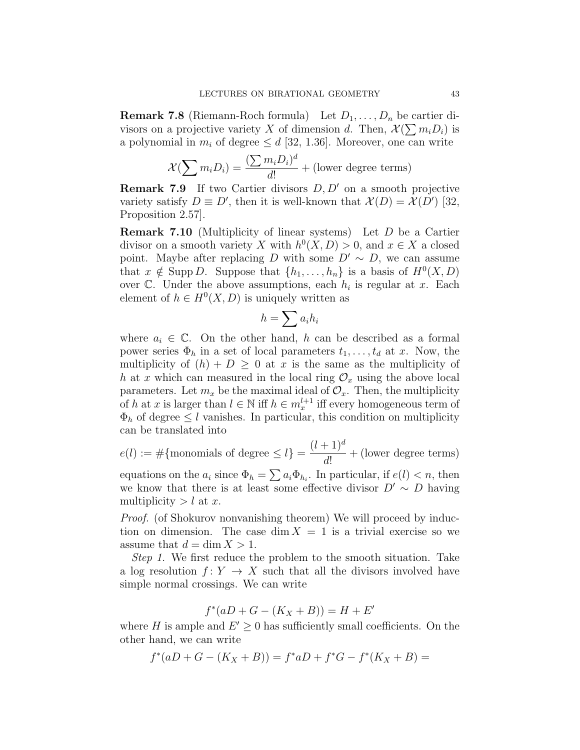**Remark 7.8** (Riemann-Roch formula) Let $D_1, \dots, D_n$ be cartier divisors on a projective variety $X$ of dimension $d$. Then, $\mathcal{X}(\sum m_i D_i)$ is a polynomial in $m_i$ of degree $\leq d$ [32, 1.36]. Moreover, one can write

$$\mathcal{X}(\sum m_i D_i) = \frac{(\sum m_i D_i)^d}{d!} + \text{(lower degree terms)}$$

**Remark 7.9** If two Cartier divisors $D, D'$ on a smooth projective variety satisfy $D \equiv D'$, then it is well-known that $\mathcal{X}(D) = \mathcal{X}(D')$ [32, Proposition 2.57].

**Remark 7.10** (Multiplicity of linear systems) Let $D$ be a Cartier divisor on a smooth variety $X$ with $h^0(X, D) > 0$, and $x \in X$ a closed point. Maybe after replacing $D$ with some $D' \sim D$, we can assume that $x \notin \operatorname{Supp} D$. Suppose that $\{h_1, \dots, h_n\}$ is a basis of $H^0(X, D)$ over $\mathbb{C}$. Under the above assumptions, each $h_i$ is regular at $x$. Each element of $h \in H^0(X, D)$ is uniquely written as

$$h = \sum a_i h_i$$

where $a_i \in \mathbb{C}$. On the other hand, $h$ can be described as a formal power series $\Phi_h$ in a set of local parameters $t_1, \dots, t_d$ at $x$. Now, the multiplicity of $(h) + D \geq 0$ at $x$ is the same as the multiplicity of $h$ at $x$ which can measured in the local ring $\mathcal{O}_x$ using the above local parameters. Let $m_x$ be the maximal ideal of $\mathcal{O}_x$. Then, the multiplicity of $h$ at $x$ is larger than $l \in \mathbb{N}$ iff $h \in m_x^{l+1}$ iff every homogeneous term of $\Phi_h$ of degree $\leq l$ vanishes. In particular, this condition on multiplicity can be translated into

$$e(l) := \#\{\text{monomials of degree} \leq l\} = \frac{(l+1)^d}{d!} + \text{(lower degree terms)}$$

equations on the $a_i$ since $\Phi_h = \sum a_i \Phi_{h_i}$. In particular, if $e(l) < n$, then we know that there is at least some effective divisor $D' \sim D$ having multiplicity $> l$ at $x$.

*Proof.* (of Shokurov nonvanishing theorem) We will proceed by induction on dimension. The case $\dim X = 1$ is a trivial exercise so we assume that $d = \dim X > 1$.

*Step 1.* We first reduce the problem to the smooth situation. Take a log resolution $f \colon Y \to X$ such that all the divisors involved have simple normal crossings. We can write

$$f^*(aD + G - (K_X + B)) = H + E'$$

where $H$ is ample and $E' \geq 0$ has sufficiently small coefficients. On the other hand, we can write

$$f^*(aD + G - (K_X + B)) = f^*aD + f^*G - f^*(K_X + B) =$$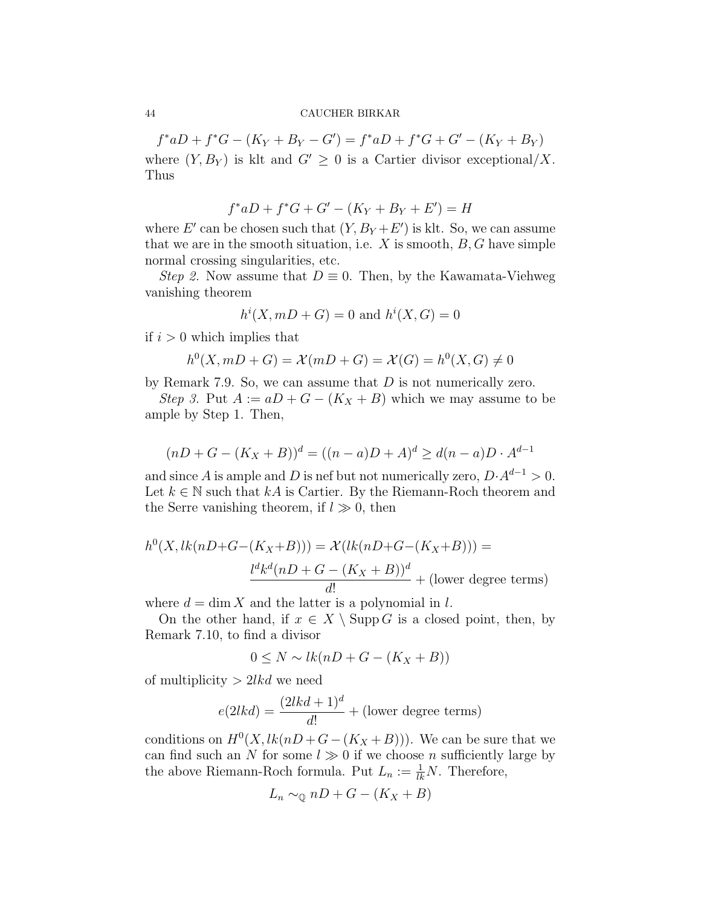$$f^*aD + f^*G - (K_Y + B_Y - G') = f^*aD + f^*G + G' - (K_Y + B_Y)$$

where $(Y, B_Y)$ is klt and $G' \geq 0$ is a Cartier divisor exceptional/$X$. Thus

$$f^*aD + f^*G + G' - (K_Y + B_Y + E') = H$$

where $E'$ can be chosen such that $(Y, B_Y + E')$ is klt. So, we can assume that we are in the smooth situation, i.e. $X$ is smooth, $B, G$ have simple normal crossing singularities, etc.

*Step 2.* Now assume that $D \equiv 0$. Then, by the Kawamata-Viehweg vanishing theorem

$$h^i(X, mD + G) = 0 \text{ and } h^i(X, G) = 0$$

if $i > 0$ which implies that

$$h^0(X, mD + G) = \mathcal{X}(mD + G) = \mathcal{X}(G) = h^0(X, G) \neq 0$$

by Remark 7.9. So, we can assume that $D$ is not numerically zero.

*Step 3.* Put $A := aD + G - (K_X + B)$ which we may assume to be ample by Step 1. Then,

$$(nD + G - (K_X + B))^d = ((n-a)D + A)^d \geq d(n-a)D \cdot A^{d-1}$$

and since $A$ is ample and $D$ is nef but not numerically zero, $D \cdot A^{d-1} > 0$. Let $k \in \mathbb{N}$ such that $kA$ is Cartier. By the Riemann-Roch theorem and the Serre vanishing theorem, if $l \gg 0$, then

$$h^0(X, lk(nD+G-(K_X+B))) = \mathcal{X}(lk(nD+G-(K_X+B))) = \frac{l^d k^d (nD + G - (K_X + B))^d}{d!} + \text{(lower degree terms)}$$

where $d = \dim X$ and the latter is a polynomial in $l$.

On the other hand, if $x \in X \setminus \operatorname{Supp} G$ is a closed point, then, by Remark 7.10, to find a divisor

$$0 \leq N \sim lk(nD + G - (K_X + B))$$

of multiplicity $> 2lkd$ we need

$$e(2lkd) = \frac{(2lkd + 1)^d}{d!} + \text{(lower degree terms)}$$

conditions on $H^0(X, lk(nD + G - (K_X + B)))$. We can be sure that we can find such an $N$ for some $l \gg 0$ if we choose $n$ sufficiently large by the above Riemann-Roch formula. Put $L_n := \frac{1}{lk}N$. Therefore,

$$L_n \sim_{\mathbb{Q}} nD + G - (K_X + B)$$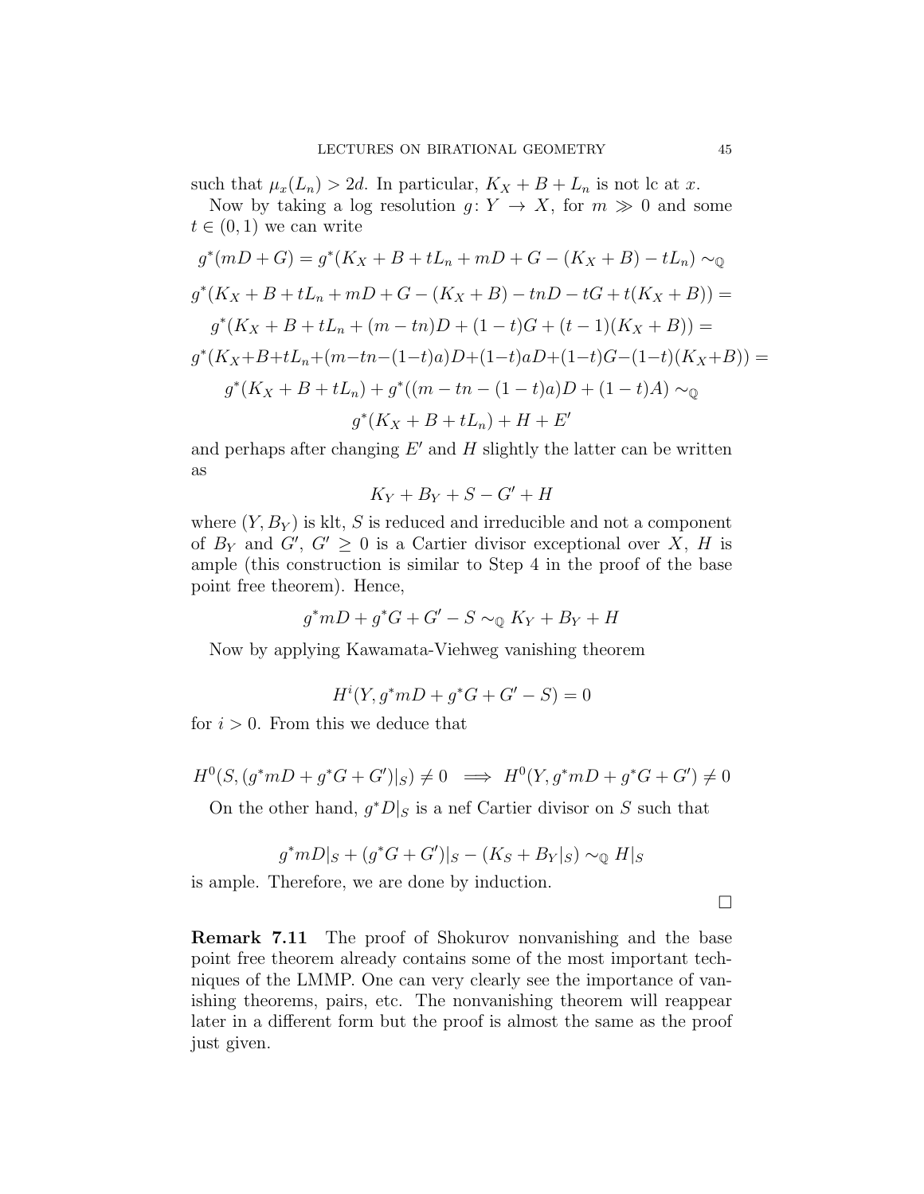such that $\mu_x(L_n) > 2d$. In particular, $K_X + B + L_n$ is not lc at $x$.

Now by taking a log resolution $g\colon Y \to X$, for $m \gg 0$ and some $t \in (0,1)$ we can write

$$g^*(mD + G) = g^*(K_X + B + tL_n + mD + G - (K_X + B) - tL_n) \sim_{\mathbb{Q}}$$

$$g^*(K_X + B + tL_n + mD + G - (K_X + B) - tnD - tG + t(K_X + B)) =$$

$$g^*(K_X + B + tL_n + (m - tn)D + (1-t)G + (t-1)(K_X + B)) =$$

$$g^*(K_X+B+tL_n+(m-tn-(1-t)a)D+(1-t)aD+(1-t)G-(1-t)(K_X+B)) =$$

$$g^*(K_X + B + tL_n) + g^*((m - tn - (1-t)a)D + (1-t)A) \sim_{\mathbb{Q}}$$

$$g^*(K_X + B + tL_n) + H + E'$$

and perhaps after changing $E'$ and $H$ slightly the latter can be written as

$$K_Y + B_Y + S - G' + H$$

where $(Y, B_Y)$ is klt, $S$ is reduced and irreducible and not a component of $B_Y$ and $G'$, $G' \geq 0$ is a Cartier divisor exceptional over $X$, $H$ is ample (this construction is similar to Step 4 in the proof of the base point free theorem). Hence,

$$g^*mD + g^*G + G' - S \sim_{\mathbb{Q}} K_Y + B_Y + H$$

Now by applying Kawamata-Viehweg vanishing theorem

$$H^i(Y, g^*mD + g^*G + G' - S) = 0$$

for $i > 0$. From this we deduce that

$$H^0(S, (g^*mD + g^*G + G')|_S) \neq 0 \implies H^0(Y, g^*mD + g^*G + G') \neq 0$$

On the other hand, $g^*D|_S$ is a nef Cartier divisor on $S$ such that

$$g^*mD|_S + (g^*G + G')|_S - (K_S + B_Y|_S) \sim_{\mathbb{Q}} H|_S$$

is ample. Therefore, we are done by induction.

□

**Remark 7.11** The proof of Shokurov nonvanishing and the base point free theorem already contains some of the most important techniques of the LMMP. One can very clearly see the importance of vanishing theorems, pairs, etc. The nonvanishing theorem will reappear later in a different form but the proof is almost the same as the proof just given.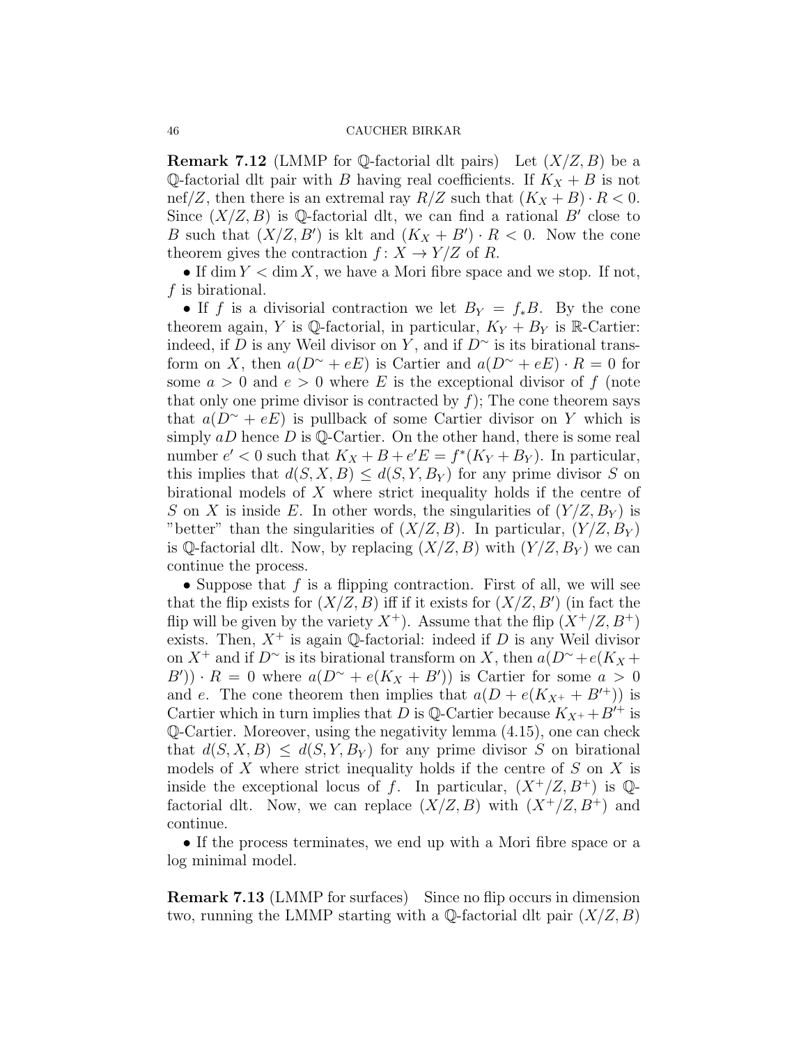**Remark 7.12** (LMMP for $\mathbb{Q}$-factorial dlt pairs) Let $(X/Z, B)$ be a $\mathbb{Q}$-factorial dlt pair with $B$ having real coefficients. If $K_X + B$ is not nef$/Z$, then there is an extremal ray $R/Z$ such that $(K_X + B) \cdot R < 0$. Since $(X/Z, B)$ is $\mathbb{Q}$-factorial dlt, we can find a rational $B'$ close to $B$ such that $(X/Z, B')$ is klt and $(K_X + B') \cdot R < 0$. Now the cone theorem gives the contraction $f\colon X \to Y/Z$ of $R$.

• If $\dim Y < \dim X$, we have a Mori fibre space and we stop. If not, $f$ is birational.

• If $f$ is a divisorial contraction we let $B_Y = f_*B$. By the cone theorem again, $Y$ is $\mathbb{Q}$-factorial, in particular, $K_Y + B_Y$ is $\mathbb{R}$-Cartier: indeed, if $D$ is any Weil divisor on $Y$, and if $D^\sim$ is its birational transform on $X$, then $a(D^\sim + eE)$ is Cartier and $a(D^\sim + eE) \cdot R = 0$ for some $a > 0$ and $e > 0$ where $E$ is the exceptional divisor of $f$ (note that only one prime divisor is contracted by $f$); The cone theorem says that $a(D^\sim + eE)$ is pullback of some Cartier divisor on $Y$ which is simply $aD$ hence $D$ is $\mathbb{Q}$-Cartier. On the other hand, there is some real number $e' < 0$ such that $K_X + B + e'E = f^*(K_Y + B_Y)$. In particular, this implies that $d(S, X, B) \leq d(S, Y, B_Y)$ for any prime divisor $S$ on birational models of $X$ where strict inequality holds if the centre of $S$ on $X$ is inside $E$. In other words, the singularities of $(Y/Z, B_Y)$ is "better" than the singularities of $(X/Z, B)$. In particular, $(Y/Z, B_Y)$ is $\mathbb{Q}$-factorial dlt. Now, by replacing $(X/Z, B)$ with $(Y/Z, B_Y)$ we can continue the process.

• Suppose that $f$ is a flipping contraction. First of all, we will see that the flip exists for $(X/Z, B)$ iff if it exists for $(X/Z, B')$ (in fact the flip will be given by the variety $X^+$). Assume that the flip $(X^+/Z, B^+)$ exists. Then, $X^+$ is again $\mathbb{Q}$-factorial: indeed if $D$ is any Weil divisor on $X^+$ and if $D^\sim$ is its birational transform on $X$, then $a(D^\sim + e(K_X + B')) \cdot R = 0$ where $a(D^\sim + e(K_X + B'))$ is Cartier for some $a > 0$ and $e$. The cone theorem then implies that $a(D + e(K_{X^+} + B'^+))$ is Cartier which in turn implies that $D$ is $\mathbb{Q}$-Cartier because $K_{X^+} + B'^+$ is $\mathbb{Q}$-Cartier. Moreover, using the negativity lemma (4.15), one can check that $d(S, X, B) \leq d(S, Y, B_Y)$ for any prime divisor $S$ on birational models of $X$ where strict inequality holds if the centre of $S$ on $X$ is inside the exceptional locus of $f$. In particular, $(X^+/Z, B^+)$ is $\mathbb{Q}$-factorial dlt. Now, we can replace $(X/Z, B)$ with $(X^+/Z, B^+)$ and continue.

• If the process terminates, we end up with a Mori fibre space or a log minimal model.

**Remark 7.13** (LMMP for surfaces) Since no flip occurs in dimension two, running the LMMP starting with a $\mathbb{Q}$-factorial dlt pair $(X/Z, B)$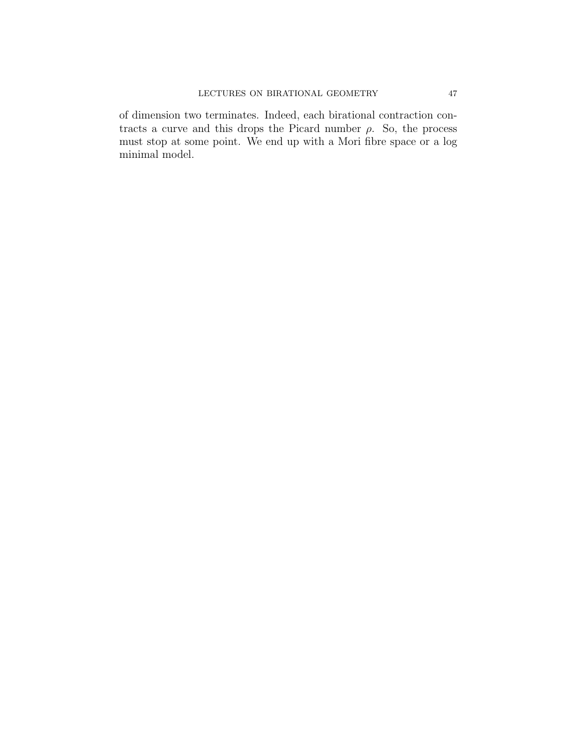of dimension two terminates. Indeed, each birational contraction contracts a curve and this drops the Picard number $\rho$. So, the process must stop at some point. We end up with a Mori fibre space or a log minimal model.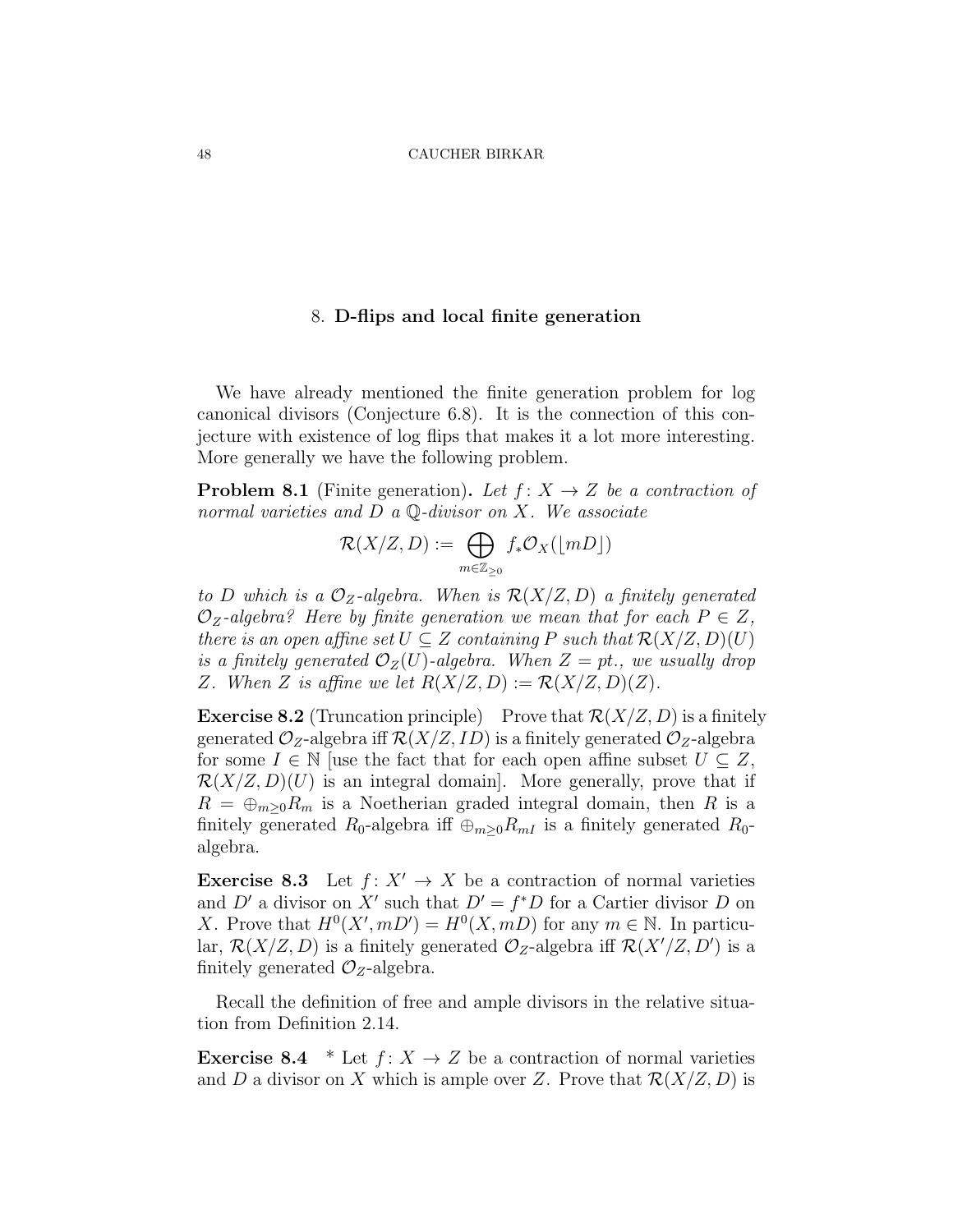## 8. **D-flips and local finite generation**

We have already mentioned the finite generation problem for log canonical divisors (Conjecture 6.8). It is the connection of this conjecture with existence of log flips that makes it a lot more interesting. More generally we have the following problem.

**Problem 8.1** (Finite generation)**.** *Let $f\colon X \to Z$ be a contraction of normal varieties and $D$ a $\mathbb{Q}$-divisor on $X$. We associate*

$$\mathcal{R}(X/Z, D) := \bigoplus_{m \in \mathbb{Z}_{\geq 0}} f_*\mathcal{O}_X(\lfloor mD \rfloor)$$

*to $D$ which is a $\mathcal{O}_Z$-algebra. When is $\mathcal{R}(X/Z, D)$ a finitely generated $\mathcal{O}_Z$-algebra? Here by finite generation we mean that for each $P \in Z$, there is an open affine set $U \subseteq Z$ containing $P$ such that $\mathcal{R}(X/Z, D)(U)$ is a finitely generated $\mathcal{O}_Z(U)$-algebra. When $Z = pt.$, we usually drop $Z$. When $Z$ is affine we let $R(X/Z, D) := \mathcal{R}(X/Z, D)(Z)$.*

**Exercise 8.2** (Truncation principle) Prove that $\mathcal{R}(X/Z, D)$ is a finitely generated $\mathcal{O}_Z$-algebra iff $\mathcal{R}(X/Z, ID)$ is a finitely generated $\mathcal{O}_Z$-algebra for some $I \in \mathbb{N}$ [use the fact that for each open affine subset $U \subseteq Z$, $\mathcal{R}(X/Z, D)(U)$ is an integral domain]. More generally, prove that if $R = \oplus_{m \geq 0} R_m$ is a Noetherian graded integral domain, then $R$ is a finitely generated $R_0$-algebra iff $\oplus_{m \geq 0} R_{mI}$ is a finitely generated $R_0$-algebra.

**Exercise 8.3** Let $f\colon X' \to X$ be a contraction of normal varieties and $D'$ a divisor on $X'$ such that $D' = f^*D$ for a Cartier divisor $D$ on $X$. Prove that $H^0(X', mD') = H^0(X, mD)$ for any $m \in \mathbb{N}$. In particular, $\mathcal{R}(X/Z, D)$ is a finitely generated $\mathcal{O}_Z$-algebra iff $\mathcal{R}(X'/Z, D')$ is a finitely generated $\mathcal{O}_Z$-algebra.

Recall the definition of free and ample divisors in the relative situation from Definition 2.14.

**Exercise 8.4** * Let $f\colon X \to Z$ be a contraction of normal varieties and $D$ a divisor on $X$ which is ample over $Z$. Prove that $\mathcal{R}(X/Z, D)$ is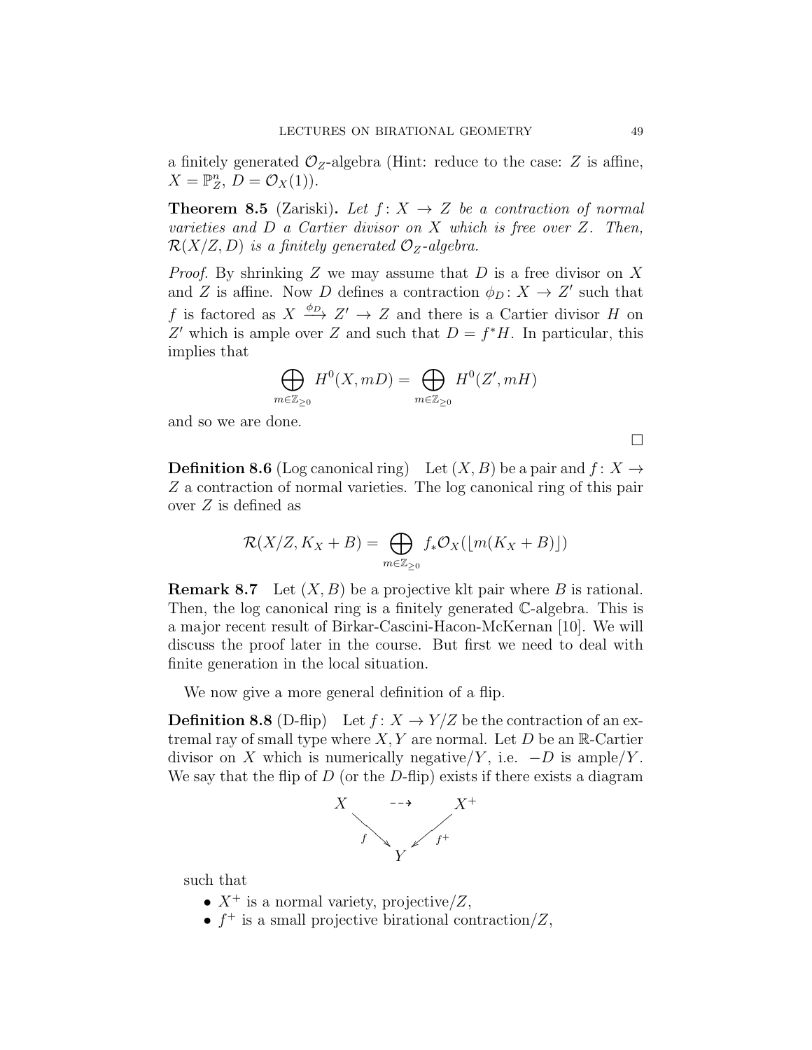a finitely generated $\mathcal{O}_Z$-algebra (Hint: reduce to the case: $Z$ is affine, $X = \mathbb{P}^n_Z$, $D = \mathcal{O}_X(1)$).

**Theorem 8.5** (Zariski)**.** *Let $f\colon X \to Z$ be a contraction of normal varieties and $D$ a Cartier divisor on $X$ which is free over $Z$. Then, $\mathcal{R}(X/Z, D)$ is a finitely generated $\mathcal{O}_Z$-algebra.*

*Proof.* By shrinking $Z$ we may assume that $D$ is a free divisor on $X$ and $Z$ is affine. Now $D$ defines a contraction $\phi_D\colon X \to Z'$ such that $f$ is factored as $X \xrightarrow{\phi_D} Z' \to Z$ and there is a Cartier divisor $H$ on $Z'$ which is ample over $Z$ and such that $D = f^*H$. In particular, this implies that

$$\bigoplus_{m\in\mathbb{Z}_{\geq 0}} H^0(X, mD) = \bigoplus_{m\in\mathbb{Z}_{\geq 0}} H^0(Z', mH)$$

and so we are done.

$\square$

**Definition 8.6** (Log canonical ring) Let $(X, B)$ be a pair and $f\colon X \to Z$ a contraction of normal varieties. The log canonical ring of this pair over $Z$ is defined as

$$\mathcal{R}(X/Z, K_X + B) = \bigoplus_{m\in\mathbb{Z}_{\geq 0}} f_*\mathcal{O}_X(\lfloor m(K_X + B)\rfloor)$$

**Remark 8.7** Let $(X, B)$ be a projective klt pair where $B$ is rational. Then, the log canonical ring is a finitely generated $\mathbb{C}$-algebra. This is a major recent result of Birkar-Cascini-Hacon-McKernan [10]. We will discuss the proof later in the course. But first we need to deal with finite generation in the local situation.

We now give a more general definition of a flip.

**Definition 8.8** (D-flip) Let $f\colon X \to Y/Z$ be the contraction of an extremal ray of small type where $X, Y$ are normal. Let $D$ be an $\mathbb{R}$-Cartier divisor on $X$ which is numerically negative/$Y$, i.e. $-D$ is ample/$Y$. We say that the flip of $D$ (or the $D$-flip) exists if there exists a diagram

$$\begin{array}{ccc} X & \dashrightarrow & X^+ \\ & {\scriptstyle f}\searrow \quad \swarrow{\scriptstyle f^+} & \\ & Y & \end{array}$$

such that

- $X^+$ is a normal variety, projective/$Z$,
- $f^+$ is a small projective birational contraction/$Z$,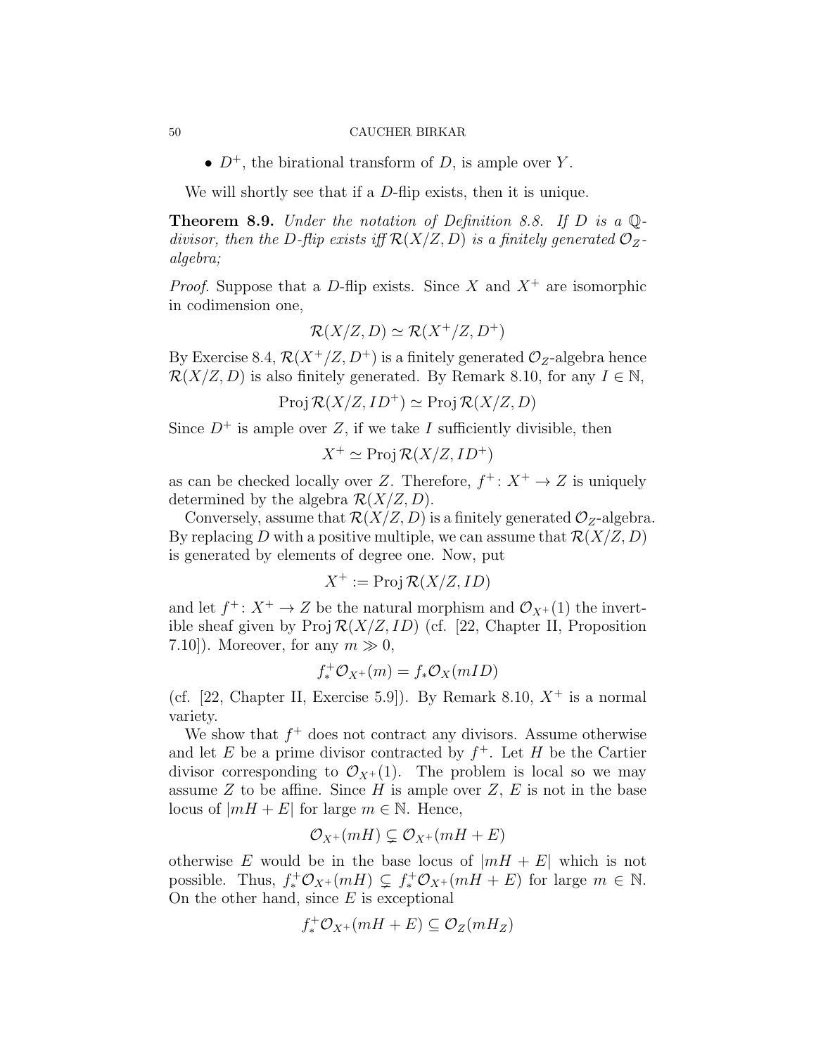- $D^+$, the birational transform of $D$, is ample over $Y$.

We will shortly see that if a $D$-flip exists, then it is unique.

**Theorem 8.9.** *Under the notation of Definition 8.8. If $D$ is a $\mathbb{Q}$-divisor, then the $D$-flip exists iff $\mathcal{R}(X/Z, D)$ is a finitely generated $\mathcal{O}_Z$-algebra;*

*Proof.* Suppose that a $D$-flip exists. Since $X$ and $X^+$ are isomorphic in codimension one,

$$\mathcal{R}(X/Z, D) \simeq \mathcal{R}(X^+/Z, D^+)$$

By Exercise 8.4, $\mathcal{R}(X^+/Z, D^+)$ is a finitely generated $\mathcal{O}_Z$-algebra hence $\mathcal{R}(X/Z, D)$ is also finitely generated. By Remark 8.10, for any $I \in \mathbb{N}$,

$$\operatorname{Proj} \mathcal{R}(X/Z, ID^+) \simeq \operatorname{Proj} \mathcal{R}(X/Z, D)$$

Since $D^+$ is ample over $Z$, if we take $I$ sufficiently divisible, then

$$X^+ \simeq \operatorname{Proj} \mathcal{R}(X/Z, ID^+)$$

as can be checked locally over $Z$. Therefore, $f^+ \colon X^+ \to Z$ is uniquely determined by the algebra $\mathcal{R}(X/Z, D)$.

Conversely, assume that $\mathcal{R}(X/Z, D)$ is a finitely generated $\mathcal{O}_Z$-algebra. By replacing $D$ with a positive multiple, we can assume that $\mathcal{R}(X/Z, D)$ is generated by elements of degree one. Now, put

$$X^+ := \operatorname{Proj} \mathcal{R}(X/Z, ID)$$

and let $f^+ \colon X^+ \to Z$ be the natural morphism and $\mathcal{O}_{X^+}(1)$ the invertible sheaf given by $\operatorname{Proj} \mathcal{R}(X/Z, ID)$ (cf. [22, Chapter II, Proposition 7.10]). Moreover, for any $m \gg 0$,

$$f^+_* \mathcal{O}_{X^+}(m) = f_* \mathcal{O}_X(mID)$$

(cf. [22, Chapter II, Exercise 5.9]). By Remark 8.10, $X^+$ is a normal variety.

We show that $f^+$ does not contract any divisors. Assume otherwise and let $E$ be a prime divisor contracted by $f^+$. Let $H$ be the Cartier divisor corresponding to $\mathcal{O}_{X^+}(1)$. The problem is local so we may assume $Z$ to be affine. Since $H$ is ample over $Z$, $E$ is not in the base locus of $|mH + E|$ for large $m \in \mathbb{N}$. Hence,

$$\mathcal{O}_{X^+}(mH) \subsetneq \mathcal{O}_{X^+}(mH + E)$$

otherwise $E$ would be in the base locus of $|mH + E|$ which is not possible. Thus, $f^+_* \mathcal{O}_{X^+}(mH) \subsetneq f^+_* \mathcal{O}_{X^+}(mH + E)$ for large $m \in \mathbb{N}$. On the other hand, since $E$ is exceptional

$$f^+_* \mathcal{O}_{X^+}(mH + E) \subseteq \mathcal{O}_Z(mH_Z)$$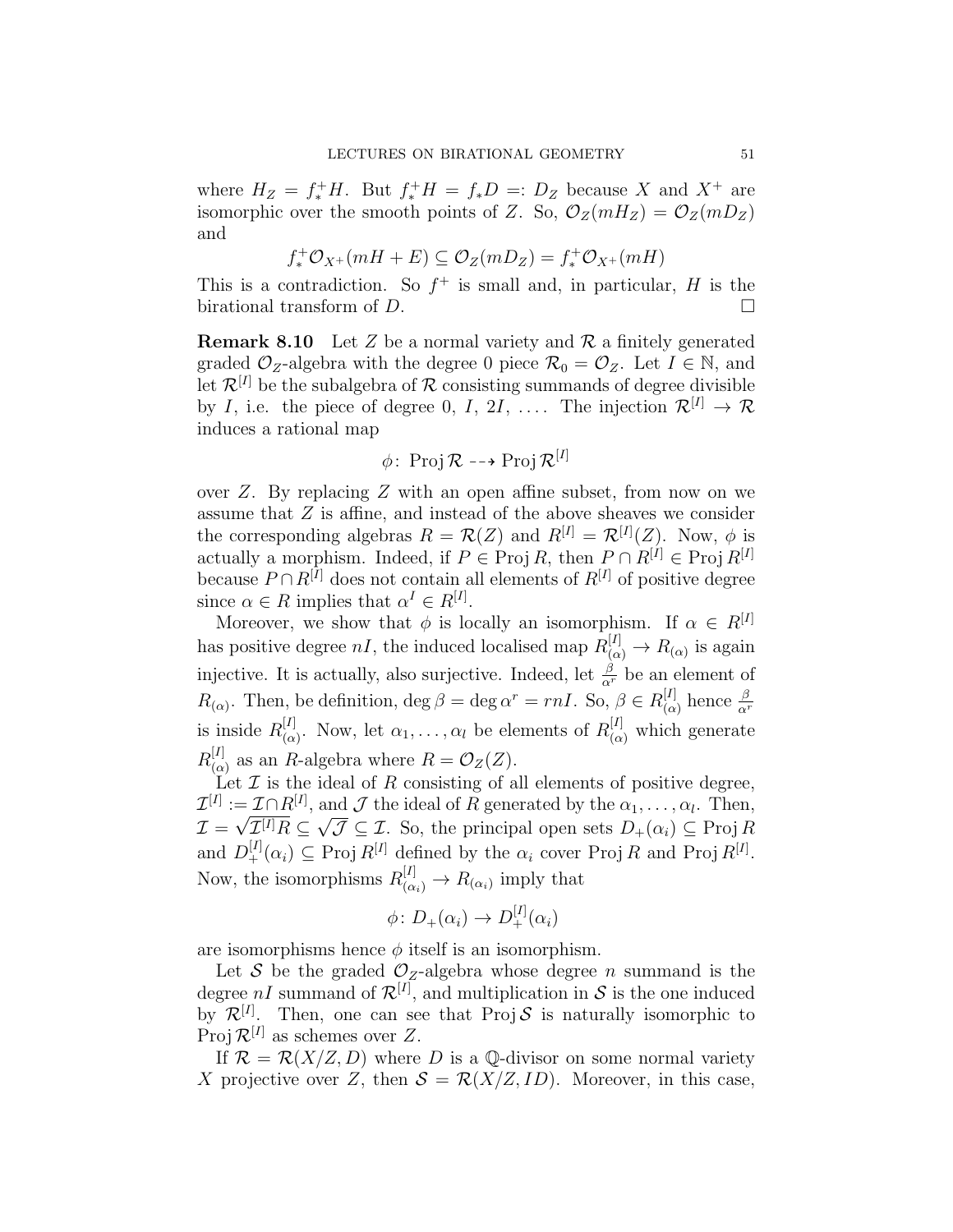where $H_Z = f^+_* H$. But $f^+_* H = f_* D =: D_Z$ because $X$ and $X^+$ are isomorphic over the smooth points of $Z$. So, $\mathcal{O}_Z(mH_Z) = \mathcal{O}_Z(mD_Z)$ and

$$f^+_* \mathcal{O}_{X^+}(mH + E) \subseteq \mathcal{O}_Z(mD_Z) = f^+_* \mathcal{O}_{X^+}(mH)$$

This is a contradiction. So $f^+$ is small and, in particular, $H$ is the birational transform of $D$. $\square$

**Remark 8.10** Let $Z$ be a normal variety and $\mathcal{R}$ a finitely generated graded $\mathcal{O}_Z$-algebra with the degree 0 piece $\mathcal{R}_0 = \mathcal{O}_Z$. Let $I \in \mathbb{N}$, and let $\mathcal{R}^{[I]}$ be the subalgebra of $\mathcal{R}$ consisting summands of degree divisible by $I$, i.e. the piece of degree $0, I, 2I, \ldots$. The injection $\mathcal{R}^{[I]} \to \mathcal{R}$ induces a rational map

$$\phi\colon \operatorname{Proj} \mathcal{R} \dashrightarrow \operatorname{Proj} \mathcal{R}^{[I]}$$

over $Z$. By replacing $Z$ with an open affine subset, from now on we assume that $Z$ is affine, and instead of the above sheaves we consider the corresponding algebras $R = \mathcal{R}(Z)$ and $R^{[I]} = \mathcal{R}^{[I]}(Z)$. Now, $\phi$ is actually a morphism. Indeed, if $P \in \operatorname{Proj} R$, then $P \cap R^{[I]} \in \operatorname{Proj} R^{[I]}$ because $P \cap R^{[I]}$ does not contain all elements of $R^{[I]}$ of positive degree since $\alpha \in R$ implies that $\alpha^I \in R^{[I]}$.

Moreover, we show that $\phi$ is locally an isomorphism. If $\alpha \in R^{[I]}$ has positive degree $nI$, the induced localised map $R^{[I]}_{(\alpha)} \to R_{(\alpha)}$ is again injective. It is actually, also surjective. Indeed, let $\frac{\beta}{\alpha^r}$ be an element of $R_{(\alpha)}$. Then, be definition, $\deg \beta = \deg \alpha^r = rnI$. So, $\beta \in R^{[I]}_{(\alpha)}$ hence $\frac{\beta}{\alpha^r}$ is inside $R^{[I]}_{(\alpha)}$. Now, let $\alpha_1, \ldots, \alpha_l$ be elements of $R^{[I]}_{(\alpha)}$ which generate $R^{[I]}_{(\alpha)}$ as an $R$-algebra where $R = \mathcal{O}_Z(Z)$.

Let $\mathcal{I}$ is the ideal of $R$ consisting of all elements of positive degree, $\mathcal{I}^{[I]} := \mathcal{I} \cap R^{[I]}$, and $\mathcal{J}$ the ideal of $R$ generated by the $\alpha_1, \ldots, \alpha_l$. Then, $\mathcal{I} = \sqrt{\mathcal{I}^{[I]} R} \subseteq \sqrt{\mathcal{J}} \subseteq \mathcal{I}$. So, the principal open sets $D_+(\alpha_i) \subseteq \operatorname{Proj} R$ and $D^{[I]}_+(\alpha_i) \subseteq \operatorname{Proj} R^{[I]}$ defined by the $\alpha_i$ cover $\operatorname{Proj} R$ and $\operatorname{Proj} R^{[I]}$. Now, the isomorphisms $R^{[I]}_{(\alpha_i)} \to R_{(\alpha_i)}$ imply that

$$\phi\colon D_+(\alpha_i) \to D^{[I]}_+(\alpha_i)$$

are isomorphisms hence $\phi$ itself is an isomorphism.

Let $\mathcal{S}$ be the graded $\mathcal{O}_Z$-algebra whose degree $n$ summand is the degree $nI$ summand of $\mathcal{R}^{[I]}$, and multiplication in $\mathcal{S}$ is the one induced by $\mathcal{R}^{[I]}$. Then, one can see that $\operatorname{Proj} \mathcal{S}$ is naturally isomorphic to $\operatorname{Proj} \mathcal{R}^{[I]}$ as schemes over $Z$.

If $\mathcal{R} = \mathcal{R}(X/Z, D)$ where $D$ is a $\mathbb{Q}$-divisor on some normal variety $X$ projective over $Z$, then $\mathcal{S} = \mathcal{R}(X/Z, ID)$. Moreover, in this case,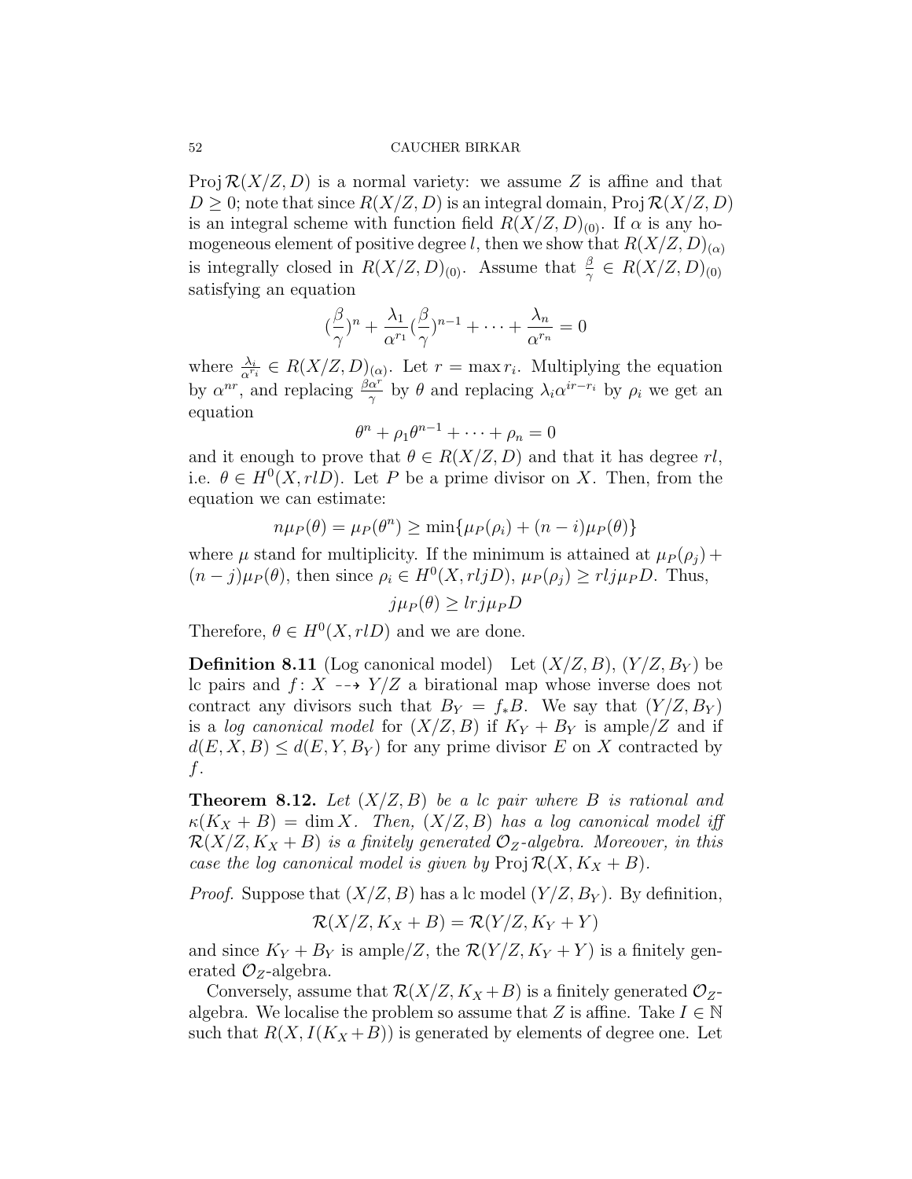$\operatorname{Proj} \mathcal{R}(X/Z, D)$ is a normal variety: we assume $Z$ is affine and that $D \geq 0$; note that since $R(X/Z, D)$ is an integral domain, $\operatorname{Proj} \mathcal{R}(X/Z, D)$ is an integral scheme with function field $R(X/Z, D)_{(0)}$. If $\alpha$ is any homogeneous element of positive degree $l$, then we show that $R(X/Z, D)_{(\alpha)}$ is integrally closed in $R(X/Z, D)_{(0)}$. Assume that $\frac{\beta}{\gamma} \in R(X/Z, D)_{(0)}$ satisfying an equation

$$(\frac{\beta}{\gamma})^n + \frac{\lambda_1}{\alpha^{r_1}}(\frac{\beta}{\gamma})^{n-1} + \cdots + \frac{\lambda_n}{\alpha^{r_n}} = 0$$

where $\frac{\lambda_i}{\alpha^{r_i}} \in R(X/Z, D)_{(\alpha)}$. Let $r = \max r_i$. Multiplying the equation by $\alpha^{nr}$, and replacing $\frac{\beta\alpha^r}{\gamma}$ by $\theta$ and replacing $\lambda_i \alpha^{ir-r_i}$ by $\rho_i$ we get an equation

$$\theta^n + \rho_1 \theta^{n-1} + \cdots + \rho_n = 0$$

and it enough to prove that $\theta \in R(X/Z, D)$ and that it has degree $rl$, i.e. $\theta \in H^0(X, rlD)$. Let $P$ be a prime divisor on $X$. Then, from the equation we can estimate:

$$n\mu_P(\theta) = \mu_P(\theta^n) \geq \min\{\mu_P(\rho_i) + (n-i)\mu_P(\theta)\}$$

where $\mu$ stand for multiplicity. If the minimum is attained at $\mu_P(\rho_j) + (n-j)\mu_P(\theta)$, then since $\rho_i \in H^0(X, rljD)$, $\mu_P(\rho_j) \geq rlj\mu_P D$. Thus,

$$j\mu_P(\theta) \geq lrj\mu_P D$$

Therefore, $\theta \in H^0(X, rlD)$ and we are done.

**Definition 8.11** (Log canonical model) Let $(X/Z, B)$, $(Y/Z, B_Y)$ be lc pairs and $f \colon X \dashrightarrow Y/Z$ a birational map whose inverse does not contract any divisors such that $B_Y = f_*B$. We say that $(Y/Z, B_Y)$ is a *log canonical model* for $(X/Z, B)$ if $K_Y + B_Y$ is ample/$Z$ and if $d(E, X, B) \leq d(E, Y, B_Y)$ for any prime divisor $E$ on $X$ contracted by $f$.

**Theorem 8.12.** *Let $(X/Z, B)$ be a lc pair where $B$ is rational and $\kappa(K_X + B) = \dim X$. Then, $(X/Z, B)$ has a log canonical model iff $\mathcal{R}(X/Z, K_X + B)$ is a finitely generated $\mathcal{O}_Z$-algebra. Moreover, in this case the log canonical model is given by $\operatorname{Proj} \mathcal{R}(X, K_X + B)$.*

*Proof.* Suppose that $(X/Z, B)$ has a lc model $(Y/Z, B_Y)$. By definition,

$$\mathcal{R}(X/Z, K_X + B) = \mathcal{R}(Y/Z, K_Y + Y)$$

and since $K_Y + B_Y$ is ample/$Z$, the $\mathcal{R}(Y/Z, K_Y + Y)$ is a finitely generated $\mathcal{O}_Z$-algebra.

Conversely, assume that $\mathcal{R}(X/Z, K_X + B)$ is a finitely generated $\mathcal{O}_Z$-algebra. We localise the problem so assume that $Z$ is affine. Take $I \in \mathbb{N}$ such that $R(X, I(K_X + B))$ is generated by elements of degree one. Let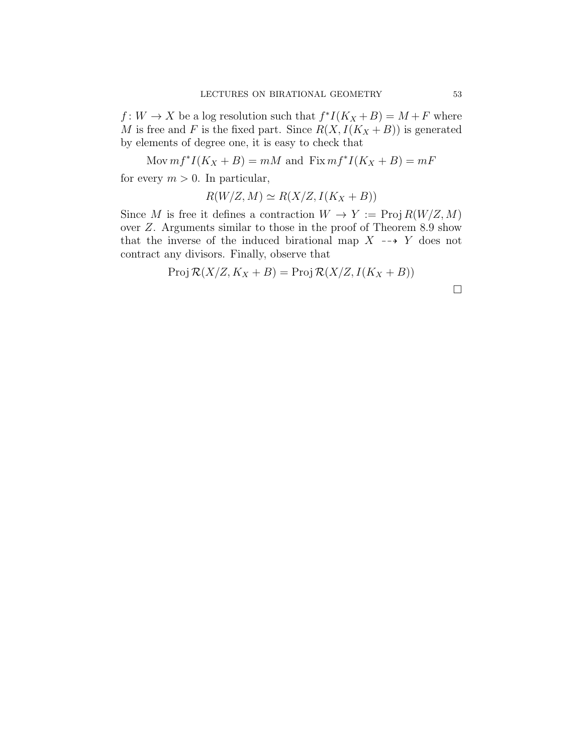$f\colon W \to X$ be a log resolution such that $f^*I(K_X+B) = M+F$ where $M$ is free and $F$ is the fixed part. Since $R(X, I(K_X+B))$ is generated by elements of degree one, it is easy to check that

$$\operatorname{Mov} mf^*I(K_X+B) = mM \text{ and } \operatorname{Fix} mf^*I(K_X+B) = mF$$

for every $m > 0$. In particular,

$$R(W/Z, M) \simeq R(X/Z, I(K_X+B))$$

Since $M$ is free it defines a contraction $W \to Y := \operatorname{Proj} R(W/Z, M)$ over $Z$. Arguments similar to those in the proof of Theorem 8.9 show that the inverse of the induced birational map $X \dashrightarrow Y$ does not contract any divisors. Finally, observe that

$$\operatorname{Proj} \mathcal{R}(X/Z, K_X+B) = \operatorname{Proj} \mathcal{R}(X/Z, I(K_X+B))$$

$\square$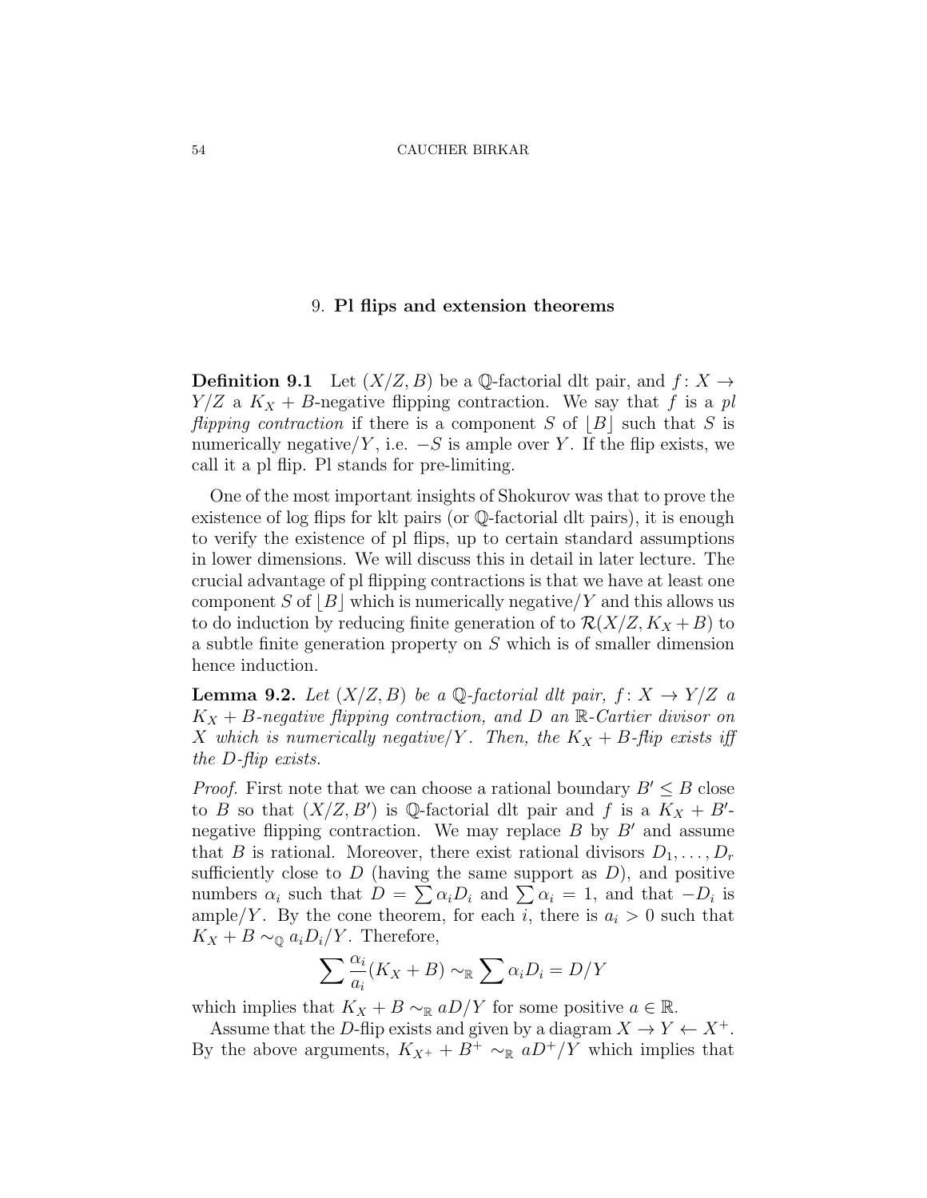## 9. **Pl flips and extension theorems**

**Definition 9.1** Let $(X/Z, B)$ be a $\mathbb{Q}$-factorial dlt pair, and $f\colon X \to Y/Z$ a $K_X + B$-negative flipping contraction. We say that $f$ is a *pl flipping contraction* if there is a component $S$ of $\lfloor B \rfloor$ such that $S$ is numerically negative/$Y$, i.e. $-S$ is ample over $Y$. If the flip exists, we call it a pl flip. Pl stands for pre-limiting.

One of the most important insights of Shokurov was that to prove the existence of log flips for klt pairs (or $\mathbb{Q}$-factorial dlt pairs), it is enough to verify the existence of pl flips, up to certain standard assumptions in lower dimensions. We will discuss this in detail in later lecture. The crucial advantage of pl flipping contractions is that we have at least one component $S$ of $\lfloor B \rfloor$ which is numerically negative/$Y$ and this allows us to do induction by reducing finite generation of to $\mathcal{R}(X/Z, K_X + B)$ to a subtle finite generation property on $S$ which is of smaller dimension hence induction.

**Lemma 9.2.** *Let $(X/Z, B)$ be a $\mathbb{Q}$-factorial dlt pair, $f\colon X \to Y/Z$ a $K_X + B$-negative flipping contraction, and $D$ an $\mathbb{R}$-Cartier divisor on $X$ which is numerically negative/$Y$. Then, the $K_X + B$-flip exists iff the $D$-flip exists.*

*Proof.* First note that we can choose a rational boundary $B' \le B$ close to $B$ so that $(X/Z, B')$ is $\mathbb{Q}$-factorial dlt pair and $f$ is a $K_X + B'$-negative flipping contraction. We may replace $B$ by $B'$ and assume that $B$ is rational. Moreover, there exist rational divisors $D_1, \dots, D_r$ sufficiently close to $D$ (having the same support as $D$), and positive numbers $\alpha_i$ such that $D = \sum \alpha_i D_i$ and $\sum \alpha_i = 1$, and that $-D_i$ is ample/$Y$. By the cone theorem, for each $i$, there is $a_i > 0$ such that $K_X + B \sim_{\mathbb{Q}} a_i D_i/Y$. Therefore,

$$\sum \frac{\alpha_i}{a_i}(K_X + B) \sim_{\mathbb{R}} \sum \alpha_i D_i = D/Y$$

which implies that $K_X + B \sim_{\mathbb{R}} aD/Y$ for some positive $a \in \mathbb{R}$.

Assume that the $D$-flip exists and given by a diagram $X \to Y \leftarrow X^+$. By the above arguments, $K_{X^+} + B^+ \sim_{\mathbb{R}} aD^+/Y$ which implies that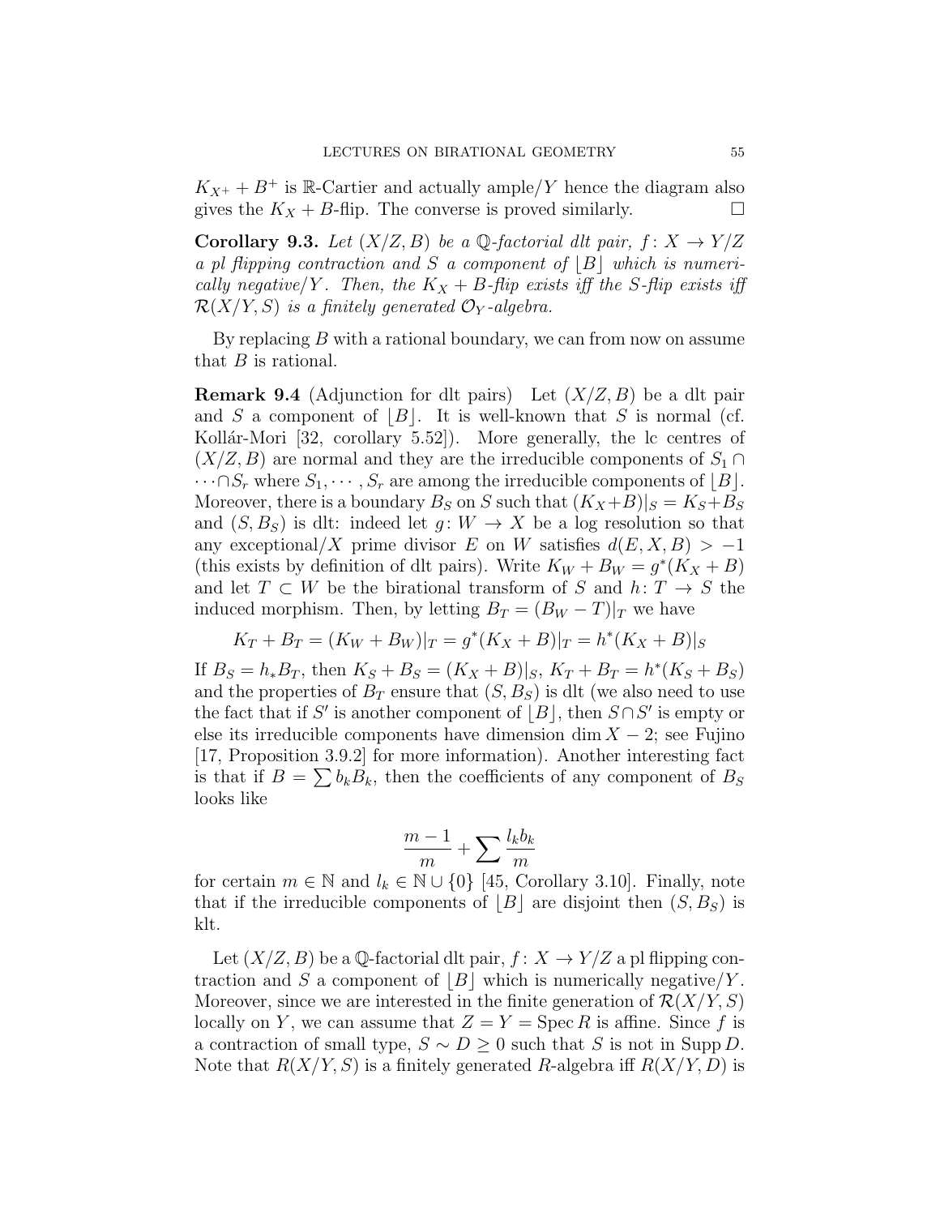$K_{X^+} + B^+$ is $\mathbb{R}$-Cartier and actually ample/$Y$ hence the diagram also gives the $K_X + B$-flip. The converse is proved similarly. $\square$

**Corollary 9.3.** *Let $(X/Z, B)$ be a $\mathbb{Q}$-factorial dlt pair, $f: X \to Y/Z$ a pl flipping contraction and $S$ a component of $\lfloor B \rfloor$ which is numerically negative/$Y$. Then, the $K_X + B$-flip exists iff the $S$-flip exists iff $\mathcal{R}(X/Y, S)$ is a finitely generated $\mathcal{O}_Y$-algebra.*

By replacing $B$ with a rational boundary, we can from now on assume that $B$ is rational.

**Remark 9.4** (Adjunction for dlt pairs) Let $(X/Z, B)$ be a dlt pair and $S$ a component of $\lfloor B \rfloor$. It is well-known that $S$ is normal (cf. Kollár-Mori [32, corollary 5.52]). More generally, the lc centres of $(X/Z, B)$ are normal and they are the irreducible components of $S_1 \cap \cdots \cap S_r$ where $S_1, \cdots, S_r$ are among the irreducible components of $\lfloor B \rfloor$. Moreover, there is a boundary $B_S$ on $S$ such that $(K_X + B)|_S = K_S + B_S$ and $(S, B_S)$ is dlt: indeed let $g: W \to X$ be a log resolution so that any exceptional/$X$ prime divisor $E$ on $W$ satisfies $d(E, X, B) > -1$ (this exists by definition of dlt pairs). Write $K_W + B_W = g^*(K_X + B)$ and let $T \subset W$ be the birational transform of $S$ and $h: T \to S$ the induced morphism. Then, by letting $B_T = (B_W - T)|_T$ we have

$$K_T + B_T = (K_W + B_W)|_T = g^*(K_X + B)|_T = h^*(K_X + B)|_S$$

If $B_S = h_* B_T$, then $K_S + B_S = (K_X + B)|_S$, $K_T + B_T = h^*(K_S + B_S)$ and the properties of $B_T$ ensure that $(S, B_S)$ is dlt (we also need to use the fact that if $S'$ is another component of $\lfloor B \rfloor$, then $S \cap S'$ is empty or else its irreducible components have dimension $\dim X - 2$; see Fujino [17, Proposition 3.9.2] for more information). Another interesting fact is that if $B = \sum b_k B_k$, then the coefficients of any component of $B_S$ looks like

$$\frac{m-1}{m} + \sum \frac{l_k b_k}{m}$$

for certain $m \in \mathbb{N}$ and $l_k \in \mathbb{N} \cup \{0\}$ [45, Corollary 3.10]. Finally, note that if the irreducible components of $\lfloor B \rfloor$ are disjoint then $(S, B_S)$ is klt.

Let $(X/Z, B)$ be a $\mathbb{Q}$-factorial dlt pair, $f: X \to Y/Z$ a pl flipping contraction and $S$ a component of $\lfloor B \rfloor$ which is numerically negative/$Y$. Moreover, since we are interested in the finite generation of $\mathcal{R}(X/Y, S)$ locally on $Y$, we can assume that $Z = Y = \operatorname{Spec} R$ is affine. Since $f$ is a contraction of small type, $S \sim D \geq 0$ such that $S$ is not in $\operatorname{Supp} D$. Note that $R(X/Y, S)$ is a finitely generated $R$-algebra iff $R(X/Y, D)$ is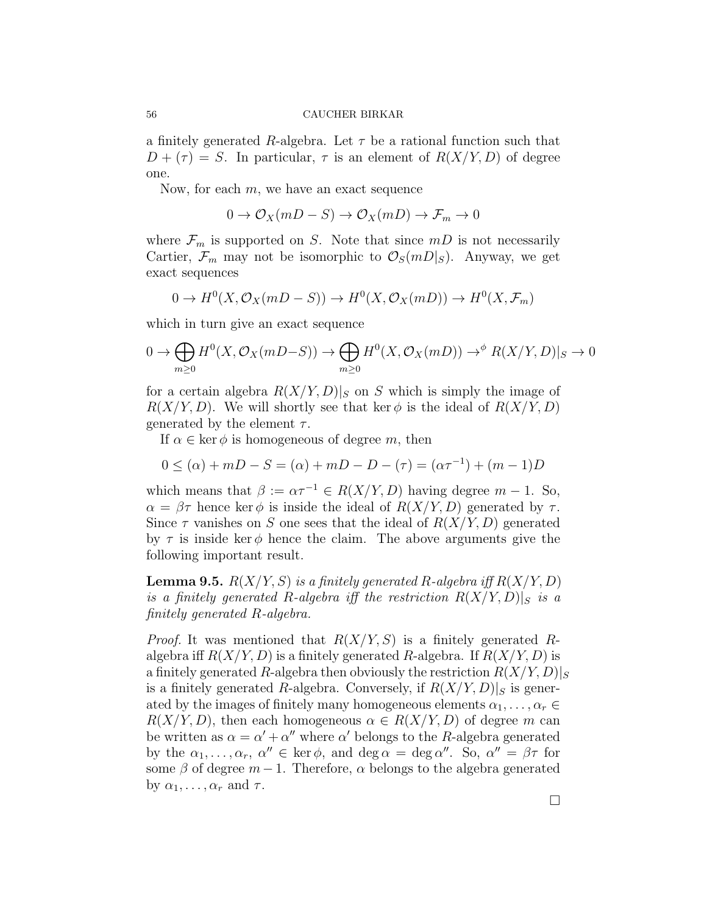a finitely generated $R$-algebra. Let $\tau$ be a rational function such that $D + (\tau) = S$. In particular, $\tau$ is an element of $R(X/Y, D)$ of degree one.

Now, for each $m$, we have an exact sequence

$$0 \to \mathcal{O}_X(mD - S) \to \mathcal{O}_X(mD) \to \mathcal{F}_m \to 0$$

where $\mathcal{F}_m$ is supported on $S$. Note that since $mD$ is not necessarily Cartier, $\mathcal{F}_m$ may not be isomorphic to $\mathcal{O}_S(mD|_S)$. Anyway, we get exact sequences

$$0 \to H^0(X, \mathcal{O}_X(mD - S)) \to H^0(X, \mathcal{O}_X(mD)) \to H^0(X, \mathcal{F}_m)$$

which in turn give an exact sequence

$$0 \to \bigoplus_{m \geq 0} H^0(X, \mathcal{O}_X(mD - S)) \to \bigoplus_{m \geq 0} H^0(X, \mathcal{O}_X(mD)) \to^{\phi} R(X/Y, D)|_S \to 0$$

for a certain algebra $R(X/Y, D)|_S$ on $S$ which is simply the image of $R(X/Y, D)$. We will shortly see that $\ker \phi$ is the ideal of $R(X/Y, D)$ generated by the element $\tau$.

If $\alpha \in \ker \phi$ is homogeneous of degree $m$, then

$$0 \leq (\alpha) + mD - S = (\alpha) + mD - D - (\tau) = (\alpha\tau^{-1}) + (m-1)D$$

which means that $\beta := \alpha\tau^{-1} \in R(X/Y, D)$ having degree $m - 1$. So, $\alpha = \beta\tau$ hence $\ker \phi$ is inside the ideal of $R(X/Y, D)$ generated by $\tau$. Since $\tau$ vanishes on $S$ one sees that the ideal of $R(X/Y, D)$ generated by $\tau$ is inside $\ker \phi$ hence the claim. The above arguments give the following important result.

**Lemma 9.5.** *$R(X/Y, S)$ is a finitely generated $R$-algebra iff $R(X/Y, D)$ is a finitely generated $R$-algebra iff the restriction $R(X/Y, D)|_S$ is a finitely generated $R$-algebra.*

*Proof.* It was mentioned that $R(X/Y, S)$ is a finitely generated $R$-algebra iff $R(X/Y, D)$ is a finitely generated $R$-algebra. If $R(X/Y, D)$ is a finitely generated $R$-algebra then obviously the restriction $R(X/Y, D)|_S$ is a finitely generated $R$-algebra. Conversely, if $R(X/Y, D)|_S$ is generated by the images of finitely many homogeneous elements $\alpha_1, \dots, \alpha_r \in R(X/Y, D)$, then each homogeneous $\alpha \in R(X/Y, D)$ of degree $m$ can be written as $\alpha = \alpha' + \alpha''$ where $\alpha'$ belongs to the $R$-algebra generated by the $\alpha_1, \dots, \alpha_r$, $\alpha'' \in \ker \phi$, and $\deg \alpha = \deg \alpha''$. So, $\alpha'' = \beta\tau$ for some $\beta$ of degree $m - 1$. Therefore, $\alpha$ belongs to the algebra generated by $\alpha_1, \dots, \alpha_r$ and $\tau$.

□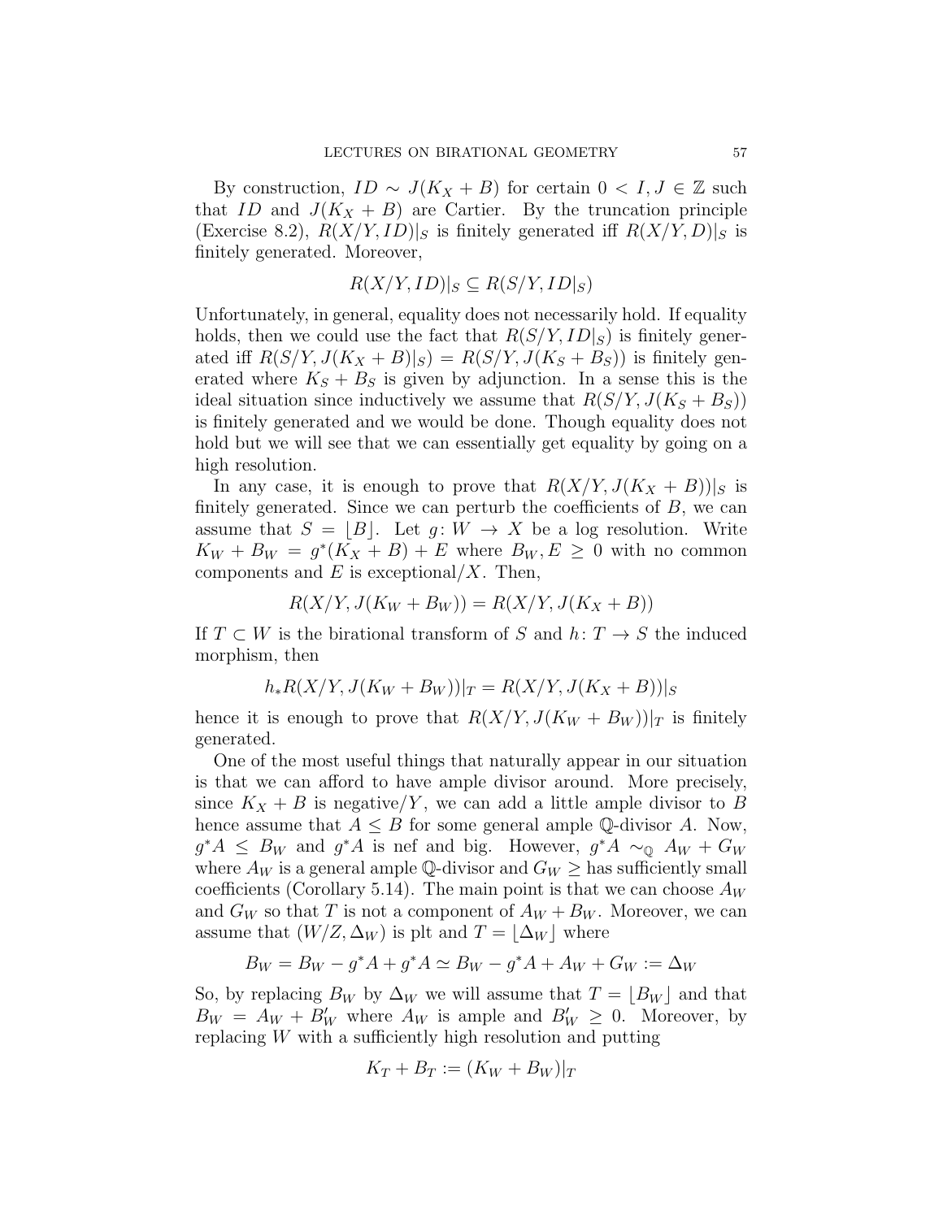By construction, $ID \sim J(K_X + B)$ for certain $0 < I, J \in \mathbb{Z}$ such that $ID$ and $J(K_X + B)$ are Cartier. By the truncation principle (Exercise 8.2), $R(X/Y, ID)|_S$ is finitely generated iff $R(X/Y, D)|_S$ is finitely generated. Moreover,

$$R(X/Y, ID)|_S \subseteq R(S/Y, ID|_S)$$

Unfortunately, in general, equality does not necessarily hold. If equality holds, then we could use the fact that $R(S/Y, ID|_S)$ is finitely generated iff $R(S/Y, J(K_X + B)|_S) = R(S/Y, J(K_S + B_S))$ is finitely generated where $K_S + B_S$ is given by adjunction. In a sense this is the ideal situation since inductively we assume that $R(S/Y, J(K_S + B_S))$ is finitely generated and we would be done. Though equality does not hold but we will see that we can essentially get equality by going on a high resolution.

In any case, it is enough to prove that $R(X/Y, J(K_X + B))|_S$ is finitely generated. Since we can perturb the coefficients of $B$, we can assume that $S = \lfloor B \rfloor$. Let $g \colon W \to X$ be a log resolution. Write $K_W + B_W = g^*(K_X + B) + E$ where $B_W, E \geq 0$ with no common components and $E$ is exceptional$/X$. Then,

$$R(X/Y, J(K_W + B_W)) = R(X/Y, J(K_X + B))$$

If $T \subset W$ is the birational transform of $S$ and $h \colon T \to S$ the induced morphism, then

$$h_* R(X/Y, J(K_W + B_W))|_T = R(X/Y, J(K_X + B))|_S$$

hence it is enough to prove that $R(X/Y, J(K_W + B_W))|_T$ is finitely generated.

One of the most useful things that naturally appear in our situation is that we can afford to have ample divisor around. More precisely, since $K_X + B$ is negative$/Y$, we can add a little ample divisor to $B$ hence assume that $A \leq B$ for some general ample $\mathbb{Q}$-divisor $A$. Now, $g^*A \leq B_W$ and $g^*A$ is nef and big. However, $g^*A \sim_{\mathbb{Q}} A_W + G_W$ where $A_W$ is a general ample $\mathbb{Q}$-divisor and $G_W \geq$ has sufficiently small coefficients (Corollary 5.14). The main point is that we can choose $A_W$ and $G_W$ so that $T$ is not a component of $A_W + B_W$. Moreover, we can assume that $(W/Z, \Delta_W)$ is plt and $T = \lfloor \Delta_W \rfloor$ where

$$B_W = B_W - g^*A + g^*A \simeq B_W - g^*A + A_W + G_W := \Delta_W$$

So, by replacing $B_W$ by $\Delta_W$ we will assume that $T = \lfloor B_W \rfloor$ and that $B_W = A_W + B_W'$ where $A_W$ is ample and $B_W' \geq 0$. Moreover, by replacing $W$ with a sufficiently high resolution and putting

$$K_T + B_T := (K_W + B_W)|_T$$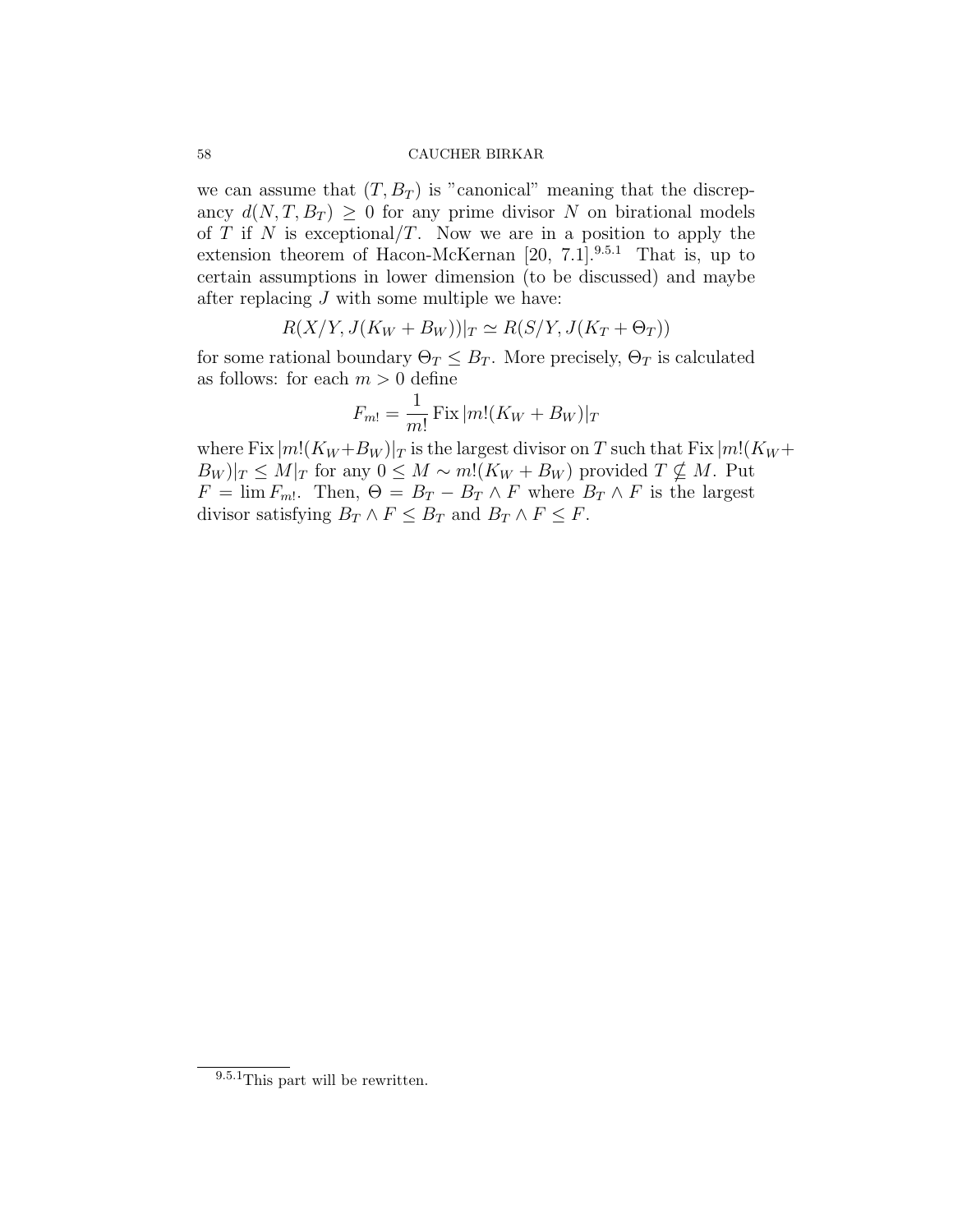we can assume that $(T, B_T)$ is "canonical" meaning that the discrepancy $d(N, T, B_T) \geq 0$ for any prime divisor $N$ on birational models of $T$ if $N$ is exceptional$/T$. Now we are in a position to apply the extension theorem of Hacon-McKernan [20, 7.1].[9.5.1] That is, up to certain assumptions in lower dimension (to be discussed) and maybe after replacing $J$ with some multiple we have:

$$R(X/Y, J(K_W + B_W))|_T \simeq R(S/Y, J(K_T + \Theta_T))$$

for some rational boundary $\Theta_T \leq B_T$. More precisely, $\Theta_T$ is calculated as follows: for each $m > 0$ define

$$F_{m!} = \frac{1}{m!} \operatorname{Fix} |m!(K_W + B_W)|_T$$

where $\operatorname{Fix} |m!(K_W + B_W)|_T$ is the largest divisor on $T$ such that $\operatorname{Fix} |m!(K_W + B_W)|_T \leq M|_T$ for any $0 \leq M \sim m!(K_W + B_W)$ provided $T \nsubseteq M$. Put $F = \lim F_{m!}$. Then, $\Theta = B_T - B_T \wedge F$ where $B_T \wedge F$ is the largest divisor satisfying $B_T \wedge F \leq B_T$ and $B_T \wedge F \leq F$.

[9.5.1] This part will be rewritten.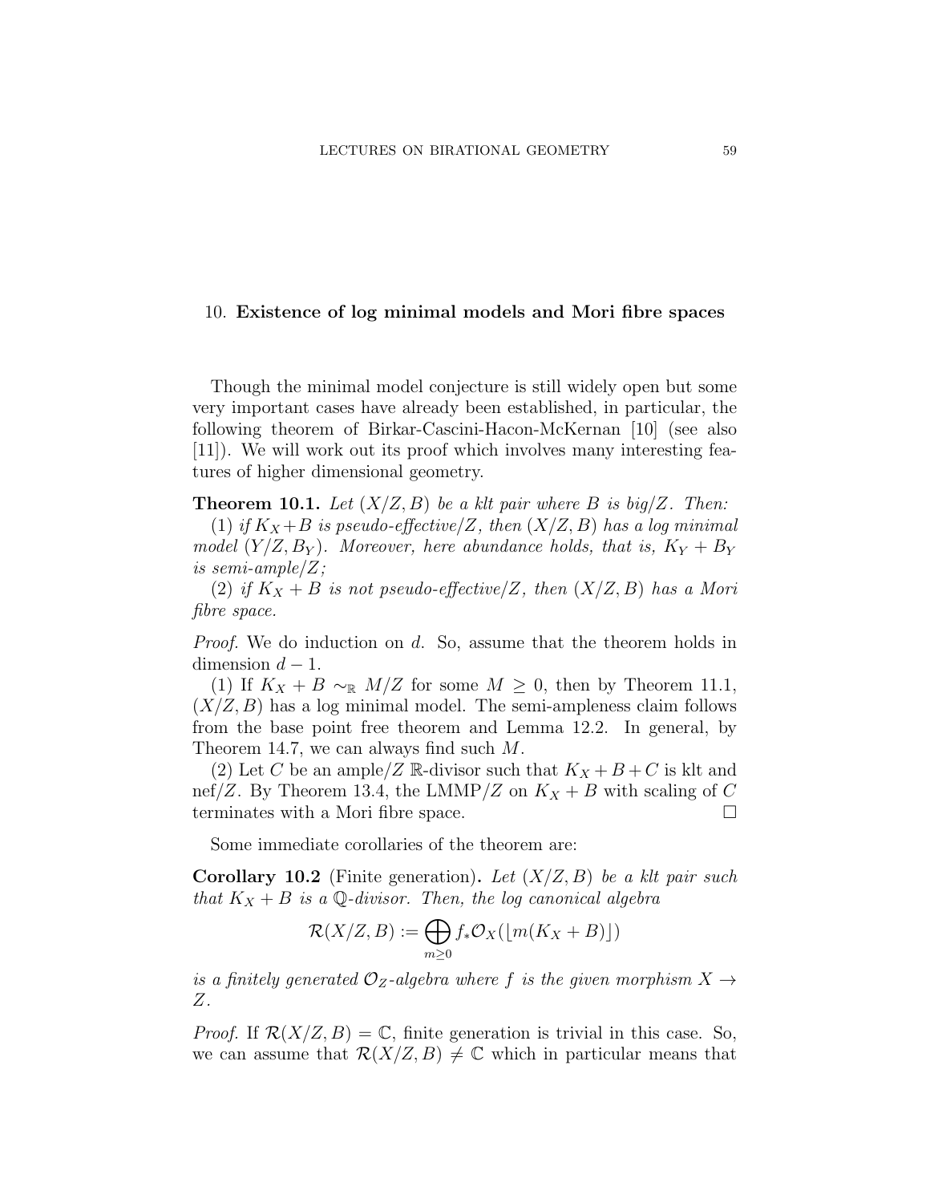## 10. **Existence of log minimal models and Mori fibre spaces**

Though the minimal model conjecture is still widely open but some very important cases have already been established, in particular, the following theorem of Birkar-Cascini-Hacon-McKernan [10] (see also [11]). We will work out its proof which involves many interesting features of higher dimensional geometry.

**Theorem 10.1.** *Let $(X/Z, B)$ be a klt pair where $B$ is big/$Z$. Then:*

*(1) if $K_X + B$ is pseudo-effective/$Z$, then $(X/Z, B)$ has a log minimal model $(Y/Z, B_Y)$. Moreover, here abundance holds, that is, $K_Y + B_Y$ is semi-ample/$Z$;*

*(2) if $K_X + B$ is not pseudo-effective/$Z$, then $(X/Z, B)$ has a Mori fibre space.*

*Proof.* We do induction on $d$. So, assume that the theorem holds in dimension $d - 1$.

(1) If $K_X + B \sim_{\mathbb{R}} M/Z$ for some $M \geq 0$, then by Theorem 11.1, $(X/Z, B)$ has a log minimal model. The semi-ampleness claim follows from the base point free theorem and Lemma 12.2. In general, by Theorem 14.7, we can always find such $M$.

(2) Let $C$ be an ample/$Z$ $\mathbb{R}$-divisor such that $K_X + B + C$ is klt and nef/$Z$. By Theorem 13.4, the LMMP/$Z$ on $K_X + B$ with scaling of $C$ terminates with a Mori fibre space. □

Some immediate corollaries of the theorem are:

**Corollary 10.2** (Finite generation)**.** *Let $(X/Z, B)$ be a klt pair such that $K_X + B$ is a $\mathbb{Q}$-divisor. Then, the log canonical algebra*

$$\mathcal{R}(X/Z, B) := \bigoplus_{m \geq 0} f_* \mathcal{O}_X(\lfloor m(K_X + B) \rfloor)$$

*is a finitely generated $\mathcal{O}_Z$-algebra where $f$ is the given morphism $X \to Z$.*

*Proof.* If $\mathcal{R}(X/Z, B) = \mathbb{C}$, finite generation is trivial in this case. So, we can assume that $\mathcal{R}(X/Z, B) \neq \mathbb{C}$ which in particular means that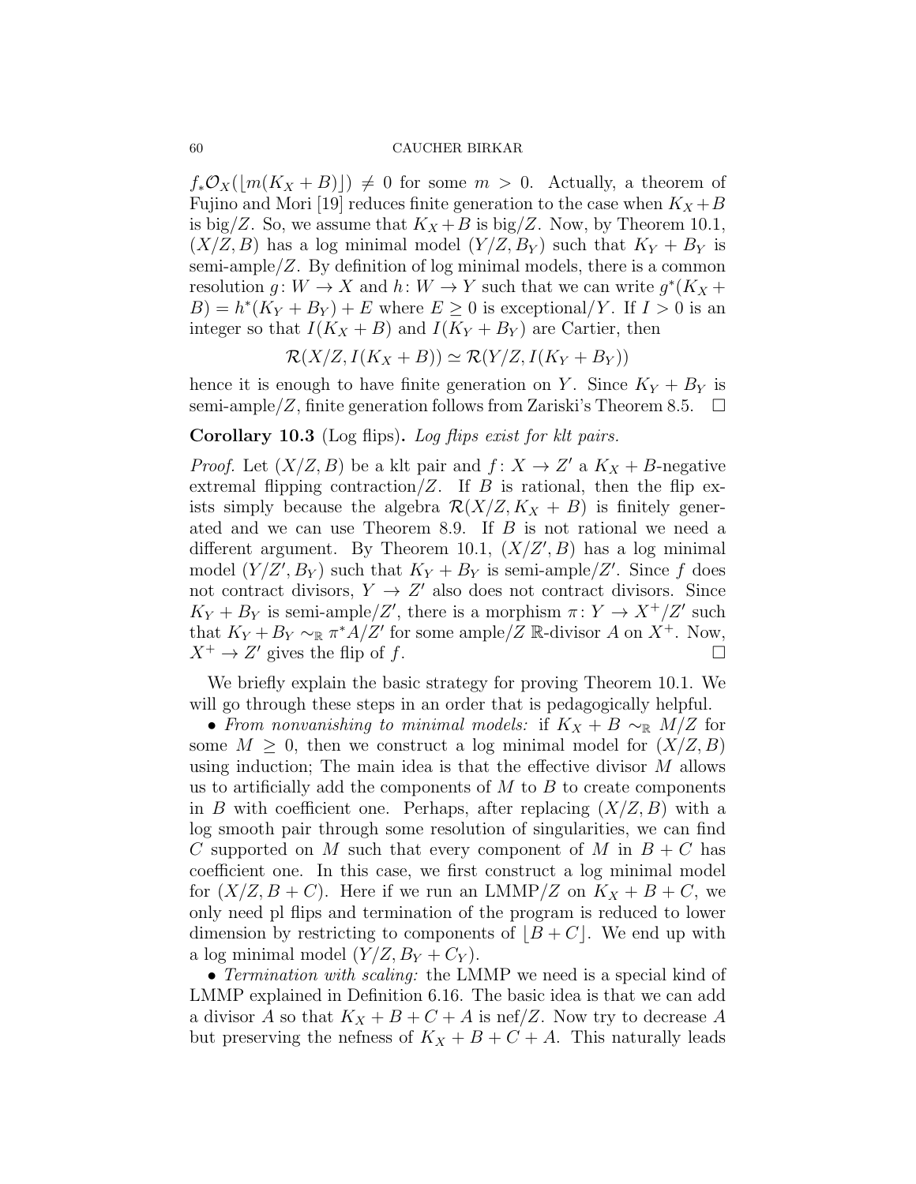$f_*\mathcal{O}_X(\lfloor m(K_X+B)\rfloor) \neq 0$ for some $m > 0$. Actually, a theorem of Fujino and Mori [19] reduces finite generation to the case when $K_X+B$ is big/$Z$. So, we assume that $K_X+B$ is big/$Z$. Now, by Theorem 10.1, $(X/Z, B)$ has a log minimal model $(Y/Z, B_Y)$ such that $K_Y + B_Y$ is semi-ample/$Z$. By definition of log minimal models, there is a common resolution $g\colon W \to X$ and $h\colon W \to Y$ such that we can write $g^*(K_X + B) = h^*(K_Y + B_Y) + E$ where $E \geq 0$ is exceptional/$Y$. If $I > 0$ is an integer so that $I(K_X + B)$ and $I(K_Y + B_Y)$ are Cartier, then

$$\mathcal{R}(X/Z, I(K_X + B)) \simeq \mathcal{R}(Y/Z, I(K_Y + B_Y))$$

hence it is enough to have finite generation on $Y$. Since $K_Y + B_Y$ is semi-ample/$Z$, finite generation follows from Zariski's Theorem 8.5. $\square$

**Corollary 10.3** (Log flips)**.** *Log flips exist for klt pairs.*

*Proof.* Let $(X/Z, B)$ be a klt pair and $f\colon X \to Z'$ a $K_X + B$-negative extremal flipping contraction/$Z$. If $B$ is rational, then the flip exists simply because the algebra $\mathcal{R}(X/Z, K_X + B)$ is finitely generated and we can use Theorem 8.9. If $B$ is not rational we need a different argument. By Theorem 10.1, $(X/Z', B)$ has a log minimal model $(Y/Z', B_Y)$ such that $K_Y + B_Y$ is semi-ample/$Z'$. Since $f$ does not contract divisors, $Y \to Z'$ also does not contract divisors. Since $K_Y + B_Y$ is semi-ample/$Z'$, there is a morphism $\pi\colon Y \to X^+/Z'$ such that $K_Y + B_Y \sim_{\mathbb{R}} \pi^*A/Z'$ for some ample/$Z$ $\mathbb{R}$-divisor $A$ on $X^+$. Now, $X^+ \to Z'$ gives the flip of $f$. $\square$

We briefly explain the basic strategy for proving Theorem 10.1. We will go through these steps in an order that is pedagogically helpful.

• *From nonvanishing to minimal models:* if $K_X + B \sim_{\mathbb{R}} M/Z$ for some $M \geq 0$, then we construct a log minimal model for $(X/Z, B)$ using induction; The main idea is that the effective divisor $M$ allows us to artificially add the components of $M$ to $B$ to create components in $B$ with coefficient one. Perhaps, after replacing $(X/Z, B)$ with a log smooth pair through some resolution of singularities, we can find $C$ supported on $M$ such that every component of $M$ in $B + C$ has coefficient one. In this case, we first construct a log minimal model for $(X/Z, B + C)$. Here if we run an LMMP/$Z$ on $K_X + B + C$, we only need pl flips and termination of the program is reduced to lower dimension by restricting to components of $\lfloor B + C\rfloor$. We end up with a log minimal model $(Y/Z, B_Y + C_Y)$.

• *Termination with scaling:* the LMMP we need is a special kind of LMMP explained in Definition 6.16. The basic idea is that we can add a divisor $A$ so that $K_X + B + C + A$ is nef/$Z$. Now try to decrease $A$ but preserving the nefness of $K_X + B + C + A$. This naturally leads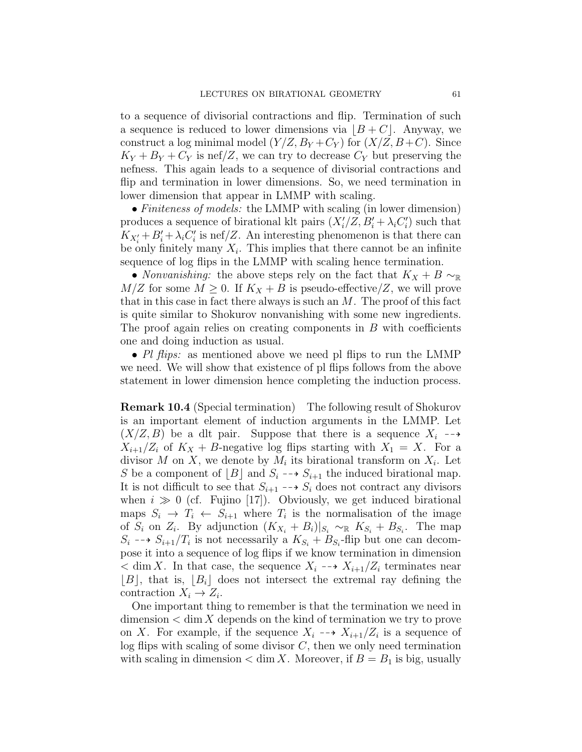to a sequence of divisorial contractions and flip. Termination of such a sequence is reduced to lower dimensions via $\lfloor B + C \rfloor$. Anyway, we construct a log minimal model $(Y/Z, B_Y + C_Y)$ for $(X/Z, B + C)$. Since $K_Y + B_Y + C_Y$ is nef/$Z$, we can try to decrease $C_Y$ but preserving the nefness. This again leads to a sequence of divisorial contractions and flip and termination in lower dimensions. So, we need termination in lower dimension that appear in LMMP with scaling.

• *Finiteness of models:* the LMMP with scaling (in lower dimension) produces a sequence of birational klt pairs $(X_i'/Z, B_i' + \lambda_i C_i')$ such that $K_{X_i'} + B_i' + \lambda_i C_i'$ is nef/$Z$. An interesting phenomenon is that there can be only finitely many $X_i$. This implies that there cannot be an infinite sequence of log flips in the LMMP with scaling hence termination.

• *Nonvanishing:* the above steps rely on the fact that $K_X + B \sim_{\mathbb{R}} M/Z$ for some $M \geq 0$. If $K_X + B$ is pseudo-effective/$Z$, we will prove that in this case in fact there always is such an $M$. The proof of this fact is quite similar to Shokurov nonvanishing with some new ingredients. The proof again relies on creating components in $B$ with coefficients one and doing induction as usual.

• *Pl flips:* as mentioned above we need pl flips to run the LMMP we need. We will show that existence of pl flips follows from the above statement in lower dimension hence completing the induction process.

**Remark 10.4** (Special termination) The following result of Shokurov is an important element of induction arguments in the LMMP. Let $(X/Z, B)$ be a dlt pair. Suppose that there is a sequence $X_i \dashrightarrow X_{i+1}/Z_i$ of $K_X + B$-negative log flips starting with $X_1 = X$. For a divisor $M$ on $X$, we denote by $M_i$ its birational transform on $X_i$. Let $S$ be a component of $\lfloor B \rfloor$ and $S_i \dashrightarrow S_{i+1}$ the induced birational map. It is not difficult to see that $S_{i+1} \dashrightarrow S_i$ does not contract any divisors when $i \gg 0$ (cf. Fujino [17]). Obviously, we get induced birational maps $S_i \to T_i \leftarrow S_{i+1}$ where $T_i$ is the normalisation of the image of $S_i$ on $Z_i$. By adjunction $(K_{X_i} + B_i)|_{S_i} \sim_{\mathbb{R}} K_{S_i} + B_{S_i}$. The map $S_i \dashrightarrow S_{i+1}/T_i$ is not necessarily a $K_{S_i} + B_{S_i}$-flip but one can decompose it into a sequence of log flips if we know termination in dimension $< \dim X$. In that case, the sequence $X_i \dashrightarrow X_{i+1}/Z_i$ terminates near $\lfloor B \rfloor$, that is, $\lfloor B_i \rfloor$ does not intersect the extremal ray defining the contraction $X_i \to Z_i$.

One important thing to remember is that the termination we need in dimension $< \dim X$ depends on the kind of termination we try to prove on $X$. For example, if the sequence $X_i \dashrightarrow X_{i+1}/Z_i$ is a sequence of log flips with scaling of some divisor $C$, then we only need termination with scaling in dimension $< \dim X$. Moreover, if $B = B_1$ is big, usually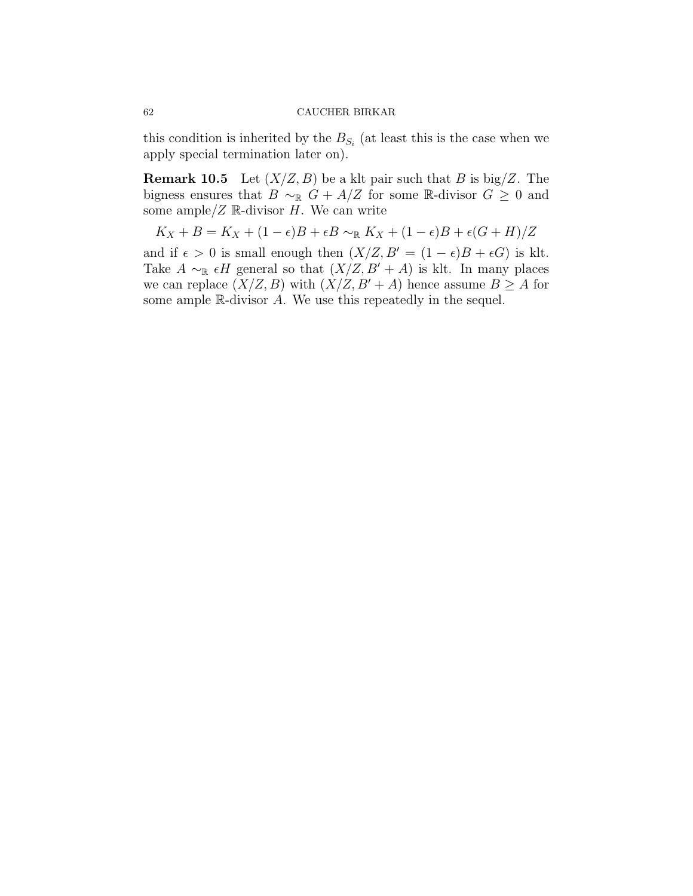this condition is inherited by the $B_{S_i}$ (at least this is the case when we apply special termination later on).

**Remark 10.5** Let $(X/Z, B)$ be a klt pair such that $B$ is big$/Z$. The bigness ensures that $B \sim_{\mathbb{R}} G + A/Z$ for some $\mathbb{R}$-divisor $G \geq 0$ and some ample$/Z$ $\mathbb{R}$-divisor $H$. We can write

$$K_X + B = K_X + (1-\epsilon)B + \epsilon B \sim_{\mathbb{R}} K_X + (1-\epsilon)B + \epsilon(G+H)/Z$$

and if $\epsilon > 0$ is small enough then $(X/Z, B' = (1-\epsilon)B + \epsilon G)$ is klt. Take $A \sim_{\mathbb{R}} \epsilon H$ general so that $(X/Z, B' + A)$ is klt. In many places we can replace $(X/Z, B)$ with $(X/Z, B' + A)$ hence assume $B \geq A$ for some ample $\mathbb{R}$-divisor $A$. We use this repeatedly in the sequel.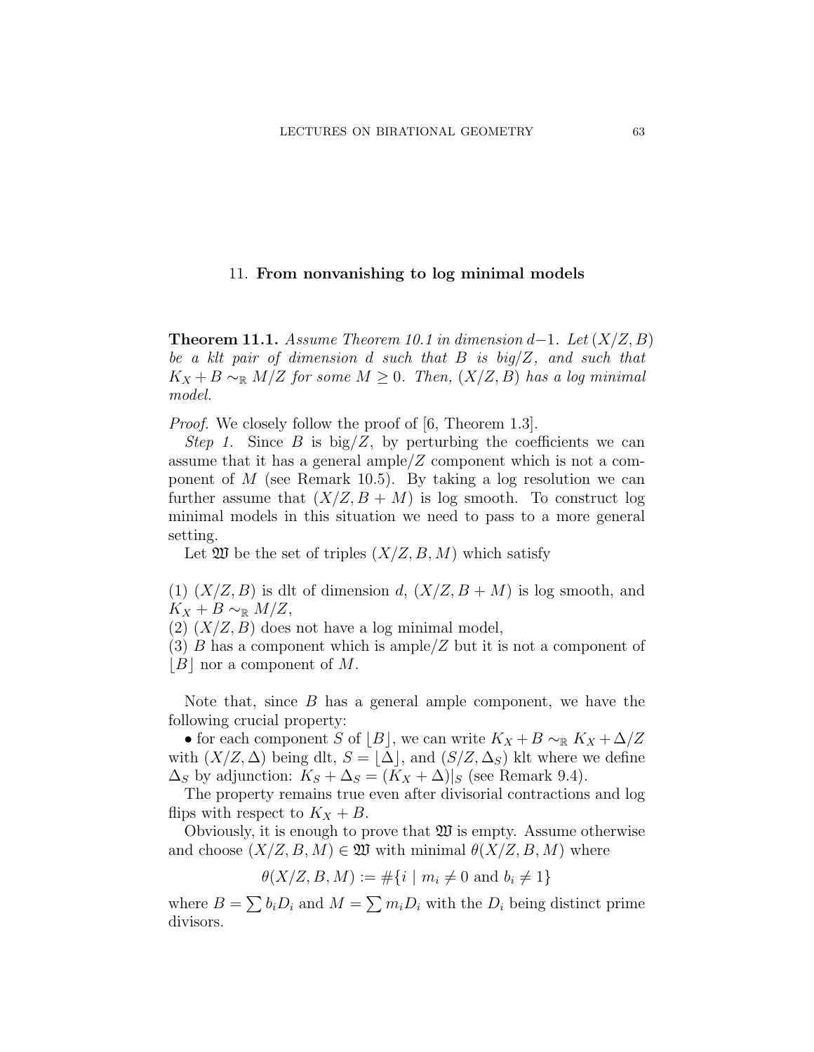## 11. **From nonvanishing to log minimal models**

**Theorem 11.1.** *Assume Theorem 10.1 in dimension $d-1$. Let $(X/Z, B)$ be a klt pair of dimension $d$ such that $B$ is big/$Z$, and such that $K_X + B \sim_{\mathbb{R}} M/Z$ for some $M \geq 0$. Then, $(X/Z, B)$ has a log minimal model.*

*Proof.* We closely follow the proof of [6, Theorem 1.3].

*Step 1.* Since $B$ is big/$Z$, by perturbing the coefficients we can assume that it has a general ample/$Z$ component which is not a component of $M$ (see Remark 10.5). By taking a log resolution we can further assume that $(X/Z, B + M)$ is log smooth. To construct log minimal models in this situation we need to pass to a more general setting.

Let $\mathfrak{W}$ be the set of triples $(X/Z, B, M)$ which satisfy

(1) $(X/Z, B)$ is dlt of dimension $d$, $(X/Z, B + M)$ is log smooth, and $K_X + B \sim_{\mathbb{R}} M/Z$,
(2) $(X/Z, B)$ does not have a log minimal model,
(3) $B$ has a component which is ample/$Z$ but it is not a component of $\lfloor B \rfloor$ nor a component of $M$.

Note that, since $B$ has a general ample component, we have the following crucial property:

• for each component $S$ of $\lfloor B \rfloor$, we can write $K_X + B \sim_{\mathbb{R}} K_X + \Delta/Z$ with $(X/Z, \Delta)$ being dlt, $S = \lfloor \Delta \rfloor$, and $(S/Z, \Delta_S)$ klt where we define $\Delta_S$ by adjunction: $K_S + \Delta_S = (K_X + \Delta)|_S$ (see Remark 9.4).

The property remains true even after divisorial contractions and log flips with respect to $K_X + B$.

Obviously, it is enough to prove that $\mathfrak{W}$ is empty. Assume otherwise and choose $(X/Z, B, M) \in \mathfrak{W}$ with minimal $\theta(X/Z, B, M)$ where

$$\theta(X/Z, B, M) := \#\{i \mid m_i \neq 0 \text{ and } b_i \neq 1\}$$

where $B = \sum b_i D_i$ and $M = \sum m_i D_i$ with the $D_i$ being distinct prime divisors.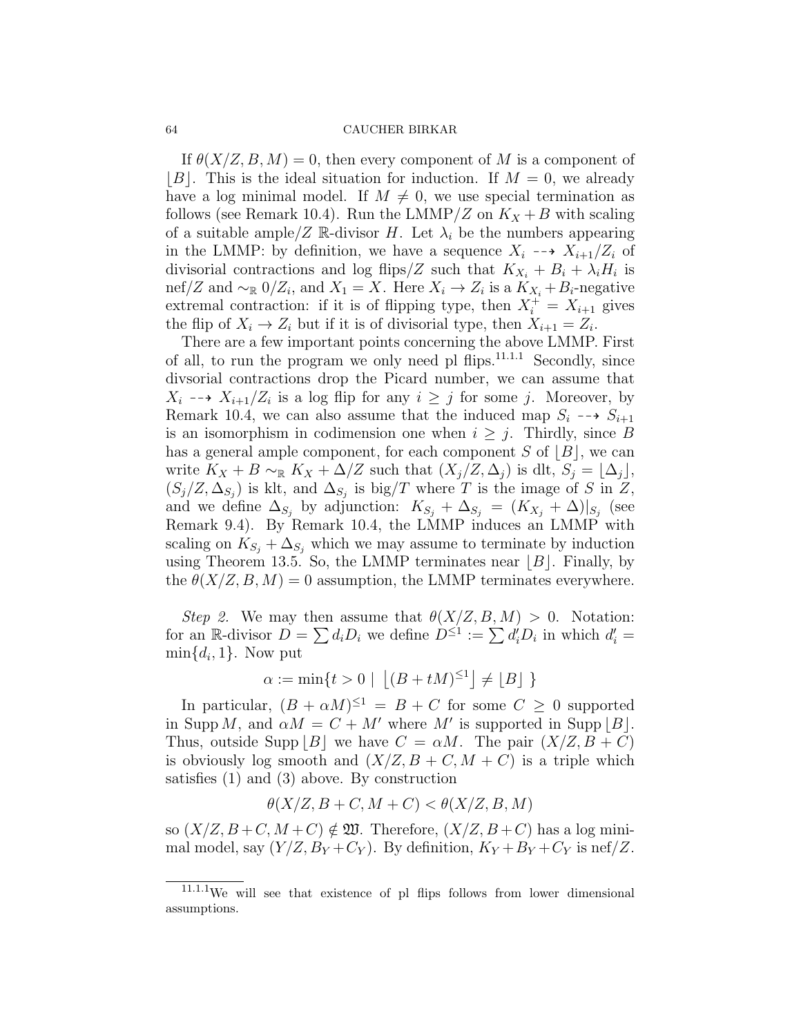If $\theta(X/Z, B, M) = 0$, then every component of $M$ is a component of $\lfloor B \rfloor$. This is the ideal situation for induction. If $M = 0$, we already have a log minimal model. If $M \neq 0$, we use special termination as follows (see Remark 10.4). Run the LMMP$/Z$ on $K_X + B$ with scaling of a suitable ample$/Z$ $\mathbb{R}$-divisor $H$. Let $\lambda_i$ be the numbers appearing in the LMMP: by definition, we have a sequence $X_i \dashrightarrow X_{i+1}/Z_i$ of divisorial contractions and log flips$/Z$ such that $K_{X_i} + B_i + \lambda_i H_i$ is nef$/Z$ and $\sim_{\mathbb{R}} 0/Z_i$, and $X_1 = X$. Here $X_i \to Z_i$ is a $K_{X_i} + B_i$-negative extremal contraction: if it is of flipping type, then $X_i^+ = X_{i+1}$ gives the flip of $X_i \to Z_i$ but if it is of divisorial type, then $X_{i+1} = Z_i$.

There are a few important points concerning the above LMMP. First of all, to run the program we only need pl flips.[11.1.1] Secondly, since divsorial contractions drop the Picard number, we can assume that $X_i \dashrightarrow X_{i+1}/Z_i$ is a log flip for any $i \geq j$ for some $j$. Moreover, by Remark 10.4, we can also assume that the induced map $S_i \dashrightarrow S_{i+1}$ is an isomorphism in codimension one when $i \geq j$. Thirdly, since $B$ has a general ample component, for each component $S$ of $\lfloor B \rfloor$, we can write $K_X + B \sim_{\mathbb{R}} K_X + \Delta/Z$ such that $(X_j/Z, \Delta_j)$ is dlt, $S_j = \lfloor \Delta_j \rfloor$, $(S_j/Z, \Delta_{S_j})$ is klt, and $\Delta_{S_j}$ is big$/T$ where $T$ is the image of $S$ in $Z$, and we define $\Delta_{S_j}$ by adjunction: $K_{S_j} + \Delta_{S_j} = (K_{X_j} + \Delta)|_{S_j}$ (see Remark 9.4). By Remark 10.4, the LMMP induces an LMMP with scaling on $K_{S_j} + \Delta_{S_j}$ which we may assume to terminate by induction using Theorem 13.5. So, the LMMP terminates near $\lfloor B \rfloor$. Finally, by the $\theta(X/Z, B, M) = 0$ assumption, the LMMP terminates everywhere.

*Step 2.* We may then assume that $\theta(X/Z, B, M) > 0$. Notation: for an $\mathbb{R}$-divisor $D = \sum d_i D_i$ we define $D^{\leq 1} := \sum d_i' D_i$ in which $d_i' = \min\{d_i, 1\}$. Now put

$$\alpha := \min\{t > 0 \mid \lfloor (B + tM)^{\leq 1} \rfloor \neq \lfloor B \rfloor \}$$

In particular, $(B + \alpha M)^{\leq 1} = B + C$ for some $C \geq 0$ supported in $\operatorname{Supp} M$, and $\alpha M = C + M'$ where $M'$ is supported in $\operatorname{Supp} \lfloor B \rfloor$. Thus, outside $\operatorname{Supp} \lfloor B \rfloor$ we have $C = \alpha M$. The pair $(X/Z, B + C)$ is obviously log smooth and $(X/Z, B + C, M + C)$ is a triple which satisfies (1) and (3) above. By construction

$$\theta(X/Z, B + C, M + C) < \theta(X/Z, B, M)$$

so $(X/Z, B + C, M + C) \notin \mathfrak{W}$. Therefore, $(X/Z, B + C)$ has a log minimal model, say $(Y/Z, B_Y + C_Y)$. By definition, $K_Y + B_Y + C_Y$ is nef$/Z$.

[11.1.1] We will see that existence of pl flips follows from lower dimensional assumptions.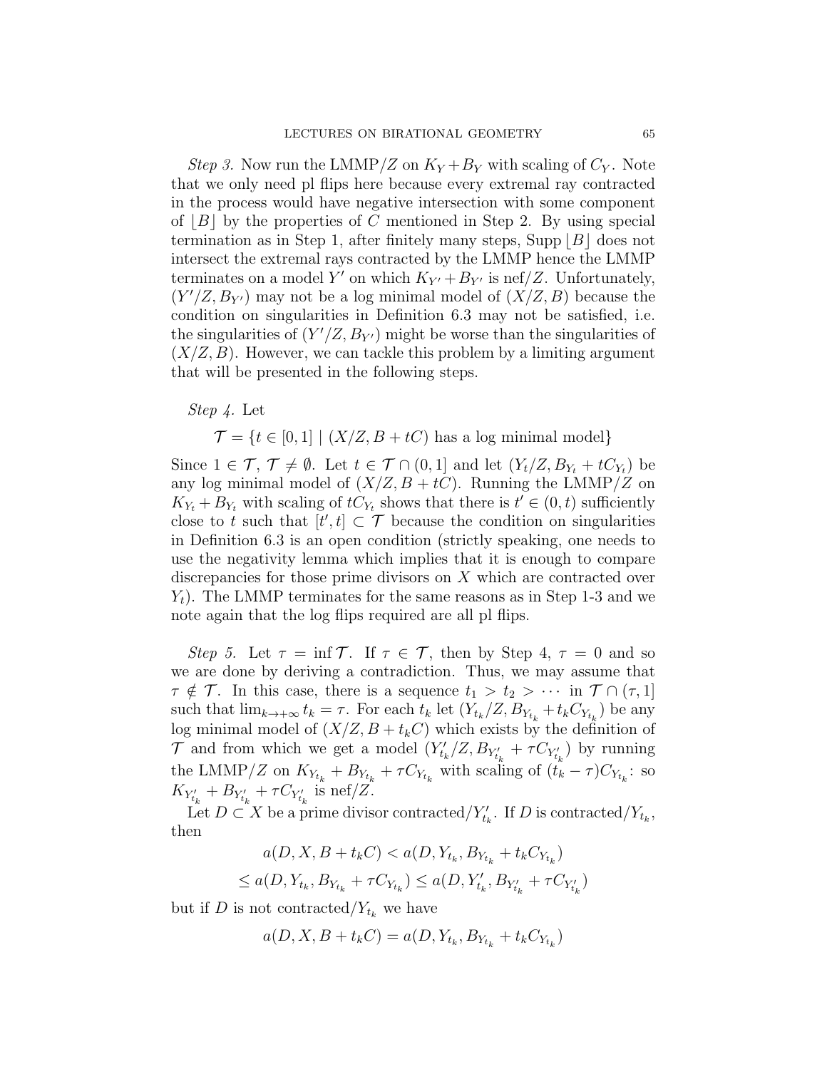*Step 3.* Now run the LMMP$/Z$ on $K_Y + B_Y$ with scaling of $C_Y$. Note that we only need pl flips here because every extremal ray contracted in the process would have negative intersection with some component of $\lfloor B \rfloor$ by the properties of $C$ mentioned in Step 2. By using special termination as in Step 1, after finitely many steps, $\operatorname{Supp} \lfloor B \rfloor$ does not intersect the extremal rays contracted by the LMMP hence the LMMP terminates on a model $Y'$ on which $K_{Y'} + B_{Y'}$ is nef$/Z$. Unfortunately, $(Y'/Z, B_{Y'})$ may not be a log minimal model of $(X/Z, B)$ because the condition on singularities in Definition 6.3 may not be satisfied, i.e. the singularities of $(Y'/Z, B_{Y'})$ might be worse than the singularities of $(X/Z, B)$. However, we can tackle this problem by a limiting argument that will be presented in the following steps.

*Step 4.* Let

$$\mathcal{T} = \{t \in [0,1] \mid (X/Z, B + tC) \text{ has a log minimal model}\}$$

Since $1 \in \mathcal{T}$, $\mathcal{T} \neq \emptyset$. Let $t \in \mathcal{T} \cap (0, 1]$ and let $(Y_t/Z, B_{Y_t} + tC_{Y_t})$ be any log minimal model of $(X/Z, B + tC)$. Running the LMMP$/Z$ on $K_{Y_t} + B_{Y_t}$ with scaling of $tC_{Y_t}$ shows that there is $t' \in (0, t)$ sufficiently close to $t$ such that $[t', t] \subset \mathcal{T}$ because the condition on singularities in Definition 6.3 is an open condition (strictly speaking, one needs to use the negativity lemma which implies that it is enough to compare discrepancies for those prime divisors on $X$ which are contracted over $Y_t$). The LMMP terminates for the same reasons as in Step 1-3 and we note again that the log flips required are all pl flips.

*Step 5.* Let $\tau = \inf \mathcal{T}$. If $\tau \in \mathcal{T}$, then by Step 4, $\tau = 0$ and so we are done by deriving a contradiction. Thus, we may assume that $\tau \notin \mathcal{T}$. In this case, there is a sequence $t_1 > t_2 > \cdots$ in $\mathcal{T} \cap (\tau, 1]$ such that $\lim_{k \to +\infty} t_k = \tau$. For each $t_k$ let $(Y_{t_k}/Z, B_{Y_{t_k}} + t_k C_{Y_{t_k}})$ be any log minimal model of $(X/Z, B + t_k C)$ which exists by the definition of $\mathcal{T}$ and from which we get a model $(Y'_{t_k}/Z, B_{Y'_{t_k}} + \tau C_{Y'_{t_k}})$ by running the LMMP$/Z$ on $K_{Y_{t_k}} + B_{Y_{t_k}} + \tau C_{Y_{t_k}}$ with scaling of $(t_k - \tau) C_{Y_{t_k}}$: so $K_{Y'_{t_k}} + B_{Y'_{t_k}} + \tau C_{Y'_{t_k}}$ is nef$/Z$.

Let $D \subset X$ be a prime divisor contracted$/Y'_{t_k}$. If $D$ is contracted$/Y_{t_k}$, then

$$a(D, X, B + t_k C) < a(D, Y_{t_k}, B_{Y_{t_k}} + t_k C_{Y_{t_k}})$$

$$\leq a(D, Y_{t_k}, B_{Y_{t_k}} + \tau C_{Y_{t_k}}) \leq a(D, Y'_{t_k}, B_{Y'_{t_k}} + \tau C_{Y'_{t_k}})$$

but if $D$ is not contracted$/Y_{t_k}$ we have

$$a(D, X, B + t_k C) = a(D, Y_{t_k}, B_{Y_{t_k}} + t_k C_{Y_{t_k}})$$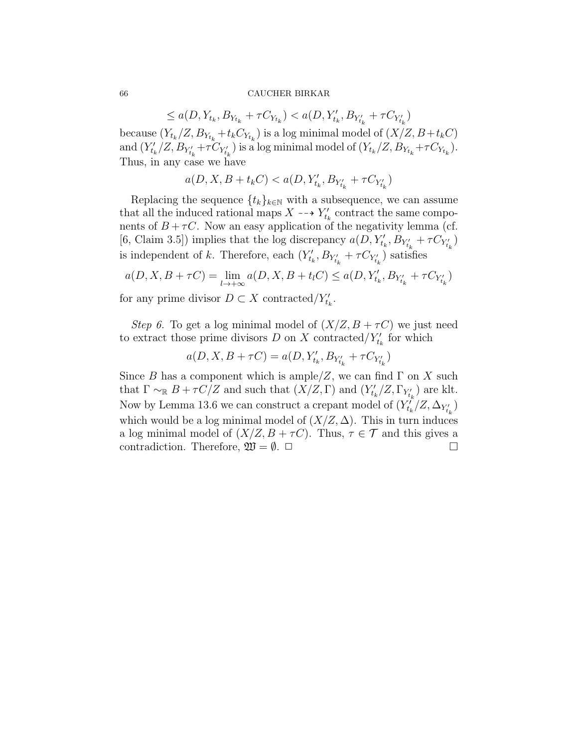$$\leq a(D, Y_{t_k}, B_{Y_{t_k}} + \tau C_{Y_{t_k}}) < a(D, Y'_{t_k}, B_{Y'_{t_k}} + \tau C_{Y'_{t_k}})$$

because $(Y_{t_k}/Z, B_{Y_{t_k}} + t_k C_{Y_{t_k}})$ is a log minimal model of $(X/Z, B + t_k C)$ and $(Y'_{t_k}/Z, B_{Y'_{t_k}} + \tau C_{Y'_{t_k}})$ is a log minimal model of $(Y_{t_k}/Z, B_{Y_{t_k}} + \tau C_{Y_{t_k}})$. Thus, in any case we have

$$a(D, X, B + t_k C) < a(D, Y'_{t_k}, B_{Y'_{t_k}} + \tau C_{Y'_{t_k}})$$

Replacing the sequence $\{t_k\}_{k \in \mathbb{N}}$ with a subsequence, we can assume that all the induced rational maps $X \dashrightarrow Y'_{t_k}$ contract the same components of $B + \tau C$. Now an easy application of the negativity lemma (cf. [6, Claim 3.5]) implies that the log discrepancy $a(D, Y'_{t_k}, B_{Y'_{t_k}} + \tau C_{Y'_{t_k}})$ is independent of $k$. Therefore, each $(Y'_{t_k}, B_{Y'_{t_k}} + \tau C_{Y'_{t_k}})$ satisfies

$$a(D, X, B + \tau C) = \lim_{l \to +\infty} a(D, X, B + t_l C) \leq a(D, Y'_{t_k}, B_{Y'_{t_k}} + \tau C_{Y'_{t_k}})$$

for any prime divisor $D \subset X$ contracted$/Y'_{t_k}$.

*Step 6.* To get a log minimal model of $(X/Z, B + \tau C)$ we just need to extract those prime divisors $D$ on $X$ contracted$/Y'_{t_k}$ for which

$$a(D, X, B + \tau C) = a(D, Y'_{t_k}, B_{Y'_{t_k}} + \tau C_{Y'_{t_k}})$$

Since $B$ has a component which is ample$/Z$, we can find $\Gamma$ on $X$ such that $\Gamma \sim_{\mathbb{R}} B + \tau C/Z$ and such that $(X/Z, \Gamma)$ and $(Y'_{t_k}/Z, \Gamma_{Y'_{t_k}})$ are klt. Now by Lemma 13.6 we can construct a crepant model of $(Y'_{t_k}/Z, \Delta_{Y'_{t_k}})$ which would be a log minimal model of $(X/Z, \Delta)$. This in turn induces a log minimal model of $(X/Z, B + \tau C)$. Thus, $\tau \in \mathcal{T}$ and this gives a contradiction. Therefore, $\mathfrak{W} = \emptyset$. $\square$ $\square$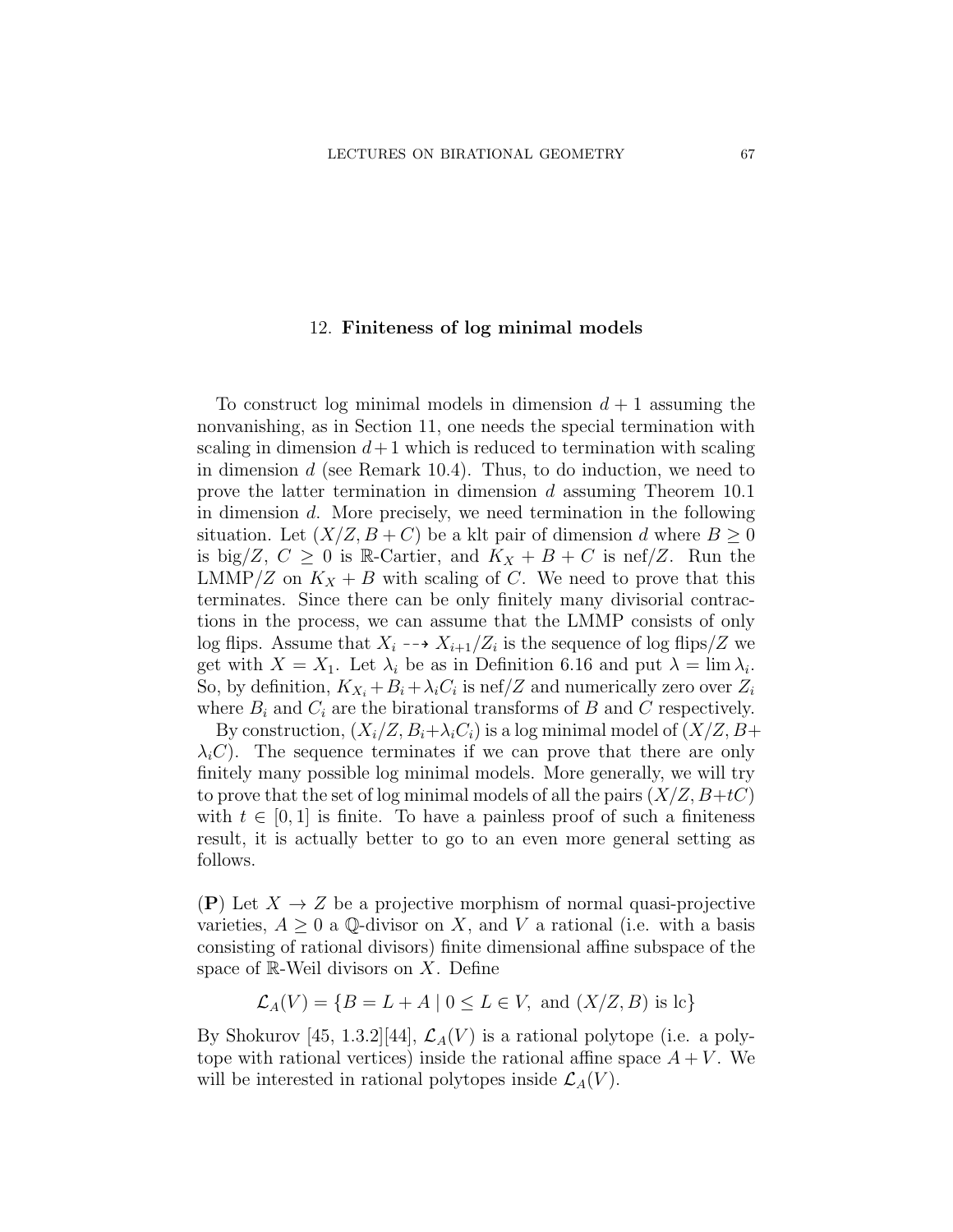## 12. **Finiteness of log minimal models**

To construct log minimal models in dimension $d+1$ assuming the nonvanishing, as in Section 11, one needs the special termination with scaling in dimension $d+1$ which is reduced to termination with scaling in dimension $d$ (see Remark 10.4). Thus, to do induction, we need to prove the latter termination in dimension $d$ assuming Theorem 10.1 in dimension $d$. More precisely, we need termination in the following situation. Let $(X/Z, B+C)$ be a klt pair of dimension $d$ where $B \geq 0$ is big/$Z$, $C \geq 0$ is $\mathbb{R}$-Cartier, and $K_X + B + C$ is nef/$Z$. Run the LMMP/$Z$ on $K_X + B$ with scaling of $C$. We need to prove that this terminates. Since there can be only finitely many divisorial contractions in the process, we can assume that the LMMP consists of only log flips. Assume that $X_i \dashrightarrow X_{i+1}/Z_i$ is the sequence of log flips/$Z$ we get with $X = X_1$. Let $\lambda_i$ be as in Definition 6.16 and put $\lambda = \lim \lambda_i$. So, by definition, $K_{X_i} + B_i + \lambda_i C_i$ is nef/$Z$ and numerically zero over $Z_i$ where $B_i$ and $C_i$ are the birational transforms of $B$ and $C$ respectively.

By construction, $(X_i/Z, B_i + \lambda_i C_i)$ is a log minimal model of $(X/Z, B + \lambda_i C)$. The sequence terminates if we can prove that there are only finitely many possible log minimal models. More generally, we will try to prove that the set of log minimal models of all the pairs $(X/Z, B+tC)$ with $t \in [0,1]$ is finite. To have a painless proof of such a finiteness result, it is actually better to go to an even more general setting as follows.

(**P**) Let $X \to Z$ be a projective morphism of normal quasi-projective varieties, $A \geq 0$ a $\mathbb{Q}$-divisor on $X$, and $V$ a rational (i.e. with a basis consisting of rational divisors) finite dimensional affine subspace of the space of $\mathbb{R}$-Weil divisors on $X$. Define

$$\mathcal{L}_A(V) = \{B = L + A \mid 0 \leq L \in V, \text{ and } (X/Z, B) \text{ is lc}\}$$

By Shokurov [45, 1.3.2][44], $\mathcal{L}_A(V)$ is a rational polytope (i.e. a polytope with rational vertices) inside the rational affine space $A + V$. We will be interested in rational polytopes inside $\mathcal{L}_A(V)$.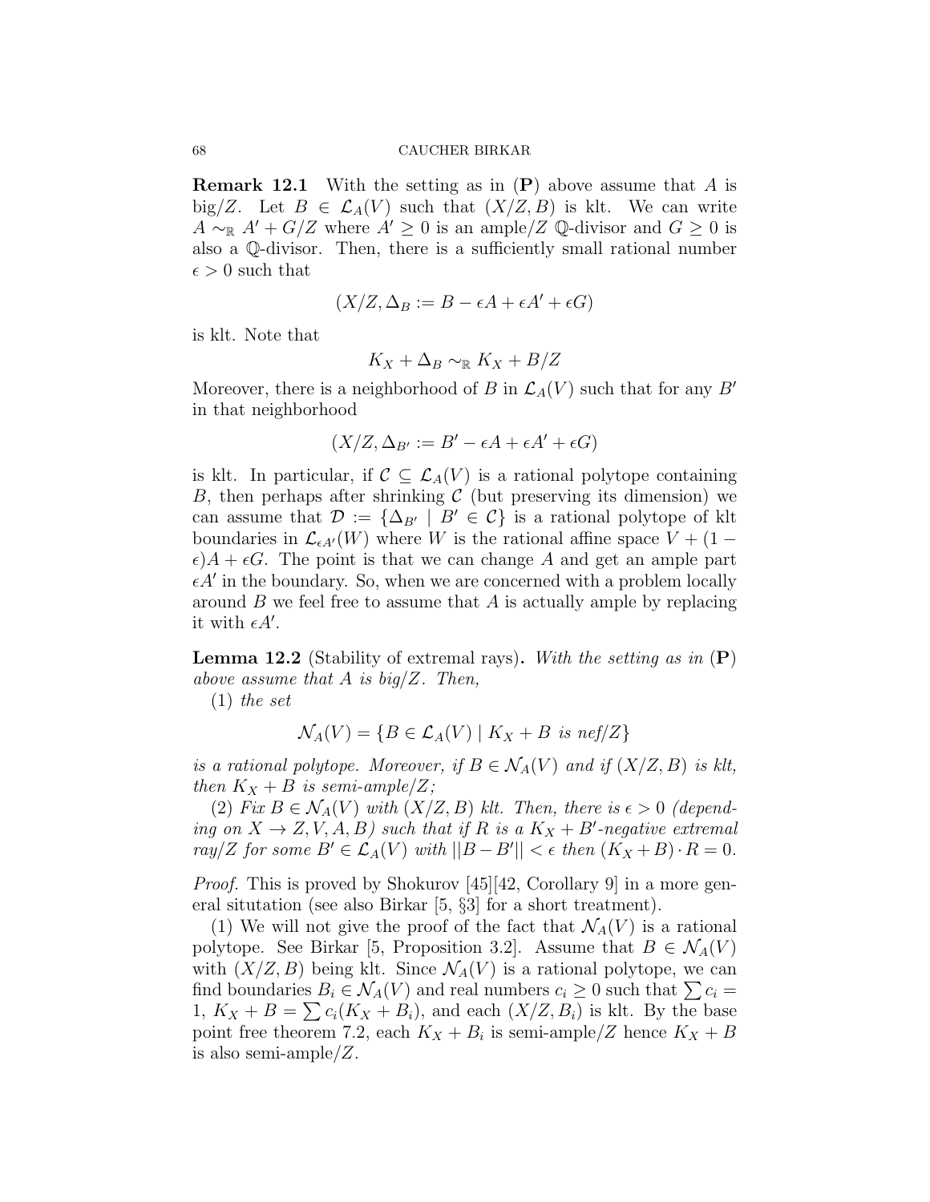**Remark 12.1** With the setting as in (**P**) above assume that $A$ is big/$Z$. Let $B \in \mathcal{L}_A(V)$ such that $(X/Z, B)$ is klt. We can write $A \sim_{\mathbb{R}} A' + G/Z$ where $A' \geq 0$ is an ample/$Z$ $\mathbb{Q}$-divisor and $G \geq 0$ is also a $\mathbb{Q}$-divisor. Then, there is a sufficiently small rational number $\epsilon > 0$ such that

$$(X/Z, \Delta_B := B - \epsilon A + \epsilon A' + \epsilon G)$$

is klt. Note that

$$K_X + \Delta_B \sim_{\mathbb{R}} K_X + B/Z$$

Moreover, there is a neighborhood of $B$ in $\mathcal{L}_A(V)$ such that for any $B'$ in that neighborhood

$$(X/Z, \Delta_{B'} := B' - \epsilon A + \epsilon A' + \epsilon G)$$

is klt. In particular, if $\mathcal{C} \subseteq \mathcal{L}_A(V)$ is a rational polytope containing $B$, then perhaps after shrinking $\mathcal{C}$ (but preserving its dimension) we can assume that $\mathcal{D} := \{\Delta_{B'} \mid B' \in \mathcal{C}\}$ is a rational polytope of klt boundaries in $\mathcal{L}_{\epsilon A'}(W)$ where $W$ is the rational affine space $V + (1 - \epsilon)A + \epsilon G$. The point is that we can change $A$ and get an ample part $\epsilon A'$ in the boundary. So, when we are concerned with a problem locally around $B$ we feel free to assume that $A$ is actually ample by replacing it with $\epsilon A'$.

**Lemma 12.2** (Stability of extremal rays)**.** *With the setting as in* (**P**) *above assume that $A$ is big/$Z$. Then,*

(1) *the set*

$$\mathcal{N}_A(V) = \{B \in \mathcal{L}_A(V) \mid K_X + B \text{ is nef}/Z\}$$

*is a rational polytope. Moreover, if $B \in \mathcal{N}_A(V)$ and if $(X/Z, B)$ is klt, then $K_X + B$ is semi-ample/$Z$;*

(2) *Fix $B \in \mathcal{N}_A(V)$ with $(X/Z, B)$ klt. Then, there is $\epsilon > 0$ (depending on $X \to Z, V, A, B$) such that if $R$ is a $K_X + B'$-negative extremal ray/$Z$ for some $B' \in \mathcal{L}_A(V)$ with $||B - B'|| < \epsilon$ then $(K_X + B) \cdot R = 0$.*

*Proof.* This is proved by Shokurov [45][42, Corollary 9] in a more general situtation (see also Birkar [5, §3] for a short treatment).

(1) We will not give the proof of the fact that $\mathcal{N}_A(V)$ is a rational polytope. See Birkar [5, Proposition 3.2]. Assume that $B \in \mathcal{N}_A(V)$ with $(X/Z, B)$ being klt. Since $\mathcal{N}_A(V)$ is a rational polytope, we can find boundaries $B_i \in \mathcal{N}_A(V)$ and real numbers $c_i \geq 0$ such that $\sum c_i = 1$, $K_X + B = \sum c_i(K_X + B_i)$, and each $(X/Z, B_i)$ is klt. By the base point free theorem 7.2, each $K_X + B_i$ is semi-ample/$Z$ hence $K_X + B$ is also semi-ample/$Z$.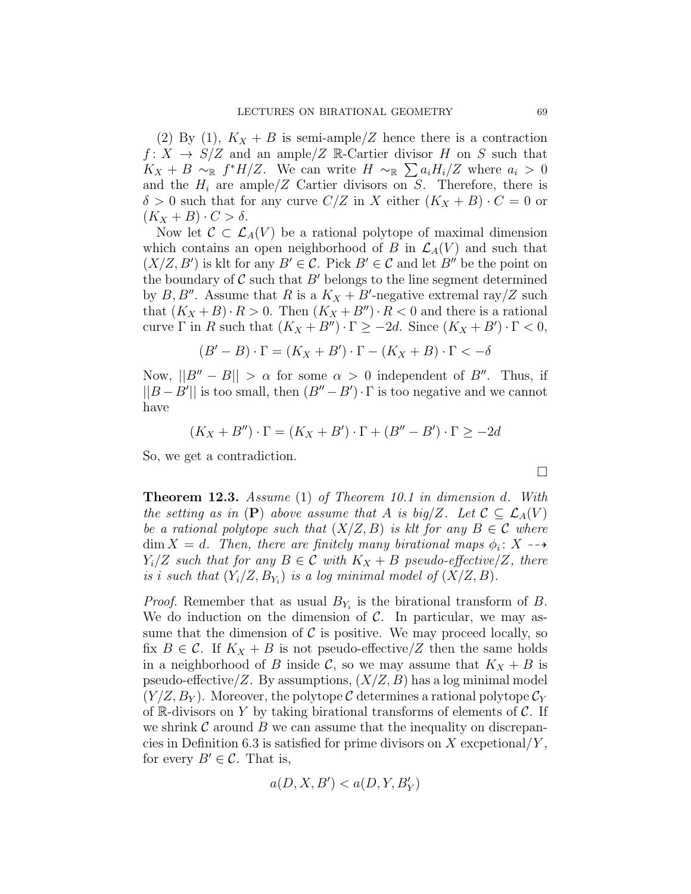(2) By (1), $K_X + B$ is semi-ample/$Z$ hence there is a contraction $f\colon X \to S/Z$ and an ample/$Z$ $\mathbb{R}$-Cartier divisor $H$ on $S$ such that $K_X + B \sim_{\mathbb{R}} f^*H/Z$. We can write $H \sim_{\mathbb{R}} \sum a_i H_i/Z$ where $a_i > 0$ and the $H_i$ are ample/$Z$ Cartier divisors on $S$. Therefore, there is $\delta > 0$ such that for any curve $C/Z$ in $X$ either $(K_X + B) \cdot C = 0$ or $(K_X + B) \cdot C > \delta$.

Now let $\mathcal{C} \subset \mathcal{L}_A(V)$ be a rational polytope of maximal dimension which contains an open neighborhood of $B$ in $\mathcal{L}_A(V)$ and such that $(X/Z, B')$ is klt for any $B' \in \mathcal{C}$. Pick $B' \in \mathcal{C}$ and let $B''$ be the point on the boundary of $\mathcal{C}$ such that $B'$ belongs to the line segment determined by $B, B''$. Assume that $R$ is a $K_X + B'$-negative extremal ray/$Z$ such that $(K_X + B) \cdot R > 0$. Then $(K_X + B'') \cdot R < 0$ and there is a rational curve $\Gamma$ in $R$ such that $(K_X + B'') \cdot \Gamma \geq -2d$. Since $(K_X + B') \cdot \Gamma < 0$,

$$(B' - B) \cdot \Gamma = (K_X + B') \cdot \Gamma - (K_X + B) \cdot \Gamma < -\delta$$

Now, $||B'' - B|| > \alpha$ for some $\alpha > 0$ independent of $B''$. Thus, if $||B - B'||$ is too small, then $(B'' - B') \cdot \Gamma$ is too negative and we cannot have

$$(K_X + B'') \cdot \Gamma = (K_X + B') \cdot \Gamma + (B'' - B') \cdot \Gamma \geq -2d$$

So, we get a contradiction.

□

**Theorem 12.3.** *Assume* (1) *of Theorem 10.1 in dimension $d$. With the setting as in* (**P**) *above assume that $A$ is big/$Z$. Let $\mathcal{C} \subseteq \mathcal{L}_A(V)$ be a rational polytope such that $(X/Z, B)$ is klt for any $B \in \mathcal{C}$ where $\dim X = d$. Then, there are finitely many birational maps $\phi_i\colon X \dashrightarrow Y_i/Z$ such that for any $B \in \mathcal{C}$ with $K_X + B$ pseudo-effective/$Z$, there is $i$ such that $(Y_i/Z, B_{Y_i})$ is a log minimal model of $(X/Z, B)$.*

*Proof.* Remember that as usual $B_{Y_i}$ is the birational transform of $B$. We do induction on the dimension of $\mathcal{C}$. In particular, we may assume that the dimension of $\mathcal{C}$ is positive. We may proceed locally, so fix $B \in \mathcal{C}$. If $K_X + B$ is not pseudo-effective/$Z$ then the same holds in a neighborhood of $B$ inside $\mathcal{C}$, so we may assume that $K_X + B$ is pseudo-effective/$Z$. By assumptions, $(X/Z, B)$ has a log minimal model $(Y/Z, B_Y)$. Moreover, the polytope $\mathcal{C}$ determines a rational polytope $\mathcal{C}_Y$ of $\mathbb{R}$-divisors on $Y$ by taking birational transforms of elements of $\mathcal{C}$. If we shrink $\mathcal{C}$ around $B$ we can assume that the inequality on discrepancies in Definition 6.3 is satisfied for prime divisors on $X$ excpetional/$Y$, for every $B' \in \mathcal{C}$. That is,

$$a(D, X, B') < a(D, Y, B'_Y)$$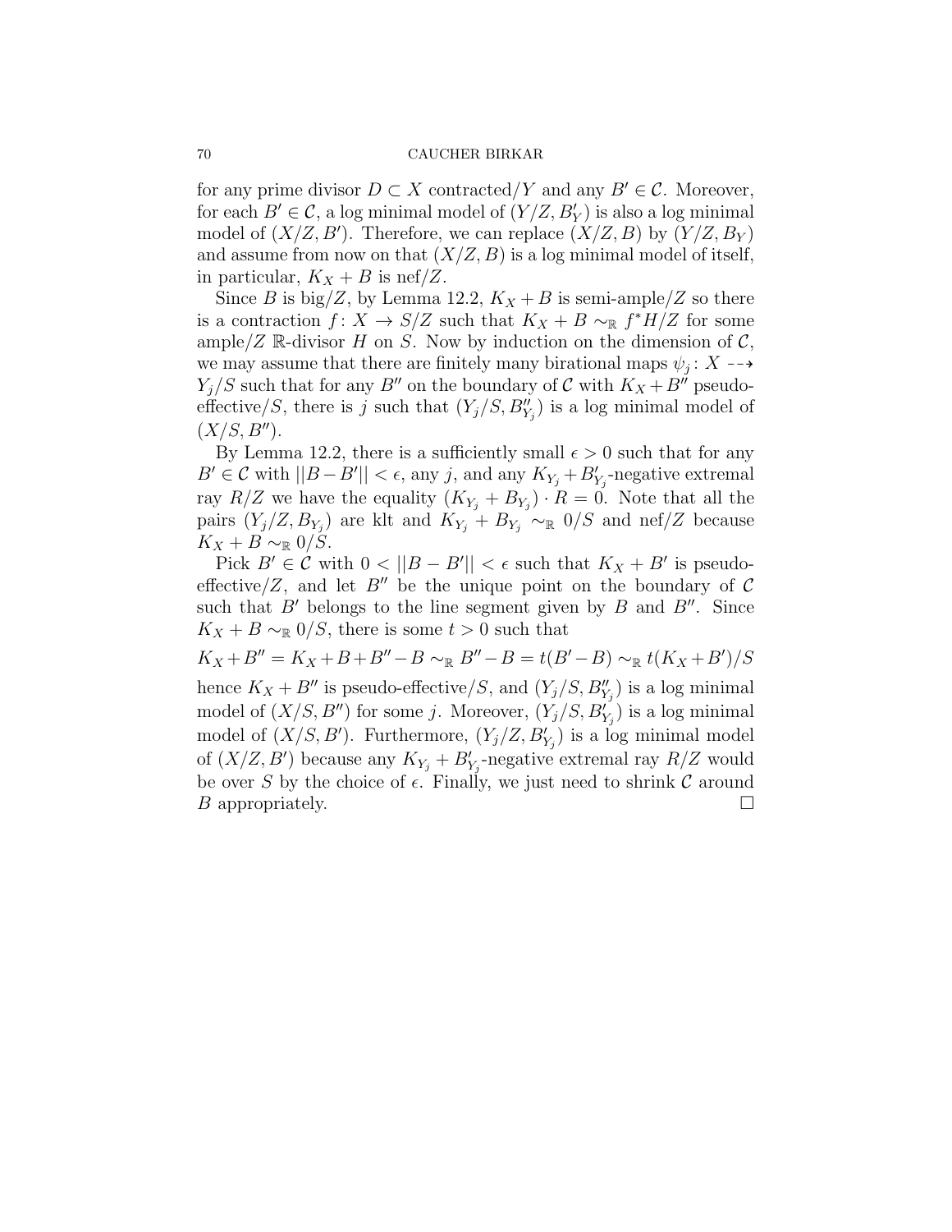for any prime divisor $D \subset X$ contracted$/Y$ and any $B' \in \mathcal{C}$. Moreover, for each $B' \in \mathcal{C}$, a log minimal model of $(Y/Z, B'_Y)$ is also a log minimal model of $(X/Z, B')$. Therefore, we can replace $(X/Z, B)$ by $(Y/Z, B_Y)$ and assume from now on that $(X/Z, B)$ is a log minimal model of itself, in particular, $K_X + B$ is nef$/Z$.

Since $B$ is big$/Z$, by Lemma 12.2, $K_X + B$ is semi-ample$/Z$ so there is a contraction $f: X \to S/Z$ such that $K_X + B \sim_{\mathbb{R}} f^*H/Z$ for some ample$/Z$ $\mathbb{R}$-divisor $H$ on $S$. Now by induction on the dimension of $\mathcal{C}$, we may assume that there are finitely many birational maps $\psi_j : X \dashrightarrow Y_j/S$ such that for any $B''$ on the boundary of $\mathcal{C}$ with $K_X + B''$ pseudo-effective$/S$, there is $j$ such that $(Y_j/S, B''_{Y_j})$ is a log minimal model of $(X/S, B'')$.

By Lemma 12.2, there is a sufficiently small $\epsilon > 0$ such that for any $B' \in \mathcal{C}$ with $||B - B'|| < \epsilon$, any $j$, and any $K_{Y_j} + B'_{Y_j}$-negative extremal ray $R/Z$ we have the equality $(K_{Y_j} + B_{Y_j}) \cdot R = 0$. Note that all the pairs $(Y_j/Z, B_{Y_j})$ are klt and $K_{Y_j} + B_{Y_j} \sim_{\mathbb{R}} 0/S$ and nef$/Z$ because $K_X + B \sim_{\mathbb{R}} 0/S$.

Pick $B' \in \mathcal{C}$ with $0 < ||B - B'|| < \epsilon$ such that $K_X + B'$ is pseudo-effective$/Z$, and let $B''$ be the unique point on the boundary of $\mathcal{C}$ such that $B'$ belongs to the line segment given by $B$ and $B''$. Since $K_X + B \sim_{\mathbb{R}} 0/S$, there is some $t > 0$ such that

$$K_X + B'' = K_X + B + B'' - B \sim_{\mathbb{R}} B'' - B = t(B' - B) \sim_{\mathbb{R}} t(K_X + B')/S$$

hence $K_X + B''$ is pseudo-effective$/S$, and $(Y_j/S, B''_{Y_j})$ is a log minimal model of $(X/S, B'')$ for some $j$. Moreover, $(Y_j/S, B'_{Y_j})$ is a log minimal model of $(X/S, B')$. Furthermore, $(Y_j/Z, B'_{Y_j})$ is a log minimal model of $(X/Z, B')$ because any $K_{Y_j} + B'_{Y_j}$-negative extremal ray $R/Z$ would be over $S$ by the choice of $\epsilon$. Finally, we just need to shrink $\mathcal{C}$ around $B$ appropriately. $\square$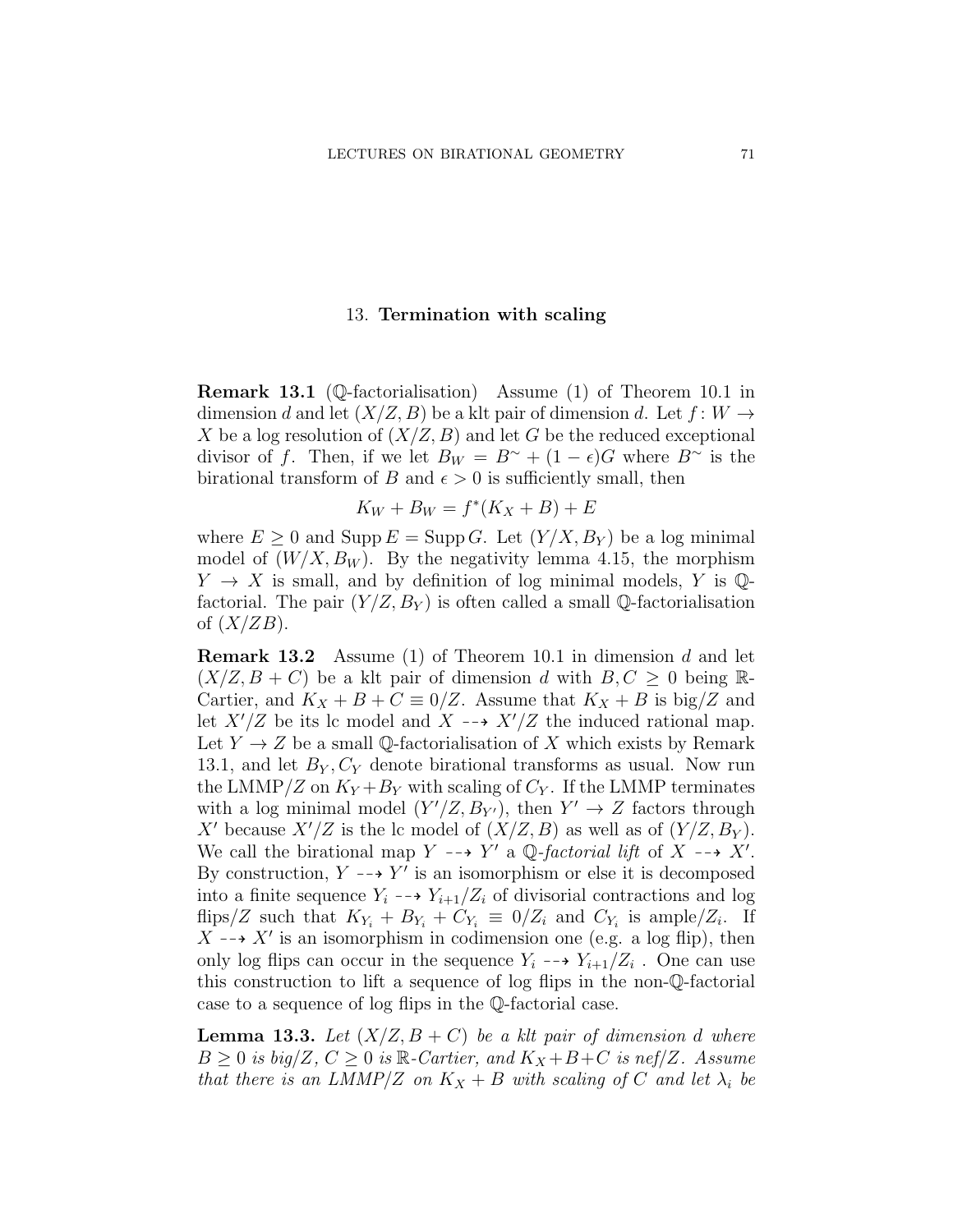## 13. **Termination with scaling**

**Remark 13.1** ($\mathbb{Q}$-factorialisation) Assume (1) of Theorem 10.1 in dimension $d$ and let $(X/Z, B)$ be a klt pair of dimension $d$. Let $f : W \to X$ be a log resolution of $(X/Z, B)$ and let $G$ be the reduced exceptional divisor of $f$. Then, if we let $B_W = B^\sim + (1 - \epsilon)G$ where $B^\sim$ is the birational transform of $B$ and $\epsilon > 0$ is sufficiently small, then

$$K_W + B_W = f^*(K_X + B) + E$$

where $E \geq 0$ and $\operatorname{Supp} E = \operatorname{Supp} G$. Let $(Y/X, B_Y)$ be a log minimal model of $(W/X, B_W)$. By the negativity lemma 4.15, the morphism $Y \to X$ is small, and by definition of log minimal models, $Y$ is $\mathbb{Q}$-factorial. The pair $(Y/Z, B_Y)$ is often called a small $\mathbb{Q}$-factorialisation of $(X/ZB)$.

**Remark 13.2** Assume (1) of Theorem 10.1 in dimension $d$ and let $(X/Z, B + C)$ be a klt pair of dimension $d$ with $B, C \geq 0$ being $\mathbb{R}$-Cartier, and $K_X + B + C \equiv 0/Z$. Assume that $K_X + B$ is big$/Z$ and let $X'/Z$ be its lc model and $X \dashrightarrow X'/Z$ the induced rational map. Let $Y \to Z$ be a small $\mathbb{Q}$-factorialisation of $X$ which exists by Remark 13.1, and let $B_Y, C_Y$ denote birational transforms as usual. Now run the LMMP$/Z$ on $K_Y + B_Y$ with scaling of $C_Y$. If the LMMP terminates with a log minimal model $(Y'/Z, B_{Y'})$, then $Y' \to Z$ factors through $X'$ because $X'/Z$ is the lc model of $(X/Z, B)$ as well as of $(Y/Z, B_Y)$. We call the birational map $Y \dashrightarrow Y'$ a *$\mathbb{Q}$-factorial lift* of $X \dashrightarrow X'$. By construction, $Y \dashrightarrow Y'$ is an isomorphism or else it is decomposed into a finite sequence $Y_i \dashrightarrow Y_{i+1}/Z_i$ of divisorial contractions and log flips$/Z$ such that $K_{Y_i} + B_{Y_i} + C_{Y_i} \equiv 0/Z_i$ and $C_{Y_i}$ is ample$/Z_i$. If $X \dashrightarrow X'$ is an isomorphism in codimension one (e.g. a log flip), then only log flips can occur in the sequence $Y_i \dashrightarrow Y_{i+1}/Z_i$ . One can use this construction to lift a sequence of log flips in the non-$\mathbb{Q}$-factorial case to a sequence of log flips in the $\mathbb{Q}$-factorial case.

**Lemma 13.3.** *Let $(X/Z, B + C)$ be a klt pair of dimension $d$ where $B \geq 0$ is big$/Z$, $C \geq 0$ is $\mathbb{R}$-Cartier, and $K_X + B + C$ is nef$/Z$. Assume that there is an LMMP$/Z$ on $K_X + B$ with scaling of $C$ and let $\lambda_i$ be*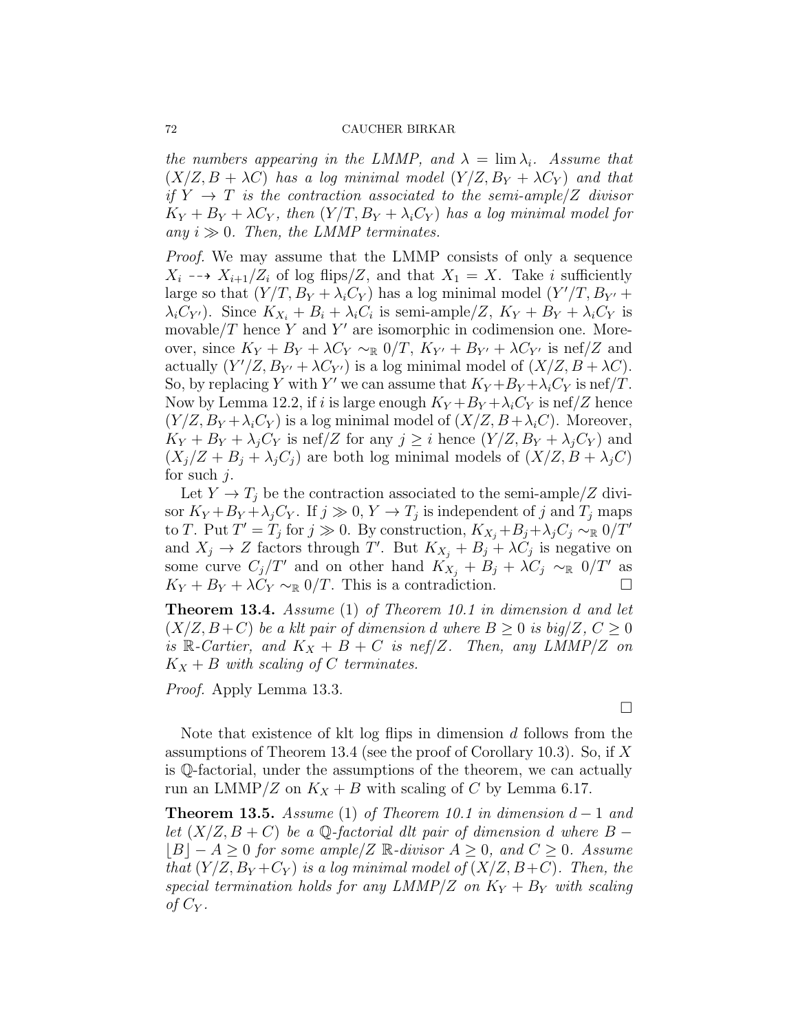*the numbers appearing in the LMMP, and $\lambda = \lim \lambda_i$. Assume that $(X/Z, B + \lambda C)$ has a log minimal model $(Y/Z, B_Y + \lambda C_Y)$ and that if $Y \to T$ is the contraction associated to the semi-ample/$Z$ divisor $K_Y + B_Y + \lambda C_Y$, then $(Y/T, B_Y + \lambda_i C_Y)$ has a log minimal model for any $i \gg 0$. Then, the LMMP terminates.*

*Proof.* We may assume that the LMMP consists of only a sequence $X_i \dashrightarrow X_{i+1}/Z_i$ of log flips/$Z$, and that $X_1 = X$. Take $i$ sufficiently large so that $(Y/T, B_Y + \lambda_i C_Y)$ has a log minimal model $(Y'/T, B_{Y'} + \lambda_i C_{Y'})$. Since $K_{X_i} + B_i + \lambda_i C_i$ is semi-ample/$Z$, $K_Y + B_Y + \lambda_i C_Y$ is movable/$T$ hence $Y$ and $Y'$ are isomorphic in codimension one. Moreover, since $K_Y + B_Y + \lambda C_Y \sim_{\mathbb{R}} 0/T$, $K_{Y'} + B_{Y'} + \lambda C_{Y'}$ is nef/$Z$ and actually $(Y'/Z, B_{Y'} + \lambda C_{Y'})$ is a log minimal model of $(X/Z, B + \lambda C)$. So, by replacing $Y$ with $Y'$ we can assume that $K_Y + B_Y + \lambda_i C_Y$ is nef/$T$. Now by Lemma 12.2, if $i$ is large enough $K_Y + B_Y + \lambda_i C_Y$ is nef/$Z$ hence $(Y/Z, B_Y + \lambda_i C_Y)$ is a log minimal model of $(X/Z, B + \lambda_i C)$. Moreover, $K_Y + B_Y + \lambda_j C_Y$ is nef/$Z$ for any $j \geq i$ hence $(Y/Z, B_Y + \lambda_j C_Y)$ and $(X_j/Z + B_j + \lambda_j C_j)$ are both log minimal models of $(X/Z, B + \lambda_j C)$ for such $j$.

Let $Y \to T_j$ be the contraction associated to the semi-ample/$Z$ divisor $K_Y + B_Y + \lambda_j C_Y$. If $j \gg 0$, $Y \to T_j$ is independent of $j$ and $T_j$ maps to $T$. Put $T' = T_j$ for $j \gg 0$. By construction, $K_{X_j} + B_j + \lambda_j C_j \sim_{\mathbb{R}} 0/T'$ and $X_j \to Z$ factors through $T'$. But $K_{X_j} + B_j + \lambda C_j$ is negative on some curve $C_j/T'$ and on other hand $K_{X_j} + B_j + \lambda C_j \sim_{\mathbb{R}} 0/T'$ as $K_Y + B_Y + \lambda C_Y \sim_{\mathbb{R}} 0/T$. This is a contradiction. □

**Theorem 13.4.** *Assume* (1) *of Theorem 10.1 in dimension $d$ and let $(X/Z, B+C)$ be a klt pair of dimension $d$ where $B \geq 0$ is big/$Z$, $C \geq 0$ is $\mathbb{R}$-Cartier, and $K_X + B + C$ is nef/$Z$. Then, any LMMP/$Z$ on $K_X + B$ with scaling of $C$ terminates.*

*Proof.* Apply Lemma 13.3.

□

Note that existence of klt log flips in dimension $d$ follows from the assumptions of Theorem 13.4 (see the proof of Corollary 10.3). So, if $X$ is $\mathbb{Q}$-factorial, under the assumptions of the theorem, we can actually run an LMMP/$Z$ on $K_X + B$ with scaling of $C$ by Lemma 6.17.

**Theorem 13.5.** *Assume* (1) *of Theorem 10.1 in dimension $d-1$ and let $(X/Z, B+C)$ be a $\mathbb{Q}$-factorial dlt pair of dimension $d$ where $B - \lfloor B \rfloor - A \geq 0$ for some ample/$Z$ $\mathbb{R}$-divisor $A \geq 0$, and $C \geq 0$. Assume that $(Y/Z, B_Y + C_Y)$ is a log minimal model of $(X/Z, B+C)$. Then, the special termination holds for any LMMP/$Z$ on $K_Y + B_Y$ with scaling of $C_Y$.*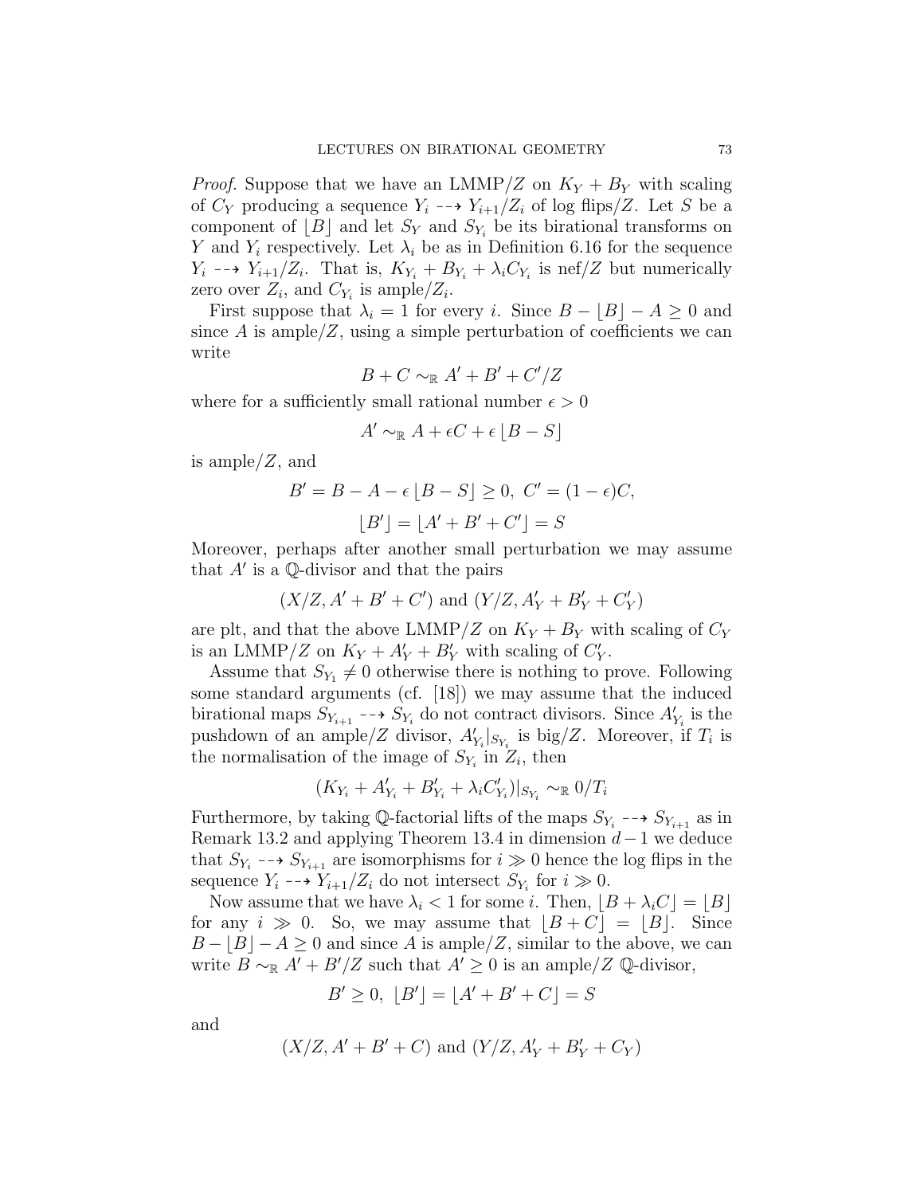*Proof.* Suppose that we have an LMMP/$Z$ on $K_Y + B_Y$ with scaling of $C_Y$ producing a sequence $Y_i \dashrightarrow Y_{i+1}/Z_i$ of log flips/$Z$. Let $S$ be a component of $\lfloor B \rfloor$ and let $S_Y$ and $S_{Y_i}$ be its birational transforms on $Y$ and $Y_i$ respectively. Let $\lambda_i$ be as in Definition 6.16 for the sequence $Y_i \dashrightarrow Y_{i+1}/Z_i$. That is, $K_{Y_i} + B_{Y_i} + \lambda_i C_{Y_i}$ is nef/$Z$ but numerically zero over $Z_i$, and $C_{Y_i}$ is ample/$Z_i$.

First suppose that $\lambda_i = 1$ for every $i$. Since $B - \lfloor B \rfloor - A \geq 0$ and since $A$ is ample/$Z$, using a simple perturbation of coefficients we can write

$$B + C \sim_{\mathbb{R}} A' + B' + C'/Z$$

where for a sufficiently small rational number $\epsilon > 0$

$$A' \sim_{\mathbb{R}} A + \epsilon C + \epsilon \lfloor B - S \rfloor$$

is ample/$Z$, and

$$B' = B - A - \epsilon \lfloor B - S \rfloor \geq 0, \ C' = (1 - \epsilon) C,$$

$$\lfloor B' \rfloor = \lfloor A' + B' + C' \rfloor = S$$

Moreover, perhaps after another small perturbation we may assume that $A'$ is a $\mathbb{Q}$-divisor and that the pairs

$$(X/Z, A' + B' + C') \text{ and } (Y/Z, A'_Y + B'_Y + C'_Y)$$

are plt, and that the above LMMP/$Z$ on $K_Y + B_Y$ with scaling of $C_Y$ is an LMMP/$Z$ on $K_Y + A'_Y + B'_Y$ with scaling of $C'_Y$.

Assume that $S_{Y_1} \neq 0$ otherwise there is nothing to prove. Following some standard arguments (cf. [18]) we may assume that the induced birational maps $S_{Y_{i+1}} \dashrightarrow S_{Y_i}$ do not contract divisors. Since $A'_{Y_i}$ is the pushdown of an ample/$Z$ divisor, $A'_{Y_i}|_{S_{Y_i}}$ is big/$Z$. Moreover, if $T_i$ is the normalisation of the image of $S_{Y_i}$ in $Z_i$, then

$$(K_{Y_i} + A'_{Y_i} + B'_{Y_i} + \lambda_i C'_{Y_i})|_{S_{Y_i}} \sim_{\mathbb{R}} 0/T_i$$

Furthermore, by taking $\mathbb{Q}$-factorial lifts of the maps $S_{Y_i} \dashrightarrow S_{Y_{i+1}}$ as in Remark 13.2 and applying Theorem 13.4 in dimension $d-1$ we deduce that $S_{Y_i} \dashrightarrow S_{Y_{i+1}}$ are isomorphisms for $i \gg 0$ hence the log flips in the sequence $Y_i \dashrightarrow Y_{i+1}/Z_i$ do not intersect $S_{Y_i}$ for $i \gg 0$.

Now assume that we have $\lambda_i < 1$ for some $i$. Then, $\lfloor B + \lambda_i C \rfloor = \lfloor B \rfloor$ for any $i \gg 0$. So, we may assume that $\lfloor B + C \rfloor = \lfloor B \rfloor$. Since $B - \lfloor B \rfloor - A \geq 0$ and since $A$ is ample/$Z$, similar to the above, we can write $B \sim_{\mathbb{R}} A' + B'/Z$ such that $A' \geq 0$ is an ample/$Z$ $\mathbb{Q}$-divisor,

$$B' \geq 0, \ \lfloor B' \rfloor = \lfloor A' + B' + C \rfloor = S$$

and

$$(X/Z, A' + B' + C) \text{ and } (Y/Z, A'_Y + B'_Y + C_Y)$$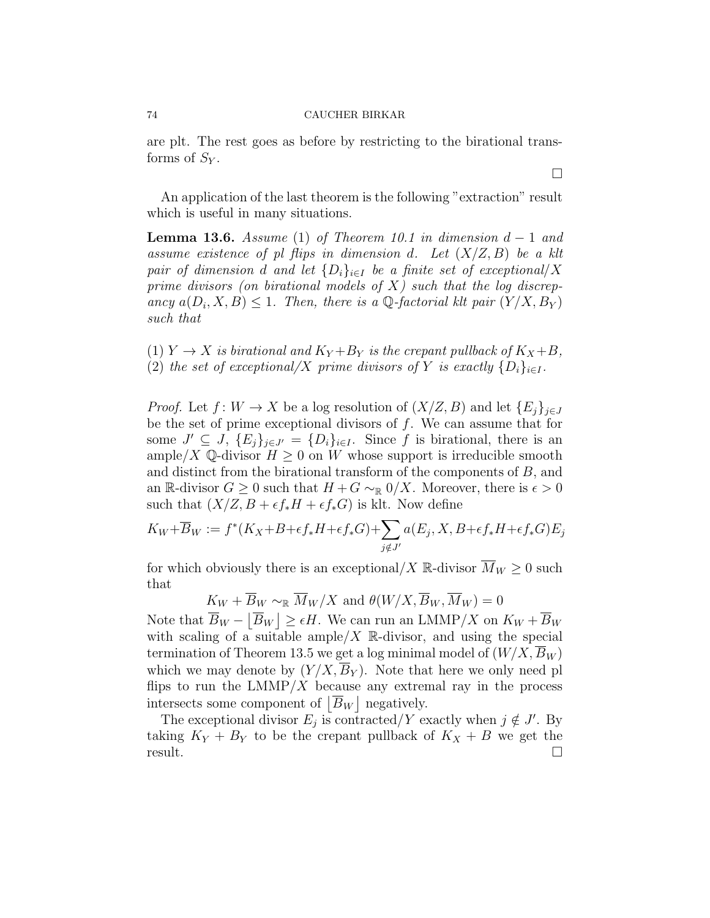are plt. The rest goes as before by restricting to the birational transforms of $S_Y$.

□

An application of the last theorem is the following "extraction" result which is useful in many situations.

**Lemma 13.6.** *Assume* (1) *of Theorem 10.1 in dimension $d-1$ and assume existence of pl flips in dimension $d$. Let $(X/Z, B)$ be a klt pair of dimension $d$ and let $\{D_i\}_{i\in I}$ be a finite set of exceptional/$X$ prime divisors (on birational models of $X$) such that the log discrepancy $a(D_i, X, B) \leq 1$. Then, there is a $\mathbb{Q}$-factorial klt pair $(Y/X, B_Y)$ such that*

(1) *$Y \to X$ is birational and $K_Y+B_Y$ is the crepant pullback of $K_X+B$,*
(2) *the set of exceptional/$X$ prime divisors of $Y$ is exactly $\{D_i\}_{i\in I}$.*

*Proof.* Let $f\colon W \to X$ be a log resolution of $(X/Z, B)$ and let $\{E_j\}_{j\in J}$ be the set of prime exceptional divisors of $f$. We can assume that for some $J' \subseteq J$, $\{E_j\}_{j\in J'} = \{D_i\}_{i\in I}$. Since $f$ is birational, there is an ample/$X$ $\mathbb{Q}$-divisor $H \geq 0$ on $W$ whose support is irreducible smooth and distinct from the birational transform of the components of $B$, and an $\mathbb{R}$-divisor $G \geq 0$ such that $H + G \sim_{\mathbb{R}} 0/X$. Moreover, there is $\epsilon > 0$ such that $(X/Z, B + \epsilon f_*H + \epsilon f_*G)$ is klt. Now define

$$K_W+\overline{B}_W := f^*(K_X+B+\epsilon f_*H+\epsilon f_*G)+\sum_{j\notin J'} a(E_j, X, B+\epsilon f_*H+\epsilon f_*G)E_j$$

for which obviously there is an exceptional/$X$ $\mathbb{R}$-divisor $\overline{M}_W \geq 0$ such that

$$K_W + \overline{B}_W \sim_{\mathbb{R}} \overline{M}_W/X \text{ and } \theta(W/X, \overline{B}_W, \overline{M}_W) = 0$$

Note that $\overline{B}_W - \lfloor \overline{B}_W \rfloor \geq \epsilon H$. We can run an LMMP/$X$ on $K_W + \overline{B}_W$ with scaling of a suitable ample/$X$ $\mathbb{R}$-divisor, and using the special termination of Theorem 13.5 we get a log minimal model of $(W/X, \overline{B}_W)$ which we may denote by $(Y/X, \overline{B}_Y)$. Note that here we only need pl flips to run the LMMP/$X$ because any extremal ray in the process intersects some component of $\lfloor \overline{B}_W \rfloor$ negatively.

The exceptional divisor $E_j$ is contracted/$Y$ exactly when $j \notin J'$. By taking $K_Y + B_Y$ to be the crepant pullback of $K_X + B$ we get the result. □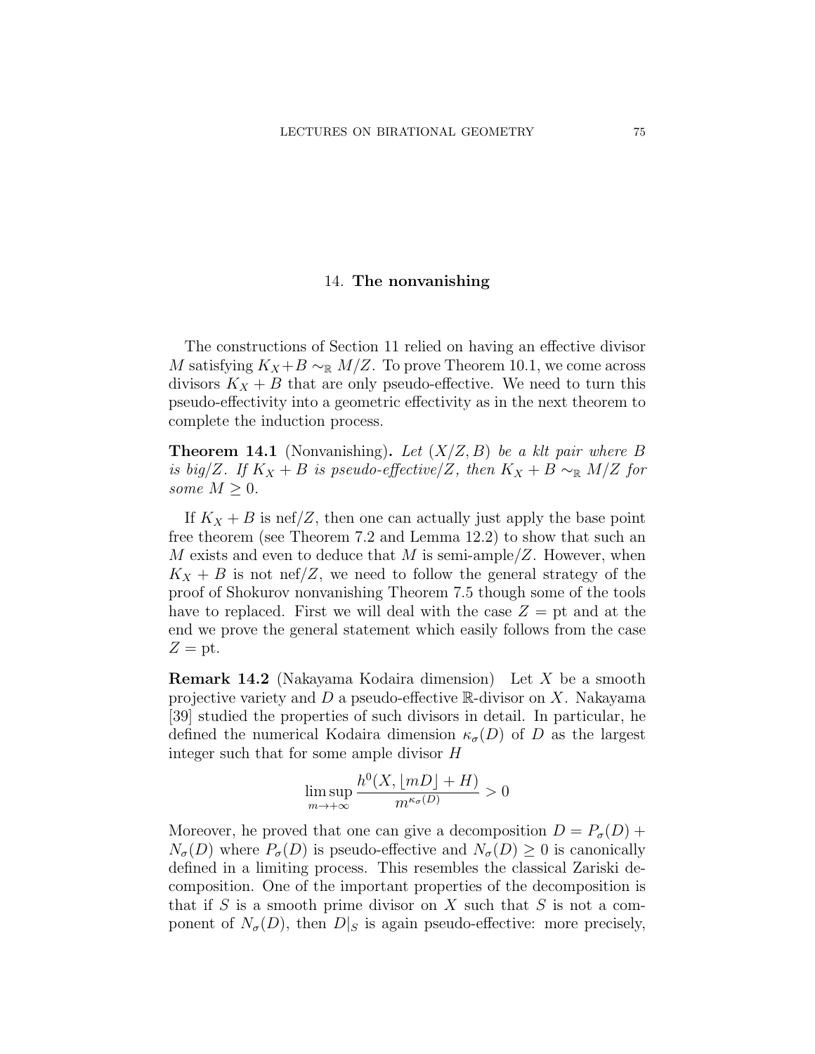## 14. **The nonvanishing**

The constructions of Section 11 relied on having an effective divisor $M$ satisfying $K_X+B \sim_{\mathbb{R}} M/Z$. To prove Theorem 10.1, we come across divisors $K_X + B$ that are only pseudo-effective. We need to turn this pseudo-effectivity into a geometric effectivity as in the next theorem to complete the induction process.

**Theorem 14.1** (Nonvanishing)**.** *Let $(X/Z, B)$ be a klt pair where $B$ is big/$Z$. If $K_X + B$ is pseudo-effective/$Z$, then $K_X + B \sim_{\mathbb{R}} M/Z$ for some $M \geq 0$.*

If $K_X + B$ is nef/$Z$, then one can actually just apply the base point free theorem (see Theorem 7.2 and Lemma 12.2) to show that such an $M$ exists and even to deduce that $M$ is semi-ample/$Z$. However, when $K_X + B$ is not nef/$Z$, we need to follow the general strategy of the proof of Shokurov nonvanishing Theorem 7.5 though some of the tools have to replaced. First we will deal with the case $Z = \text{pt}$ and at the end we prove the general statement which easily follows from the case $Z = \text{pt}$.

**Remark 14.2** (Nakayama Kodaira dimension) Let $X$ be a smooth projective variety and $D$ a pseudo-effective $\mathbb{R}$-divisor on $X$. Nakayama [39] studied the properties of such divisors in detail. In particular, he defined the numerical Kodaira dimension $\kappa_\sigma(D)$ of $D$ as the largest integer such that for some ample divisor $H$

$$\limsup_{m \to +\infty} \frac{h^0(X, \lfloor mD \rfloor + H)}{m^{\kappa_\sigma(D)}} > 0$$

Moreover, he proved that one can give a decomposition $D = P_\sigma(D) + N_\sigma(D)$ where $P_\sigma(D)$ is pseudo-effective and $N_\sigma(D) \geq 0$ is canonically defined in a limiting process. This resembles the classical Zariski decomposition. One of the important properties of the decomposition is that if $S$ is a smooth prime divisor on $X$ such that $S$ is not a component of $N_\sigma(D)$, then $D|_S$ is again pseudo-effective: more precisely,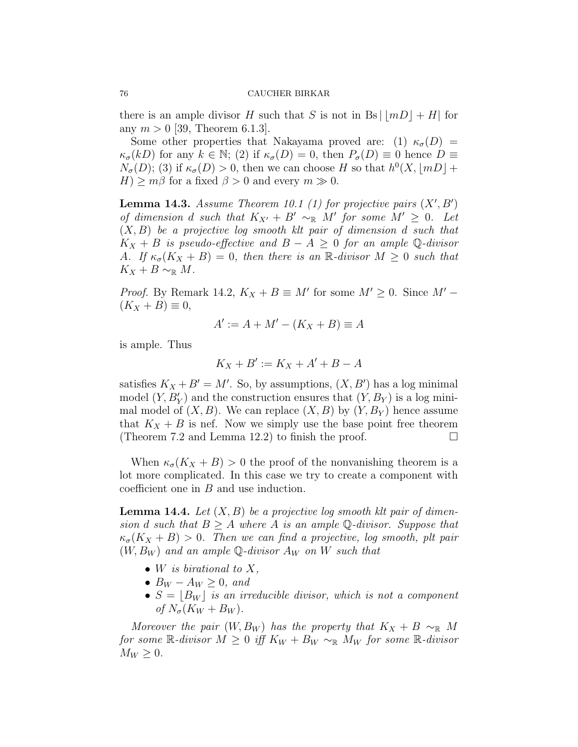there is an ample divisor $H$ such that $S$ is not in $\mathrm{Bs}\,|\lfloor mD \rfloor + H|$ for any $m > 0$ [39, Theorem 6.1.3].

Some other properties that Nakayama proved are: (1) $\kappa_\sigma(D) = \kappa_\sigma(kD)$ for any $k \in \mathbb{N}$; (2) if $\kappa_\sigma(D) = 0$, then $P_\sigma(D) \equiv 0$ hence $D \equiv N_\sigma(D)$; (3) if $\kappa_\sigma(D) > 0$, then we can choose $H$ so that $h^0(X, \lfloor mD \rfloor + H) \geq m\beta$ for a fixed $\beta > 0$ and every $m \gg 0$.

**Lemma 14.3.** *Assume Theorem 10.1 (1) for projective pairs $(X', B')$ of dimension $d$ such that $K_{X'} + B' \sim_{\mathbb{R}} M'$ for some $M' \geq 0$. Let $(X, B)$ be a projective log smooth klt pair of dimension $d$ such that $K_X + B$ is pseudo-effective and $B - A \geq 0$ for an ample $\mathbb{Q}$-divisor $A$. If $\kappa_\sigma(K_X + B) = 0$, then there is an $\mathbb{R}$-divisor $M \geq 0$ such that $K_X + B \sim_{\mathbb{R}} M$.*

*Proof.* By Remark 14.2, $K_X + B \equiv M'$ for some $M' \geq 0$. Since $M' - (K_X + B) \equiv 0$,

$$A' := A + M' - (K_X + B) \equiv A$$

is ample. Thus

$$K_X + B' := K_X + A' + B - A$$

satisfies $K_X + B' = M'$. So, by assumptions, $(X, B')$ has a log minimal model $(Y, B'_Y)$ and the construction ensures that $(Y, B_Y)$ is a log minimal model of $(X, B)$. We can replace $(X, B)$ by $(Y, B_Y)$ hence assume that $K_X + B$ is nef. Now we simply use the base point free theorem (Theorem 7.2 and Lemma 12.2) to finish the proof. $\square$

When $\kappa_\sigma(K_X + B) > 0$ the proof of the nonvanishing theorem is a lot more complicated. In this case we try to create a component with coefficient one in $B$ and use induction.

**Lemma 14.4.** *Let $(X, B)$ be a projective log smooth klt pair of dimension $d$ such that $B \geq A$ where $A$ is an ample $\mathbb{Q}$-divisor. Suppose that $\kappa_\sigma(K_X + B) > 0$. Then we can find a projective, log smooth, plt pair $(W, B_W)$ and an ample $\mathbb{Q}$-divisor $A_W$ on $W$ such that*

- *$W$ is birational to $X$,*
- *$B_W - A_W \geq 0$, and*
- *$S = \lfloor B_W \rfloor$ is an irreducible divisor, which is not a component of $N_\sigma(K_W + B_W)$.*

*Moreover the pair $(W, B_W)$ has the property that $K_X + B \sim_{\mathbb{R}} M$ for some $\mathbb{R}$-divisor $M \geq 0$ iff $K_W + B_W \sim_{\mathbb{R}} M_W$ for some $\mathbb{R}$-divisor $M_W \geq 0$.*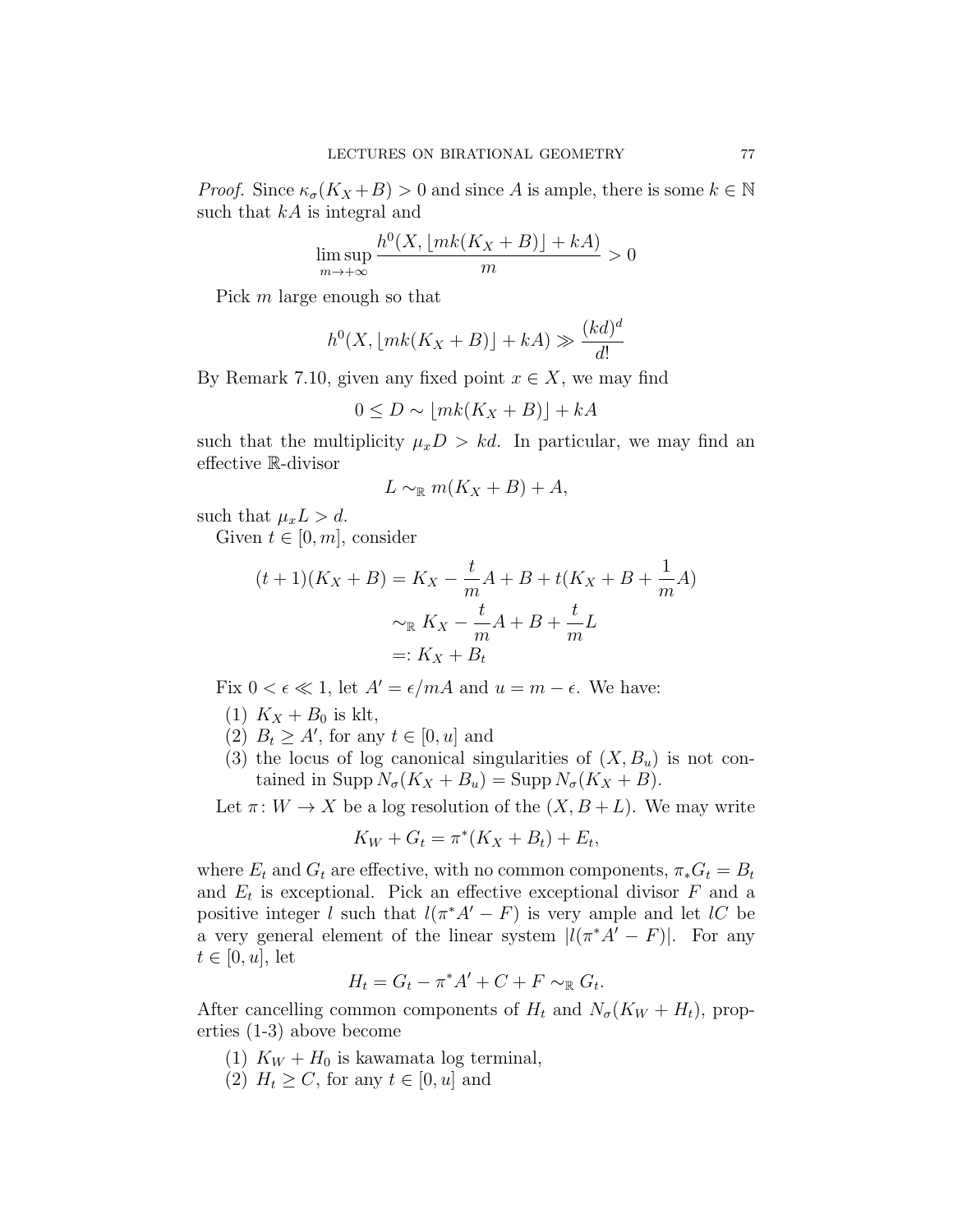*Proof.* Since $\kappa_\sigma(K_X+B)>0$ and since $A$ is ample, there is some $k\in\mathbb{N}$ such that $kA$ is integral and

$$\limsup_{m\to+\infty}\frac{h^0(X,\lfloor mk(K_X+B)\rfloor+kA)}{m}>0$$

Pick $m$ large enough so that

$$h^0(X,\lfloor mk(K_X+B)\rfloor+kA)\gg\frac{(kd)^d}{d!}$$

By Remark 7.10, given any fixed point $x\in X$, we may find

$$0\le D\sim\lfloor mk(K_X+B)\rfloor+kA$$

such that the multiplicity $\mu_x D>kd$. In particular, we may find an effective $\mathbb{R}$-divisor

$$L\sim_{\mathbb{R}} m(K_X+B)+A,$$

such that $\mu_x L>d$.

Given $t\in[0,m]$, consider

$$\begin{aligned}(t+1)(K_X+B)&=K_X-\frac{t}{m}A+B+t(K_X+B+\frac{1}{m}A)\\&\sim_{\mathbb{R}}K_X-\frac{t}{m}A+B+\frac{t}{m}L\\&=:K_X+B_t\end{aligned}$$

Fix $0<\epsilon\ll 1$, let $A'=\epsilon/mA$ and $u=m-\epsilon$. We have:

1. $K_X+B_0$ is klt,
2. $B_t\ge A'$, for any $t\in[0,u]$ and
3. the locus of log canonical singularities of $(X,B_u)$ is not contained in $\operatorname{Supp}N_\sigma(K_X+B_u)=\operatorname{Supp}N_\sigma(K_X+B)$.

Let $\pi\colon W\to X$ be a log resolution of the $(X,B+L)$. We may write

$$K_W+G_t=\pi^*(K_X+B_t)+E_t,$$

where $E_t$ and $G_t$ are effective, with no common components, $\pi_*G_t=B_t$ and $E_t$ is exceptional. Pick an effective exceptional divisor $F$ and a positive integer $l$ such that $l(\pi^*A'-F)$ is very ample and let $lC$ be a very general element of the linear system $|l(\pi^*A'-F)|$. For any $t\in[0,u]$, let

$$H_t=G_t-\pi^*A'+C+F\sim_{\mathbb{R}}G_t.$$

After cancelling common components of $H_t$ and $N_\sigma(K_W+H_t)$, properties (1-3) above become

1. $K_W+H_0$ is kawamata log terminal,
2. $H_t\ge C$, for any $t\in[0,u]$ and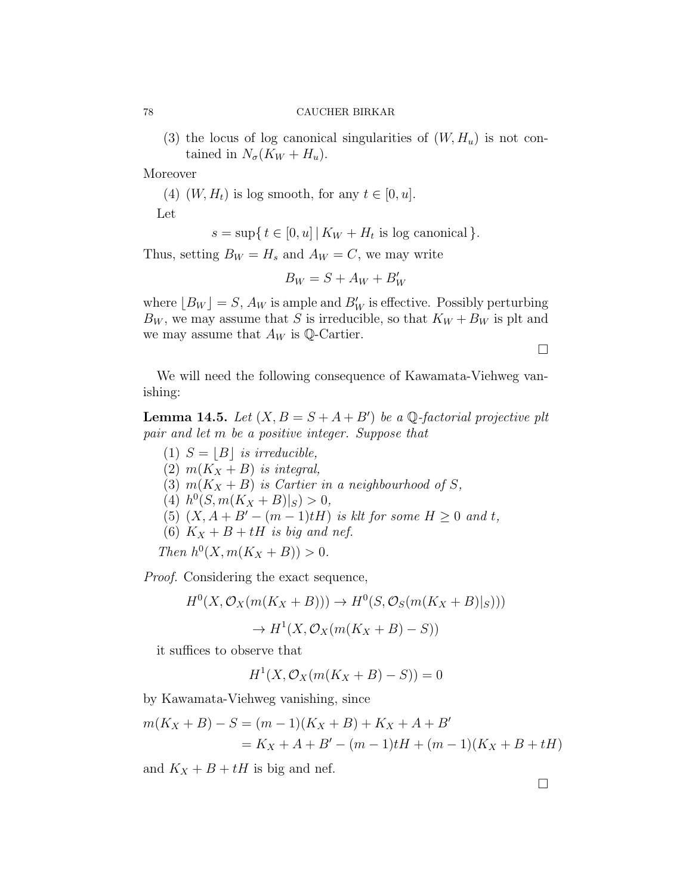(3) the locus of log canonical singularities of $(W, H_u)$ is not contained in $N_\sigma(K_W + H_u)$.

Moreover

(4) $(W, H_t)$ is log smooth, for any $t \in [0, u]$.

Let

$$s = \sup\{\, t \in [0, u] \mid K_W + H_t \text{ is log canonical}\,\}.$$

Thus, setting $B_W = H_s$ and $A_W = C$, we may write

$$B_W = S + A_W + B'_W$$

where $\lfloor B_W \rfloor = S$, $A_W$ is ample and $B'_W$ is effective. Possibly perturbing $B_W$, we may assume that $S$ is irreducible, so that $K_W + B_W$ is plt and we may assume that $A_W$ is $\mathbb{Q}$-Cartier.

□

We will need the following consequence of Kawamata-Viehweg vanishing:

**Lemma 14.5.** *Let $(X, B = S + A + B')$ be a $\mathbb{Q}$-factorial projective plt pair and let $m$ be a positive integer. Suppose that*

1. *$S = \lfloor B \rfloor$ is irreducible,*
2. *$m(K_X + B)$ is integral,*
3. *$m(K_X + B)$ is Cartier in a neighbourhood of $S$,*
4. *$h^0(S, m(K_X + B)|_S) > 0$,*
5. *$(X, A + B' - (m-1)tH)$ is klt for some $H \geq 0$ and $t$,*
6. *$K_X + B + tH$ is big and nef.*

*Then $h^0(X, m(K_X + B)) > 0$.*

*Proof.* Considering the exact sequence,

$$H^0(X, \mathcal{O}_X(m(K_X + B))) \to H^0(S, \mathcal{O}_S(m(K_X + B)|_S)))$$

$$\to H^1(X, \mathcal{O}_X(m(K_X + B) - S))$$

it suffices to observe that

$$H^1(X, \mathcal{O}_X(m(K_X + B) - S)) = 0$$

by Kawamata-Viehweg vanishing, since

$$\begin{aligned} m(K_X + B) - S &= (m-1)(K_X + B) + K_X + A + B' \\ &= K_X + A + B' - (m-1)tH + (m-1)(K_X + B + tH) \end{aligned}$$

and $K_X + B + tH$ is big and nef.

□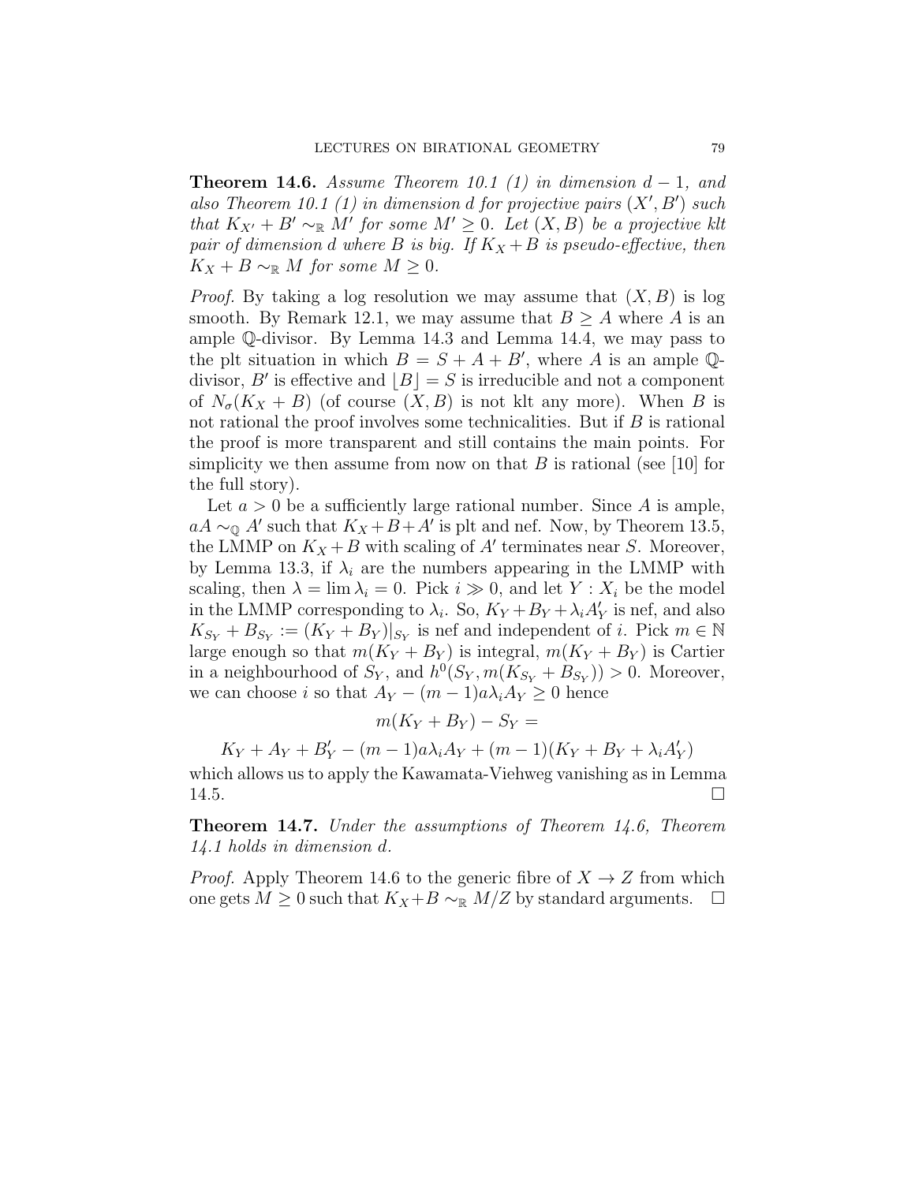**Theorem 14.6.** *Assume Theorem 10.1 (1) in dimension $d-1$, and also Theorem 10.1 (1) in dimension $d$ for projective pairs $(X', B')$ such that $K_{X'} + B' \sim_{\mathbb{R}} M'$ for some $M' \geq 0$. Let $(X, B)$ be a projective klt pair of dimension $d$ where $B$ is big. If $K_X + B$ is pseudo-effective, then $K_X + B \sim_{\mathbb{R}} M$ for some $M \geq 0$.*

*Proof.* By taking a log resolution we may assume that $(X, B)$ is log smooth. By Remark 12.1, we may assume that $B \geq A$ where $A$ is an ample $\mathbb{Q}$-divisor. By Lemma 14.3 and Lemma 14.4, we may pass to the plt situation in which $B = S + A + B'$, where $A$ is an ample $\mathbb{Q}$-divisor, $B'$ is effective and $\lfloor B \rfloor = S$ is irreducible and not a component of $N_\sigma(K_X + B)$ (of course $(X, B)$ is not klt any more). When $B$ is not rational the proof involves some technicalities. But if $B$ is rational the proof is more transparent and still contains the main points. For simplicity we then assume from now on that $B$ is rational (see [10] for the full story).

Let $a > 0$ be a sufficiently large rational number. Since $A$ is ample, $aA \sim_{\mathbb{Q}} A'$ such that $K_X + B + A'$ is plt and nef. Now, by Theorem 13.5, the LMMP on $K_X + B$ with scaling of $A'$ terminates near $S$. Moreover, by Lemma 13.3, if $\lambda_i$ are the numbers appearing in the LMMP with scaling, then $\lambda = \lim \lambda_i = 0$. Pick $i \gg 0$, and let $Y : X_i$ be the model in the LMMP corresponding to $\lambda_i$. So, $K_Y + B_Y + \lambda_i A'_Y$ is nef, and also $K_{S_Y} + B_{S_Y} := (K_Y + B_Y)|_{S_Y}$ is nef and independent of $i$. Pick $m \in \mathbb{N}$ large enough so that $m(K_Y + B_Y)$ is integral, $m(K_Y + B_Y)$ is Cartier in a neighbourhood of $S_Y$, and $h^0(S_Y, m(K_{S_Y} + B_{S_Y})) > 0$. Moreover, we can choose $i$ so that $A_Y - (m-1)a\lambda_i A_Y \geq 0$ hence

$$m(K_Y + B_Y) - S_Y =$$

$$K_Y + A_Y + B'_Y - (m-1)a\lambda_i A_Y + (m-1)(K_Y + B_Y + \lambda_i A'_Y)$$

which allows us to apply the Kawamata-Viehweg vanishing as in Lemma 14.5. $\square$

**Theorem 14.7.** *Under the assumptions of Theorem 14.6, Theorem 14.1 holds in dimension $d$.*

*Proof.* Apply Theorem 14.6 to the generic fibre of $X \to Z$ from which one gets $M \geq 0$ such that $K_X + B \sim_{\mathbb{R}} M/Z$ by standard arguments. $\square$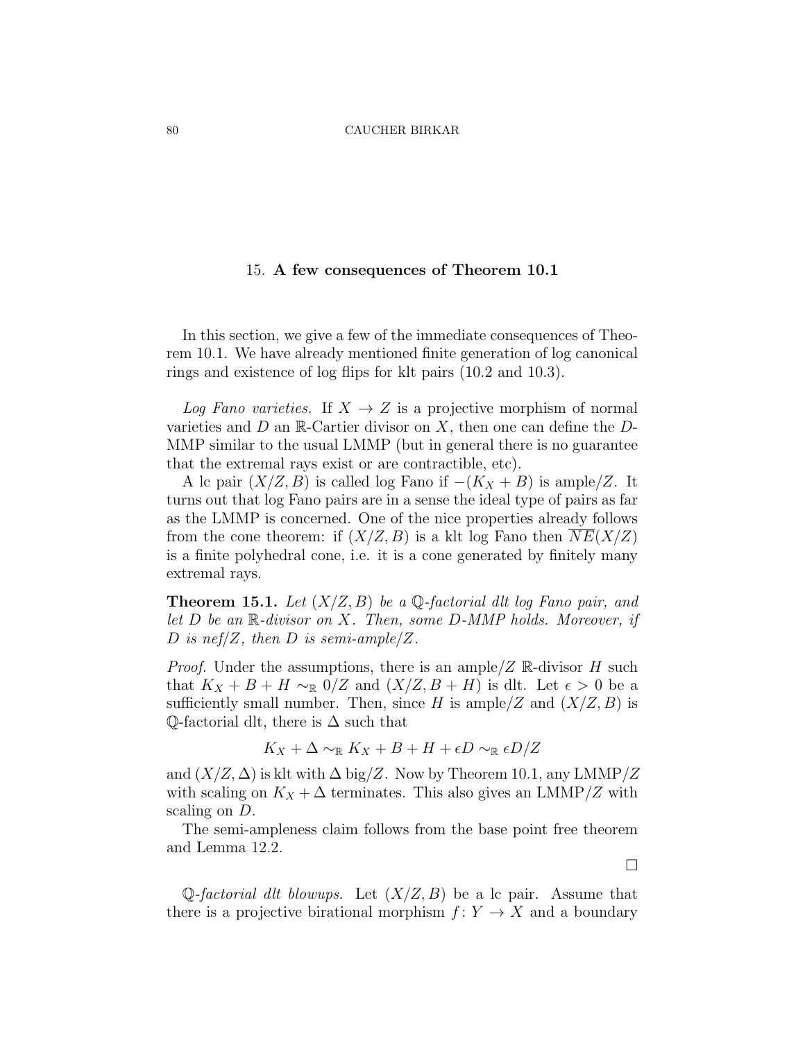## 15. **A few consequences of Theorem 10.1**

In this section, we give a few of the immediate consequences of Theorem 10.1. We have already mentioned finite generation of log canonical rings and existence of log flips for klt pairs (10.2 and 10.3).

*Log Fano varieties.* If $X \to Z$ is a projective morphism of normal varieties and $D$ an $\mathbb{R}$-Cartier divisor on $X$, then one can define the $D$-MMP similar to the usual LMMP (but in general there is no guarantee that the extremal rays exist or are contractible, etc).

A lc pair $(X/Z, B)$ is called log Fano if $-(K_X + B)$ is ample/$Z$. It turns out that log Fano pairs are in a sense the ideal type of pairs as far as the LMMP is concerned. One of the nice properties already follows from the cone theorem: if $(X/Z, B)$ is a klt log Fano then $\overline{NE}(X/Z)$ is a finite polyhedral cone, i.e. it is a cone generated by finitely many extremal rays.

**Theorem 15.1.** *Let $(X/Z, B)$ be a $\mathbb{Q}$-factorial dlt log Fano pair, and let $D$ be an $\mathbb{R}$-divisor on $X$. Then, some $D$-MMP holds. Moreover, if $D$ is nef/$Z$, then $D$ is semi-ample/$Z$.*

*Proof.* Under the assumptions, there is an ample/$Z$ $\mathbb{R}$-divisor $H$ such that $K_X + B + H \sim_{\mathbb{R}} 0/Z$ and $(X/Z, B + H)$ is dlt. Let $\epsilon > 0$ be a sufficiently small number. Then, since $H$ is ample/$Z$ and $(X/Z, B)$ is $\mathbb{Q}$-factorial dlt, there is $\Delta$ such that

$$K_X + \Delta \sim_{\mathbb{R}} K_X + B + H + \epsilon D \sim_{\mathbb{R}} \epsilon D/Z$$

and $(X/Z, \Delta)$ is klt with $\Delta$ big/$Z$. Now by Theorem 10.1, any LMMP/$Z$ with scaling on $K_X + \Delta$ terminates. This also gives an LMMP/$Z$ with scaling on $D$.

The semi-ampleness claim follows from the base point free theorem and Lemma 12.2.

□

*$\mathbb{Q}$-factorial dlt blowups.* Let $(X/Z, B)$ be a lc pair. Assume that there is a projective birational morphism $f \colon Y \to X$ and a boundary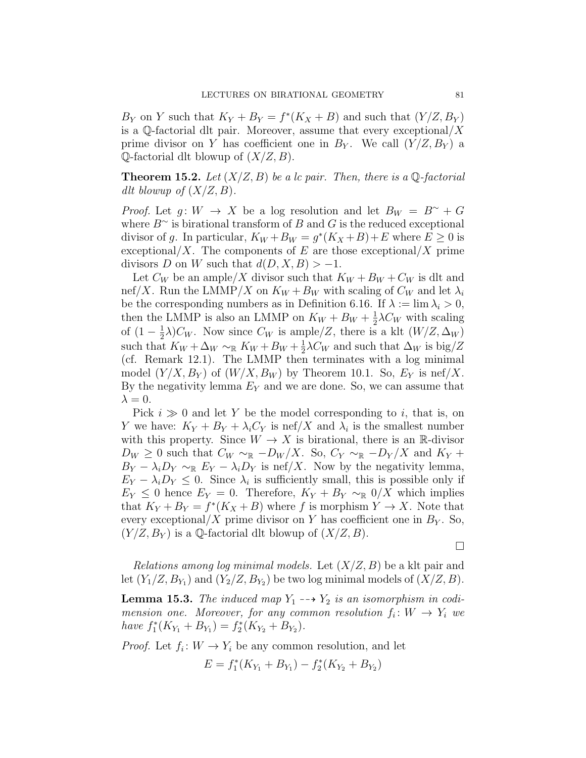$B_Y$ on $Y$ such that $K_Y + B_Y = f^*(K_X + B)$ and such that $(Y/Z, B_Y)$ is a $\mathbb{Q}$-factorial dlt pair. Moreover, assume that every exceptional/$X$ prime divisor on $Y$ has coefficient one in $B_Y$. We call $(Y/Z, B_Y)$ a $\mathbb{Q}$-factorial dlt blowup of $(X/Z, B)$.

**Theorem 15.2.** *Let $(X/Z, B)$ be a lc pair. Then, there is a $\mathbb{Q}$-factorial dlt blowup of $(X/Z, B)$.*

*Proof.* Let $g\colon W \to X$ be a log resolution and let $B_W = B^\sim + G$ where $B^\sim$ is birational transform of $B$ and $G$ is the reduced exceptional divisor of $g$. In particular, $K_W + B_W = g^*(K_X + B) + E$ where $E \geq 0$ is exceptional/$X$. The components of $E$ are those exceptional/$X$ prime divisors $D$ on $W$ such that $d(D, X, B) > -1$.

Let $C_W$ be an ample/$X$ divisor such that $K_W + B_W + C_W$ is dlt and nef/$X$. Run the LMMP/$X$ on $K_W + B_W$ with scaling of $C_W$ and let $\lambda_i$ be the corresponding numbers as in Definition 6.16. If $\lambda := \lim \lambda_i > 0$, then the LMMP is also an LMMP on $K_W + B_W + \frac{1}{2}\lambda C_W$ with scaling of $(1 - \frac{1}{2}\lambda)C_W$. Now since $C_W$ is ample/$Z$, there is a klt $(W/Z, \Delta_W)$ such that $K_W + \Delta_W \sim_\mathbb{R} K_W + B_W + \frac{1}{2}\lambda C_W$ and such that $\Delta_W$ is big/$Z$ (cf. Remark 12.1). The LMMP then terminates with a log minimal model $(Y/X, B_Y)$ of $(W/X, B_W)$ by Theorem 10.1. So, $E_Y$ is nef/$X$. By the negativity lemma $E_Y$ and we are done. So, we can assume that $\lambda = 0$.

Pick $i \gg 0$ and let $Y$ be the model corresponding to $i$, that is, on $Y$ we have: $K_Y + B_Y + \lambda_i C_Y$ is nef/$X$ and $\lambda_i$ is the smallest number with this property. Since $W \to X$ is birational, there is an $\mathbb{R}$-divisor $D_W \geq 0$ such that $C_W \sim_\mathbb{R} -D_W/X$. So, $C_Y \sim_\mathbb{R} -D_Y/X$ and $K_Y + B_Y - \lambda_i D_Y \sim_\mathbb{R} E_Y - \lambda_i D_Y$ is nef/$X$. Now by the negativity lemma, $E_Y - \lambda_i D_Y \leq 0$. Since $\lambda_i$ is sufficiently small, this is possible only if $E_Y \leq 0$ hence $E_Y = 0$. Therefore, $K_Y + B_Y \sim_\mathbb{R} 0/X$ which implies that $K_Y + B_Y = f^*(K_X + B)$ where $f$ is morphism $Y \to X$. Note that every exceptional/$X$ prime divisor on $Y$ has coefficient one in $B_Y$. So, $(Y/Z, B_Y)$ is a $\mathbb{Q}$-factorial dlt blowup of $(X/Z, B)$. $\square$

*Relations among log minimal models.* Let $(X/Z, B)$ be a klt pair and let $(Y_1/Z, B_{Y_1})$ and $(Y_2/Z, B_{Y_2})$ be two log minimal models of $(X/Z, B)$.

**Lemma 15.3.** *The induced map $Y_1 \dashrightarrow Y_2$ is an isomorphism in codimension one. Moreover, for any common resolution $f_i\colon W \to Y_i$ we have $f_1^*(K_{Y_1} + B_{Y_1}) = f_2^*(K_{Y_2} + B_{Y_2})$.*

*Proof.* Let $f_i\colon W \to Y_i$ be any common resolution, and let

$$E = f_1^*(K_{Y_1} + B_{Y_1}) - f_2^*(K_{Y_2} + B_{Y_2})$$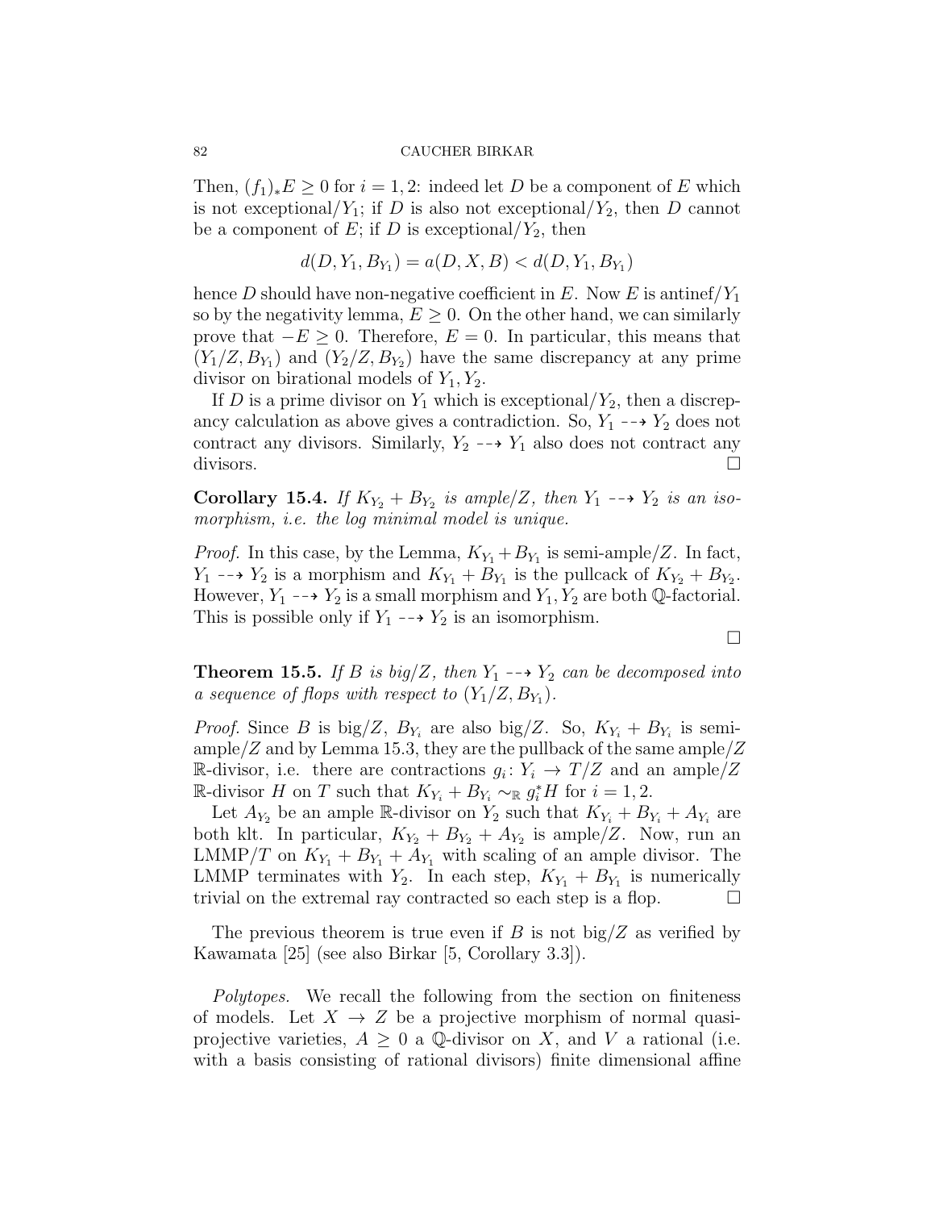Then, $(f_1)_*E \geq 0$ for $i = 1, 2$: indeed let $D$ be a component of $E$ which is not exceptional$/Y_1$; if $D$ is also not exceptional$/Y_2$, then $D$ cannot be a component of $E$; if $D$ is exceptional$/Y_2$, then

$$d(D, Y_1, B_{Y_1}) = a(D, X, B) < d(D, Y_1, B_{Y_1})$$

hence $D$ should have non-negative coefficient in $E$. Now $E$ is antinef$/Y_1$ so by the negativity lemma, $E \geq 0$. On the other hand, we can similarly prove that $-E \geq 0$. Therefore, $E = 0$. In particular, this means that $(Y_1/Z, B_{Y_1})$ and $(Y_2/Z, B_{Y_2})$ have the same discrepancy at any prime divisor on birational models of $Y_1, Y_2$.

If $D$ is a prime divisor on $Y_1$ which is exceptional$/Y_2$, then a discrepancy calculation as above gives a contradiction. So, $Y_1 \dashrightarrow Y_2$ does not contract any divisors. Similarly, $Y_2 \dashrightarrow Y_1$ also does not contract any divisors. □

**Corollary 15.4.** *If $K_{Y_2} + B_{Y_2}$ is ample$/Z$, then $Y_1 \dashrightarrow Y_2$ is an isomorphism, i.e. the log minimal model is unique.*

*Proof.* In this case, by the Lemma, $K_{Y_1} + B_{Y_1}$ is semi-ample$/Z$. In fact, $Y_1 \dashrightarrow Y_2$ is a morphism and $K_{Y_1} + B_{Y_1}$ is the pullcack of $K_{Y_2} + B_{Y_2}$. However, $Y_1 \dashrightarrow Y_2$ is a small morphism and $Y_1, Y_2$ are both $\mathbb{Q}$-factorial. This is possible only if $Y_1 \dashrightarrow Y_2$ is an isomorphism.

□

**Theorem 15.5.** *If $B$ is big$/Z$, then $Y_1 \dashrightarrow Y_2$ can be decomposed into a sequence of flops with respect to $(Y_1/Z, B_{Y_1})$.*

*Proof.* Since $B$ is big$/Z$, $B_{Y_i}$ are also big$/Z$. So, $K_{Y_i} + B_{Y_i}$ is semi-ample$/Z$ and by Lemma 15.3, they are the pullback of the same ample$/Z$ $\mathbb{R}$-divisor, i.e. there are contractions $g_i \colon Y_i \to T/Z$ and an ample$/Z$ $\mathbb{R}$-divisor $H$ on $T$ such that $K_{Y_i} + B_{Y_i} \sim_{\mathbb{R}} g_i^* H$ for $i = 1, 2$.

Let $A_{Y_2}$ be an ample $\mathbb{R}$-divisor on $Y_2$ such that $K_{Y_i} + B_{Y_i} + A_{Y_i}$ are both klt. In particular, $K_{Y_2} + B_{Y_2} + A_{Y_2}$ is ample$/Z$. Now, run an LMMP$/T$ on $K_{Y_1} + B_{Y_1} + A_{Y_1}$ with scaling of an ample divisor. The LMMP terminates with $Y_2$. In each step, $K_{Y_1} + B_{Y_1}$ is numerically trivial on the extremal ray contracted so each step is a flop. □

The previous theorem is true even if $B$ is not big$/Z$ as verified by Kawamata [25] (see also Birkar [5, Corollary 3.3]).

*Polytopes.* We recall the following from the section on finiteness of models. Let $X \to Z$ be a projective morphism of normal quasi-projective varieties, $A \geq 0$ a $\mathbb{Q}$-divisor on $X$, and $V$ a rational (i.e. with a basis consisting of rational divisors) finite dimensional affine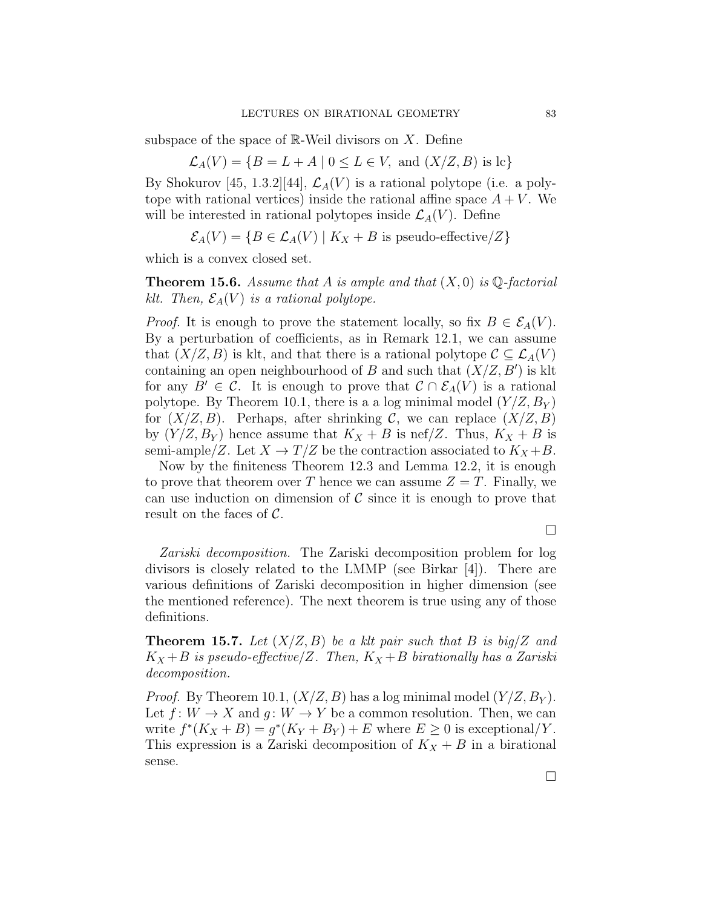subspace of the space of $\mathbb{R}$-Weil divisors on $X$. Define

$$\mathcal{L}_A(V) = \{B = L + A \mid 0 \leq L \in V, \text{ and } (X/Z, B) \text{ is lc}\}$$

By Shokurov [45, 1.3.2][44], $\mathcal{L}_A(V)$ is a rational polytope (i.e. a polytope with rational vertices) inside the rational affine space $A + V$. We will be interested in rational polytopes inside $\mathcal{L}_A(V)$. Define

$$\mathcal{E}_A(V) = \{B \in \mathcal{L}_A(V) \mid K_X + B \text{ is pseudo-effective}/Z\}$$

which is a convex closed set.

**Theorem 15.6.** *Assume that $A$ is ample and that $(X, 0)$ is $\mathbb{Q}$-factorial klt. Then, $\mathcal{E}_A(V)$ is a rational polytope.*

*Proof.* It is enough to prove the statement locally, so fix $B \in \mathcal{E}_A(V)$. By a perturbation of coefficients, as in Remark 12.1, we can assume that $(X/Z, B)$ is klt, and that there is a rational polytope $\mathcal{C} \subseteq \mathcal{L}_A(V)$ containing an open neighbourhood of $B$ and such that $(X/Z, B')$ is klt for any $B' \in \mathcal{C}$. It is enough to prove that $\mathcal{C} \cap \mathcal{E}_A(V)$ is a rational polytope. By Theorem 10.1, there is a a log minimal model $(Y/Z, B_Y)$ for $(X/Z, B)$. Perhaps, after shrinking $\mathcal{C}$, we can replace $(X/Z, B)$ by $(Y/Z, B_Y)$ hence assume that $K_X + B$ is nef$/Z$. Thus, $K_X + B$ is semi-ample$/Z$. Let $X \to T/Z$ be the contraction associated to $K_X + B$.

Now by the finiteness Theorem 12.3 and Lemma 12.2, it is enough to prove that theorem over $T$ hence we can assume $Z = T$. Finally, we can use induction on dimension of $\mathcal{C}$ since it is enough to prove that result on the faces of $\mathcal{C}$.

$\square$

*Zariski decomposition.* The Zariski decomposition problem for log divisors is closely related to the LMMP (see Birkar [4]). There are various definitions of Zariski decomposition in higher dimension (see the mentioned reference). The next theorem is true using any of those definitions.

**Theorem 15.7.** *Let $(X/Z, B)$ be a klt pair such that $B$ is big$/Z$ and $K_X + B$ is pseudo-effective$/Z$. Then, $K_X + B$ birationally has a Zariski decomposition.*

*Proof.* By Theorem 10.1, $(X/Z, B)$ has a log minimal model $(Y/Z, B_Y)$. Let $f\colon W \to X$ and $g\colon W \to Y$ be a common resolution. Then, we can write $f^*(K_X + B) = g^*(K_Y + B_Y) + E$ where $E \geq 0$ is exceptional$/Y$. This expression is a Zariski decomposition of $K_X + B$ in a birational sense.

$\square$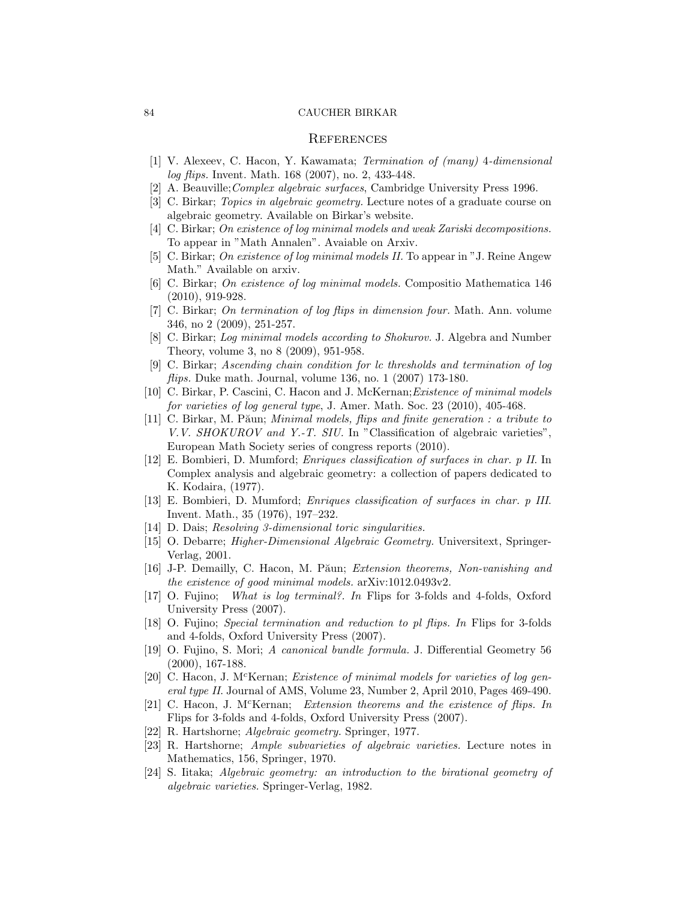## References

[1] V. Alexeev, C. Hacon, Y. Kawamata; *Termination of (many) 4-dimensional log flips.* Invent. Math. 168 (2007), no. 2, 433-448.

[2] A. Beauville;*Complex algebraic surfaces*, Cambridge University Press 1996.

[3] C. Birkar; *Topics in algebraic geometry.* Lecture notes of a graduate course on algebraic geometry. Available on Birkar's website.

[4] C. Birkar; *On existence of log minimal models and weak Zariski decompositions.* To appear in "Math Annalen". Avaiable on Arxiv.

[5] C. Birkar; *On existence of log minimal models II.* To appear in "J. Reine Angew Math." Available on arxiv.

[6] C. Birkar; *On existence of log minimal models.* Compositio Mathematica 146 (2010), 919-928.

[7] C. Birkar; *On termination of log flips in dimension four.* Math. Ann. volume 346, no 2 (2009), 251-257.

[8] C. Birkar; *Log minimal models according to Shokurov.* J. Algebra and Number Theory, volume 3, no 8 (2009), 951-958.

[9] C. Birkar; *Ascending chain condition for lc thresholds and termination of log flips.* Duke math. Journal, volume 136, no. 1 (2007) 173-180.

[10] C. Birkar, P. Cascini, C. Hacon and J. McKernan;*Existence of minimal models for varieties of log general type*, J. Amer. Math. Soc. 23 (2010), 405-468.

[11] C. Birkar, M. Păun; *Minimal models, flips and finite generation : a tribute to V.V. SHOKUROV and Y.-T. SIU.* In "Classification of algebraic varieties", European Math Society series of congress reports (2010).

[12] E. Bombieri, D. Mumford; *Enriques classification of surfaces in char. p II.* In Complex analysis and algebraic geometry: a collection of papers dedicated to K. Kodaira, (1977).

[13] E. Bombieri, D. Mumford; *Enriques classification of surfaces in char. p III.* Invent. Math., 35 (1976), 197–232.

[14] D. Dais; *Resolving 3-dimensional toric singularities.*

[15] O. Debarre; *Higher-Dimensional Algebraic Geometry.* Universitext, Springer-Verlag, 2001.

[16] J-P. Demailly, C. Hacon, M. Păun; *Extension theorems, Non-vanishing and the existence of good minimal models.* arXiv:1012.0493v2.

[17] O. Fujino; *What is log terminal?. In* Flips for 3-folds and 4-folds, Oxford University Press (2007).

[18] O. Fujino; *Special termination and reduction to pl flips. In* Flips for 3-folds and 4-folds, Oxford University Press (2007).

[19] O. Fujino, S. Mori; *A canonical bundle formula.* J. Differential Geometry 56 (2000), 167-188.

[20] C. Hacon, J. M$^c$Kernan; *Existence of minimal models for varieties of log general type II.* Journal of AMS, Volume 23, Number 2, April 2010, Pages 469-490.

[21] C. Hacon, J. M$^c$Kernan; *Extension theorems and the existence of flips. In* Flips for 3-folds and 4-folds, Oxford University Press (2007).

[22] R. Hartshorne; *Algebraic geometry.* Springer, 1977.

[23] R. Hartshorne; *Ample subvarieties of algebraic varieties.* Lecture notes in Mathematics, 156, Springer, 1970.

[24] S. Iitaka; *Algebraic geometry: an introduction to the birational geometry of algebraic varieties.* Springer-Verlag, 1982.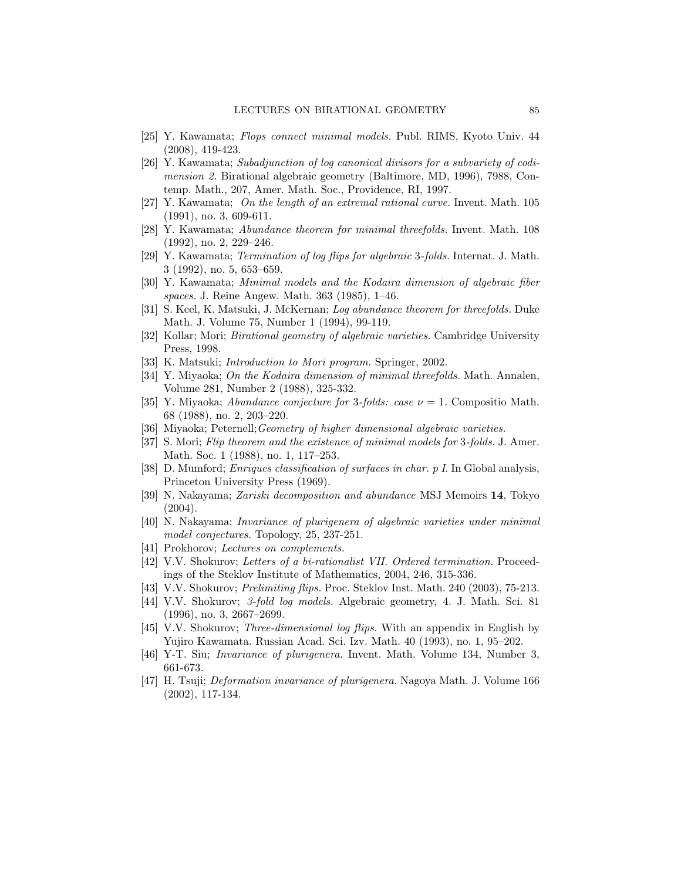[25] Y. Kawamata; *Flops connect minimal models.* Publ. RIMS, Kyoto Univ. 44 (2008), 419-423.

[26] Y. Kawamata; *Subadjunction of log canonical divisors for a subvariety of codimension 2.* Birational algebraic geometry (Baltimore, MD, 1996), 7988, Contemp. Math., 207, Amer. Math. Soc., Providence, RI, 1997.

[27] Y. Kawamata; *On the length of an extremal rational curve.* Invent. Math. 105 (1991), no. 3, 609-611.

[28] Y. Kawamata; *Abundance theorem for minimal threefolds.* Invent. Math. 108 (1992), no. 2, 229–246.

[29] Y. Kawamata; *Termination of log flips for algebraic* 3*-folds.* Internat. J. Math. 3 (1992), no. 5, 653–659.

[30] Y. Kawamata; *Minimal models and the Kodaira dimension of algebraic fiber spaces.* J. Reine Angew. Math. 363 (1985), 1–46.

[31] S. Keel, K. Matsuki, J. McKernan; *Log abundance theorem for threefolds.* Duke Math. J. Volume 75, Number 1 (1994), 99-119.

[32] Kollar; Mori; *Birational geometry of algebraic varieties.* Cambridge University Press, 1998.

[33] K. Matsuki; *Introduction to Mori program.* Springer, 2002.

[34] Y. Miyaoka; *On the Kodaira dimension of minimal threefolds.* Math. Annalen, Volume 281, Number 2 (1988), 325-332.

[35] Y. Miyaoka; *Abundance conjecture for* 3*-folds: case* $\nu = 1$. Compositio Math. 68 (1988), no. 2, 203–220.

[36] Miyaoka; Peternell;*Geometry of higher dimensional algebraic varieties.*

[37] S. Mori; *Flip theorem and the existence of minimal models for* 3*-folds.* J. Amer. Math. Soc. 1 (1988), no. 1, 117–253.

[38] D. Mumford; *Enriques classification of surfaces in char. p I.* In Global analysis, Princeton University Press (1969).

[39] N. Nakayama; *Zariski decomposition and abundance* MSJ Memoirs **14**, Tokyo (2004).

[40] N. Nakayama; *Invariance of plurigenera of algebraic varieties under minimal model conjectures.* Topology, 25, 237-251.

[41] Prokhorov; *Lectures on complements.*

[42] V.V. Shokurov; *Letters of a bi-rationalist VII. Ordered termination.* Proceedings of the Steklov Institute of Mathematics, 2004, 246, 315-336.

[43] V.V. Shokurov; *Prelimiting flips.* Proc. Steklov Inst. Math. 240 (2003), 75-213.

[44] V.V. Shokurov; *3-fold log models.* Algebraic geometry, 4. J. Math. Sci. 81 (1996), no. 3, 2667–2699.

[45] V.V. Shokurov; *Three-dimensional log flips.* With an appendix in English by Yujiro Kawamata. Russian Acad. Sci. Izv. Math. 40 (1993), no. 1, 95–202.

[46] Y-T. Siu; *Invariance of plurigenera.* Invent. Math. Volume 134, Number 3, 661-673.

[47] H. Tsuji; *Deformation invariance of plurigenera.* Nagoya Math. J. Volume 166 (2002), 117-134.